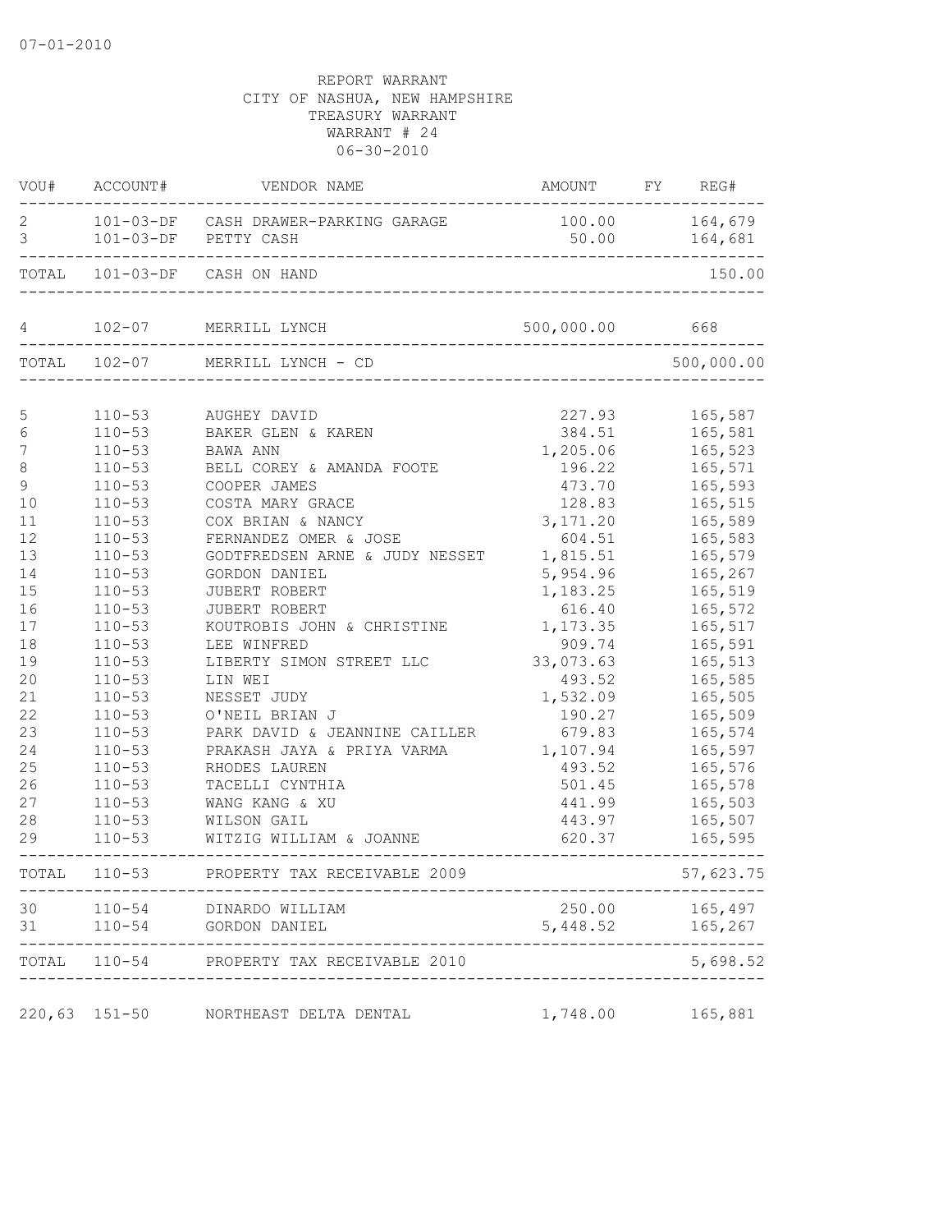07-01-2010

REPORT WARRANT
CITY OF NASHUA, NEW HAMPSHIRE
TREASURY WARRANT
WARRANT # 24
06-30-2010

| VOU# | ACCOUNT# | VENDOR NAME | AMOUNT | FY | REG# |
|---|---|---|---|---|---|
| 2 | 101-03-DF | CASH DRAWER-PARKING GARAGE | 100.00 | | 164,679 |
| 3 | 101-03-DF | PETTY CASH | 50.00 | | 164,681 |
| TOTAL | 101-03-DF | CASH ON HAND | | | 150.00 |
| 4 | 102-07 | MERRILL LYNCH | 500,000.00 | | 668 |
| TOTAL | 102-07 | MERRILL LYNCH - CD | | | 500,000.00 |
| 5 | 110-53 | AUGHEY DAVID | 227.93 | | 165,587 |
| 6 | 110-53 | BAKER GLEN & KAREN | 384.51 | | 165,581 |
| 7 | 110-53 | BAWA ANN | 1,205.06 | | 165,523 |
| 8 | 110-53 | BELL COREY & AMANDA FOOTE | 196.22 | | 165,571 |
| 9 | 110-53 | COOPER JAMES | 473.70 | | 165,593 |
| 10 | 110-53 | COSTA MARY GRACE | 128.83 | | 165,515 |
| 11 | 110-53 | COX BRIAN & NANCY | 3,171.20 | | 165,589 |
| 12 | 110-53 | FERNANDEZ OMER & JOSE | 604.51 | | 165,583 |
| 13 | 110-53 | GODTFREDSEN ARNE & JUDY NESSET | 1,815.51 | | 165,579 |
| 14 | 110-53 | GORDON DANIEL | 5,954.96 | | 165,267 |
| 15 | 110-53 | JUBERT ROBERT | 1,183.25 | | 165,519 |
| 16 | 110-53 | JUBERT ROBERT | 616.40 | | 165,572 |
| 17 | 110-53 | KOUTROBIS JOHN & CHRISTINE | 1,173.35 | | 165,517 |
| 18 | 110-53 | LEE WINFRED | 909.74 | | 165,591 |
| 19 | 110-53 | LIBERTY SIMON STREET LLC | 33,073.63 | | 165,513 |
| 20 | 110-53 | LIN WEI | 493.52 | | 165,585 |
| 21 | 110-53 | NESSET JUDY | 1,532.09 | | 165,505 |
| 22 | 110-53 | O'NEIL BRIAN J | 190.27 | | 165,509 |
| 23 | 110-53 | PARK DAVID & JEANNINE CAILLER | 679.83 | | 165,574 |
| 24 | 110-53 | PRAKASH JAYA & PRIYA VARMA | 1,107.94 | | 165,597 |
| 25 | 110-53 | RHODES LAUREN | 493.52 | | 165,576 |
| 26 | 110-53 | TACELLI CYNTHIA | 501.45 | | 165,578 |
| 27 | 110-53 | WANG KANG & XU | 441.99 | | 165,503 |
| 28 | 110-53 | WILSON GAIL | 443.97 | | 165,507 |
| 29 | 110-53 | WITZIG WILLIAM & JOANNE | 620.37 | | 165,595 |
| TOTAL | 110-53 | PROPERTY TAX RECEIVABLE 2009 | | | 57,623.75 |
| 30 | 110-54 | DINARDO WILLIAM | 250.00 | | 165,497 |
| 31 | 110-54 | GORDON DANIEL | 5,448.52 | | 165,267 |
| TOTAL | 110-54 | PROPERTY TAX RECEIVABLE 2010 | | | 5,698.52 |
| 220,63 | 151-50 | NORTHEAST DELTA DENTAL | 1,748.00 | | 165,881 |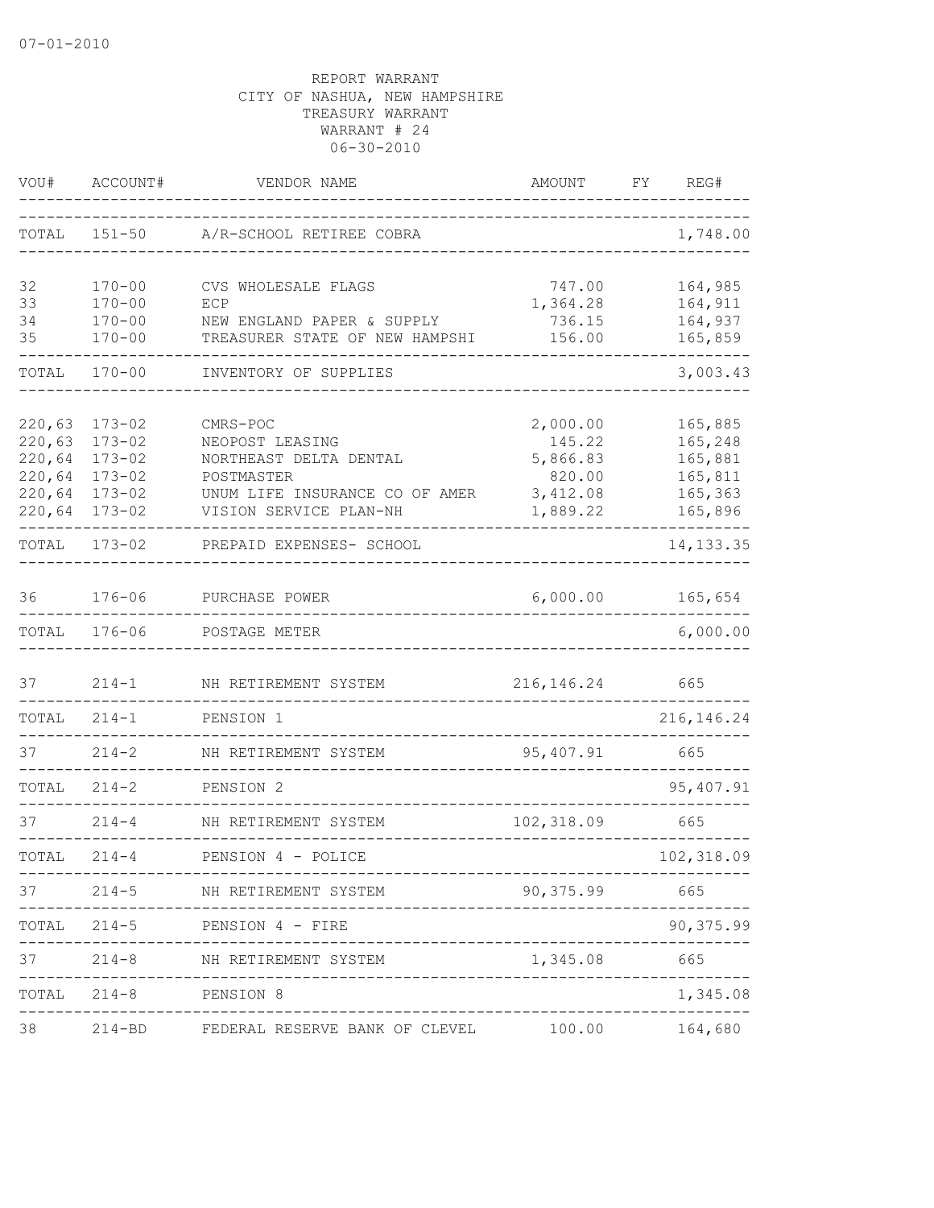07-01-2010

REPORT WARRANT
CITY OF NASHUA, NEW HAMPSHIRE
TREASURY WARRANT
WARRANT # 24
06-30-2010

| VOU# | ACCOUNT# | VENDOR NAME | AMOUNT | FY | REG# |
|---|---|---|---|---|---|
| TOTAL | 151-50 | A/R-SCHOOL RETIREE COBRA | | | 1,748.00 |
| 32 | 170-00 | CVS WHOLESALE FLAGS | 747.00 | | 164,985 |
| 33 | 170-00 | ECP | 1,364.28 | | 164,911 |
| 34 | 170-00 | NEW ENGLAND PAPER & SUPPLY | 736.15 | | 164,937 |
| 35 | 170-00 | TREASURER STATE OF NEW HAMPSHI | 156.00 | | 165,859 |
| TOTAL | 170-00 | INVENTORY OF SUPPLIES | | | 3,003.43 |
| 220,63 | 173-02 | CMRS-POC | 2,000.00 | | 165,885 |
| 220,63 | 173-02 | NEOPOST LEASING | 145.22 | | 165,248 |
| 220,64 | 173-02 | NORTHEAST DELTA DENTAL | 5,866.83 | | 165,881 |
| 220,64 | 173-02 | POSTMASTER | 820.00 | | 165,811 |
| 220,64 | 173-02 | UNUM LIFE INSURANCE CO OF AMER | 3,412.08 | | 165,363 |
| 220,64 | 173-02 | VISION SERVICE PLAN-NH | 1,889.22 | | 165,896 |
| TOTAL | 173-02 | PREPAID EXPENSES- SCHOOL | | | 14,133.35 |
| 36 | 176-06 | PURCHASE POWER | 6,000.00 | | 165,654 |
| TOTAL | 176-06 | POSTAGE METER | | | 6,000.00 |
| 37 | 214-1 | NH RETIREMENT SYSTEM | 216,146.24 | | 665 |
| TOTAL | 214-1 | PENSION 1 | | | 216,146.24 |
| 37 | 214-2 | NH RETIREMENT SYSTEM | 95,407.91 | | 665 |
| TOTAL | 214-2 | PENSION 2 | | | 95,407.91 |
| 37 | 214-4 | NH RETIREMENT SYSTEM | 102,318.09 | | 665 |
| TOTAL | 214-4 | PENSION 4 - POLICE | | | 102,318.09 |
| 37 | 214-5 | NH RETIREMENT SYSTEM | 90,375.99 | | 665 |
| TOTAL | 214-5 | PENSION 4 - FIRE | | | 90,375.99 |
| 37 | 214-8 | NH RETIREMENT SYSTEM | 1,345.08 | | 665 |
| TOTAL | 214-8 | PENSION 8 | | | 1,345.08 |
| 38 | 214-BD | FEDERAL RESERVE BANK OF CLEVEL | 100.00 | | 164,680 |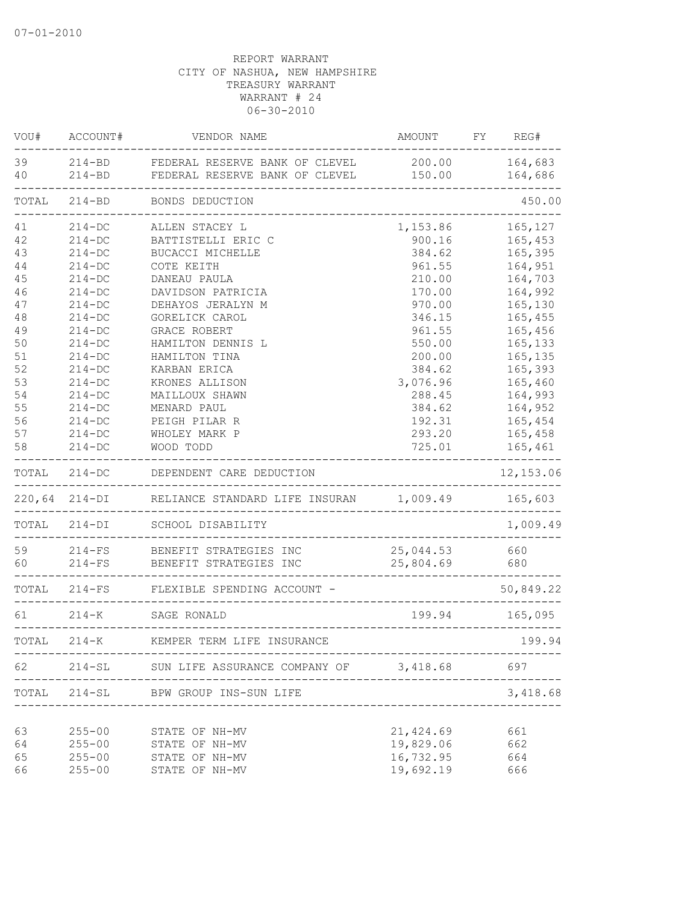07-01-2010

REPORT WARRANT
CITY OF NASHUA, NEW HAMPSHIRE
TREASURY WARRANT
WARRANT # 24
06-30-2010

| VOU# | ACCOUNT# | VENDOR NAME | AMOUNT | FY | REG# |
|---|---|---|---|---|---|
| 39 | 214-BD | FEDERAL RESERVE BANK OF CLEVEL | 200.00 | | 164,683 |
| 40 | 214-BD | FEDERAL RESERVE BANK OF CLEVEL | 150.00 | | 164,686 |
| TOTAL | 214-BD | BONDS DEDUCTION | | | 450.00 |
| 41 | 214-DC | ALLEN STACEY L | 1,153.86 | | 165,127 |
| 42 | 214-DC | BATTISTELLI ERIC C | 900.16 | | 165,453 |
| 43 | 214-DC | BUCACCI MICHELLE | 384.62 | | 165,395 |
| 44 | 214-DC | COTE KEITH | 961.55 | | 164,951 |
| 45 | 214-DC | DANEAU PAULA | 210.00 | | 164,703 |
| 46 | 214-DC | DAVIDSON PATRICIA | 170.00 | | 164,992 |
| 47 | 214-DC | DEHAYOS JERALYN M | 970.00 | | 165,130 |
| 48 | 214-DC | GORELICK CAROL | 346.15 | | 165,455 |
| 49 | 214-DC | GRACE ROBERT | 961.55 | | 165,456 |
| 50 | 214-DC | HAMILTON DENNIS L | 550.00 | | 165,133 |
| 51 | 214-DC | HAMILTON TINA | 200.00 | | 165,135 |
| 52 | 214-DC | KARBAN ERICA | 384.62 | | 165,393 |
| 53 | 214-DC | KRONES ALLISON | 3,076.96 | | 165,460 |
| 54 | 214-DC | MAILLOUX SHAWN | 288.45 | | 164,993 |
| 55 | 214-DC | MENARD PAUL | 384.62 | | 164,952 |
| 56 | 214-DC | PEIGH PILAR R | 192.31 | | 165,454 |
| 57 | 214-DC | WHOLEY MARK P | 293.20 | | 165,458 |
| 58 | 214-DC | WOOD TODD | 725.01 | | 165,461 |
| TOTAL | 214-DC | DEPENDENT CARE DEDUCTION | | | 12,153.06 |
| 220,64 | 214-DI | RELIANCE STANDARD LIFE INSURAN | 1,009.49 | | 165,603 |
| TOTAL | 214-DI | SCHOOL DISABILITY | | | 1,009.49 |
| 59 | 214-FS | BENEFIT STRATEGIES INC | 25,044.53 | | 660 |
| 60 | 214-FS | BENEFIT STRATEGIES INC | 25,804.69 | | 680 |
| TOTAL | 214-FS | FLEXIBLE SPENDING ACCOUNT - | | | 50,849.22 |
| 61 | 214-K | SAGE RONALD | 199.94 | | 165,095 |
| TOTAL | 214-K | KEMPER TERM LIFE INSURANCE | | | 199.94 |
| 62 | 214-SL | SUN LIFE ASSURANCE COMPANY OF | 3,418.68 | | 697 |
| TOTAL | 214-SL | BPW GROUP INS-SUN LIFE | | | 3,418.68 |
| 63 | 255-00 | STATE OF NH-MV | 21,424.69 | | 661 |
| 64 | 255-00 | STATE OF NH-MV | 19,829.06 | | 662 |
| 65 | 255-00 | STATE OF NH-MV | 16,732.95 | | 664 |
| 66 | 255-00 | STATE OF NH-MV | 19,692.19 | | 666 |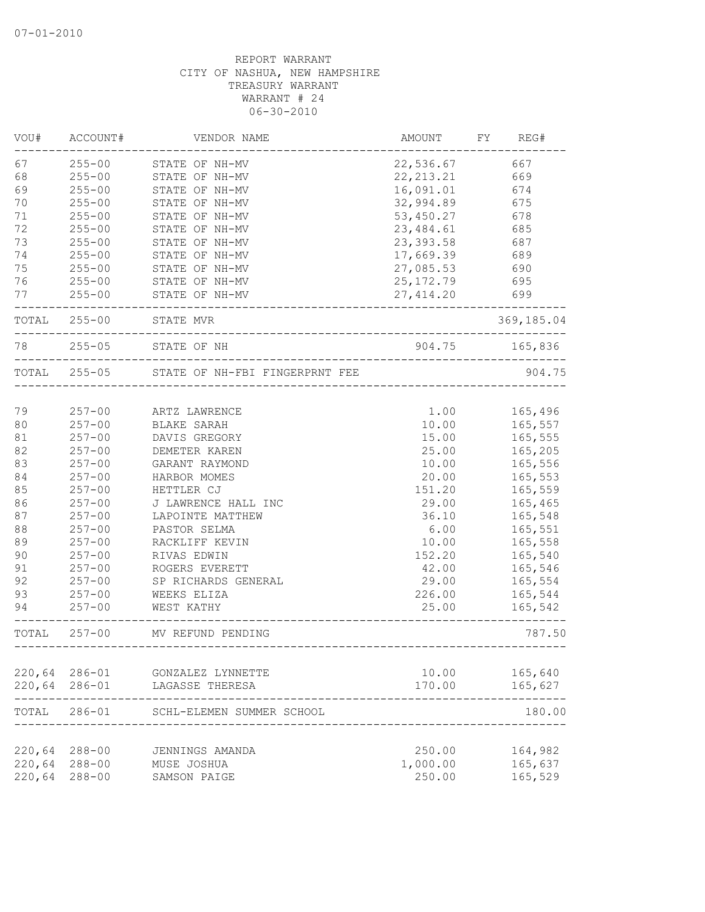07-01-2010

REPORT WARRANT
CITY OF NASHUA, NEW HAMPSHIRE
TREASURY WARRANT
WARRANT # 24
06-30-2010

| VOU# | ACCOUNT# | VENDOR NAME | AMOUNT | FY | REG# |
|---|---|---|---|---|---|
| 67 | 255-00 | STATE OF NH-MV | 22,536.67 | | 667 |
| 68 | 255-00 | STATE OF NH-MV | 22,213.21 | | 669 |
| 69 | 255-00 | STATE OF NH-MV | 16,091.01 | | 674 |
| 70 | 255-00 | STATE OF NH-MV | 32,994.89 | | 675 |
| 71 | 255-00 | STATE OF NH-MV | 53,450.27 | | 678 |
| 72 | 255-00 | STATE OF NH-MV | 23,484.61 | | 685 |
| 73 | 255-00 | STATE OF NH-MV | 23,393.58 | | 687 |
| 74 | 255-00 | STATE OF NH-MV | 17,669.39 | | 689 |
| 75 | 255-00 | STATE OF NH-MV | 27,085.53 | | 690 |
| 76 | 255-00 | STATE OF NH-MV | 25,172.79 | | 695 |
| 77 | 255-00 | STATE OF NH-MV | 27,414.20 | | 699 |
| TOTAL | 255-00 | STATE MVR | | | 369,185.04 |
| 78 | 255-05 | STATE OF NH | 904.75 | | 165,836 |
| TOTAL | 255-05 | STATE OF NH-FBI FINGERPRNT FEE | | | 904.75 |
| 79 | 257-00 | ARTZ LAWRENCE | 1.00 | | 165,496 |
| 80 | 257-00 | BLAKE SARAH | 10.00 | | 165,557 |
| 81 | 257-00 | DAVIS GREGORY | 15.00 | | 165,555 |
| 82 | 257-00 | DEMETER KAREN | 25.00 | | 165,205 |
| 83 | 257-00 | GARANT RAYMOND | 10.00 | | 165,556 |
| 84 | 257-00 | HARBOR MOMES | 20.00 | | 165,553 |
| 85 | 257-00 | HETTLER CJ | 151.20 | | 165,559 |
| 86 | 257-00 | J LAWRENCE HALL INC | 29.00 | | 165,465 |
| 87 | 257-00 | LAPOINTE MATTHEW | 36.10 | | 165,548 |
| 88 | 257-00 | PASTOR SELMA | 6.00 | | 165,551 |
| 89 | 257-00 | RACKLIFF KEVIN | 10.00 | | 165,558 |
| 90 | 257-00 | RIVAS EDWIN | 152.20 | | 165,540 |
| 91 | 257-00 | ROGERS EVERETT | 42.00 | | 165,546 |
| 92 | 257-00 | SP RICHARDS GENERAL | 29.00 | | 165,554 |
| 93 | 257-00 | WEEKS ELIZA | 226.00 | | 165,544 |
| 94 | 257-00 | WEST KATHY | 25.00 | | 165,542 |
| TOTAL | 257-00 | MV REFUND PENDING | | | 787.50 |
| 220,64 | 286-01 | GONZALEZ LYNNETTE | 10.00 | | 165,640 |
| 220,64 | 286-01 | LAGASSE THERESA | 170.00 | | 165,627 |
| TOTAL | 286-01 | SCHL-ELEMEN SUMMER SCHOOL | | | 180.00 |
| 220,64 | 288-00 | JENNINGS AMANDA | 250.00 | | 164,982 |
| 220,64 | 288-00 | MUSE JOSHUA | 1,000.00 | | 165,637 |
| 220,64 | 288-00 | SAMSON PAIGE | 250.00 | | 165,529 |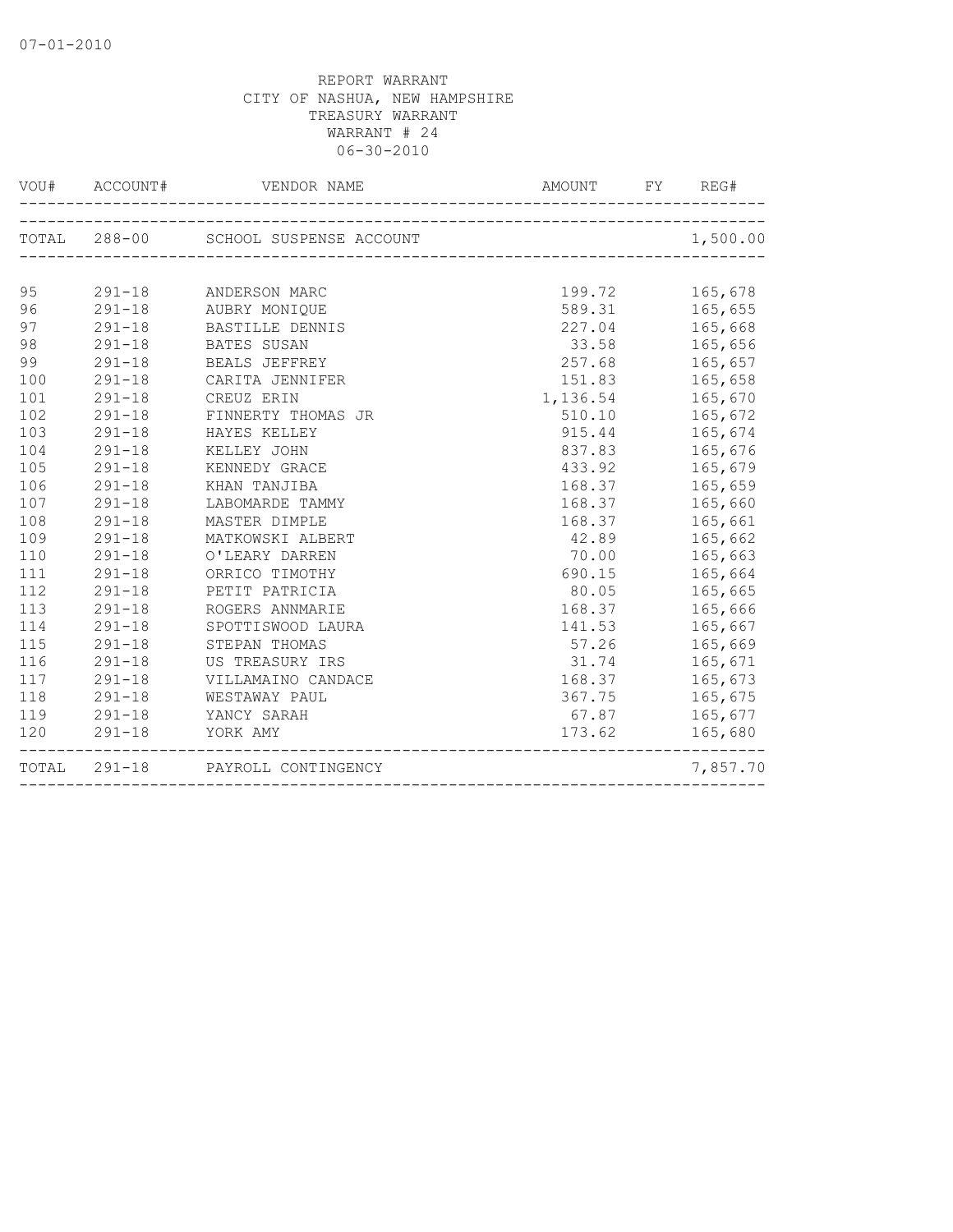REPORT WARRANT
CITY OF NASHUA, NEW HAMPSHIRE
TREASURY WARRANT
WARRANT # 24
06-30-2010

| VOU# | ACCOUNT# | VENDOR NAME | AMOUNT | FY | REG# |
|---|---|---|---|---|---|
| TOTAL | 288-00 | SCHOOL SUSPENSE ACCOUNT | | | 1,500.00 |
| 95 | 291-18 | ANDERSON MARC | 199.72 | | 165,678 |
| 96 | 291-18 | AUBRY MONIQUE | 589.31 | | 165,655 |
| 97 | 291-18 | BASTILLE DENNIS | 227.04 | | 165,668 |
| 98 | 291-18 | BATES SUSAN | 33.58 | | 165,656 |
| 99 | 291-18 | BEALS JEFFREY | 257.68 | | 165,657 |
| 100 | 291-18 | CARITA JENNIFER | 151.83 | | 165,658 |
| 101 | 291-18 | CREUZ ERIN | 1,136.54 | | 165,670 |
| 102 | 291-18 | FINNERTY THOMAS JR | 510.10 | | 165,672 |
| 103 | 291-18 | HAYES KELLEY | 915.44 | | 165,674 |
| 104 | 291-18 | KELLEY JOHN | 837.83 | | 165,676 |
| 105 | 291-18 | KENNEDY GRACE | 433.92 | | 165,679 |
| 106 | 291-18 | KHAN TANJIBA | 168.37 | | 165,659 |
| 107 | 291-18 | LABOMARDE TAMMY | 168.37 | | 165,660 |
| 108 | 291-18 | MASTER DIMPLE | 168.37 | | 165,661 |
| 109 | 291-18 | MATKOWSKI ALBERT | 42.89 | | 165,662 |
| 110 | 291-18 | O'LEARY DARREN | 70.00 | | 165,663 |
| 111 | 291-18 | ORRICO TIMOTHY | 690.15 | | 165,664 |
| 112 | 291-18 | PETIT PATRICIA | 80.05 | | 165,665 |
| 113 | 291-18 | ROGERS ANNMARIE | 168.37 | | 165,666 |
| 114 | 291-18 | SPOTTISWOOD LAURA | 141.53 | | 165,667 |
| 115 | 291-18 | STEPAN THOMAS | 57.26 | | 165,669 |
| 116 | 291-18 | US TREASURY IRS | 31.74 | | 165,671 |
| 117 | 291-18 | VILLAMAINO CANDACE | 168.37 | | 165,673 |
| 118 | 291-18 | WESTAWAY PAUL | 367.75 | | 165,675 |
| 119 | 291-18 | YANCY SARAH | 67.87 | | 165,677 |
| 120 | 291-18 | YORK AMY | 173.62 | | 165,680 |
| TOTAL | 291-18 | PAYROLL CONTINGENCY | | | 7,857.70 |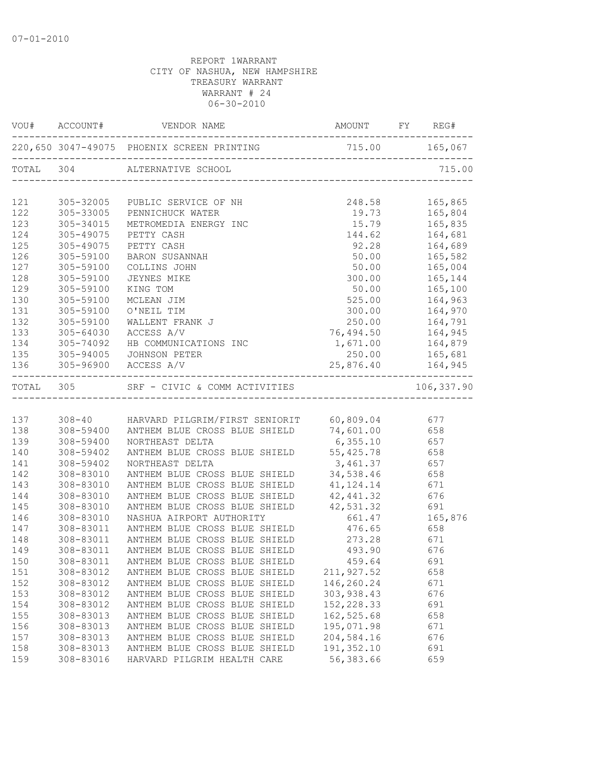07-01-2010

REPORT 1WARRANT
CITY OF NASHUA, NEW HAMPSHIRE
TREASURY WARRANT
WARRANT # 24
06-30-2010

| VOU# | ACCOUNT# | VENDOR NAME | AMOUNT | FY | REG# |
|---|---|---|---|---|---|
| 220,650 | 3047-49075 | PHOENIX SCREEN PRINTING | 715.00 | | 165,067 |
| TOTAL | 304 | ALTERNATIVE SCHOOL | | | 715.00 |
| 121 | 305-32005 | PUBLIC SERVICE OF NH | 248.58 | | 165,865 |
| 122 | 305-33005 | PENNICHUCK WATER | 19.73 | | 165,804 |
| 123 | 305-34015 | METROMEDIA ENERGY INC | 15.79 | | 165,835 |
| 124 | 305-49075 | PETTY CASH | 144.62 | | 164,681 |
| 125 | 305-49075 | PETTY CASH | 92.28 | | 164,689 |
| 126 | 305-59100 | BARON SUSANNAH | 50.00 | | 165,582 |
| 127 | 305-59100 | COLLINS JOHN | 50.00 | | 165,004 |
| 128 | 305-59100 | JEYNES MIKE | 300.00 | | 165,144 |
| 129 | 305-59100 | KING TOM | 50.00 | | 165,100 |
| 130 | 305-59100 | MCLEAN JIM | 525.00 | | 164,963 |
| 131 | 305-59100 | O'NEIL TIM | 300.00 | | 164,970 |
| 132 | 305-59100 | WALLENT FRANK J | 250.00 | | 164,791 |
| 133 | 305-64030 | ACCESS A/V | 76,494.50 | | 164,945 |
| 134 | 305-74092 | HB COMMUNICATIONS INC | 1,671.00 | | 164,879 |
| 135 | 305-94005 | JOHNSON PETER | 250.00 | | 165,681 |
| 136 | 305-96900 | ACCESS A/V | 25,876.40 | | 164,945 |
| TOTAL | 305 | SRF - CIVIC & COMM ACTIVITIES | | | 106,337.90 |
| 137 | 308-40 | HARVARD PILGRIM/FIRST SENIORIT | 60,809.04 | | 677 |
| 138 | 308-59400 | ANTHEM BLUE CROSS BLUE SHIELD | 74,601.00 | | 658 |
| 139 | 308-59400 | NORTHEAST DELTA | 6,355.10 | | 657 |
| 140 | 308-59402 | ANTHEM BLUE CROSS BLUE SHIELD | 55,425.78 | | 658 |
| 141 | 308-59402 | NORTHEAST DELTA | 3,461.37 | | 657 |
| 142 | 308-83010 | ANTHEM BLUE CROSS BLUE SHIELD | 34,538.46 | | 658 |
| 143 | 308-83010 | ANTHEM BLUE CROSS BLUE SHIELD | 41,124.14 | | 671 |
| 144 | 308-83010 | ANTHEM BLUE CROSS BLUE SHIELD | 42,441.32 | | 676 |
| 145 | 308-83010 | ANTHEM BLUE CROSS BLUE SHIELD | 42,531.32 | | 691 |
| 146 | 308-83010 | NASHUA AIRPORT AUTHORITY | 661.47 | | 165,876 |
| 147 | 308-83011 | ANTHEM BLUE CROSS BLUE SHIELD | 476.65 | | 658 |
| 148 | 308-83011 | ANTHEM BLUE CROSS BLUE SHIELD | 273.28 | | 671 |
| 149 | 308-83011 | ANTHEM BLUE CROSS BLUE SHIELD | 493.90 | | 676 |
| 150 | 308-83011 | ANTHEM BLUE CROSS BLUE SHIELD | 459.64 | | 691 |
| 151 | 308-83012 | ANTHEM BLUE CROSS BLUE SHIELD | 211,927.52 | | 658 |
| 152 | 308-83012 | ANTHEM BLUE CROSS BLUE SHIELD | 146,260.24 | | 671 |
| 153 | 308-83012 | ANTHEM BLUE CROSS BLUE SHIELD | 303,938.43 | | 676 |
| 154 | 308-83012 | ANTHEM BLUE CROSS BLUE SHIELD | 152,228.33 | | 691 |
| 155 | 308-83013 | ANTHEM BLUE CROSS BLUE SHIELD | 162,525.68 | | 658 |
| 156 | 308-83013 | ANTHEM BLUE CROSS BLUE SHIELD | 195,071.98 | | 671 |
| 157 | 308-83013 | ANTHEM BLUE CROSS BLUE SHIELD | 204,584.16 | | 676 |
| 158 | 308-83013 | ANTHEM BLUE CROSS BLUE SHIELD | 191,352.10 | | 691 |
| 159 | 308-83016 | HARVARD PILGRIM HEALTH CARE | 56,383.66 | | 659 |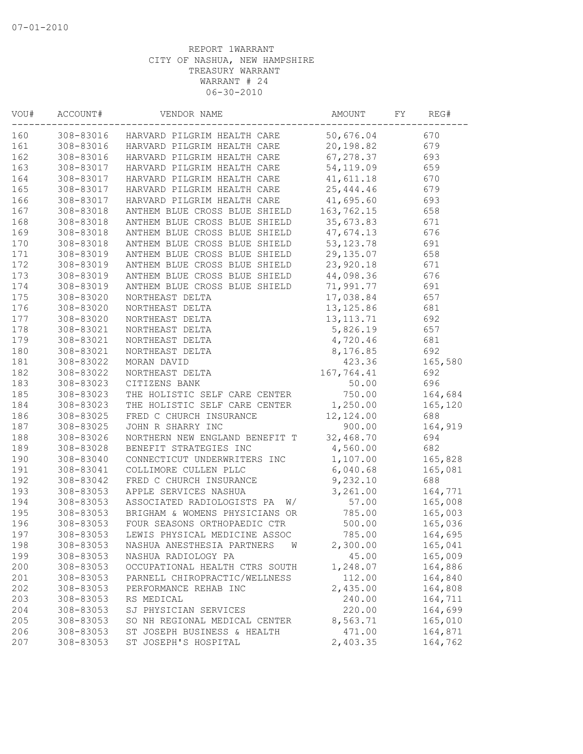07-01-2010

REPORT 1WARRANT
CITY OF NASHUA, NEW HAMPSHIRE
TREASURY WARRANT
WARRANT # 24
06-30-2010

| VOU# | ACCOUNT# | VENDOR NAME | AMOUNT | FY | REG# |
|---|---|---|---|---|---|
| 160 | 308-83016 | HARVARD PILGRIM HEALTH CARE | 50,676.04 | | 670 |
| 161 | 308-83016 | HARVARD PILGRIM HEALTH CARE | 20,198.82 | | 679 |
| 162 | 308-83016 | HARVARD PILGRIM HEALTH CARE | 67,278.37 | | 693 |
| 163 | 308-83017 | HARVARD PILGRIM HEALTH CARE | 54,119.09 | | 659 |
| 164 | 308-83017 | HARVARD PILGRIM HEALTH CARE | 41,611.18 | | 670 |
| 165 | 308-83017 | HARVARD PILGRIM HEALTH CARE | 25,444.46 | | 679 |
| 166 | 308-83017 | HARVARD PILGRIM HEALTH CARE | 41,695.60 | | 693 |
| 167 | 308-83018 | ANTHEM BLUE CROSS BLUE SHIELD | 163,762.15 | | 658 |
| 168 | 308-83018 | ANTHEM BLUE CROSS BLUE SHIELD | 35,673.83 | | 671 |
| 169 | 308-83018 | ANTHEM BLUE CROSS BLUE SHIELD | 47,674.13 | | 676 |
| 170 | 308-83018 | ANTHEM BLUE CROSS BLUE SHIELD | 53,123.78 | | 691 |
| 171 | 308-83019 | ANTHEM BLUE CROSS BLUE SHIELD | 29,135.07 | | 658 |
| 172 | 308-83019 | ANTHEM BLUE CROSS BLUE SHIELD | 23,920.18 | | 671 |
| 173 | 308-83019 | ANTHEM BLUE CROSS BLUE SHIELD | 44,098.36 | | 676 |
| 174 | 308-83019 | ANTHEM BLUE CROSS BLUE SHIELD | 71,991.77 | | 691 |
| 175 | 308-83020 | NORTHEAST DELTA | 17,038.84 | | 657 |
| 176 | 308-83020 | NORTHEAST DELTA | 13,125.86 | | 681 |
| 177 | 308-83020 | NORTHEAST DELTA | 13,113.71 | | 692 |
| 178 | 308-83021 | NORTHEAST DELTA | 5,826.19 | | 657 |
| 179 | 308-83021 | NORTHEAST DELTA | 4,720.46 | | 681 |
| 180 | 308-83021 | NORTHEAST DELTA | 8,176.85 | | 692 |
| 181 | 308-83022 | MORAN DAVID | 423.36 | | 165,580 |
| 182 | 308-83022 | NORTHEAST DELTA | 167,764.41 | | 692 |
| 183 | 308-83023 | CITIZENS BANK | 50.00 | | 696 |
| 185 | 308-83023 | THE HOLISTIC SELF CARE CENTER | 750.00 | | 164,684 |
| 184 | 308-83023 | THE HOLISTIC SELF CARE CENTER | 1,250.00 | | 165,120 |
| 186 | 308-83025 | FRED C CHURCH INSURANCE | 12,124.00 | | 688 |
| 187 | 308-83025 | JOHN R SHARRY INC | 900.00 | | 164,919 |
| 188 | 308-83026 | NORTHERN NEW ENGLAND BENEFIT T | 32,468.70 | | 694 |
| 189 | 308-83028 | BENEFIT STRATEGIES INC | 4,560.00 | | 682 |
| 190 | 308-83040 | CONNECTICUT UNDERWRITERS INC | 1,107.00 | | 165,828 |
| 191 | 308-83041 | COLLIMORE CULLEN PLLC | 6,040.68 | | 165,081 |
| 192 | 308-83042 | FRED C CHURCH INSURANCE | 9,232.10 | | 688 |
| 193 | 308-83053 | APPLE SERVICES NASHUA | 3,261.00 | | 164,771 |
| 194 | 308-83053 | ASSOCIATED RADIOLOGISTS PA W/ | 57.00 | | 165,008 |
| 195 | 308-83053 | BRIGHAM & WOMENS PHYSICIANS OR | 785.00 | | 165,003 |
| 196 | 308-83053 | FOUR SEASONS ORTHOPAEDIC CTR | 500.00 | | 165,036 |
| 197 | 308-83053 | LEWIS PHYSICAL MEDICINE ASSOC | 785.00 | | 164,695 |
| 198 | 308-83053 | NASHUA ANESTHESIA PARTNERS W | 2,300.00 | | 165,041 |
| 199 | 308-83053 | NASHUA RADIOLOGY PA | 45.00 | | 165,009 |
| 200 | 308-83053 | OCCUPATIONAL HEALTH CTRS SOUTH | 1,248.07 | | 164,886 |
| 201 | 308-83053 | PARNELL CHIROPRACTIC/WELLNESS | 112.00 | | 164,840 |
| 202 | 308-83053 | PERFORMANCE REHAB INC | 2,435.00 | | 164,808 |
| 203 | 308-83053 | RS MEDICAL | 240.00 | | 164,711 |
| 204 | 308-83053 | SJ PHYSICIAN SERVICES | 220.00 | | 164,699 |
| 205 | 308-83053 | SO NH REGIONAL MEDICAL CENTER | 8,563.71 | | 165,010 |
| 206 | 308-83053 | ST JOSEPH BUSINESS & HEALTH | 471.00 | | 164,871 |
| 207 | 308-83053 | ST JOSEPH'S HOSPITAL | 2,403.35 | | 164,762 |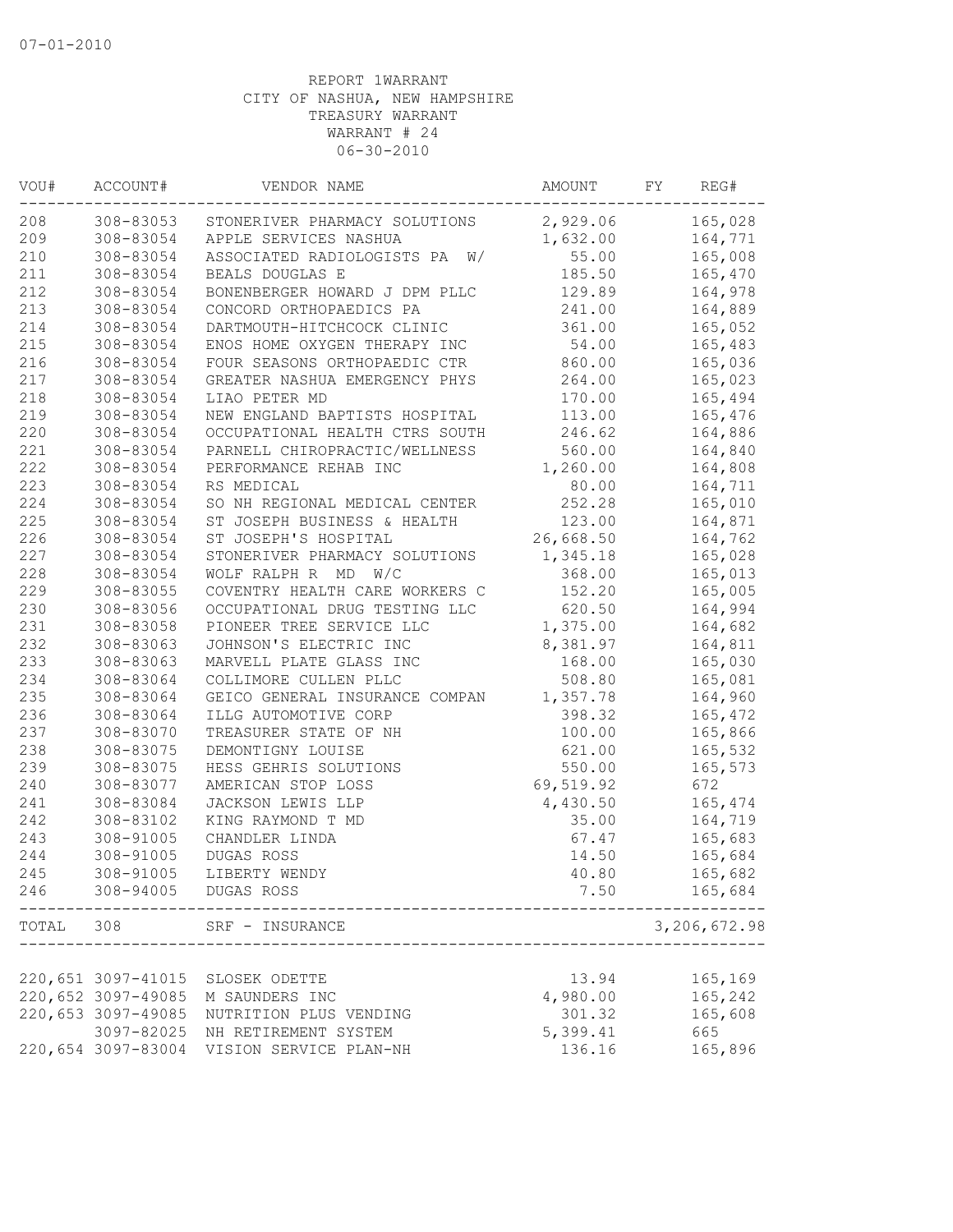07-01-2010

REPORT 1WARRANT
CITY OF NASHUA, NEW HAMPSHIRE
TREASURY WARRANT
WARRANT # 24
06-30-2010

| VOU# | ACCOUNT# | VENDOR NAME | AMOUNT | FY | REG# |
|---|---|---|---|---|---|
| 208 | 308-83053 | STONERIVER PHARMACY SOLUTIONS | 2,929.06 | | 165,028 |
| 209 | 308-83054 | APPLE SERVICES NASHUA | 1,632.00 | | 164,771 |
| 210 | 308-83054 | ASSOCIATED RADIOLOGISTS PA W/ | 55.00 | | 165,008 |
| 211 | 308-83054 | BEALS DOUGLAS E | 185.50 | | 165,470 |
| 212 | 308-83054 | BONENBERGER HOWARD J DPM PLLC | 129.89 | | 164,978 |
| 213 | 308-83054 | CONCORD ORTHOPAEDICS PA | 241.00 | | 164,889 |
| 214 | 308-83054 | DARTMOUTH-HITCHCOCK CLINIC | 361.00 | | 165,052 |
| 215 | 308-83054 | ENOS HOME OXYGEN THERAPY INC | 54.00 | | 165,483 |
| 216 | 308-83054 | FOUR SEASONS ORTHOPAEDIC CTR | 860.00 | | 165,036 |
| 217 | 308-83054 | GREATER NASHUA EMERGENCY PHYS | 264.00 | | 165,023 |
| 218 | 308-83054 | LIAO PETER MD | 170.00 | | 165,494 |
| 219 | 308-83054 | NEW ENGLAND BAPTISTS HOSPITAL | 113.00 | | 165,476 |
| 220 | 308-83054 | OCCUPATIONAL HEALTH CTRS SOUTH | 246.62 | | 164,886 |
| 221 | 308-83054 | PARNELL CHIROPRACTIC/WELLNESS | 560.00 | | 164,840 |
| 222 | 308-83054 | PERFORMANCE REHAB INC | 1,260.00 | | 164,808 |
| 223 | 308-83054 | RS MEDICAL | 80.00 | | 164,711 |
| 224 | 308-83054 | SO NH REGIONAL MEDICAL CENTER | 252.28 | | 165,010 |
| 225 | 308-83054 | ST JOSEPH BUSINESS & HEALTH | 123.00 | | 164,871 |
| 226 | 308-83054 | ST JOSEPH'S HOSPITAL | 26,668.50 | | 164,762 |
| 227 | 308-83054 | STONERIVER PHARMACY SOLUTIONS | 1,345.18 | | 165,028 |
| 228 | 308-83054 | WOLF RALPH R MD W/C | 368.00 | | 165,013 |
| 229 | 308-83055 | COVENTRY HEALTH CARE WORKERS C | 152.20 | | 165,005 |
| 230 | 308-83056 | OCCUPATIONAL DRUG TESTING LLC | 620.50 | | 164,994 |
| 231 | 308-83058 | PIONEER TREE SERVICE LLC | 1,375.00 | | 164,682 |
| 232 | 308-83063 | JOHNSON'S ELECTRIC INC | 8,381.97 | | 164,811 |
| 233 | 308-83063 | MARVELL PLATE GLASS INC | 168.00 | | 165,030 |
| 234 | 308-83064 | COLLIMORE CULLEN PLLC | 508.80 | | 165,081 |
| 235 | 308-83064 | GEICO GENERAL INSURANCE COMPAN | 1,357.78 | | 164,960 |
| 236 | 308-83064 | ILLG AUTOMOTIVE CORP | 398.32 | | 165,472 |
| 237 | 308-83070 | TREASURER STATE OF NH | 100.00 | | 165,866 |
| 238 | 308-83075 | DEMONTIGNY LOUISE | 621.00 | | 165,532 |
| 239 | 308-83075 | HESS GEHRIS SOLUTIONS | 550.00 | | 165,573 |
| 240 | 308-83077 | AMERICAN STOP LOSS | 69,519.92 | | 672 |
| 241 | 308-83084 | JACKSON LEWIS LLP | 4,430.50 | | 165,474 |
| 242 | 308-83102 | KING RAYMOND T MD | 35.00 | | 164,719 |
| 243 | 308-91005 | CHANDLER LINDA | 67.47 | | 165,683 |
| 244 | 308-91005 | DUGAS ROSS | 14.50 | | 165,684 |
| 245 | 308-91005 | LIBERTY WENDY | 40.80 | | 165,682 |
| 246 | 308-94005 | DUGAS ROSS | 7.50 | | 165,684 |
| TOTAL | 308 | SRF - INSURANCE | | | 3,206,672.98 |

| VOU# | ACCOUNT# | VENDOR NAME | AMOUNT | FY | REG# |
|---|---|---|---|---|---|
| 220,651 | 3097-41015 | SLOSEK ODETTE | 13.94 | | 165,169 |
| 220,652 | 3097-49085 | M SAUNDERS INC | 4,980.00 | | 165,242 |
| 220,653 | 3097-49085 | NUTRITION PLUS VENDING | 301.32 | | 165,608 |
| | 3097-82025 | NH RETIREMENT SYSTEM | 5,399.41 | | 665 |
| 220,654 | 3097-83004 | VISION SERVICE PLAN-NH | 136.16 | | 165,896 |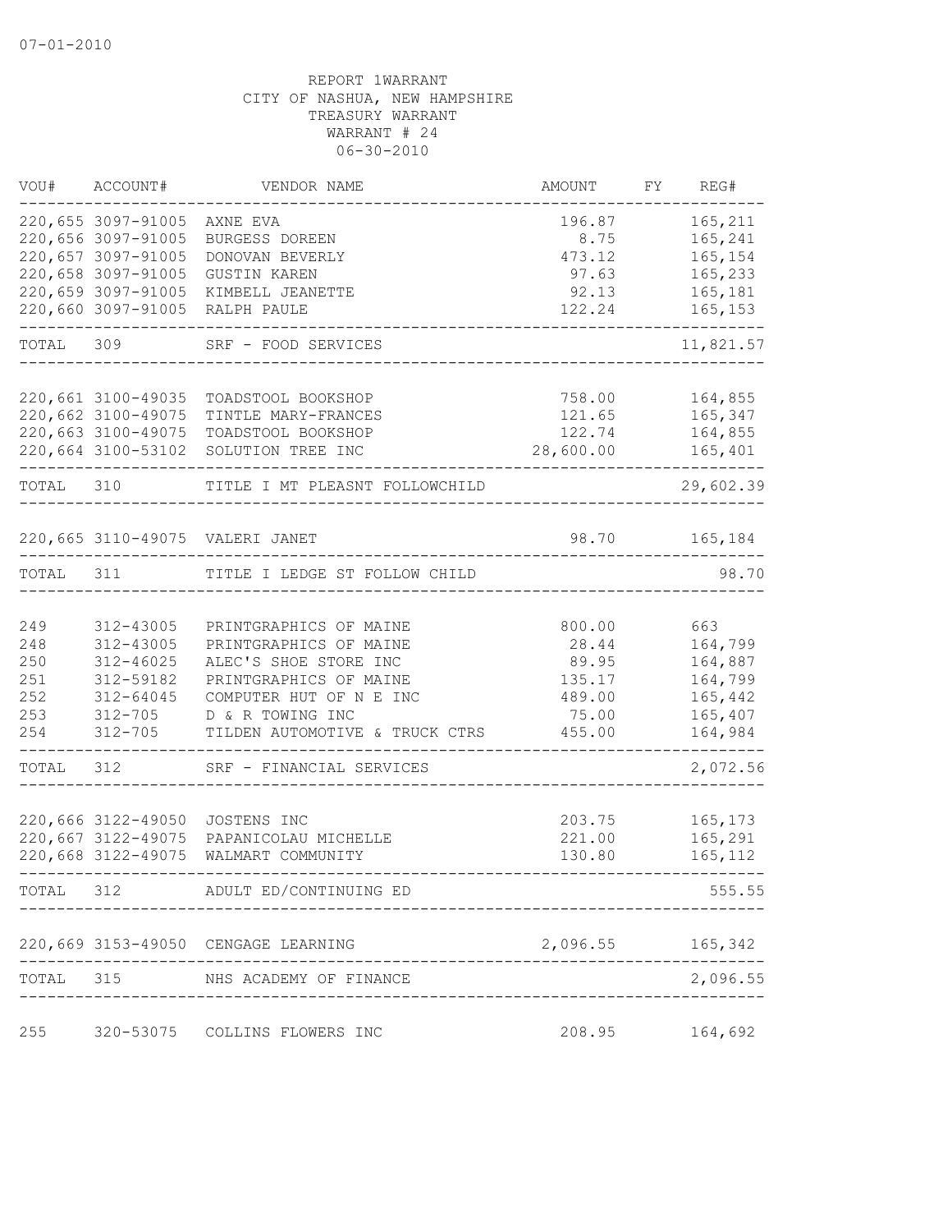07-01-2010

REPORT 1WARRANT
CITY OF NASHUA, NEW HAMPSHIRE
TREASURY WARRANT
WARRANT # 24
06-30-2010

| VOU# | ACCOUNT# | VENDOR NAME | AMOUNT | FY | REG# |
|---|---|---|---|---|---|
| 220,655 | 3097-91005 | AXNE EVA | 196.87 | | 165,211 |
| 220,656 | 3097-91005 | BURGESS DOREEN | 8.75 | | 165,241 |
| 220,657 | 3097-91005 | DONOVAN BEVERLY | 473.12 | | 165,154 |
| 220,658 | 3097-91005 | GUSTIN KAREN | 97.63 | | 165,233 |
| 220,659 | 3097-91005 | KIMBELL JEANETTE | 92.13 | | 165,181 |
| 220,660 | 3097-91005 | RALPH PAULE | 122.24 | | 165,153 |
| TOTAL | 309 | SRF - FOOD SERVICES | | | 11,821.57 |
| 220,661 | 3100-49035 | TOADSTOOL BOOKSHOP | 758.00 | | 164,855 |
| 220,662 | 3100-49075 | TINTLE MARY-FRANCES | 121.65 | | 165,347 |
| 220,663 | 3100-49075 | TOADSTOOL BOOKSHOP | 122.74 | | 164,855 |
| 220,664 | 3100-53102 | SOLUTION TREE INC | 28,600.00 | | 165,401 |
| TOTAL | 310 | TITLE I MT PLEASNT FOLLOWCHILD | | | 29,602.39 |
| 220,665 | 3110-49075 | VALERI JANET | 98.70 | | 165,184 |
| TOTAL | 311 | TITLE I LEDGE ST FOLLOW CHILD | | | 98.70 |
| 249 | 312-43005 | PRINTGRAPHICS OF MAINE | 800.00 | | 663 |
| 248 | 312-43005 | PRINTGRAPHICS OF MAINE | 28.44 | | 164,799 |
| 250 | 312-46025 | ALEC'S SHOE STORE INC | 89.95 | | 164,887 |
| 251 | 312-59182 | PRINTGRAPHICS OF MAINE | 135.17 | | 164,799 |
| 252 | 312-64045 | COMPUTER HUT OF N E INC | 489.00 | | 165,442 |
| 253 | 312-705 | D & R TOWING INC | 75.00 | | 165,407 |
| 254 | 312-705 | TILDEN AUTOMOTIVE & TRUCK CTRS | 455.00 | | 164,984 |
| TOTAL | 312 | SRF - FINANCIAL SERVICES | | | 2,072.56 |
| 220,666 | 3122-49050 | JOSTENS INC | 203.75 | | 165,173 |
| 220,667 | 3122-49075 | PAPANICOLAU MICHELLE | 221.00 | | 165,291 |
| 220,668 | 3122-49075 | WALMART COMMUNITY | 130.80 | | 165,112 |
| TOTAL | 312 | ADULT ED/CONTINUING ED | | | 555.55 |
| 220,669 | 3153-49050 | CENGAGE LEARNING | 2,096.55 | | 165,342 |
| TOTAL | 315 | NHS ACADEMY OF FINANCE | | | 2,096.55 |
| 255 | 320-53075 | COLLINS FLOWERS INC | 208.95 | | 164,692 |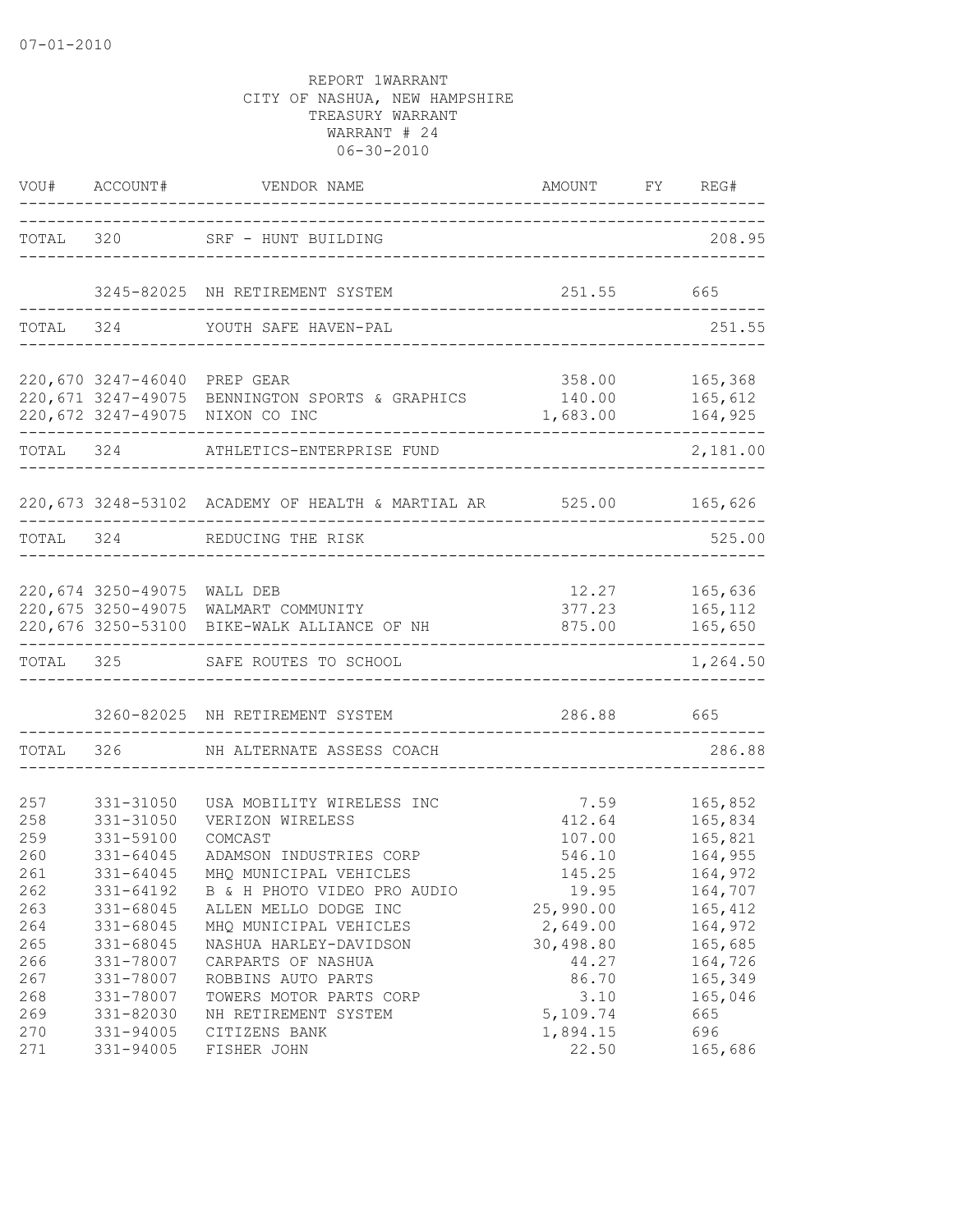07-01-2010

REPORT 1WARRANT
CITY OF NASHUA, NEW HAMPSHIRE
TREASURY WARRANT
WARRANT # 24
06-30-2010

| VOU# | ACCOUNT# | VENDOR NAME | AMOUNT | FY | REG# |
|---|---|---|---|---|---|
| TOTAL | 320 | SRF - HUNT BUILDING | | | 208.95 |
| | 3245-82025 | NH RETIREMENT SYSTEM | 251.55 | | 665 |
| TOTAL | 324 | YOUTH SAFE HAVEN-PAL | | | 251.55 |
| 220,670 | 3247-46040 | PREP GEAR | 358.00 | | 165,368 |
| 220,671 | 3247-49075 | BENNINGTON SPORTS & GRAPHICS | 140.00 | | 165,612 |
| 220,672 | 3247-49075 | NIXON CO INC | 1,683.00 | | 164,925 |
| TOTAL | 324 | ATHLETICS-ENTERPRISE FUND | | | 2,181.00 |
| 220,673 | 3248-53102 | ACADEMY OF HEALTH & MARTIAL AR | 525.00 | | 165,626 |
| TOTAL | 324 | REDUCING THE RISK | | | 525.00 |
| 220,674 | 3250-49075 | WALL DEB | 12.27 | | 165,636 |
| 220,675 | 3250-49075 | WALMART COMMUNITY | 377.23 | | 165,112 |
| 220,676 | 3250-53100 | BIKE-WALK ALLIANCE OF NH | 875.00 | | 165,650 |
| TOTAL | 325 | SAFE ROUTES TO SCHOOL | | | 1,264.50 |
| | 3260-82025 | NH RETIREMENT SYSTEM | 286.88 | | 665 |
| TOTAL | 326 | NH ALTERNATE ASSESS COACH | | | 286.88 |
| 257 | 331-31050 | USA MOBILITY WIRELESS INC | 7.59 | | 165,852 |
| 258 | 331-31050 | VERIZON WIRELESS | 412.64 | | 165,834 |
| 259 | 331-59100 | COMCAST | 107.00 | | 165,821 |
| 260 | 331-64045 | ADAMSON INDUSTRIES CORP | 546.10 | | 164,955 |
| 261 | 331-64045 | MHQ MUNICIPAL VEHICLES | 145.25 | | 164,972 |
| 262 | 331-64192 | B & H PHOTO VIDEO PRO AUDIO | 19.95 | | 164,707 |
| 263 | 331-68045 | ALLEN MELLO DODGE INC | 25,990.00 | | 165,412 |
| 264 | 331-68045 | MHQ MUNICIPAL VEHICLES | 2,649.00 | | 164,972 |
| 265 | 331-68045 | NASHUA HARLEY-DAVIDSON | 30,498.80 | | 165,685 |
| 266 | 331-78007 | CARPARTS OF NASHUA | 44.27 | | 164,726 |
| 267 | 331-78007 | ROBBINS AUTO PARTS | 86.70 | | 165,349 |
| 268 | 331-78007 | TOWERS MOTOR PARTS CORP | 3.10 | | 165,046 |
| 269 | 331-82030 | NH RETIREMENT SYSTEM | 5,109.74 | | 665 |
| 270 | 331-94005 | CITIZENS BANK | 1,894.15 | | 696 |
| 271 | 331-94005 | FISHER JOHN | 22.50 | | 165,686 |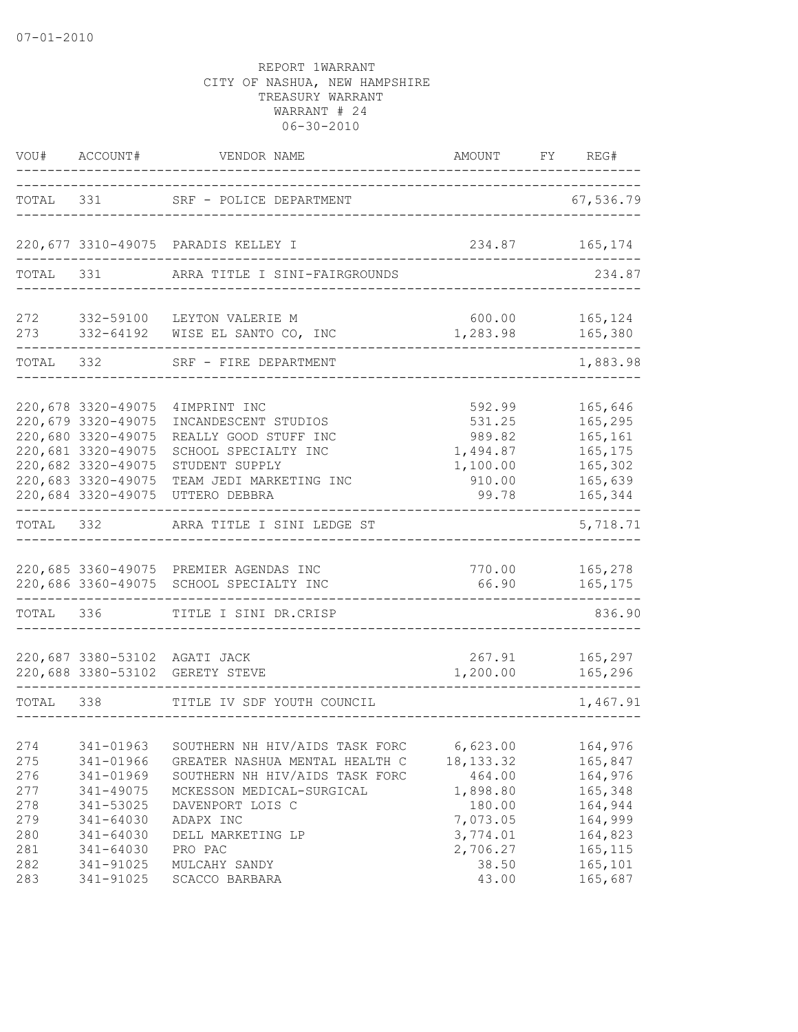07-01-2010

REPORT 1WARRANT
CITY OF NASHUA, NEW HAMPSHIRE
TREASURY WARRANT
WARRANT # 24
06-30-2010

| VOU# | ACCOUNT# | VENDOR NAME | AMOUNT | FY | REG# |
|---|---|---|---|---|---|
| TOTAL | 331 | SRF - POLICE DEPARTMENT | | | 67,536.79 |
| 220,677 | 3310-49075 | PARADIS KELLEY I | 234.87 | | 165,174 |
| TOTAL | 331 | ARRA TITLE I SINI-FAIRGROUNDS | | | 234.87 |
| 272 | 332-59100 | LEYTON VALERIE M | 600.00 | | 165,124 |
| 273 | 332-64192 | WISE EL SANTO CO, INC | 1,283.98 | | 165,380 |
| TOTAL | 332 | SRF - FIRE DEPARTMENT | | | 1,883.98 |
| 220,678 | 3320-49075 | 4IMPRINT INC | 592.99 | | 165,646 |
| 220,679 | 3320-49075 | INCANDESCENT STUDIOS | 531.25 | | 165,295 |
| 220,680 | 3320-49075 | REALLY GOOD STUFF INC | 989.82 | | 165,161 |
| 220,681 | 3320-49075 | SCHOOL SPECIALTY INC | 1,494.87 | | 165,175 |
| 220,682 | 3320-49075 | STUDENT SUPPLY | 1,100.00 | | 165,302 |
| 220,683 | 3320-49075 | TEAM JEDI MARKETING INC | 910.00 | | 165,639 |
| 220,684 | 3320-49075 | UTTERO DEBBRA | 99.78 | | 165,344 |
| TOTAL | 332 | ARRA TITLE I SINI LEDGE ST | | | 5,718.71 |
| 220,685 | 3360-49075 | PREMIER AGENDAS INC | 770.00 | | 165,278 |
| 220,686 | 3360-49075 | SCHOOL SPECIALTY INC | 66.90 | | 165,175 |
| TOTAL | 336 | TITLE I SINI DR.CRISP | | | 836.90 |
| 220,687 | 3380-53102 | AGATI JACK | 267.91 | | 165,297 |
| 220,688 | 3380-53102 | GERETY STEVE | 1,200.00 | | 165,296 |
| TOTAL | 338 | TITLE IV SDF YOUTH COUNCIL | | | 1,467.91 |
| 274 | 341-01963 | SOUTHERN NH HIV/AIDS TASK FORC | 6,623.00 | | 164,976 |
| 275 | 341-01966 | GREATER NASHUA MENTAL HEALTH C | 18,133.32 | | 165,847 |
| 276 | 341-01969 | SOUTHERN NH HIV/AIDS TASK FORC | 464.00 | | 164,976 |
| 277 | 341-49075 | MCKESSON MEDICAL-SURGICAL | 1,898.80 | | 165,348 |
| 278 | 341-53025 | DAVENPORT LOIS C | 180.00 | | 164,944 |
| 279 | 341-64030 | ADAPX INC | 7,073.05 | | 164,999 |
| 280 | 341-64030 | DELL MARKETING LP | 3,774.01 | | 164,823 |
| 281 | 341-64030 | PRO PAC | 2,706.27 | | 165,115 |
| 282 | 341-91025 | MULCAHY SANDY | 38.50 | | 165,101 |
| 283 | 341-91025 | SCACCO BARBARA | 43.00 | | 165,687 |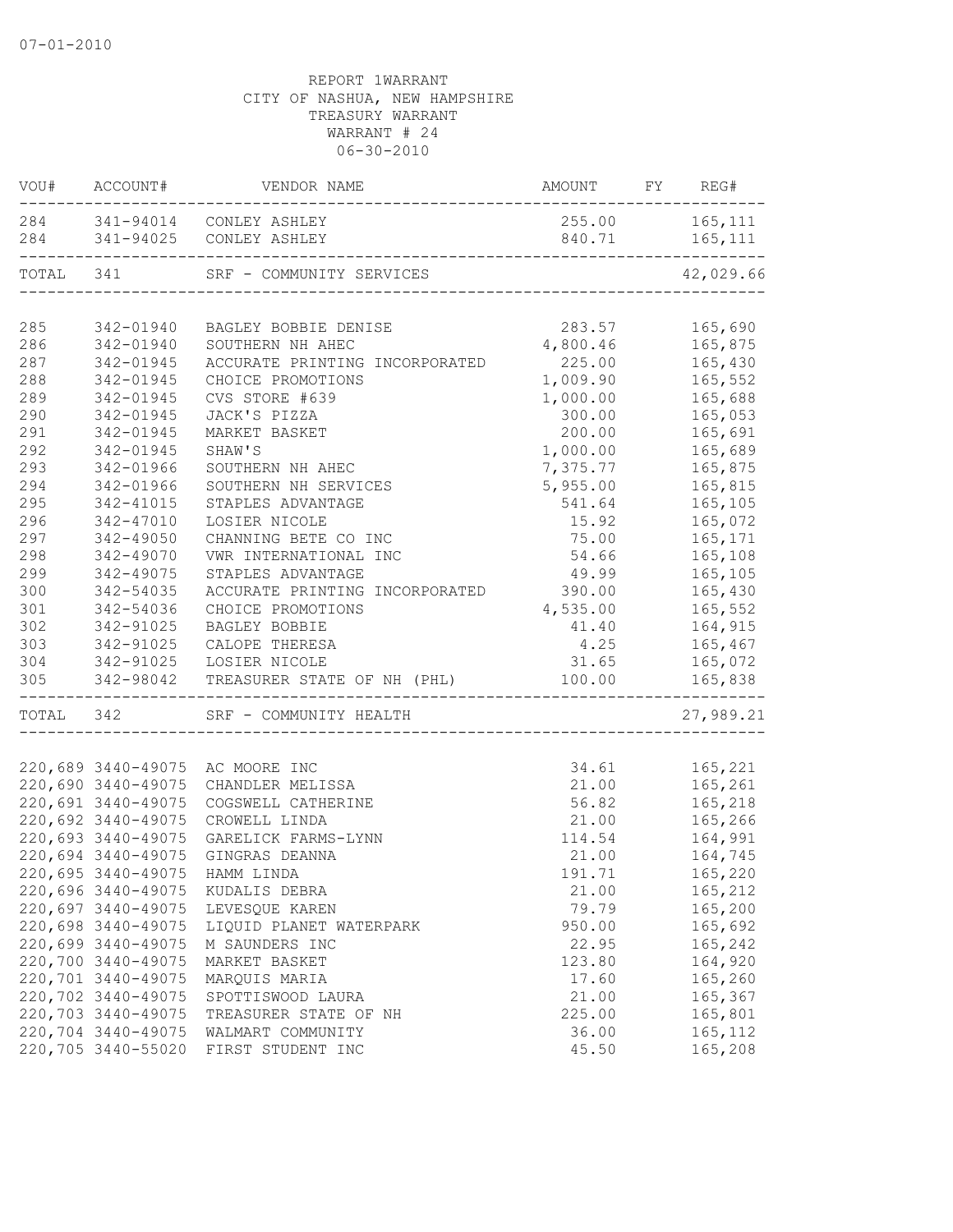07-01-2010

REPORT 1WARRANT
CITY OF NASHUA, NEW HAMPSHIRE
TREASURY WARRANT
WARRANT # 24
06-30-2010

| VOU# | ACCOUNT# | VENDOR NAME | AMOUNT | FY | REG# |
|---|---|---|---|---|---|
| 284 | 341-94014 | CONLEY ASHLEY | 255.00 | | 165,111 |
| 284 | 341-94025 | CONLEY ASHLEY | 840.71 | | 165,111 |
| TOTAL | 341 | SRF - COMMUNITY SERVICES | | | 42,029.66 |
| 285 | 342-01940 | BAGLEY BOBBIE DENISE | 283.57 | | 165,690 |
| 286 | 342-01940 | SOUTHERN NH AHEC | 4,800.46 | | 165,875 |
| 287 | 342-01945 | ACCURATE PRINTING INCORPORATED | 225.00 | | 165,430 |
| 288 | 342-01945 | CHOICE PROMOTIONS | 1,009.90 | | 165,552 |
| 289 | 342-01945 | CVS STORE #639 | 1,000.00 | | 165,688 |
| 290 | 342-01945 | JACK'S PIZZA | 300.00 | | 165,053 |
| 291 | 342-01945 | MARKET BASKET | 200.00 | | 165,691 |
| 292 | 342-01945 | SHAW'S | 1,000.00 | | 165,689 |
| 293 | 342-01966 | SOUTHERN NH AHEC | 7,375.77 | | 165,875 |
| 294 | 342-01966 | SOUTHERN NH SERVICES | 5,955.00 | | 165,815 |
| 295 | 342-41015 | STAPLES ADVANTAGE | 541.64 | | 165,105 |
| 296 | 342-47010 | LOSIER NICOLE | 15.92 | | 165,072 |
| 297 | 342-49050 | CHANNING BETE CO INC | 75.00 | | 165,171 |
| 298 | 342-49070 | VWR INTERNATIONAL INC | 54.66 | | 165,108 |
| 299 | 342-49075 | STAPLES ADVANTAGE | 49.99 | | 165,105 |
| 300 | 342-54035 | ACCURATE PRINTING INCORPORATED | 390.00 | | 165,430 |
| 301 | 342-54036 | CHOICE PROMOTIONS | 4,535.00 | | 165,552 |
| 302 | 342-91025 | BAGLEY BOBBIE | 41.40 | | 164,915 |
| 303 | 342-91025 | CALOPE THERESA | 4.25 | | 165,467 |
| 304 | 342-91025 | LOSIER NICOLE | 31.65 | | 165,072 |
| 305 | 342-98042 | TREASURER STATE OF NH (PHL) | 100.00 | | 165,838 |
| TOTAL | 342 | SRF - COMMUNITY HEALTH | | | 27,989.21 |
| 220,689 | 3440-49075 | AC MOORE INC | 34.61 | | 165,221 |
| 220,690 | 3440-49075 | CHANDLER MELISSA | 21.00 | | 165,261 |
| 220,691 | 3440-49075 | COGSWELL CATHERINE | 56.82 | | 165,218 |
| 220,692 | 3440-49075 | CROWELL LINDA | 21.00 | | 165,266 |
| 220,693 | 3440-49075 | GARELICK FARMS-LYNN | 114.54 | | 164,991 |
| 220,694 | 3440-49075 | GINGRAS DEANNA | 21.00 | | 164,745 |
| 220,695 | 3440-49075 | HAMM LINDA | 191.71 | | 165,220 |
| 220,696 | 3440-49075 | KUDALIS DEBRA | 21.00 | | 165,212 |
| 220,697 | 3440-49075 | LEVESQUE KAREN | 79.79 | | 165,200 |
| 220,698 | 3440-49075 | LIQUID PLANET WATERPARK | 950.00 | | 165,692 |
| 220,699 | 3440-49075 | M SAUNDERS INC | 22.95 | | 165,242 |
| 220,700 | 3440-49075 | MARKET BASKET | 123.80 | | 164,920 |
| 220,701 | 3440-49075 | MARQUIS MARIA | 17.60 | | 165,260 |
| 220,702 | 3440-49075 | SPOTTISWOOD LAURA | 21.00 | | 165,367 |
| 220,703 | 3440-49075 | TREASURER STATE OF NH | 225.00 | | 165,801 |
| 220,704 | 3440-49075 | WALMART COMMUNITY | 36.00 | | 165,112 |
| 220,705 | 3440-55020 | FIRST STUDENT INC | 45.50 | | 165,208 |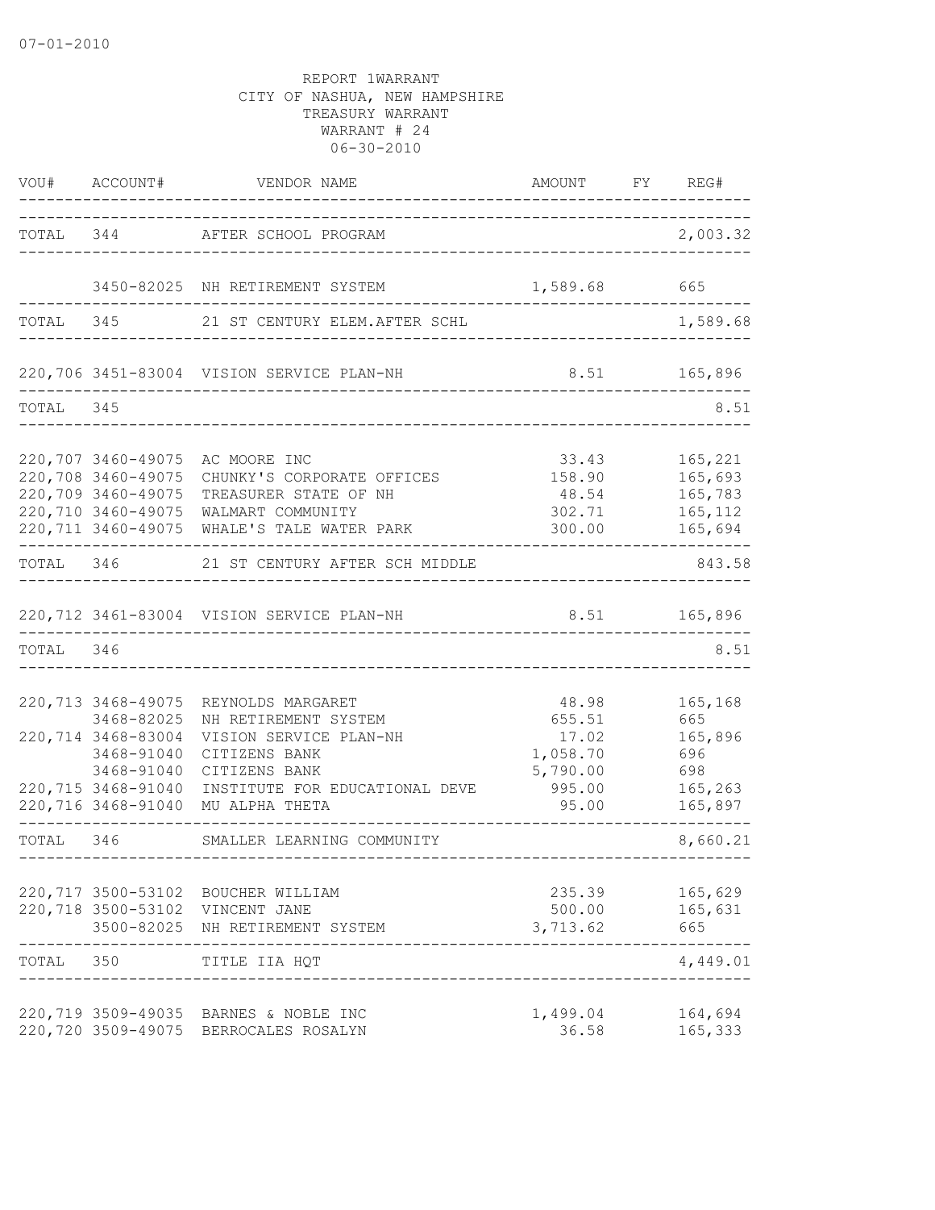07-01-2010

REPORT 1WARRANT
CITY OF NASHUA, NEW HAMPSHIRE
TREASURY WARRANT
WARRANT # 24
06-30-2010

| VOU# | ACCOUNT# | VENDOR NAME | AMOUNT | FY | REG# |
|---|---|---|---|---|---|
| TOTAL | 344 | AFTER SCHOOL PROGRAM | | | 2,003.32 |
| | 3450-82025 | NH RETIREMENT SYSTEM | 1,589.68 | | 665 |
| TOTAL | 345 | 21 ST CENTURY ELEM.AFTER SCHL | | | 1,589.68 |
| 220,706 | 3451-83004 | VISION SERVICE PLAN-NH | 8.51 | | 165,896 |
| TOTAL | 345 | | | | 8.51 |
| 220,707 | 3460-49075 | AC MOORE INC | 33.43 | | 165,221 |
| 220,708 | 3460-49075 | CHUNKY'S CORPORATE OFFICES | 158.90 | | 165,693 |
| 220,709 | 3460-49075 | TREASURER STATE OF NH | 48.54 | | 165,783 |
| 220,710 | 3460-49075 | WALMART COMMUNITY | 302.71 | | 165,112 |
| 220,711 | 3460-49075 | WHALE'S TALE WATER PARK | 300.00 | | 165,694 |
| TOTAL | 346 | 21 ST CENTURY AFTER SCH MIDDLE | | | 843.58 |
| 220,712 | 3461-83004 | VISION SERVICE PLAN-NH | 8.51 | | 165,896 |
| TOTAL | 346 | | | | 8.51 |
| 220,713 | 3468-49075 | REYNOLDS MARGARET | 48.98 | | 165,168 |
| | 3468-82025 | NH RETIREMENT SYSTEM | 655.51 | | 665 |
| 220,714 | 3468-83004 | VISION SERVICE PLAN-NH | 17.02 | | 165,896 |
| | 3468-91040 | CITIZENS BANK | 1,058.70 | | 696 |
| | 3468-91040 | CITIZENS BANK | 5,790.00 | | 698 |
| 220,715 | 3468-91040 | INSTITUTE FOR EDUCATIONAL DEVE | 995.00 | | 165,263 |
| 220,716 | 3468-91040 | MU ALPHA THETA | 95.00 | | 165,897 |
| TOTAL | 346 | SMALLER LEARNING COMMUNITY | | | 8,660.21 |
| 220,717 | 3500-53102 | BOUCHER WILLIAM | 235.39 | | 165,629 |
| 220,718 | 3500-53102 | VINCENT JANE | 500.00 | | 165,631 |
| | 3500-82025 | NH RETIREMENT SYSTEM | 3,713.62 | | 665 |
| TOTAL | 350 | TITLE IIA HQT | | | 4,449.01 |
| 220,719 | 3509-49035 | BARNES & NOBLE INC | 1,499.04 | | 164,694 |
| 220,720 | 3509-49075 | BERROCALES ROSALYN | 36.58 | | 165,333 |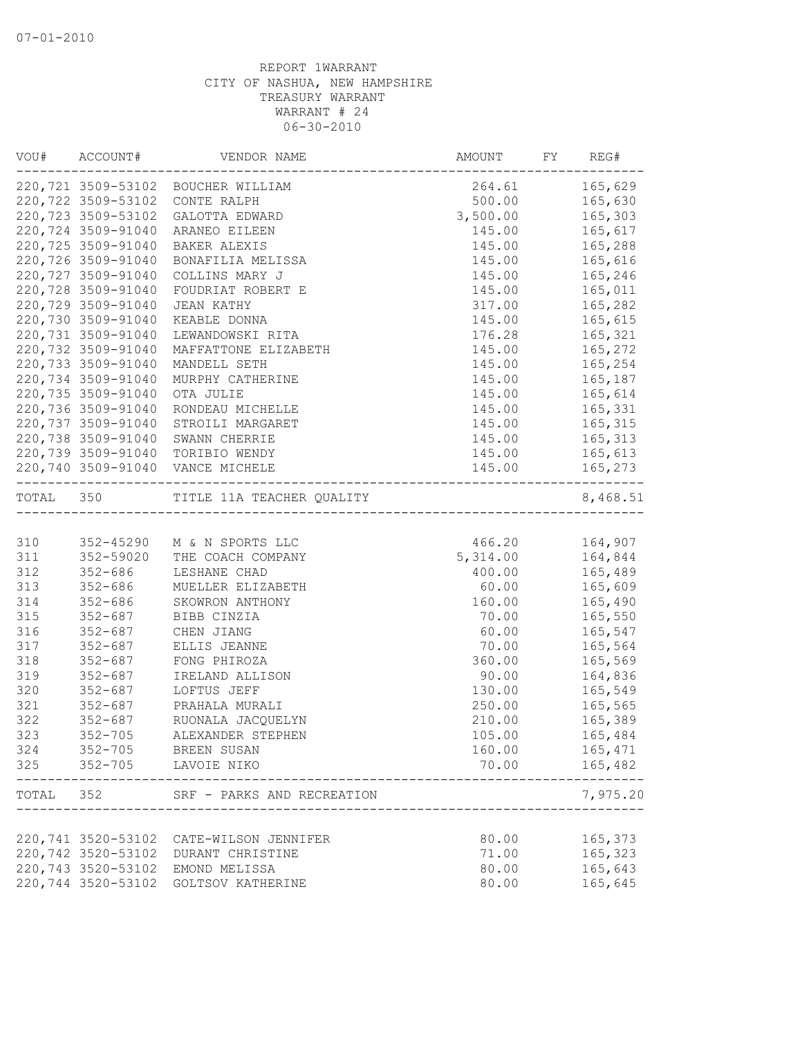07-01-2010

REPORT 1WARRANT
CITY OF NASHUA, NEW HAMPSHIRE
TREASURY WARRANT
WARRANT # 24
06-30-2010

| VOU# | ACCOUNT# | VENDOR NAME | AMOUNT | FY | REG# |
|---|---|---|---|---|---|
| 220,721 | 3509-53102 | BOUCHER WILLIAM | 264.61 | | 165,629 |
| 220,722 | 3509-53102 | CONTE RALPH | 500.00 | | 165,630 |
| 220,723 | 3509-53102 | GALOTTA EDWARD | 3,500.00 | | 165,303 |
| 220,724 | 3509-91040 | ARANEO EILEEN | 145.00 | | 165,617 |
| 220,725 | 3509-91040 | BAKER ALEXIS | 145.00 | | 165,288 |
| 220,726 | 3509-91040 | BONAFILIA MELISSA | 145.00 | | 165,616 |
| 220,727 | 3509-91040 | COLLINS MARY J | 145.00 | | 165,246 |
| 220,728 | 3509-91040 | FOUDRIAT ROBERT E | 145.00 | | 165,011 |
| 220,729 | 3509-91040 | JEAN KATHY | 317.00 | | 165,282 |
| 220,730 | 3509-91040 | KEABLE DONNA | 145.00 | | 165,615 |
| 220,731 | 3509-91040 | LEWANDOWSKI RITA | 176.28 | | 165,321 |
| 220,732 | 3509-91040 | MAFFATTONE ELIZABETH | 145.00 | | 165,272 |
| 220,733 | 3509-91040 | MANDELL SETH | 145.00 | | 165,254 |
| 220,734 | 3509-91040 | MURPHY CATHERINE | 145.00 | | 165,187 |
| 220,735 | 3509-91040 | OTA JULIE | 145.00 | | 165,614 |
| 220,736 | 3509-91040 | RONDEAU MICHELLE | 145.00 | | 165,331 |
| 220,737 | 3509-91040 | STROILI MARGARET | 145.00 | | 165,315 |
| 220,738 | 3509-91040 | SWANN CHERRIE | 145.00 | | 165,313 |
| 220,739 | 3509-91040 | TORIBIO WENDY | 145.00 | | 165,613 |
| 220,740 | 3509-91040 | VANCE MICHELE | 145.00 | | 165,273 |
| TOTAL | 350 | TITLE 11A TEACHER QUALITY | | | 8,468.51 |
| 310 | 352-45290 | M & N SPORTS LLC | 466.20 | | 164,907 |
| 311 | 352-59020 | THE COACH COMPANY | 5,314.00 | | 164,844 |
| 312 | 352-686 | LESHANE CHAD | 400.00 | | 165,489 |
| 313 | 352-686 | MUELLER ELIZABETH | 60.00 | | 165,609 |
| 314 | 352-686 | SKOWRON ANTHONY | 160.00 | | 165,490 |
| 315 | 352-687 | BIBB CINZIA | 70.00 | | 165,550 |
| 316 | 352-687 | CHEN JIANG | 60.00 | | 165,547 |
| 317 | 352-687 | ELLIS JEANNE | 70.00 | | 165,564 |
| 318 | 352-687 | FONG PHIROZA | 360.00 | | 165,569 |
| 319 | 352-687 | IRELAND ALLISON | 90.00 | | 164,836 |
| 320 | 352-687 | LOFTUS JEFF | 130.00 | | 165,549 |
| 321 | 352-687 | PRAHALA MURALI | 250.00 | | 165,565 |
| 322 | 352-687 | RUONALA JACQUELYN | 210.00 | | 165,389 |
| 323 | 352-705 | ALEXANDER STEPHEN | 105.00 | | 165,484 |
| 324 | 352-705 | BREEN SUSAN | 160.00 | | 165,471 |
| 325 | 352-705 | LAVOIE NIKO | 70.00 | | 165,482 |
| TOTAL | 352 | SRF - PARKS AND RECREATION | | | 7,975.20 |
| 220,741 | 3520-53102 | CATE-WILSON JENNIFER | 80.00 | | 165,373 |
| 220,742 | 3520-53102 | DURANT CHRISTINE | 71.00 | | 165,323 |
| 220,743 | 3520-53102 | EMOND MELISSA | 80.00 | | 165,643 |
| 220,744 | 3520-53102 | GOLTSOV KATHERINE | 80.00 | | 165,645 |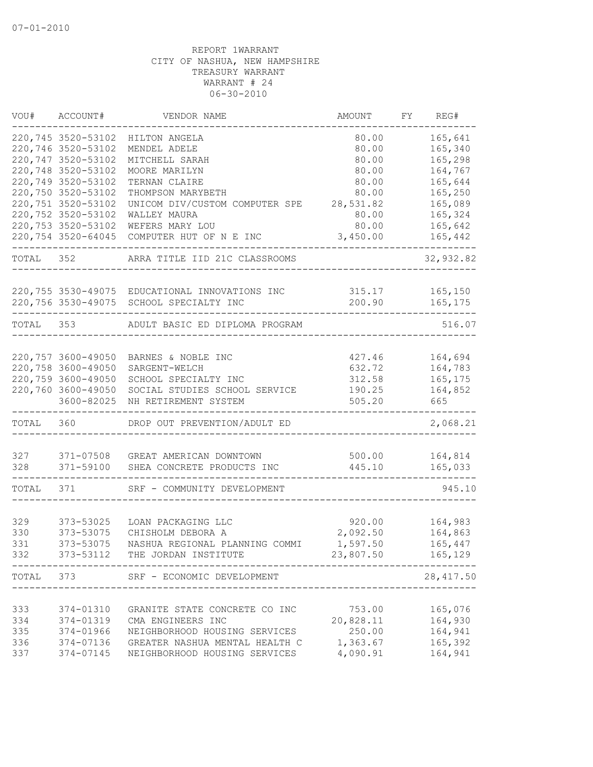07-01-2010

REPORT 1WARRANT
CITY OF NASHUA, NEW HAMPSHIRE
TREASURY WARRANT
WARRANT # 24
06-30-2010

| VOU# | ACCOUNT# | VENDOR NAME | AMOUNT | FY | REG# |
|---|---|---|---|---|---|
| 220,745 | 3520-53102 | HILTON ANGELA | 80.00 | | 165,641 |
| 220,746 | 3520-53102 | MENDEL ADELE | 80.00 | | 165,340 |
| 220,747 | 3520-53102 | MITCHELL SARAH | 80.00 | | 165,298 |
| 220,748 | 3520-53102 | MOORE MARILYN | 80.00 | | 164,767 |
| 220,749 | 3520-53102 | TERNAN CLAIRE | 80.00 | | 165,644 |
| 220,750 | 3520-53102 | THOMPSON MARYBETH | 80.00 | | 165,250 |
| 220,751 | 3520-53102 | UNICOM DIV/CUSTOM COMPUTER SPE | 28,531.82 | | 165,089 |
| 220,752 | 3520-53102 | WALLEY MAURA | 80.00 | | 165,324 |
| 220,753 | 3520-53102 | WEFERS MARY LOU | 80.00 | | 165,642 |
| 220,754 | 3520-64045 | COMPUTER HUT OF N E INC | 3,450.00 | | 165,442 |
| TOTAL | 352 | ARRA TITLE IID 21C CLASSROOMS | | | 32,932.82 |
| 220,755 | 3530-49075 | EDUCATIONAL INNOVATIONS INC | 315.17 | | 165,150 |
| 220,756 | 3530-49075 | SCHOOL SPECIALTY INC | 200.90 | | 165,175 |
| TOTAL | 353 | ADULT BASIC ED DIPLOMA PROGRAM | | | 516.07 |
| 220,757 | 3600-49050 | BARNES & NOBLE INC | 427.46 | | 164,694 |
| 220,758 | 3600-49050 | SARGENT-WELCH | 632.72 | | 164,783 |
| 220,759 | 3600-49050 | SCHOOL SPECIALTY INC | 312.58 | | 165,175 |
| 220,760 | 3600-49050 | SOCIAL STUDIES SCHOOL SERVICE | 190.25 | | 164,852 |
| | 3600-82025 | NH RETIREMENT SYSTEM | 505.20 | | 665 |
| TOTAL | 360 | DROP OUT PREVENTION/ADULT ED | | | 2,068.21 |
| 327 | 371-07508 | GREAT AMERICAN DOWNTOWN | 500.00 | | 164,814 |
| 328 | 371-59100 | SHEA CONCRETE PRODUCTS INC | 445.10 | | 165,033 |
| TOTAL | 371 | SRF - COMMUNITY DEVELOPMENT | | | 945.10 |
| 329 | 373-53025 | LOAN PACKAGING LLC | 920.00 | | 164,983 |
| 330 | 373-53075 | CHISHOLM DEBORA A | 2,092.50 | | 164,863 |
| 331 | 373-53075 | NASHUA REGIONAL PLANNING COMMI | 1,597.50 | | 165,447 |
| 332 | 373-53112 | THE JORDAN INSTITUTE | 23,807.50 | | 165,129 |
| TOTAL | 373 | SRF - ECONOMIC DEVELOPMENT | | | 28,417.50 |
| 333 | 374-01310 | GRANITE STATE CONCRETE CO INC | 753.00 | | 165,076 |
| 334 | 374-01319 | CMA ENGINEERS INC | 20,828.11 | | 164,930 |
| 335 | 374-01966 | NEIGHBORHOOD HOUSING SERVICES | 250.00 | | 164,941 |
| 336 | 374-07136 | GREATER NASHUA MENTAL HEALTH C | 1,363.67 | | 165,392 |
| 337 | 374-07145 | NEIGHBORHOOD HOUSING SERVICES | 4,090.91 | | 164,941 |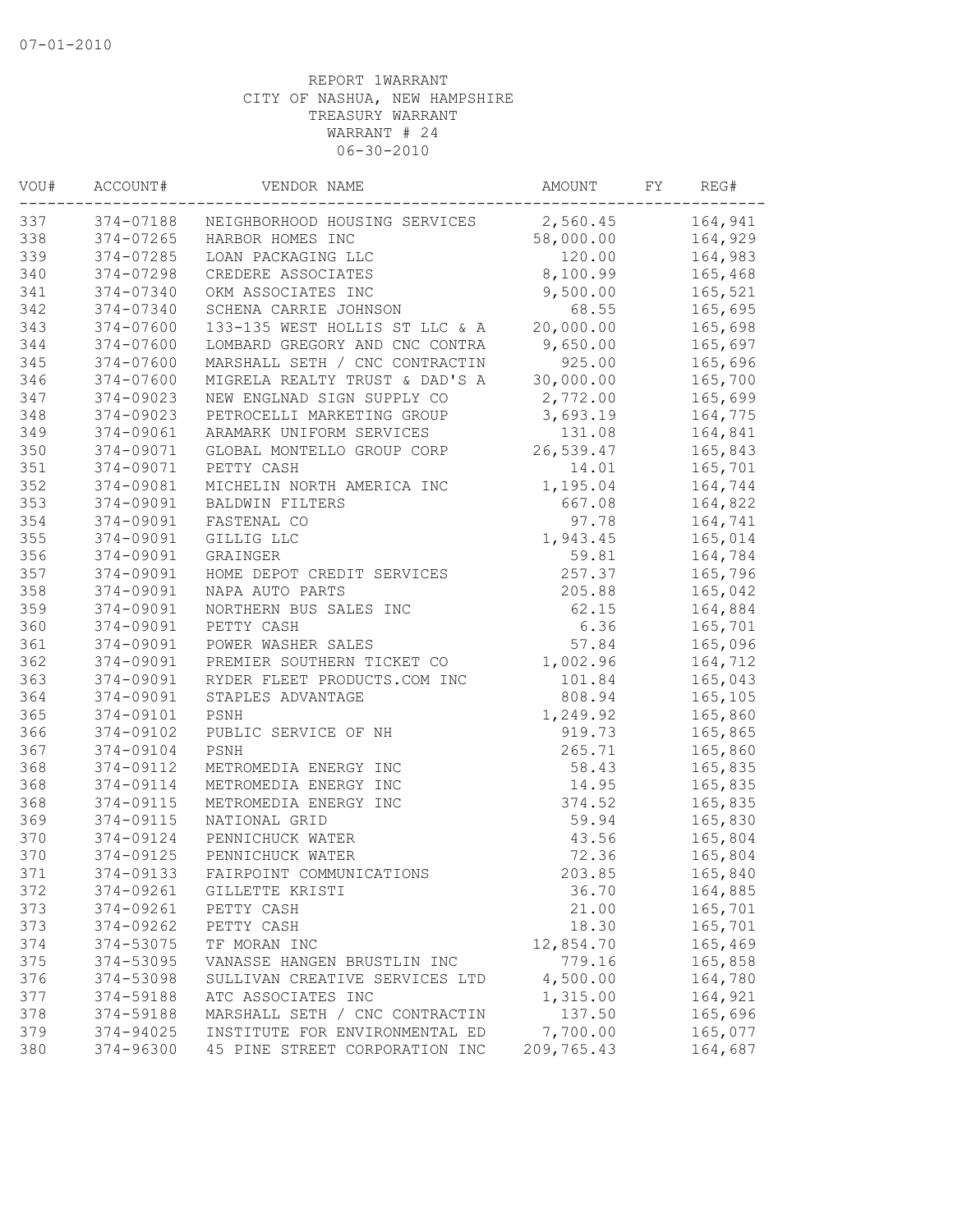07-01-2010

REPORT 1WARRANT
CITY OF NASHUA, NEW HAMPSHIRE
TREASURY WARRANT
WARRANT # 24
06-30-2010

| VOU# | ACCOUNT# | VENDOR NAME | AMOUNT | FY | REG# |
|---|---|---|---|---|---|
| 337 | 374-07188 | NEIGHBORHOOD HOUSING SERVICES | 2,560.45 | | 164,941 |
| 338 | 374-07265 | HARBOR HOMES INC | 58,000.00 | | 164,929 |
| 339 | 374-07285 | LOAN PACKAGING LLC | 120.00 | | 164,983 |
| 340 | 374-07298 | CREDERE ASSOCIATES | 8,100.99 | | 165,468 |
| 341 | 374-07340 | OKM ASSOCIATES INC | 9,500.00 | | 165,521 |
| 342 | 374-07340 | SCHENA CARRIE JOHNSON | 68.55 | | 165,695 |
| 343 | 374-07600 | 133-135 WEST HOLLIS ST LLC & A | 20,000.00 | | 165,698 |
| 344 | 374-07600 | LOMBARD GREGORY AND CNC CONTRA | 9,650.00 | | 165,697 |
| 345 | 374-07600 | MARSHALL SETH / CNC CONTRACTIN | 925.00 | | 165,696 |
| 346 | 374-07600 | MIGRELA REALTY TRUST & DAD'S A | 30,000.00 | | 165,700 |
| 347 | 374-09023 | NEW ENGLNAD SIGN SUPPLY CO | 2,772.00 | | 165,699 |
| 348 | 374-09023 | PETROCELLI MARKETING GROUP | 3,693.19 | | 164,775 |
| 349 | 374-09061 | ARAMARK UNIFORM SERVICES | 131.08 | | 164,841 |
| 350 | 374-09071 | GLOBAL MONTELLO GROUP CORP | 26,539.47 | | 165,843 |
| 351 | 374-09071 | PETTY CASH | 14.01 | | 165,701 |
| 352 | 374-09081 | MICHELIN NORTH AMERICA INC | 1,195.04 | | 164,744 |
| 353 | 374-09091 | BALDWIN FILTERS | 667.08 | | 164,822 |
| 354 | 374-09091 | FASTENAL CO | 97.78 | | 164,741 |
| 355 | 374-09091 | GILLIG LLC | 1,943.45 | | 165,014 |
| 356 | 374-09091 | GRAINGER | 59.81 | | 164,784 |
| 357 | 374-09091 | HOME DEPOT CREDIT SERVICES | 257.37 | | 165,796 |
| 358 | 374-09091 | NAPA AUTO PARTS | 205.88 | | 165,042 |
| 359 | 374-09091 | NORTHERN BUS SALES INC | 62.15 | | 164,884 |
| 360 | 374-09091 | PETTY CASH | 6.36 | | 165,701 |
| 361 | 374-09091 | POWER WASHER SALES | 57.84 | | 165,096 |
| 362 | 374-09091 | PREMIER SOUTHERN TICKET CO | 1,002.96 | | 164,712 |
| 363 | 374-09091 | RYDER FLEET PRODUCTS.COM INC | 101.84 | | 165,043 |
| 364 | 374-09091 | STAPLES ADVANTAGE | 808.94 | | 165,105 |
| 365 | 374-09101 | PSNH | 1,249.92 | | 165,860 |
| 366 | 374-09102 | PUBLIC SERVICE OF NH | 919.73 | | 165,865 |
| 367 | 374-09104 | PSNH | 265.71 | | 165,860 |
| 368 | 374-09112 | METROMEDIA ENERGY INC | 58.43 | | 165,835 |
| 368 | 374-09114 | METROMEDIA ENERGY INC | 14.95 | | 165,835 |
| 368 | 374-09115 | METROMEDIA ENERGY INC | 374.52 | | 165,835 |
| 369 | 374-09115 | NATIONAL GRID | 59.94 | | 165,830 |
| 370 | 374-09124 | PENNICHUCK WATER | 43.56 | | 165,804 |
| 370 | 374-09125 | PENNICHUCK WATER | 72.36 | | 165,804 |
| 371 | 374-09133 | FAIRPOINT COMMUNICATIONS | 203.85 | | 165,840 |
| 372 | 374-09261 | GILLETTE KRISTI | 36.70 | | 164,885 |
| 373 | 374-09261 | PETTY CASH | 21.00 | | 165,701 |
| 373 | 374-09262 | PETTY CASH | 18.30 | | 165,701 |
| 374 | 374-53075 | TF MORAN INC | 12,854.70 | | 165,469 |
| 375 | 374-53095 | VANASSE HANGEN BRUSTLIN INC | 779.16 | | 165,858 |
| 376 | 374-53098 | SULLIVAN CREATIVE SERVICES LTD | 4,500.00 | | 164,780 |
| 377 | 374-59188 | ATC ASSOCIATES INC | 1,315.00 | | 164,921 |
| 378 | 374-59188 | MARSHALL SETH / CNC CONTRACTIN | 137.50 | | 165,696 |
| 379 | 374-94025 | INSTITUTE FOR ENVIRONMENTAL ED | 7,700.00 | | 165,077 |
| 380 | 374-96300 | 45 PINE STREET CORPORATION INC | 209,765.43 | | 164,687 |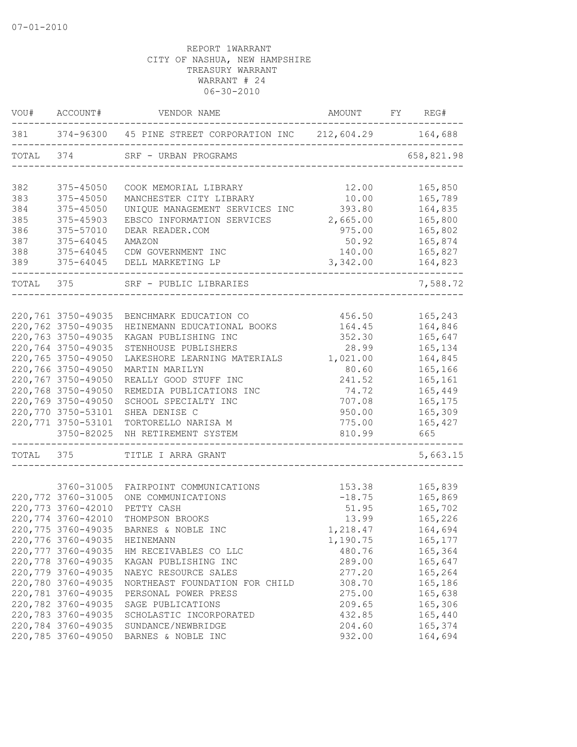07-01-2010

REPORT 1WARRANT
CITY OF NASHUA, NEW HAMPSHIRE
TREASURY WARRANT
WARRANT # 24
06-30-2010

| VOU# | ACCOUNT# | VENDOR NAME | AMOUNT | FY | REG# |
|---|---|---|---|---|---|
| 381 | 374-96300 | 45 PINE STREET CORPORATION INC | 212,604.29 | | 164,688 |
| TOTAL | 374 | SRF - URBAN PROGRAMS | | | 658,821.98 |
| 382 | 375-45050 | COOK MEMORIAL LIBRARY | 12.00 | | 165,850 |
| 383 | 375-45050 | MANCHESTER CITY LIBRARY | 10.00 | | 165,789 |
| 384 | 375-45050 | UNIQUE MANAGEMENT SERVICES INC | 393.80 | | 164,835 |
| 385 | 375-45903 | EBSCO INFORMATION SERVICES | 2,665.00 | | 165,800 |
| 386 | 375-57010 | DEAR READER.COM | 975.00 | | 165,802 |
| 387 | 375-64045 | AMAZON | 50.92 | | 165,874 |
| 388 | 375-64045 | CDW GOVERNMENT INC | 140.00 | | 165,827 |
| 389 | 375-64045 | DELL MARKETING LP | 3,342.00 | | 164,823 |
| TOTAL | 375 | SRF - PUBLIC LIBRARIES | | | 7,588.72 |
| 220,761 | 3750-49035 | BENCHMARK EDUCATION CO | 456.50 | | 165,243 |
| 220,762 | 3750-49035 | HEINEMANN EDUCATIONAL BOOKS | 164.45 | | 164,846 |
| 220,763 | 3750-49035 | KAGAN PUBLISHING INC | 352.30 | | 165,647 |
| 220,764 | 3750-49035 | STENHOUSE PUBLISHERS | 28.99 | | 165,134 |
| 220,765 | 3750-49050 | LAKESHORE LEARNING MATERIALS | 1,021.00 | | 164,845 |
| 220,766 | 3750-49050 | MARTIN MARILYN | 80.60 | | 165,166 |
| 220,767 | 3750-49050 | REALLY GOOD STUFF INC | 241.52 | | 165,161 |
| 220,768 | 3750-49050 | REMEDIA PUBLICATIONS INC | 74.72 | | 165,449 |
| 220,769 | 3750-49050 | SCHOOL SPECIALTY INC | 707.08 | | 165,175 |
| 220,770 | 3750-53101 | SHEA DENISE C | 950.00 | | 165,309 |
| 220,771 | 3750-53101 | TORTORELLO NARISA M | 775.00 | | 165,427 |
| | 3750-82025 | NH RETIREMENT SYSTEM | 810.99 | | 665 |
| TOTAL | 375 | TITLE I ARRA GRANT | | | 5,663.15 |
| | 3760-31005 | FAIRPOINT COMMUNICATIONS | 153.38 | | 165,839 |
| 220,772 | 3760-31005 | ONE COMMUNICATIONS | -18.75 | | 165,869 |
| 220,773 | 3760-42010 | PETTY CASH | 51.95 | | 165,702 |
| 220,774 | 3760-42010 | THOMPSON BROOKS | 13.99 | | 165,226 |
| 220,775 | 3760-49035 | BARNES & NOBLE INC | 1,218.47 | | 164,694 |
| 220,776 | 3760-49035 | HEINEMANN | 1,190.75 | | 165,177 |
| 220,777 | 3760-49035 | HM RECEIVABLES CO LLC | 480.76 | | 165,364 |
| 220,778 | 3760-49035 | KAGAN PUBLISHING INC | 289.00 | | 165,647 |
| 220,779 | 3760-49035 | NAEYC RESOURCE SALES | 277.20 | | 165,264 |
| 220,780 | 3760-49035 | NORTHEAST FOUNDATION FOR CHILD | 308.70 | | 165,186 |
| 220,781 | 3760-49035 | PERSONAL POWER PRESS | 275.00 | | 165,638 |
| 220,782 | 3760-49035 | SAGE PUBLICATIONS | 209.65 | | 165,306 |
| 220,783 | 3760-49035 | SCHOLASTIC INCORPORATED | 432.85 | | 165,440 |
| 220,784 | 3760-49035 | SUNDANCE/NEWBRIDGE | 204.60 | | 165,374 |
| 220,785 | 3760-49050 | BARNES & NOBLE INC | 932.00 | | 164,694 |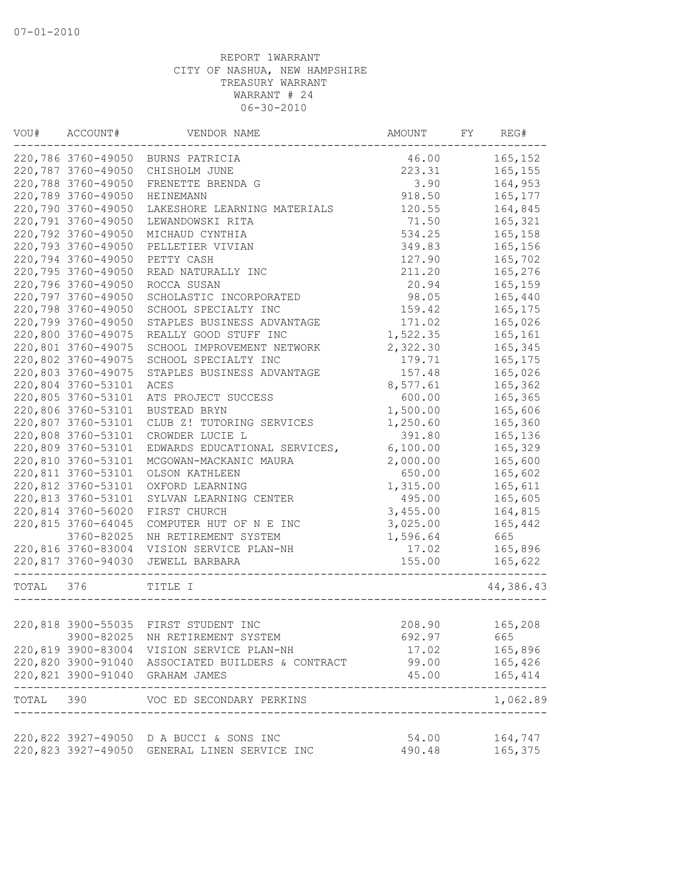07-01-2010

REPORT 1WARRANT
CITY OF NASHUA, NEW HAMPSHIRE
TREASURY WARRANT
WARRANT # 24
06-30-2010

| VOU# | ACCOUNT# | VENDOR NAME | AMOUNT | FY | REG# |
|---|---|---|---|---|---|
| 220,786 | 3760-49050 | BURNS PATRICIA | 46.00 | | 165,152 |
| 220,787 | 3760-49050 | CHISHOLM JUNE | 223.31 | | 165,155 |
| 220,788 | 3760-49050 | FRENETTE BRENDA G | 3.90 | | 164,953 |
| 220,789 | 3760-49050 | HEINEMANN | 918.50 | | 165,177 |
| 220,790 | 3760-49050 | LAKESHORE LEARNING MATERIALS | 120.55 | | 164,845 |
| 220,791 | 3760-49050 | LEWANDOWSKI RITA | 71.50 | | 165,321 |
| 220,792 | 3760-49050 | MICHAUD CYNTHIA | 534.25 | | 165,158 |
| 220,793 | 3760-49050 | PELLETIER VIVIAN | 349.83 | | 165,156 |
| 220,794 | 3760-49050 | PETTY CASH | 127.90 | | 165,702 |
| 220,795 | 3760-49050 | READ NATURALLY INC | 211.20 | | 165,276 |
| 220,796 | 3760-49050 | ROCCA SUSAN | 20.94 | | 165,159 |
| 220,797 | 3760-49050 | SCHOLASTIC INCORPORATED | 98.05 | | 165,440 |
| 220,798 | 3760-49050 | SCHOOL SPECIALTY INC | 159.42 | | 165,175 |
| 220,799 | 3760-49050 | STAPLES BUSINESS ADVANTAGE | 171.02 | | 165,026 |
| 220,800 | 3760-49050 | REALLY GOOD STUFF INC | 1,522.35 | | 165,161 |
| 220,801 | 3760-49075 | SCHOOL IMPROVEMENT NETWORK | 2,322.30 | | 165,345 |
| 220,802 | 3760-49075 | SCHOOL SPECIALTY INC | 179.71 | | 165,175 |
| 220,803 | 3760-49075 | STAPLES BUSINESS ADVANTAGE | 157.48 | | 165,026 |
| 220,804 | 3760-53101 | ACES | 8,577.61 | | 165,362 |
| 220,805 | 3760-53101 | ATS PROJECT SUCCESS | 600.00 | | 165,365 |
| 220,806 | 3760-53101 | BUSTEAD BRYN | 1,500.00 | | 165,606 |
| 220,807 | 3760-53101 | CLUB Z! TUTORING SERVICES | 1,250.60 | | 165,360 |
| 220,808 | 3760-53101 | CROWDER LUCIE L | 391.80 | | 165,136 |
| 220,809 | 3760-53101 | EDWARDS EDUCATIONAL SERVICES, | 6,100.00 | | 165,329 |
| 220,810 | 3760-53101 | MCGOWAN-MACKANIC MAURA | 2,000.00 | | 165,600 |
| 220,811 | 3760-53101 | OLSON KATHLEEN | 650.00 | | 165,602 |
| 220,812 | 3760-53101 | OXFORD LEARNING | 1,315.00 | | 165,611 |
| 220,813 | 3760-53101 | SYLVAN LEARNING CENTER | 495.00 | | 165,605 |
| 220,814 | 3760-56020 | FIRST CHURCH | 3,455.00 | | 164,815 |
| 220,815 | 3760-64045 | COMPUTER HUT OF N E INC | 3,025.00 | | 165,442 |
| | 3760-82025 | NH RETIREMENT SYSTEM | 1,596.64 | | 665 |
| 220,816 | 3760-83004 | VISION SERVICE PLAN-NH | 17.02 | | 165,896 |
| 220,817 | 3760-94030 | JEWELL BARBARA | 155.00 | | 165,622 |
| TOTAL | 376 | TITLE I | | | 44,386.43 |
| 220,818 | 3900-55035 | FIRST STUDENT INC | 208.90 | | 165,208 |
| | 3900-82025 | NH RETIREMENT SYSTEM | 692.97 | | 665 |
| 220,819 | 3900-83004 | VISION SERVICE PLAN-NH | 17.02 | | 165,896 |
| 220,820 | 3900-91040 | ASSOCIATED BUILDERS & CONTRACT | 99.00 | | 165,426 |
| 220,821 | 3900-91040 | GRAHAM JAMES | 45.00 | | 165,414 |
| TOTAL | 390 | VOC ED SECONDARY PERKINS | | | 1,062.89 |
| 220,822 | 3927-49050 | D A BUCCI & SONS INC | 54.00 | | 164,747 |
| 220,823 | 3927-49050 | GENERAL LINEN SERVICE INC | 490.48 | | 165,375 |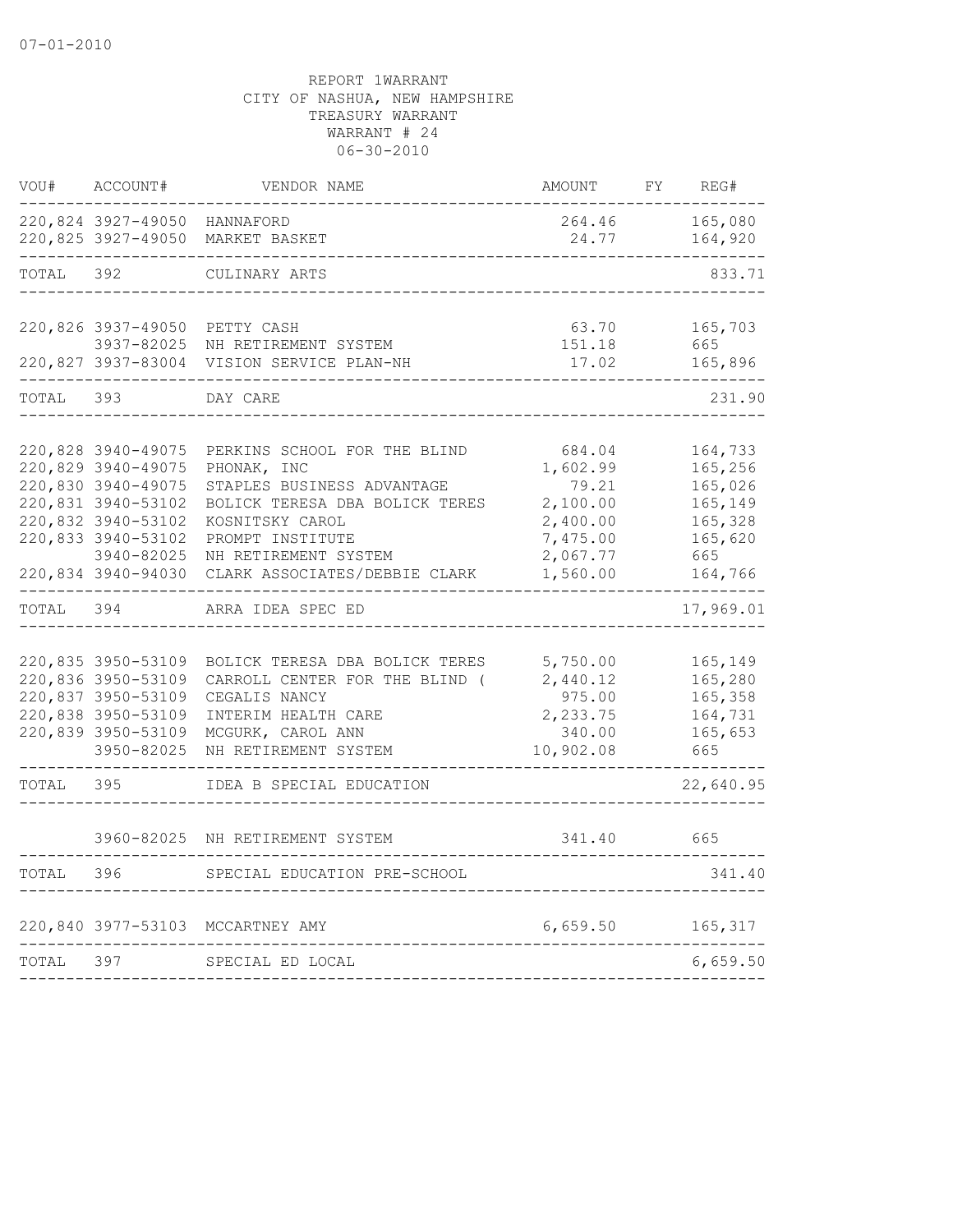07-01-2010

REPORT 1WARRANT
CITY OF NASHUA, NEW HAMPSHIRE
TREASURY WARRANT
WARRANT # 24
06-30-2010

| VOU# | ACCOUNT# | VENDOR NAME | AMOUNT | FY | REG# |
|---|---|---|---|---|---|
| 220,824 | 3927-49050 | HANNAFORD | 264.46 | | 165,080 |
| 220,825 | 3927-49050 | MARKET BASKET | 24.77 | | 164,920 |
| TOTAL | 392 | CULINARY ARTS | | | 833.71 |
| 220,826 | 3937-49050 | PETTY CASH | 63.70 | | 165,703 |
| | 3937-82025 | NH RETIREMENT SYSTEM | 151.18 | | 665 |
| 220,827 | 3937-83004 | VISION SERVICE PLAN-NH | 17.02 | | 165,896 |
| TOTAL | 393 | DAY CARE | | | 231.90 |
| 220,828 | 3940-49075 | PERKINS SCHOOL FOR THE BLIND | 684.04 | | 164,733 |
| 220,829 | 3940-49075 | PHONAK, INC | 1,602.99 | | 165,256 |
| 220,830 | 3940-49075 | STAPLES BUSINESS ADVANTAGE | 79.21 | | 165,026 |
| 220,831 | 3940-53102 | BOLICK TERESA DBA BOLICK TERES | 2,100.00 | | 165,149 |
| 220,832 | 3940-53102 | KOSNITSKY CAROL | 2,400.00 | | 165,328 |
| 220,833 | 3940-53102 | PROMPT INSTITUTE | 7,475.00 | | 165,620 |
| | 3940-82025 | NH RETIREMENT SYSTEM | 2,067.77 | | 665 |
| 220,834 | 3940-94030 | CLARK ASSOCIATES/DEBBIE CLARK | 1,560.00 | | 164,766 |
| TOTAL | 394 | ARRA IDEA SPEC ED | | | 17,969.01 |
| 220,835 | 3950-53109 | BOLICK TERESA DBA BOLICK TERES | 5,750.00 | | 165,149 |
| 220,836 | 3950-53109 | CARROLL CENTER FOR THE BLIND ( | 2,440.12 | | 165,280 |
| 220,837 | 3950-53109 | CEGALIS NANCY | 975.00 | | 165,358 |
| 220,838 | 3950-53109 | INTERIM HEALTH CARE | 2,233.75 | | 164,731 |
| 220,839 | 3950-53109 | MCGURK, CAROL ANN | 340.00 | | 165,653 |
| | 3950-82025 | NH RETIREMENT SYSTEM | 10,902.08 | | 665 |
| TOTAL | 395 | IDEA B SPECIAL EDUCATION | | | 22,640.95 |
| | 3960-82025 | NH RETIREMENT SYSTEM | 341.40 | | 665 |
| TOTAL | 396 | SPECIAL EDUCATION PRE-SCHOOL | | | 341.40 |
| 220,840 | 3977-53103 | MCCARTNEY AMY | 6,659.50 | | 165,317 |
| TOTAL | 397 | SPECIAL ED LOCAL | | | 6,659.50 |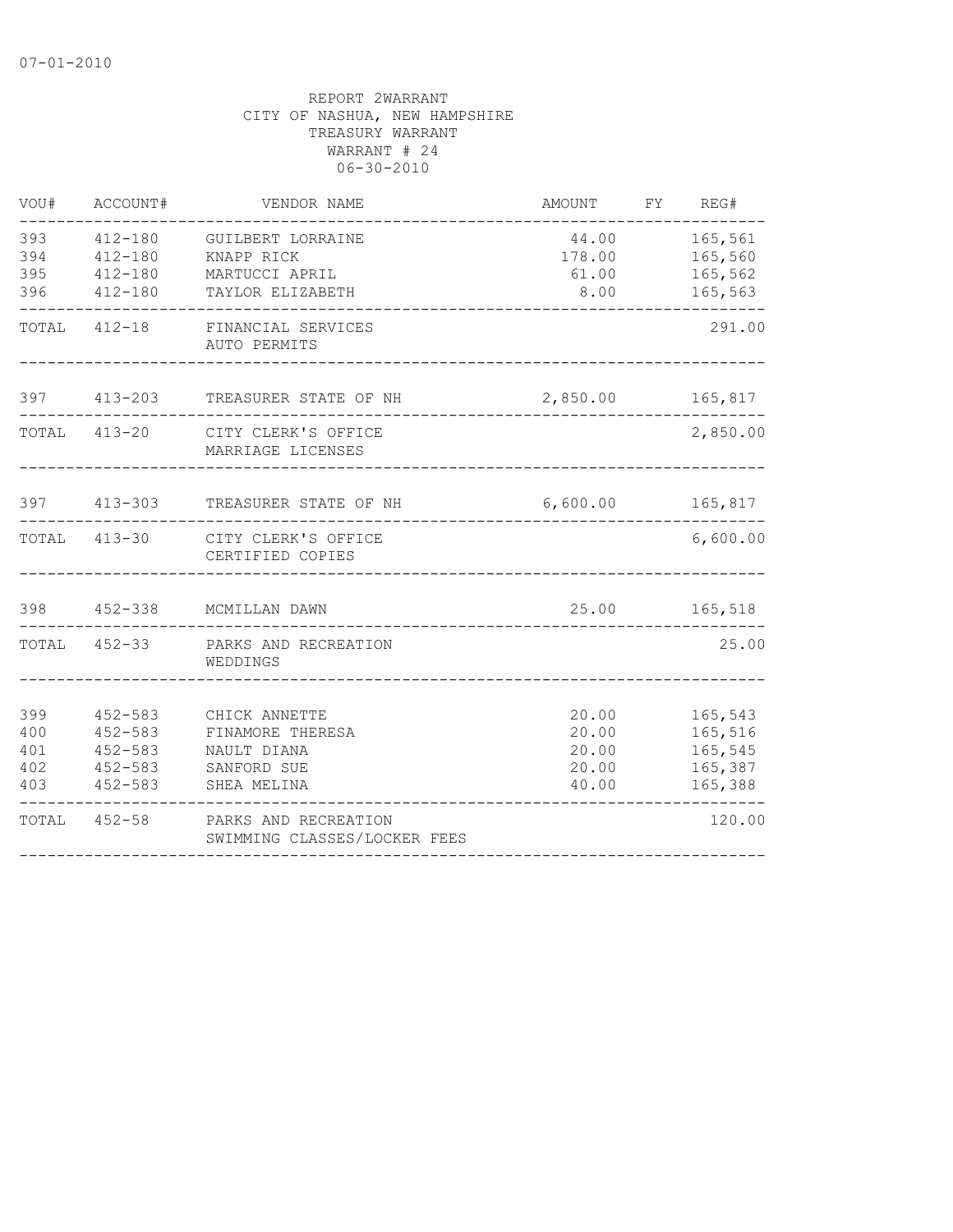07-01-2010

REPORT 2WARRANT
CITY OF NASHUA, NEW HAMPSHIRE
TREASURY WARRANT
WARRANT # 24
06-30-2010

| VOU# | ACCOUNT# | VENDOR NAME | AMOUNT | FY | REG# |
|---|---|---|---|---|---|
| 393 | 412-180 | GUILBERT LORRAINE | 44.00 | | 165,561 |
| 394 | 412-180 | KNAPP RICK | 178.00 | | 165,560 |
| 395 | 412-180 | MARTUCCI APRIL | 61.00 | | 165,562 |
| 396 | 412-180 | TAYLOR ELIZABETH | 8.00 | | 165,563 |
| TOTAL | 412-18 | FINANCIAL SERVICES AUTO PERMITS | | | 291.00 |
| 397 | 413-203 | TREASURER STATE OF NH | 2,850.00 | | 165,817 |
| TOTAL | 413-20 | CITY CLERK'S OFFICE MARRIAGE LICENSES | | | 2,850.00 |
| 397 | 413-303 | TREASURER STATE OF NH | 6,600.00 | | 165,817 |
| TOTAL | 413-30 | CITY CLERK'S OFFICE CERTIFIED COPIES | | | 6,600.00 |
| 398 | 452-338 | MCMILLAN DAWN | 25.00 | | 165,518 |
| TOTAL | 452-33 | PARKS AND RECREATION WEDDINGS | | | 25.00 |
| 399 | 452-583 | CHICK ANNETTE | 20.00 | | 165,543 |
| 400 | 452-583 | FINAMORE THERESA | 20.00 | | 165,516 |
| 401 | 452-583 | NAULT DIANA | 20.00 | | 165,545 |
| 402 | 452-583 | SANFORD SUE | 20.00 | | 165,387 |
| 403 | 452-583 | SHEA MELINA | 40.00 | | 165,388 |
| TOTAL | 452-58 | PARKS AND RECREATION SWIMMING CLASSES/LOCKER FEES | | | 120.00 |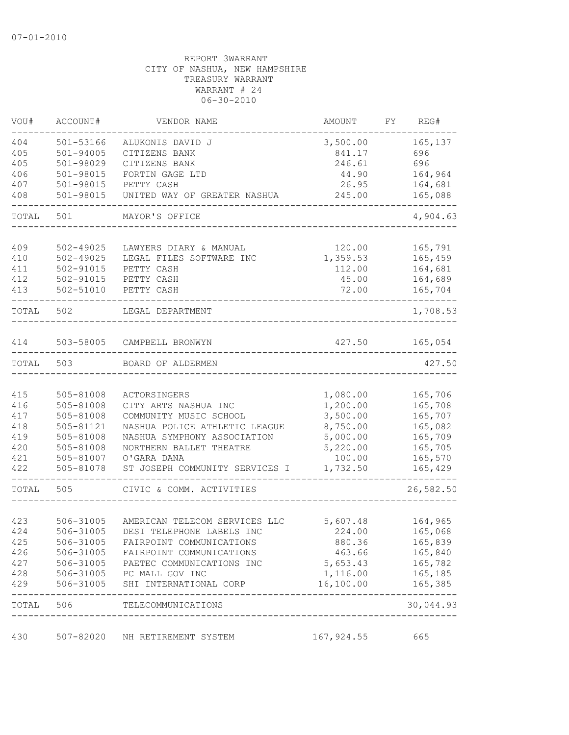07-01-2010

REPORT 3WARRANT
CITY OF NASHUA, NEW HAMPSHIRE
TREASURY WARRANT
WARRANT # 24
06-30-2010

| VOU# | ACCOUNT# | VENDOR NAME | AMOUNT | FY | REG# |
|---|---|---|---|---|---|
| 404 | 501-53166 | ALUKONIS DAVID J | 3,500.00 | | 165,137 |
| 405 | 501-94005 | CITIZENS BANK | 841.17 | | 696 |
| 405 | 501-98029 | CITIZENS BANK | 246.61 | | 696 |
| 406 | 501-98015 | FORTIN GAGE LTD | 44.90 | | 164,964 |
| 407 | 501-98015 | PETTY CASH | 26.95 | | 164,681 |
| 408 | 501-98015 | UNITED WAY OF GREATER NASHUA | 245.00 | | 165,088 |
| TOTAL | 501 | MAYOR'S OFFICE | | | 4,904.63 |
| 409 | 502-49025 | LAWYERS DIARY & MANUAL | 120.00 | | 165,791 |
| 410 | 502-49025 | LEGAL FILES SOFTWARE INC | 1,359.53 | | 165,459 |
| 411 | 502-91015 | PETTY CASH | 112.00 | | 164,681 |
| 412 | 502-91015 | PETTY CASH | 45.00 | | 164,689 |
| 413 | 502-51010 | PETTY CASH | 72.00 | | 165,704 |
| TOTAL | 502 | LEGAL DEPARTMENT | | | 1,708.53 |
| 414 | 503-58005 | CAMPBELL BRONWYN | 427.50 | | 165,054 |
| TOTAL | 503 | BOARD OF ALDERMEN | | | 427.50 |
| 415 | 505-81008 | ACTORSINGERS | 1,080.00 | | 165,706 |
| 416 | 505-81008 | CITY ARTS NASHUA INC | 1,200.00 | | 165,708 |
| 417 | 505-81008 | COMMUNITY MUSIC SCHOOL | 3,500.00 | | 165,707 |
| 418 | 505-81121 | NASHUA POLICE ATHLETIC LEAGUE | 8,750.00 | | 165,082 |
| 419 | 505-81008 | NASHUA SYMPHONY ASSOCIATION | 5,000.00 | | 165,709 |
| 420 | 505-81008 | NORTHERN BALLET THEATRE | 5,220.00 | | 165,705 |
| 421 | 505-81007 | O'GARA DANA | 100.00 | | 165,570 |
| 422 | 505-81078 | ST JOSEPH COMMUNITY SERVICES I | 1,732.50 | | 165,429 |
| TOTAL | 505 | CIVIC & COMM. ACTIVITIES | | | 26,582.50 |
| 423 | 506-31005 | AMERICAN TELECOM SERVICES LLC | 5,607.48 | | 164,965 |
| 424 | 506-31005 | DESI TELEPHONE LABELS INC | 224.00 | | 165,068 |
| 425 | 506-31005 | FAIRPOINT COMMUNICATIONS | 880.36 | | 165,839 |
| 426 | 506-31005 | FAIRPOINT COMMUNICATIONS | 463.66 | | 165,840 |
| 427 | 506-31005 | PAETEC COMMUNICATIONS INC | 5,653.43 | | 165,782 |
| 428 | 506-31005 | PC MALL GOV INC | 1,116.00 | | 165,185 |
| 429 | 506-31005 | SHI INTERNATIONAL CORP | 16,100.00 | | 165,385 |
| TOTAL | 506 | TELECOMMUNICATIONS | | | 30,044.93 |
| 430 | 507-82020 | NH RETIREMENT SYSTEM | 167,924.55 | | 665 |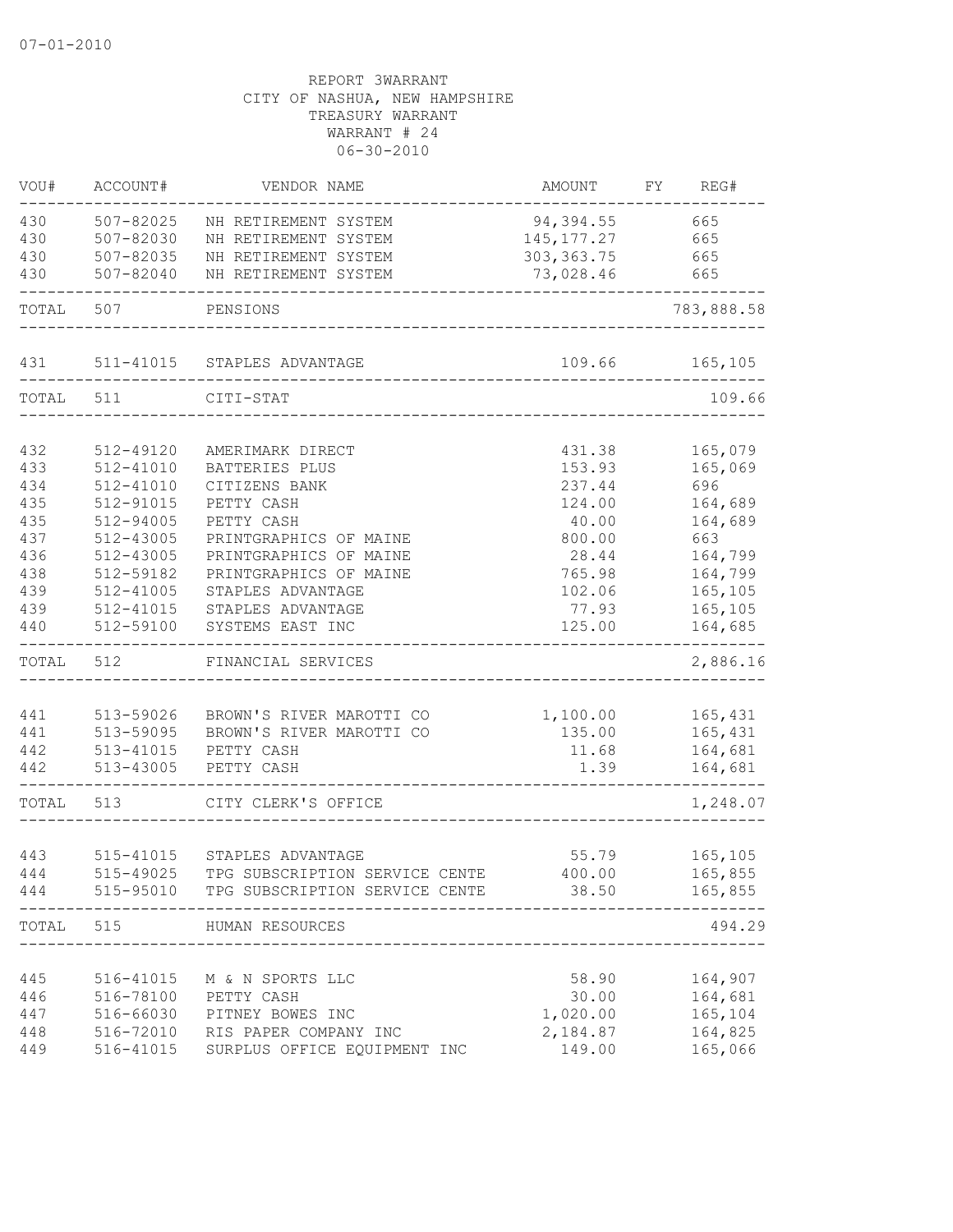07-01-2010

REPORT 3WARRANT
CITY OF NASHUA, NEW HAMPSHIRE
TREASURY WARRANT
WARRANT # 24
06-30-2010

| VOU# | ACCOUNT# | VENDOR NAME | AMOUNT | FY | REG# |
|---|---|---|---|---|---|
| 430 | 507-82025 | NH RETIREMENT SYSTEM | 94,394.55 | | 665 |
| 430 | 507-82030 | NH RETIREMENT SYSTEM | 145,177.27 | | 665 |
| 430 | 507-82035 | NH RETIREMENT SYSTEM | 303,363.75 | | 665 |
| 430 | 507-82040 | NH RETIREMENT SYSTEM | 73,028.46 | | 665 |
| TOTAL | 507 | PENSIONS | | | 783,888.58 |
| 431 | 511-41015 | STAPLES ADVANTAGE | 109.66 | | 165,105 |
| TOTAL | 511 | CITI-STAT | | | 109.66 |
| 432 | 512-49120 | AMERIMARK DIRECT | 431.38 | | 165,079 |
| 433 | 512-41010 | BATTERIES PLUS | 153.93 | | 165,069 |
| 434 | 512-41010 | CITIZENS BANK | 237.44 | | 696 |
| 435 | 512-91015 | PETTY CASH | 124.00 | | 164,689 |
| 435 | 512-94005 | PETTY CASH | 40.00 | | 164,689 |
| 437 | 512-43005 | PRINTGRAPHICS OF MAINE | 800.00 | | 663 |
| 436 | 512-43005 | PRINTGRAPHICS OF MAINE | 28.44 | | 164,799 |
| 438 | 512-59182 | PRINTGRAPHICS OF MAINE | 765.98 | | 164,799 |
| 439 | 512-41005 | STAPLES ADVANTAGE | 102.06 | | 165,105 |
| 439 | 512-41015 | STAPLES ADVANTAGE | 77.93 | | 165,105 |
| 440 | 512-59100 | SYSTEMS EAST INC | 125.00 | | 164,685 |
| TOTAL | 512 | FINANCIAL SERVICES | | | 2,886.16 |
| 441 | 513-59026 | BROWN'S RIVER MAROTTI CO | 1,100.00 | | 165,431 |
| 441 | 513-59095 | BROWN'S RIVER MAROTTI CO | 135.00 | | 165,431 |
| 442 | 513-41015 | PETTY CASH | 11.68 | | 164,681 |
| 442 | 513-43005 | PETTY CASH | 1.39 | | 164,681 |
| TOTAL | 513 | CITY CLERK'S OFFICE | | | 1,248.07 |
| 443 | 515-41015 | STAPLES ADVANTAGE | 55.79 | | 165,105 |
| 444 | 515-49025 | TPG SUBSCRIPTION SERVICE CENTE | 400.00 | | 165,855 |
| 444 | 515-95010 | TPG SUBSCRIPTION SERVICE CENTE | 38.50 | | 165,855 |
| TOTAL | 515 | HUMAN RESOURCES | | | 494.29 |
| 445 | 516-41015 | M & N SPORTS LLC | 58.90 | | 164,907 |
| 446 | 516-78100 | PETTY CASH | 30.00 | | 164,681 |
| 447 | 516-66030 | PITNEY BOWES INC | 1,020.00 | | 165,104 |
| 448 | 516-72010 | RIS PAPER COMPANY INC | 2,184.87 | | 164,825 |
| 449 | 516-41015 | SURPLUS OFFICE EQUIPMENT INC | 149.00 | | 165,066 |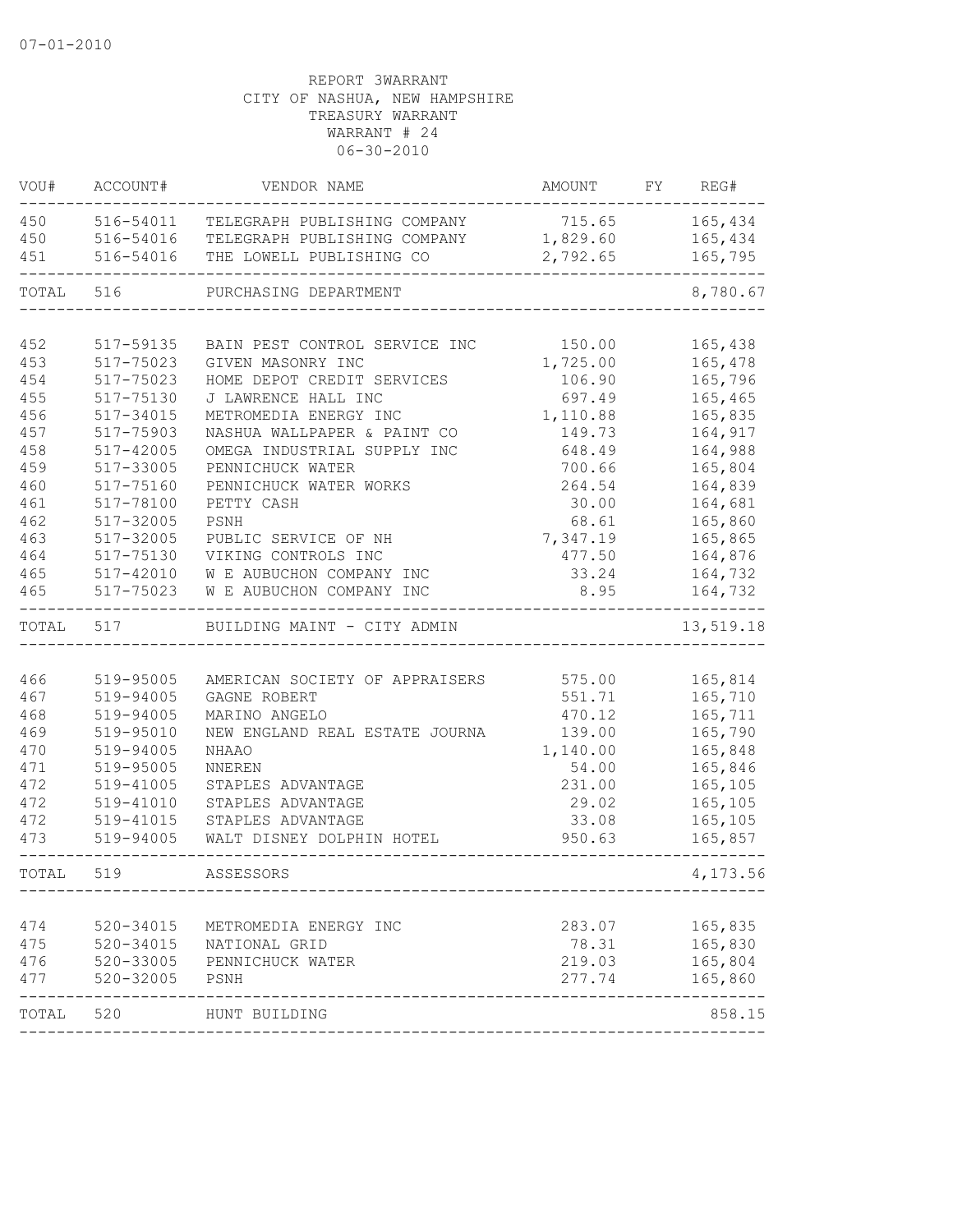07-01-2010

REPORT 3WARRANT
CITY OF NASHUA, NEW HAMPSHIRE
TREASURY WARRANT
WARRANT # 24
06-30-2010

| VOU# | ACCOUNT# | VENDOR NAME | AMOUNT | FY | REG# |
|---|---|---|---|---|---|
| 450 | 516-54011 | TELEGRAPH PUBLISHING COMPANY | 715.65 | | 165,434 |
| 450 | 516-54016 | TELEGRAPH PUBLISHING COMPANY | 1,829.60 | | 165,434 |
| 451 | 516-54016 | THE LOWELL PUBLISHING CO | 2,792.65 | | 165,795 |
| TOTAL | 516 | PURCHASING DEPARTMENT | | | 8,780.67 |
| 452 | 517-59135 | BAIN PEST CONTROL SERVICE INC | 150.00 | | 165,438 |
| 453 | 517-75023 | GIVEN MASONRY INC | 1,725.00 | | 165,478 |
| 454 | 517-75023 | HOME DEPOT CREDIT SERVICES | 106.90 | | 165,796 |
| 455 | 517-75130 | J LAWRENCE HALL INC | 697.49 | | 165,465 |
| 456 | 517-34015 | METROMEDIA ENERGY INC | 1,110.88 | | 165,835 |
| 457 | 517-75903 | NASHUA WALLPAPER & PAINT CO | 149.73 | | 164,917 |
| 458 | 517-42005 | OMEGA INDUSTRIAL SUPPLY INC | 648.49 | | 164,988 |
| 459 | 517-33005 | PENNICHUCK WATER | 700.66 | | 165,804 |
| 460 | 517-75160 | PENNICHUCK WATER WORKS | 264.54 | | 164,839 |
| 461 | 517-78100 | PETTY CASH | 30.00 | | 164,681 |
| 462 | 517-32005 | PSNH | 68.61 | | 165,860 |
| 463 | 517-32005 | PUBLIC SERVICE OF NH | 7,347.19 | | 165,865 |
| 464 | 517-75130 | VIKING CONTROLS INC | 477.50 | | 164,876 |
| 465 | 517-42010 | W E AUBUCHON COMPANY INC | 33.24 | | 164,732 |
| 465 | 517-75023 | W E AUBUCHON COMPANY INC | 8.95 | | 164,732 |
| TOTAL | 517 | BUILDING MAINT - CITY ADMIN | | | 13,519.18 |
| 466 | 519-95005 | AMERICAN SOCIETY OF APPRAISERS | 575.00 | | 165,814 |
| 467 | 519-94005 | GAGNE ROBERT | 551.71 | | 165,710 |
| 468 | 519-94005 | MARINO ANGELO | 470.12 | | 165,711 |
| 469 | 519-95010 | NEW ENGLAND REAL ESTATE JOURNA | 139.00 | | 165,790 |
| 470 | 519-94005 | NHAAO | 1,140.00 | | 165,848 |
| 471 | 519-95005 | NNEREN | 54.00 | | 165,846 |
| 472 | 519-41005 | STAPLES ADVANTAGE | 231.00 | | 165,105 |
| 472 | 519-41010 | STAPLES ADVANTAGE | 29.02 | | 165,105 |
| 472 | 519-41015 | STAPLES ADVANTAGE | 33.08 | | 165,105 |
| 473 | 519-94005 | WALT DISNEY DOLPHIN HOTEL | 950.63 | | 165,857 |
| TOTAL | 519 | ASSESSORS | | | 4,173.56 |
| 474 | 520-34015 | METROMEDIA ENERGY INC | 283.07 | | 165,835 |
| 475 | 520-34015 | NATIONAL GRID | 78.31 | | 165,830 |
| 476 | 520-33005 | PENNICHUCK WATER | 219.03 | | 165,804 |
| 477 | 520-32005 | PSNH | 277.74 | | 165,860 |
| TOTAL | 520 | HUNT BUILDING | | | 858.15 |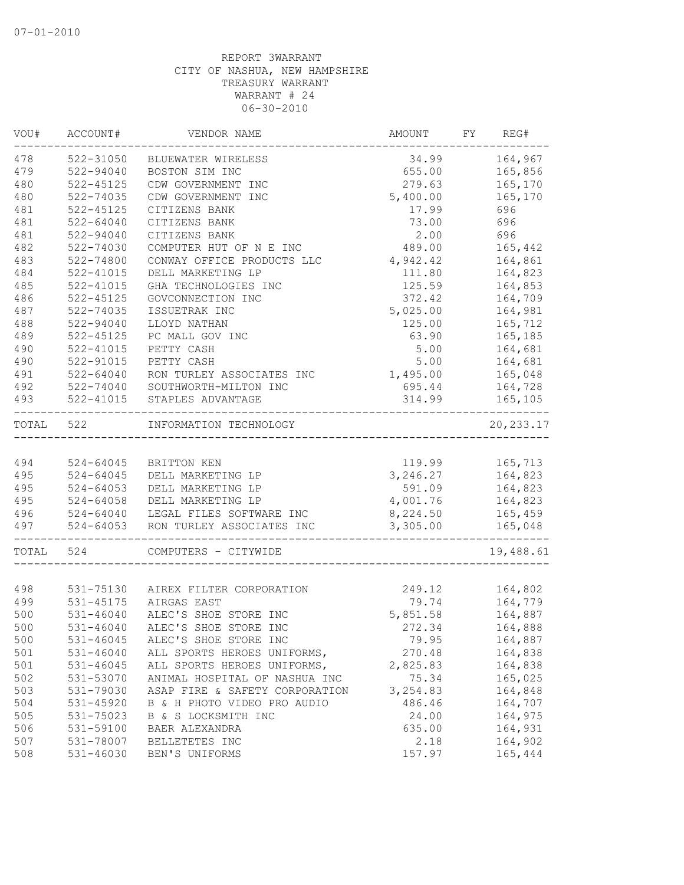07-01-2010

REPORT 3WARRANT
CITY OF NASHUA, NEW HAMPSHIRE
TREASURY WARRANT
WARRANT # 24
06-30-2010

| VOU# | ACCOUNT# | VENDOR NAME | AMOUNT | FY | REG# |
|---|---|---|---|---|---|
| 478 | 522-31050 | BLUEWATER WIRELESS | 34.99 | | 164,967 |
| 479 | 522-94040 | BOSTON SIM INC | 655.00 | | 165,856 |
| 480 | 522-45125 | CDW GOVERNMENT INC | 279.63 | | 165,170 |
| 480 | 522-74035 | CDW GOVERNMENT INC | 5,400.00 | | 165,170 |
| 481 | 522-45125 | CITIZENS BANK | 17.99 | | 696 |
| 481 | 522-64040 | CITIZENS BANK | 73.00 | | 696 |
| 481 | 522-94040 | CITIZENS BANK | 2.00 | | 696 |
| 482 | 522-74030 | COMPUTER HUT OF N E INC | 489.00 | | 165,442 |
| 483 | 522-74800 | CONWAY OFFICE PRODUCTS LLC | 4,942.42 | | 164,861 |
| 484 | 522-41015 | DELL MARKETING LP | 111.80 | | 164,823 |
| 485 | 522-41015 | GHA TECHNOLOGIES INC | 125.59 | | 164,853 |
| 486 | 522-45125 | GOVCONNECTION INC | 372.42 | | 164,709 |
| 487 | 522-74035 | ISSUETRAK INC | 5,025.00 | | 164,981 |
| 488 | 522-94040 | LLOYD NATHAN | 125.00 | | 165,712 |
| 489 | 522-45125 | PC MALL GOV INC | 63.90 | | 165,185 |
| 490 | 522-41015 | PETTY CASH | 5.00 | | 164,681 |
| 490 | 522-91015 | PETTY CASH | 5.00 | | 164,681 |
| 491 | 522-64040 | RON TURLEY ASSOCIATES INC | 1,495.00 | | 165,048 |
| 492 | 522-74040 | SOUTHWORTH-MILTON INC | 695.44 | | 164,728 |
| 493 | 522-41015 | STAPLES ADVANTAGE | 314.99 | | 165,105 |
| TOTAL | 522 | INFORMATION TECHNOLOGY | | | 20,233.17 |
| 494 | 524-64045 | BRITTON KEN | 119.99 | | 165,713 |
| 495 | 524-64045 | DELL MARKETING LP | 3,246.27 | | 164,823 |
| 495 | 524-64053 | DELL MARKETING LP | 591.09 | | 164,823 |
| 495 | 524-64058 | DELL MARKETING LP | 4,001.76 | | 164,823 |
| 496 | 524-64040 | LEGAL FILES SOFTWARE INC | 8,224.50 | | 165,459 |
| 497 | 524-64053 | RON TURLEY ASSOCIATES INC | 3,305.00 | | 165,048 |
| TOTAL | 524 | COMPUTERS - CITYWIDE | | | 19,488.61 |
| 498 | 531-75130 | AIREX FILTER CORPORATION | 249.12 | | 164,802 |
| 499 | 531-45175 | AIRGAS EAST | 79.74 | | 164,779 |
| 500 | 531-46040 | ALEC'S SHOE STORE INC | 5,851.58 | | 164,887 |
| 500 | 531-46040 | ALEC'S SHOE STORE INC | 272.34 | | 164,888 |
| 500 | 531-46045 | ALEC'S SHOE STORE INC | 79.95 | | 164,887 |
| 501 | 531-46040 | ALL SPORTS HEROES UNIFORMS, | 270.48 | | 164,838 |
| 501 | 531-46045 | ALL SPORTS HEROES UNIFORMS, | 2,825.83 | | 164,838 |
| 502 | 531-53070 | ANIMAL HOSPITAL OF NASHUA INC | 75.34 | | 165,025 |
| 503 | 531-79030 | ASAP FIRE & SAFETY CORPORATION | 3,254.83 | | 164,848 |
| 504 | 531-45920 | B & H PHOTO VIDEO PRO AUDIO | 486.46 | | 164,707 |
| 505 | 531-75023 | B & S LOCKSMITH INC | 24.00 | | 164,975 |
| 506 | 531-59100 | BAER ALEXANDRA | 635.00 | | 164,931 |
| 507 | 531-78007 | BELLETETES INC | 2.18 | | 164,902 |
| 508 | 531-46030 | BEN'S UNIFORMS | 157.97 | | 165,444 |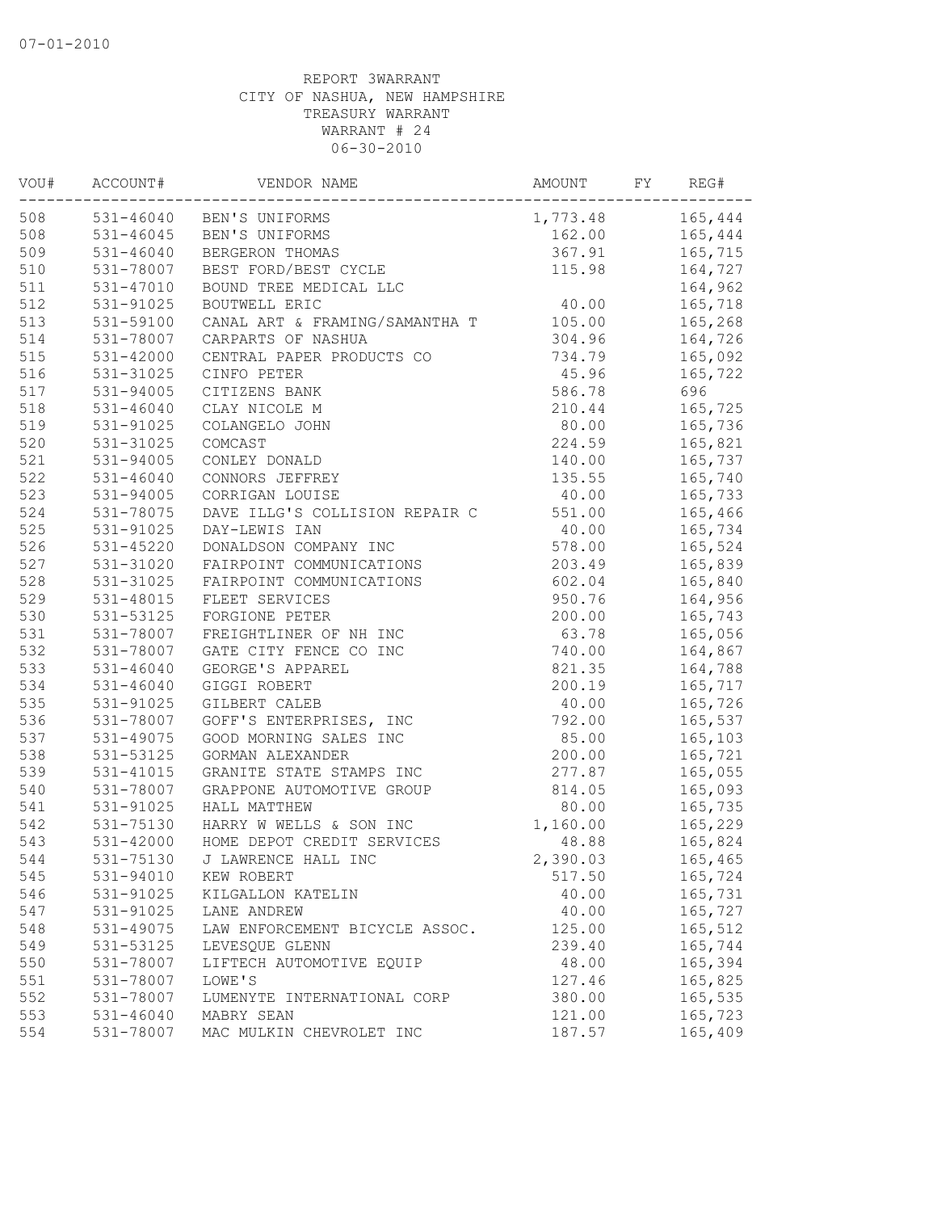07-01-2010

REPORT 3WARRANT
CITY OF NASHUA, NEW HAMPSHIRE
TREASURY WARRANT
WARRANT # 24
06-30-2010

| VOU# | ACCOUNT# | VENDOR NAME | AMOUNT | FY | REG# |
|---|---|---|---|---|---|
| 508 | 531-46040 | BEN'S UNIFORMS | 1,773.48 | | 165,444 |
| 508 | 531-46045 | BEN'S UNIFORMS | 162.00 | | 165,444 |
| 509 | 531-46040 | BERGERON THOMAS | 367.91 | | 165,715 |
| 510 | 531-78007 | BEST FORD/BEST CYCLE | 115.98 | | 164,727 |
| 511 | 531-47010 | BOUND TREE MEDICAL LLC | | | 164,962 |
| 512 | 531-91025 | BOUTWELL ERIC | 40.00 | | 165,718 |
| 513 | 531-59100 | CANAL ART & FRAMING/SAMANTHA T | 105.00 | | 165,268 |
| 514 | 531-78007 | CARPARTS OF NASHUA | 304.96 | | 164,726 |
| 515 | 531-42000 | CENTRAL PAPER PRODUCTS CO | 734.79 | | 165,092 |
| 516 | 531-31025 | CINFO PETER | 45.96 | | 165,722 |
| 517 | 531-94005 | CITIZENS BANK | 586.78 | | 696 |
| 518 | 531-46040 | CLAY NICOLE M | 210.44 | | 165,725 |
| 519 | 531-91025 | COLANGELO JOHN | 80.00 | | 165,736 |
| 520 | 531-31025 | COMCAST | 224.59 | | 165,821 |
| 521 | 531-94005 | CONLEY DONALD | 140.00 | | 165,737 |
| 522 | 531-46040 | CONNORS JEFFREY | 135.55 | | 165,740 |
| 523 | 531-94005 | CORRIGAN LOUISE | 40.00 | | 165,733 |
| 524 | 531-78075 | DAVE ILLG'S COLLISION REPAIR C | 551.00 | | 165,466 |
| 525 | 531-91025 | DAY-LEWIS IAN | 40.00 | | 165,734 |
| 526 | 531-45220 | DONALDSON COMPANY INC | 578.00 | | 165,524 |
| 527 | 531-31020 | FAIRPOINT COMMUNICATIONS | 203.49 | | 165,839 |
| 528 | 531-31025 | FAIRPOINT COMMUNICATIONS | 602.04 | | 165,840 |
| 529 | 531-48015 | FLEET SERVICES | 950.76 | | 164,956 |
| 530 | 531-53125 | FORGIONE PETER | 200.00 | | 165,743 |
| 531 | 531-78007 | FREIGHTLINER OF NH INC | 63.78 | | 165,056 |
| 532 | 531-78007 | GATE CITY FENCE CO INC | 740.00 | | 164,867 |
| 533 | 531-46040 | GEORGE'S APPAREL | 821.35 | | 164,788 |
| 534 | 531-46040 | GIGGI ROBERT | 200.19 | | 165,717 |
| 535 | 531-91025 | GILBERT CALEB | 40.00 | | 165,726 |
| 536 | 531-78007 | GOFF'S ENTERPRISES, INC | 792.00 | | 165,537 |
| 537 | 531-49075 | GOOD MORNING SALES INC | 85.00 | | 165,103 |
| 538 | 531-53125 | GORMAN ALEXANDER | 200.00 | | 165,721 |
| 539 | 531-41015 | GRANITE STATE STAMPS INC | 277.87 | | 165,055 |
| 540 | 531-78007 | GRAPPONE AUTOMOTIVE GROUP | 814.05 | | 165,093 |
| 541 | 531-91025 | HALL MATTHEW | 80.00 | | 165,735 |
| 542 | 531-75130 | HARRY W WELLS & SON INC | 1,160.00 | | 165,229 |
| 543 | 531-42000 | HOME DEPOT CREDIT SERVICES | 48.88 | | 165,824 |
| 544 | 531-75130 | J LAWRENCE HALL INC | 2,390.03 | | 165,465 |
| 545 | 531-94010 | KEW ROBERT | 517.50 | | 165,724 |
| 546 | 531-91025 | KILGALLON KATELIN | 40.00 | | 165,731 |
| 547 | 531-91025 | LANE ANDREW | 40.00 | | 165,727 |
| 548 | 531-49075 | LAW ENFORCEMENT BICYCLE ASSOC. | 125.00 | | 165,512 |
| 549 | 531-53125 | LEVESQUE GLENN | 239.40 | | 165,744 |
| 550 | 531-78007 | LIFTECH AUTOMOTIVE EQUIP | 48.00 | | 165,394 |
| 551 | 531-78007 | LOWE'S | 127.46 | | 165,825 |
| 552 | 531-78007 | LUMENYTE INTERNATIONAL CORP | 380.00 | | 165,535 |
| 553 | 531-46040 | MABRY SEAN | 121.00 | | 165,723 |
| 554 | 531-78007 | MAC MULKIN CHEVROLET INC | 187.57 | | 165,409 |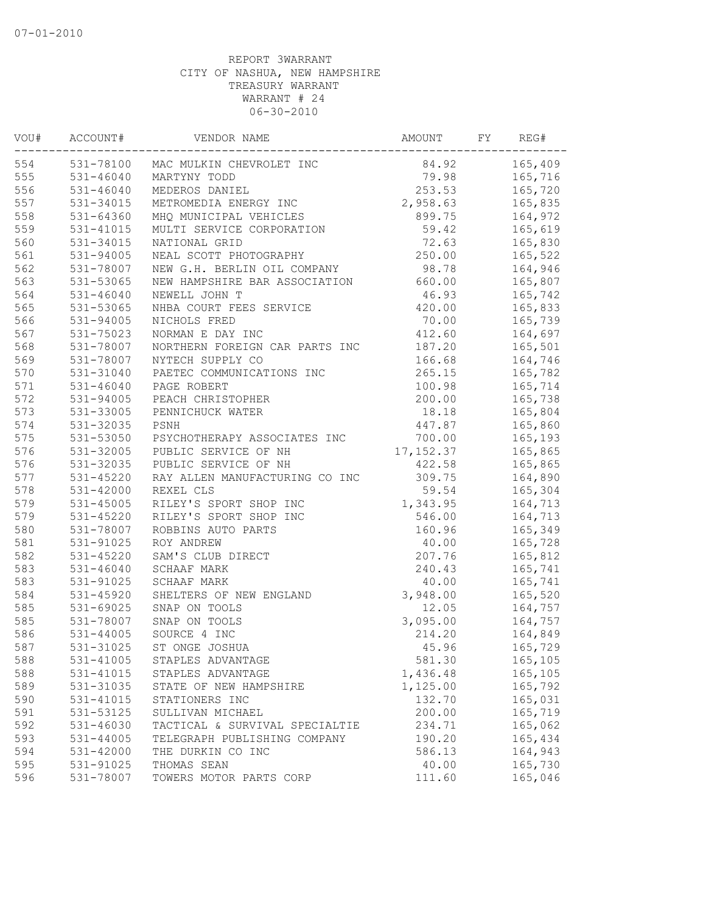07-01-2010

REPORT 3WARRANT
CITY OF NASHUA, NEW HAMPSHIRE
TREASURY WARRANT
WARRANT # 24
06-30-2010

| VOU# | ACCOUNT# | VENDOR NAME | AMOUNT | FY | REG# |
|---|---|---|---|---|---|
| 554 | 531-78100 | MAC MULKIN CHEVROLET INC | 84.92 | | 165,409 |
| 555 | 531-46040 | MARTYNY TODD | 79.98 | | 165,716 |
| 556 | 531-46040 | MEDEROS DANIEL | 253.53 | | 165,720 |
| 557 | 531-34015 | METROMEDIA ENERGY INC | 2,958.63 | | 165,835 |
| 558 | 531-64360 | MHQ MUNICIPAL VEHICLES | 899.75 | | 164,972 |
| 559 | 531-41015 | MULTI SERVICE CORPORATION | 59.42 | | 165,619 |
| 560 | 531-34015 | NATIONAL GRID | 72.63 | | 165,830 |
| 561 | 531-94005 | NEAL SCOTT PHOTOGRAPHY | 250.00 | | 165,522 |
| 562 | 531-78007 | NEW G.H. BERLIN OIL COMPANY | 98.78 | | 164,946 |
| 563 | 531-53065 | NEW HAMPSHIRE BAR ASSOCIATION | 660.00 | | 165,807 |
| 564 | 531-46040 | NEWELL JOHN T | 46.93 | | 165,742 |
| 565 | 531-53065 | NHBA COURT FEES SERVICE | 420.00 | | 165,833 |
| 566 | 531-94005 | NICHOLS FRED | 70.00 | | 165,739 |
| 567 | 531-75023 | NORMAN E DAY INC | 412.60 | | 164,697 |
| 568 | 531-78007 | NORTHERN FOREIGN CAR PARTS INC | 187.20 | | 165,501 |
| 569 | 531-78007 | NYTECH SUPPLY CO | 166.68 | | 164,746 |
| 570 | 531-31040 | PAETEC COMMUNICATIONS INC | 265.15 | | 165,782 |
| 571 | 531-46040 | PAGE ROBERT | 100.98 | | 165,714 |
| 572 | 531-94005 | PEACH CHRISTOPHER | 200.00 | | 165,738 |
| 573 | 531-33005 | PENNICHUCK WATER | 18.18 | | 165,804 |
| 574 | 531-32035 | PSNH | 447.87 | | 165,860 |
| 575 | 531-53050 | PSYCHOTHERAPY ASSOCIATES INC | 700.00 | | 165,193 |
| 576 | 531-32005 | PUBLIC SERVICE OF NH | 17,152.37 | | 165,865 |
| 576 | 531-32035 | PUBLIC SERVICE OF NH | 422.58 | | 165,865 |
| 577 | 531-45220 | RAY ALLEN MANUFACTURING CO INC | 309.75 | | 164,890 |
| 578 | 531-42000 | REXEL CLS | 59.54 | | 165,304 |
| 579 | 531-45005 | RILEY'S SPORT SHOP INC | 1,343.95 | | 164,713 |
| 579 | 531-45220 | RILEY'S SPORT SHOP INC | 546.00 | | 164,713 |
| 580 | 531-78007 | ROBBINS AUTO PARTS | 160.96 | | 165,349 |
| 581 | 531-91025 | ROY ANDREW | 40.00 | | 165,728 |
| 582 | 531-45220 | SAM'S CLUB DIRECT | 207.76 | | 165,812 |
| 583 | 531-46040 | SCHAAF MARK | 240.43 | | 165,741 |
| 583 | 531-91025 | SCHAAF MARK | 40.00 | | 165,741 |
| 584 | 531-45920 | SHELTERS OF NEW ENGLAND | 3,948.00 | | 165,520 |
| 585 | 531-69025 | SNAP ON TOOLS | 12.05 | | 164,757 |
| 585 | 531-78007 | SNAP ON TOOLS | 3,095.00 | | 164,757 |
| 586 | 531-44005 | SOURCE 4 INC | 214.20 | | 164,849 |
| 587 | 531-31025 | ST ONGE JOSHUA | 45.96 | | 165,729 |
| 588 | 531-41005 | STAPLES ADVANTAGE | 581.30 | | 165,105 |
| 588 | 531-41015 | STAPLES ADVANTAGE | 1,436.48 | | 165,105 |
| 589 | 531-31035 | STATE OF NEW HAMPSHIRE | 1,125.00 | | 165,792 |
| 590 | 531-41015 | STATIONERS INC | 132.70 | | 165,031 |
| 591 | 531-53125 | SULLIVAN MICHAEL | 200.00 | | 165,719 |
| 592 | 531-46030 | TACTICAL & SURVIVAL SPECIALTIE | 234.71 | | 165,062 |
| 593 | 531-44005 | TELEGRAPH PUBLISHING COMPANY | 190.20 | | 165,434 |
| 594 | 531-42000 | THE DURKIN CO INC | 586.13 | | 164,943 |
| 595 | 531-91025 | THOMAS SEAN | 40.00 | | 165,730 |
| 596 | 531-78007 | TOWERS MOTOR PARTS CORP | 111.60 | | 165,046 |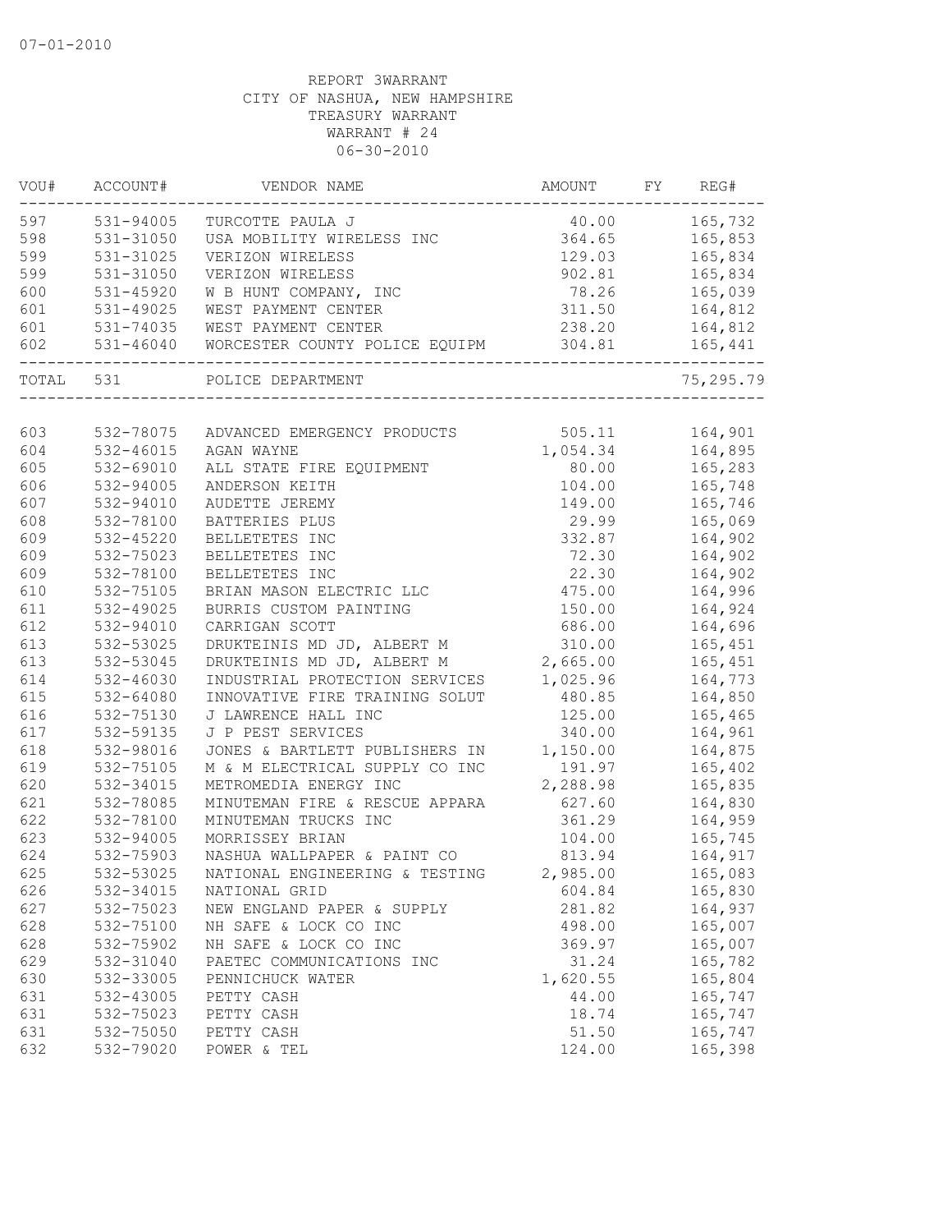07-01-2010

REPORT 3WARRANT
CITY OF NASHUA, NEW HAMPSHIRE
TREASURY WARRANT
WARRANT # 24
06-30-2010

| VOU# | ACCOUNT# | VENDOR NAME | AMOUNT | FY | REG# |
|---|---|---|---|---|---|
| 597 | 531-94005 | TURCOTTE PAULA J | 40.00 | | 165,732 |
| 598 | 531-31050 | USA MOBILITY WIRELESS INC | 364.65 | | 165,853 |
| 599 | 531-31025 | VERIZON WIRELESS | 129.03 | | 165,834 |
| 599 | 531-31050 | VERIZON WIRELESS | 902.81 | | 165,834 |
| 600 | 531-45920 | W B HUNT COMPANY, INC | 78.26 | | 165,039 |
| 601 | 531-49025 | WEST PAYMENT CENTER | 311.50 | | 164,812 |
| 601 | 531-74035 | WEST PAYMENT CENTER | 238.20 | | 164,812 |
| 602 | 531-46040 | WORCESTER COUNTY POLICE EQUIPM | 304.81 | | 165,441 |
| TOTAL | 531 | POLICE DEPARTMENT | | | 75,295.79 |
| 603 | 532-78075 | ADVANCED EMERGENCY PRODUCTS | 505.11 | | 164,901 |
| 604 | 532-46015 | AGAN WAYNE | 1,054.34 | | 164,895 |
| 605 | 532-69010 | ALL STATE FIRE EQUIPMENT | 80.00 | | 165,283 |
| 606 | 532-94005 | ANDERSON KEITH | 104.00 | | 165,748 |
| 607 | 532-94010 | AUDETTE JEREMY | 149.00 | | 165,746 |
| 608 | 532-78100 | BATTERIES PLUS | 29.99 | | 165,069 |
| 609 | 532-45220 | BELLETETES INC | 332.87 | | 164,902 |
| 609 | 532-75023 | BELLETETES INC | 72.30 | | 164,902 |
| 609 | 532-78100 | BELLETETES INC | 22.30 | | 164,902 |
| 610 | 532-75105 | BRIAN MASON ELECTRIC LLC | 475.00 | | 164,996 |
| 611 | 532-49025 | BURRIS CUSTOM PAINTING | 150.00 | | 164,924 |
| 612 | 532-94010 | CARRIGAN SCOTT | 686.00 | | 164,696 |
| 613 | 532-53025 | DRUKTEINIS MD JD, ALBERT M | 310.00 | | 165,451 |
| 613 | 532-53045 | DRUKTEINIS MD JD, ALBERT M | 2,665.00 | | 165,451 |
| 614 | 532-46030 | INDUSTRIAL PROTECTION SERVICES | 1,025.96 | | 164,773 |
| 615 | 532-64080 | INNOVATIVE FIRE TRAINING SOLUT | 480.85 | | 164,850 |
| 616 | 532-75130 | J LAWRENCE HALL INC | 125.00 | | 165,465 |
| 617 | 532-59135 | J P PEST SERVICES | 340.00 | | 164,961 |
| 618 | 532-98016 | JONES & BARTLETT PUBLISHERS IN | 1,150.00 | | 164,875 |
| 619 | 532-75105 | M & M ELECTRICAL SUPPLY CO INC | 191.97 | | 165,402 |
| 620 | 532-34015 | METROMEDIA ENERGY INC | 2,288.98 | | 165,835 |
| 621 | 532-78085 | MINUTEMAN FIRE & RESCUE APPARA | 627.60 | | 164,830 |
| 622 | 532-78100 | MINUTEMAN TRUCKS INC | 361.29 | | 164,959 |
| 623 | 532-94005 | MORRISSEY BRIAN | 104.00 | | 165,745 |
| 624 | 532-75903 | NASHUA WALLPAPER & PAINT CO | 813.94 | | 164,917 |
| 625 | 532-53025 | NATIONAL ENGINEERING & TESTING | 2,985.00 | | 165,083 |
| 626 | 532-34015 | NATIONAL GRID | 604.84 | | 165,830 |
| 627 | 532-75023 | NEW ENGLAND PAPER & SUPPLY | 281.82 | | 164,937 |
| 628 | 532-75100 | NH SAFE & LOCK CO INC | 498.00 | | 165,007 |
| 628 | 532-75902 | NH SAFE & LOCK CO INC | 369.97 | | 165,007 |
| 629 | 532-31040 | PAETEC COMMUNICATIONS INC | 31.24 | | 165,782 |
| 630 | 532-33005 | PENNICHUCK WATER | 1,620.55 | | 165,804 |
| 631 | 532-43005 | PETTY CASH | 44.00 | | 165,747 |
| 631 | 532-75023 | PETTY CASH | 18.74 | | 165,747 |
| 631 | 532-75050 | PETTY CASH | 51.50 | | 165,747 |
| 632 | 532-79020 | POWER & TEL | 124.00 | | 165,398 |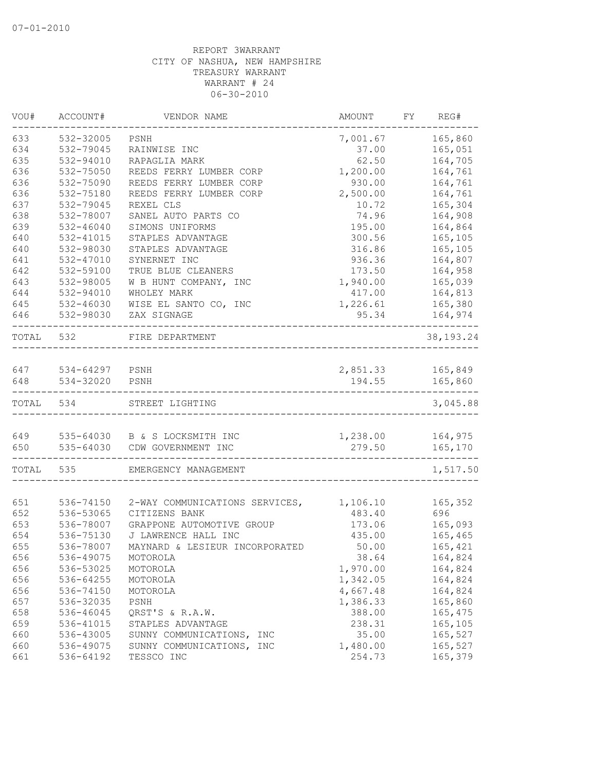07-01-2010

REPORT 3WARRANT
CITY OF NASHUA, NEW HAMPSHIRE
TREASURY WARRANT
WARRANT # 24
06-30-2010

| VOU# | ACCOUNT# | VENDOR NAME | AMOUNT | FY | REG# |
|---|---|---|---|---|---|
| 633 | 532-32005 | PSNH | 7,001.67 | | 165,860 |
| 634 | 532-79045 | RAINWISE INC | 37.00 | | 165,051 |
| 635 | 532-94010 | RAPAGLIA MARK | 62.50 | | 164,705 |
| 636 | 532-75050 | REEDS FERRY LUMBER CORP | 1,200.00 | | 164,761 |
| 636 | 532-75090 | REEDS FERRY LUMBER CORP | 930.00 | | 164,761 |
| 636 | 532-75180 | REEDS FERRY LUMBER CORP | 2,500.00 | | 164,761 |
| 637 | 532-79045 | REXEL CLS | 10.72 | | 165,304 |
| 638 | 532-78007 | SANEL AUTO PARTS CO | 74.96 | | 164,908 |
| 639 | 532-46040 | SIMONS UNIFORMS | 195.00 | | 164,864 |
| 640 | 532-41015 | STAPLES ADVANTAGE | 300.56 | | 165,105 |
| 640 | 532-98030 | STAPLES ADVANTAGE | 316.86 | | 165,105 |
| 641 | 532-47010 | SYNERNET INC | 936.36 | | 164,807 |
| 642 | 532-59100 | TRUE BLUE CLEANERS | 173.50 | | 164,958 |
| 643 | 532-98005 | W B HUNT COMPANY, INC | 1,940.00 | | 165,039 |
| 644 | 532-94010 | WHOLEY MARK | 417.00 | | 164,813 |
| 645 | 532-46030 | WISE EL SANTO CO, INC | 1,226.61 | | 165,380 |
| 646 | 532-98030 | ZAX SIGNAGE | 95.34 | | 164,974 |
| TOTAL | 532 | FIRE DEPARTMENT | | | 38,193.24 |
| 647 | 534-64297 | PSNH | 2,851.33 | | 165,849 |
| 648 | 534-32020 | PSNH | 194.55 | | 165,860 |
| TOTAL | 534 | STREET LIGHTING | | | 3,045.88 |
| 649 | 535-64030 | B & S LOCKSMITH INC | 1,238.00 | | 164,975 |
| 650 | 535-64030 | CDW GOVERNMENT INC | 279.50 | | 165,170 |
| TOTAL | 535 | EMERGENCY MANAGEMENT | | | 1,517.50 |
| 651 | 536-74150 | 2-WAY COMMUNICATIONS SERVICES, | 1,106.10 | | 165,352 |
| 652 | 536-53065 | CITIZENS BANK | 483.40 | | 696 |
| 653 | 536-78007 | GRAPPONE AUTOMOTIVE GROUP | 173.06 | | 165,093 |
| 654 | 536-75130 | J LAWRENCE HALL INC | 435.00 | | 165,465 |
| 655 | 536-78007 | MAYNARD & LESIEUR INCORPORATED | 50.00 | | 165,421 |
| 656 | 536-49075 | MOTOROLA | 38.64 | | 164,824 |
| 656 | 536-53025 | MOTOROLA | 1,970.00 | | 164,824 |
| 656 | 536-64255 | MOTOROLA | 1,342.05 | | 164,824 |
| 656 | 536-74150 | MOTOROLA | 4,667.48 | | 164,824 |
| 657 | 536-32035 | PSNH | 1,386.33 | | 165,860 |
| 658 | 536-46045 | QRST'S & R.A.W. | 388.00 | | 165,475 |
| 659 | 536-41015 | STAPLES ADVANTAGE | 238.31 | | 165,105 |
| 660 | 536-43005 | SUNNY COMMUNICATIONS, INC | 35.00 | | 165,527 |
| 660 | 536-49075 | SUNNY COMMUNICATIONS, INC | 1,480.00 | | 165,527 |
| 661 | 536-64192 | TESSCO INC | 254.73 | | 165,379 |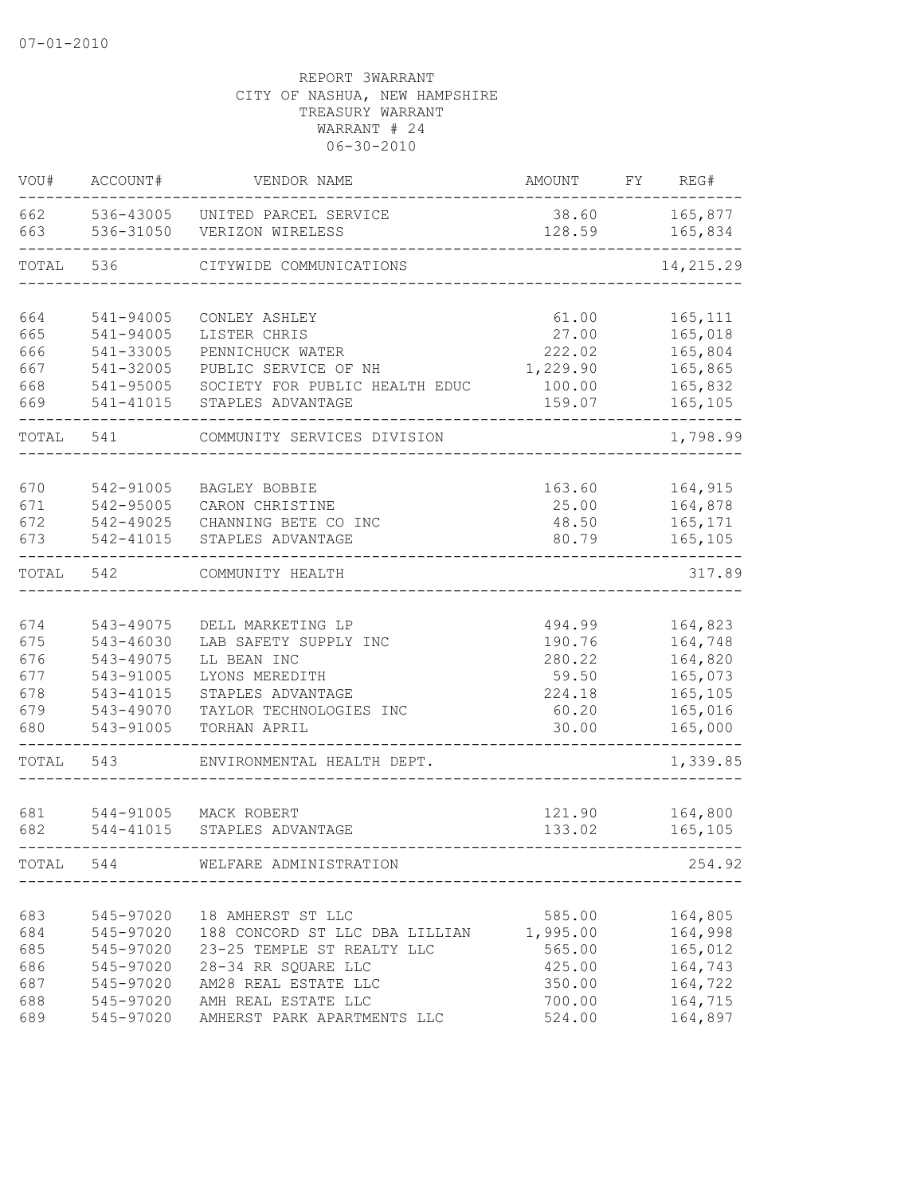07-01-2010

REPORT 3WARRANT
CITY OF NASHUA, NEW HAMPSHIRE
TREASURY WARRANT
WARRANT # 24
06-30-2010

| VOU# | ACCOUNT# | VENDOR NAME | AMOUNT | FY | REG# |
|---|---|---|---|---|---|
| 662 | 536-43005 | UNITED PARCEL SERVICE | 38.60 | | 165,877 |
| 663 | 536-31050 | VERIZON WIRELESS | 128.59 | | 165,834 |
| TOTAL | 536 | CITYWIDE COMMUNICATIONS | | | 14,215.29 |
| 664 | 541-94005 | CONLEY ASHLEY | 61.00 | | 165,111 |
| 665 | 541-94005 | LISTER CHRIS | 27.00 | | 165,018 |
| 666 | 541-33005 | PENNICHUCK WATER | 222.02 | | 165,804 |
| 667 | 541-32005 | PUBLIC SERVICE OF NH | 1,229.90 | | 165,865 |
| 668 | 541-95005 | SOCIETY FOR PUBLIC HEALTH EDUC | 100.00 | | 165,832 |
| 669 | 541-41015 | STAPLES ADVANTAGE | 159.07 | | 165,105 |
| TOTAL | 541 | COMMUNITY SERVICES DIVISION | | | 1,798.99 |
| 670 | 542-91005 | BAGLEY BOBBIE | 163.60 | | 164,915 |
| 671 | 542-95005 | CARON CHRISTINE | 25.00 | | 164,878 |
| 672 | 542-49025 | CHANNING BETE CO INC | 48.50 | | 165,171 |
| 673 | 542-41015 | STAPLES ADVANTAGE | 80.79 | | 165,105 |
| TOTAL | 542 | COMMUNITY HEALTH | | | 317.89 |
| 674 | 543-49075 | DELL MARKETING LP | 494.99 | | 164,823 |
| 675 | 543-46030 | LAB SAFETY SUPPLY INC | 190.76 | | 164,748 |
| 676 | 543-49075 | LL BEAN INC | 280.22 | | 164,820 |
| 677 | 543-91005 | LYONS MEREDITH | 59.50 | | 165,073 |
| 678 | 543-41015 | STAPLES ADVANTAGE | 224.18 | | 165,105 |
| 679 | 543-49070 | TAYLOR TECHNOLOGIES INC | 60.20 | | 165,016 |
| 680 | 543-91005 | TORHAN APRIL | 30.00 | | 165,000 |
| TOTAL | 543 | ENVIRONMENTAL HEALTH DEPT. | | | 1,339.85 |
| 681 | 544-91005 | MACK ROBERT | 121.90 | | 164,800 |
| 682 | 544-41015 | STAPLES ADVANTAGE | 133.02 | | 165,105 |
| TOTAL | 544 | WELFARE ADMINISTRATION | | | 254.92 |
| 683 | 545-97020 | 18 AMHERST ST LLC | 585.00 | | 164,805 |
| 684 | 545-97020 | 188 CONCORD ST LLC DBA LILLIAN | 1,995.00 | | 164,998 |
| 685 | 545-97020 | 23-25 TEMPLE ST REALTY LLC | 565.00 | | 165,012 |
| 686 | 545-97020 | 28-34 RR SQUARE LLC | 425.00 | | 164,743 |
| 687 | 545-97020 | AM28 REAL ESTATE LLC | 350.00 | | 164,722 |
| 688 | 545-97020 | AMH REAL ESTATE LLC | 700.00 | | 164,715 |
| 689 | 545-97020 | AMHERST PARK APARTMENTS LLC | 524.00 | | 164,897 |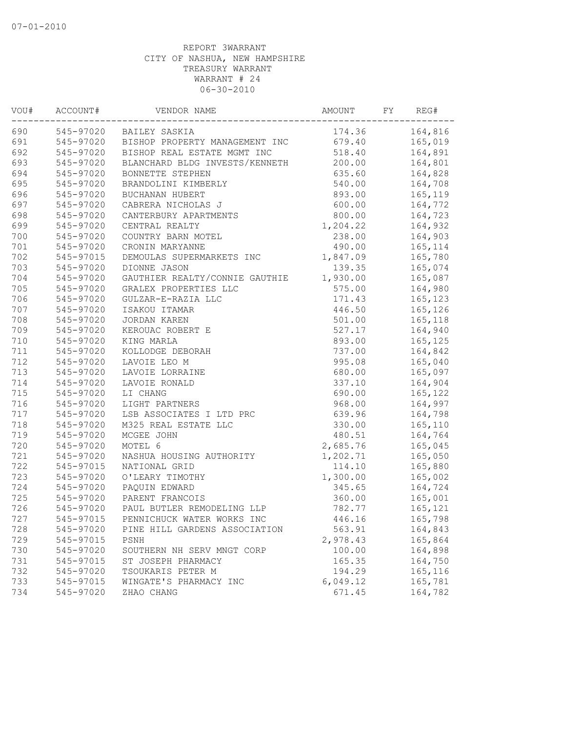07-01-2010

REPORT 3WARRANT
CITY OF NASHUA, NEW HAMPSHIRE
TREASURY WARRANT
WARRANT # 24
06-30-2010

| VOU# | ACCOUNT# | VENDOR NAME | AMOUNT | FY | REG# |
|---|---|---|---|---|---|
| 690 | 545-97020 | BAILEY SASKIA | 174.36 | | 164,816 |
| 691 | 545-97020 | BISHOP PROPERTY MANAGEMENT INC | 679.40 | | 165,019 |
| 692 | 545-97020 | BISHOP REAL ESTATE MGMT INC | 518.40 | | 164,891 |
| 693 | 545-97020 | BLANCHARD BLDG INVESTS/KENNETH | 200.00 | | 164,801 |
| 694 | 545-97020 | BONNETTE STEPHEN | 635.60 | | 164,828 |
| 695 | 545-97020 | BRANDOLINI KIMBERLY | 540.00 | | 164,708 |
| 696 | 545-97020 | BUCHANAN HUBERT | 893.00 | | 165,119 |
| 697 | 545-97020 | CABRERA NICHOLAS J | 600.00 | | 164,772 |
| 698 | 545-97020 | CANTERBURY APARTMENTS | 800.00 | | 164,723 |
| 699 | 545-97020 | CENTRAL REALTY | 1,204.22 | | 164,932 |
| 700 | 545-97020 | COUNTRY BARN MOTEL | 238.00 | | 164,903 |
| 701 | 545-97020 | CRONIN MARYANNE | 490.00 | | 165,114 |
| 702 | 545-97015 | DEMOULAS SUPERMARKETS INC | 1,847.09 | | 165,780 |
| 703 | 545-97020 | DIONNE JASON | 139.35 | | 165,074 |
| 704 | 545-97020 | GAUTHIER REALTY/CONNIE GAUTHIE | 1,930.00 | | 165,087 |
| 705 | 545-97020 | GRALEX PROPERTIES LLC | 575.00 | | 164,980 |
| 706 | 545-97020 | GULZAR-E-RAZIA LLC | 171.43 | | 165,123 |
| 707 | 545-97020 | ISAKOU ITAMAR | 446.50 | | 165,126 |
| 708 | 545-97020 | JORDAN KAREN | 501.00 | | 165,118 |
| 709 | 545-97020 | KEROUAC ROBERT E | 527.17 | | 164,940 |
| 710 | 545-97020 | KING MARLA | 893.00 | | 165,125 |
| 711 | 545-97020 | KOLLODGE DEBORAH | 737.00 | | 164,842 |
| 712 | 545-97020 | LAVOIE LEO M | 995.08 | | 165,040 |
| 713 | 545-97020 | LAVOIE LORRAINE | 680.00 | | 165,097 |
| 714 | 545-97020 | LAVOIE RONALD | 337.10 | | 164,904 |
| 715 | 545-97020 | LI CHANG | 690.00 | | 165,122 |
| 716 | 545-97020 | LIGHT PARTNERS | 968.00 | | 164,997 |
| 717 | 545-97020 | LSB ASSOCIATES I LTD PRC | 639.96 | | 164,798 |
| 718 | 545-97020 | M325 REAL ESTATE LLC | 330.00 | | 165,110 |
| 719 | 545-97020 | MCGEE JOHN | 480.51 | | 164,764 |
| 720 | 545-97020 | MOTEL 6 | 2,685.76 | | 165,045 |
| 721 | 545-97020 | NASHUA HOUSING AUTHORITY | 1,202.71 | | 165,050 |
| 722 | 545-97015 | NATIONAL GRID | 114.10 | | 165,880 |
| 723 | 545-97020 | O'LEARY TIMOTHY | 1,300.00 | | 165,002 |
| 724 | 545-97020 | PAQUIN EDWARD | 345.65 | | 164,724 |
| 725 | 545-97020 | PARENT FRANCOIS | 360.00 | | 165,001 |
| 726 | 545-97020 | PAUL BUTLER REMODELING LLP | 782.77 | | 165,121 |
| 727 | 545-97015 | PENNICHUCK WATER WORKS INC | 446.16 | | 165,798 |
| 728 | 545-97020 | PINE HILL GARDENS ASSOCIATION | 563.91 | | 164,843 |
| 729 | 545-97015 | PSNH | 2,978.43 | | 165,864 |
| 730 | 545-97020 | SOUTHERN NH SERV MNGT CORP | 100.00 | | 164,898 |
| 731 | 545-97015 | ST JOSEPH PHARMACY | 165.35 | | 164,750 |
| 732 | 545-97020 | TSOUKARIS PETER M | 194.29 | | 165,116 |
| 733 | 545-97015 | WINGATE'S PHARMACY INC | 6,049.12 | | 165,781 |
| 734 | 545-97020 | ZHAO CHANG | 671.45 | | 164,782 |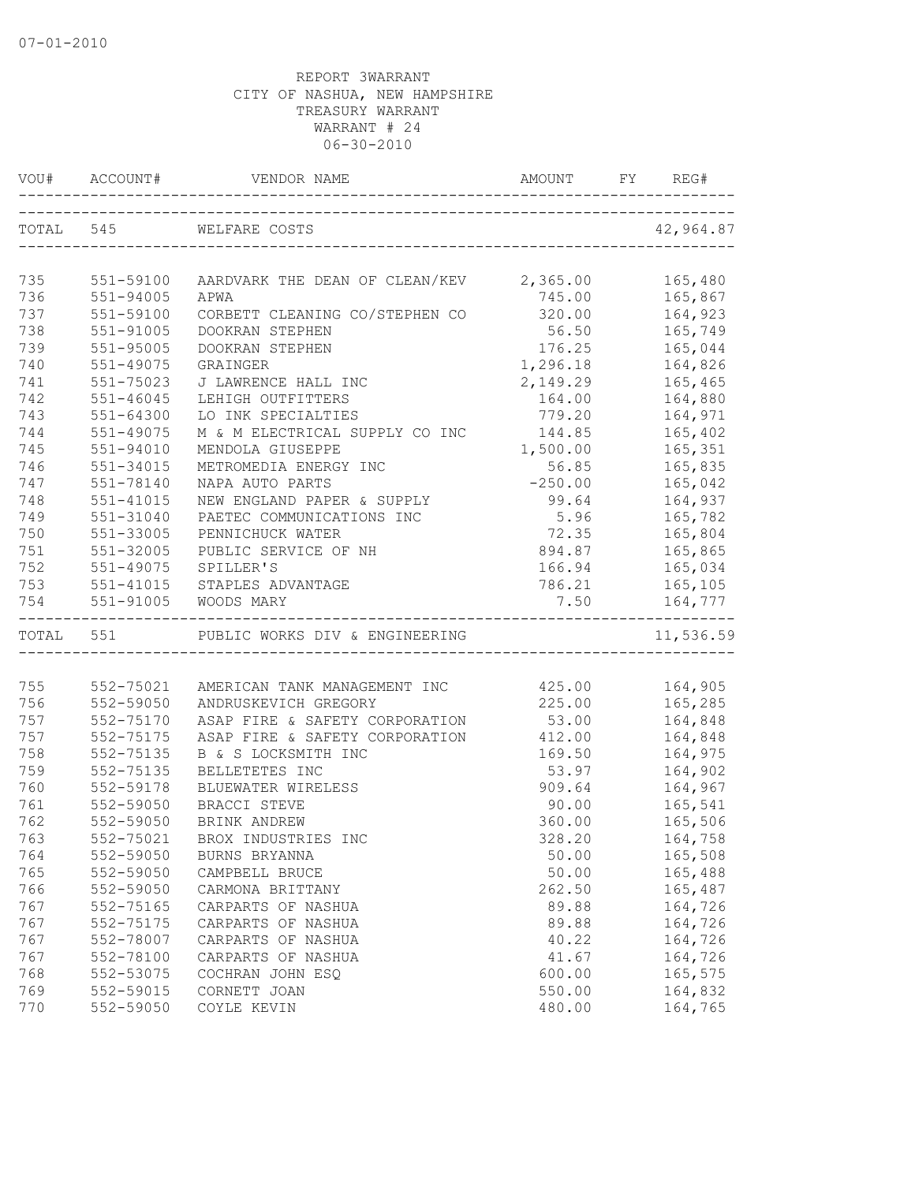07-01-2010

REPORT 3WARRANT
CITY OF NASHUA, NEW HAMPSHIRE
TREASURY WARRANT
WARRANT # 24
06-30-2010

| VOU# | ACCOUNT# | VENDOR NAME | AMOUNT | FY | REG# |
|---|---|---|---|---|---|
| TOTAL | 545 | WELFARE COSTS | | | 42,964.87 |
| 735 | 551-59100 | AARDVARK THE DEAN OF CLEAN/KEV | 2,365.00 | | 165,480 |
| 736 | 551-94005 | APWA | 745.00 | | 165,867 |
| 737 | 551-59100 | CORBETT CLEANING CO/STEPHEN CO | 320.00 | | 164,923 |
| 738 | 551-91005 | DOOKRAN STEPHEN | 56.50 | | 165,749 |
| 739 | 551-95005 | DOOKRAN STEPHEN | 176.25 | | 165,044 |
| 740 | 551-49075 | GRAINGER | 1,296.18 | | 164,826 |
| 741 | 551-75023 | J LAWRENCE HALL INC | 2,149.29 | | 165,465 |
| 742 | 551-46045 | LEHIGH OUTFITTERS | 164.00 | | 164,880 |
| 743 | 551-64300 | LO INK SPECIALTIES | 779.20 | | 164,971 |
| 744 | 551-49075 | M & M ELECTRICAL SUPPLY CO INC | 144.85 | | 165,402 |
| 745 | 551-94010 | MENDOLA GIUSEPPE | 1,500.00 | | 165,351 |
| 746 | 551-34015 | METROMEDIA ENERGY INC | 56.85 | | 165,835 |
| 747 | 551-78140 | NAPA AUTO PARTS | -250.00 | | 165,042 |
| 748 | 551-41015 | NEW ENGLAND PAPER & SUPPLY | 99.64 | | 164,937 |
| 749 | 551-31040 | PAETEC COMMUNICATIONS INC | 5.96 | | 165,782 |
| 750 | 551-33005 | PENNICHUCK WATER | 72.35 | | 165,804 |
| 751 | 551-32005 | PUBLIC SERVICE OF NH | 894.87 | | 165,865 |
| 752 | 551-49075 | SPILLER'S | 166.94 | | 165,034 |
| 753 | 551-41015 | STAPLES ADVANTAGE | 786.21 | | 165,105 |
| 754 | 551-91005 | WOODS MARY | 7.50 | | 164,777 |
| TOTAL | 551 | PUBLIC WORKS DIV & ENGINEERING | | | 11,536.59 |
| 755 | 552-75021 | AMERICAN TANK MANAGEMENT INC | 425.00 | | 164,905 |
| 756 | 552-59050 | ANDRUSKEVICH GREGORY | 225.00 | | 165,285 |
| 757 | 552-75170 | ASAP FIRE & SAFETY CORPORATION | 53.00 | | 164,848 |
| 757 | 552-75175 | ASAP FIRE & SAFETY CORPORATION | 412.00 | | 164,848 |
| 758 | 552-75135 | B & S LOCKSMITH INC | 169.50 | | 164,975 |
| 759 | 552-75135 | BELLETETES INC | 53.97 | | 164,902 |
| 760 | 552-59178 | BLUEWATER WIRELESS | 909.64 | | 164,967 |
| 761 | 552-59050 | BRACCI STEVE | 90.00 | | 165,541 |
| 762 | 552-59050 | BRINK ANDREW | 360.00 | | 165,506 |
| 763 | 552-75021 | BROX INDUSTRIES INC | 328.20 | | 164,758 |
| 764 | 552-59050 | BURNS BRYANNA | 50.00 | | 165,508 |
| 765 | 552-59050 | CAMPBELL BRUCE | 50.00 | | 165,488 |
| 766 | 552-59050 | CARMONA BRITTANY | 262.50 | | 165,487 |
| 767 | 552-75165 | CARPARTS OF NASHUA | 89.88 | | 164,726 |
| 767 | 552-75175 | CARPARTS OF NASHUA | 89.88 | | 164,726 |
| 767 | 552-78007 | CARPARTS OF NASHUA | 40.22 | | 164,726 |
| 767 | 552-78100 | CARPARTS OF NASHUA | 41.67 | | 164,726 |
| 768 | 552-53075 | COCHRAN JOHN ESQ | 600.00 | | 165,575 |
| 769 | 552-59015 | CORNETT JOAN | 550.00 | | 164,832 |
| 770 | 552-59050 | COYLE KEVIN | 480.00 | | 164,765 |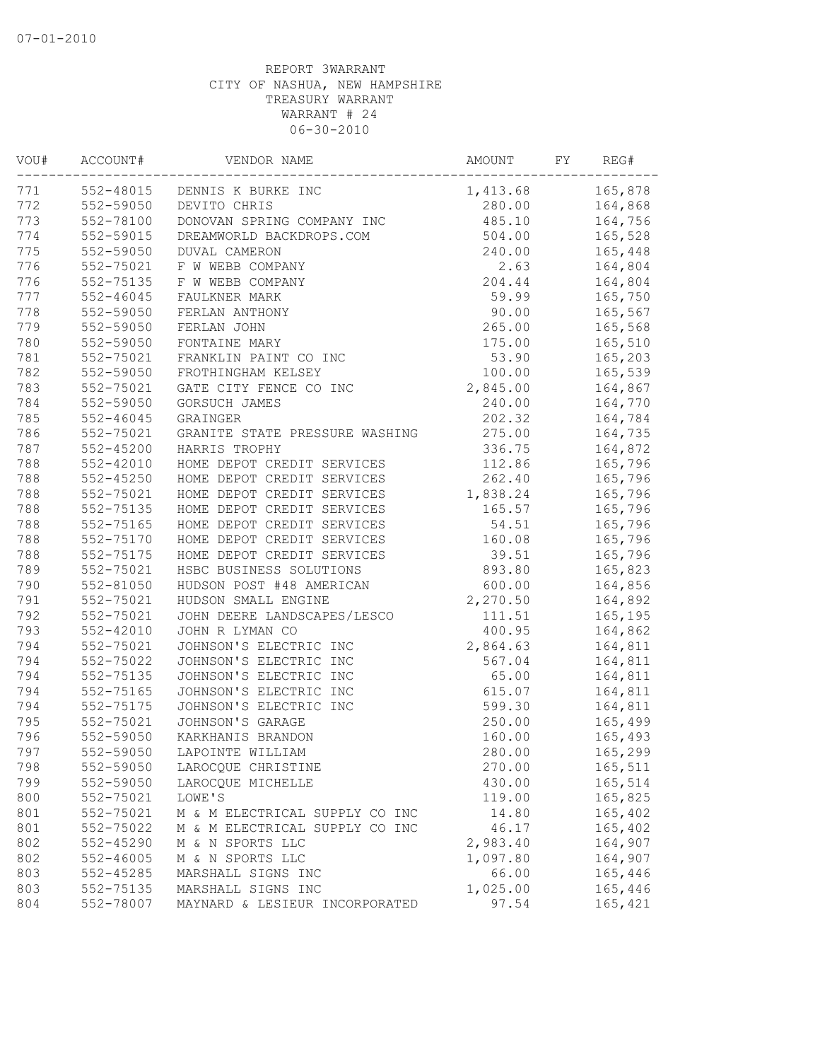REPORT 3WARRANT
CITY OF NASHUA, NEW HAMPSHIRE
TREASURY WARRANT
WARRANT # 24
06-30-2010

| VOU# | ACCOUNT# | VENDOR NAME | AMOUNT | FY | REG# |
|---|---|---|---|---|---|
| 771 | 552-48015 | DENNIS K BURKE INC | 1,413.68 | | 165,878 |
| 772 | 552-59050 | DEVITO CHRIS | 280.00 | | 164,868 |
| 773 | 552-78100 | DONOVAN SPRING COMPANY INC | 485.10 | | 164,756 |
| 774 | 552-59015 | DREAMWORLD BACKDROPS.COM | 504.00 | | 165,528 |
| 775 | 552-59050 | DUVAL CAMERON | 240.00 | | 165,448 |
| 776 | 552-75021 | F W WEBB COMPANY | 2.63 | | 164,804 |
| 776 | 552-75135 | F W WEBB COMPANY | 204.44 | | 164,804 |
| 777 | 552-46045 | FAULKNER MARK | 59.99 | | 165,750 |
| 778 | 552-59050 | FERLAN ANTHONY | 90.00 | | 165,567 |
| 779 | 552-59050 | FERLAN JOHN | 265.00 | | 165,568 |
| 780 | 552-59050 | FONTAINE MARY | 175.00 | | 165,510 |
| 781 | 552-75021 | FRANKLIN PAINT CO INC | 53.90 | | 165,203 |
| 782 | 552-59050 | FROTHINGHAM KELSEY | 100.00 | | 165,539 |
| 783 | 552-75021 | GATE CITY FENCE CO INC | 2,845.00 | | 164,867 |
| 784 | 552-59050 | GORSUCH JAMES | 240.00 | | 164,770 |
| 785 | 552-46045 | GRAINGER | 202.32 | | 164,784 |
| 786 | 552-75021 | GRANITE STATE PRESSURE WASHING | 275.00 | | 164,735 |
| 787 | 552-45200 | HARRIS TROPHY | 336.75 | | 164,872 |
| 788 | 552-42010 | HOME DEPOT CREDIT SERVICES | 112.86 | | 165,796 |
| 788 | 552-45250 | HOME DEPOT CREDIT SERVICES | 262.40 | | 165,796 |
| 788 | 552-75021 | HOME DEPOT CREDIT SERVICES | 1,838.24 | | 165,796 |
| 788 | 552-75135 | HOME DEPOT CREDIT SERVICES | 165.57 | | 165,796 |
| 788 | 552-75165 | HOME DEPOT CREDIT SERVICES | 54.51 | | 165,796 |
| 788 | 552-75170 | HOME DEPOT CREDIT SERVICES | 160.08 | | 165,796 |
| 788 | 552-75175 | HOME DEPOT CREDIT SERVICES | 39.51 | | 165,796 |
| 789 | 552-75021 | HSBC BUSINESS SOLUTIONS | 893.80 | | 165,823 |
| 790 | 552-81050 | HUDSON POST #48 AMERICAN | 600.00 | | 164,856 |
| 791 | 552-75021 | HUDSON SMALL ENGINE | 2,270.50 | | 164,892 |
| 792 | 552-75021 | JOHN DEERE LANDSCAPES/LESCO | 111.51 | | 165,195 |
| 793 | 552-42010 | JOHN R LYMAN CO | 400.95 | | 164,862 |
| 794 | 552-75021 | JOHNSON'S ELECTRIC INC | 2,864.63 | | 164,811 |
| 794 | 552-75022 | JOHNSON'S ELECTRIC INC | 567.04 | | 164,811 |
| 794 | 552-75135 | JOHNSON'S ELECTRIC INC | 65.00 | | 164,811 |
| 794 | 552-75165 | JOHNSON'S ELECTRIC INC | 615.07 | | 164,811 |
| 794 | 552-75175 | JOHNSON'S ELECTRIC INC | 599.30 | | 164,811 |
| 795 | 552-75021 | JOHNSON'S GARAGE | 250.00 | | 165,499 |
| 796 | 552-59050 | KARKHANIS BRANDON | 160.00 | | 165,493 |
| 797 | 552-59050 | LAPOINTE WILLIAM | 280.00 | | 165,299 |
| 798 | 552-59050 | LAROCQUE CHRISTINE | 270.00 | | 165,511 |
| 799 | 552-59050 | LAROCQUE MICHELLE | 430.00 | | 165,514 |
| 800 | 552-75021 | LOWE'S | 119.00 | | 165,825 |
| 801 | 552-75021 | M & M ELECTRICAL SUPPLY CO INC | 14.80 | | 165,402 |
| 801 | 552-75022 | M & M ELECTRICAL SUPPLY CO INC | 46.17 | | 165,402 |
| 802 | 552-45290 | M & N SPORTS LLC | 2,983.40 | | 164,907 |
| 802 | 552-46005 | M & N SPORTS LLC | 1,097.80 | | 164,907 |
| 803 | 552-45285 | MARSHALL SIGNS INC | 66.00 | | 165,446 |
| 803 | 552-75135 | MARSHALL SIGNS INC | 1,025.00 | | 165,446 |
| 804 | 552-78007 | MAYNARD & LESIEUR INCORPORATED | 97.54 | | 165,421 |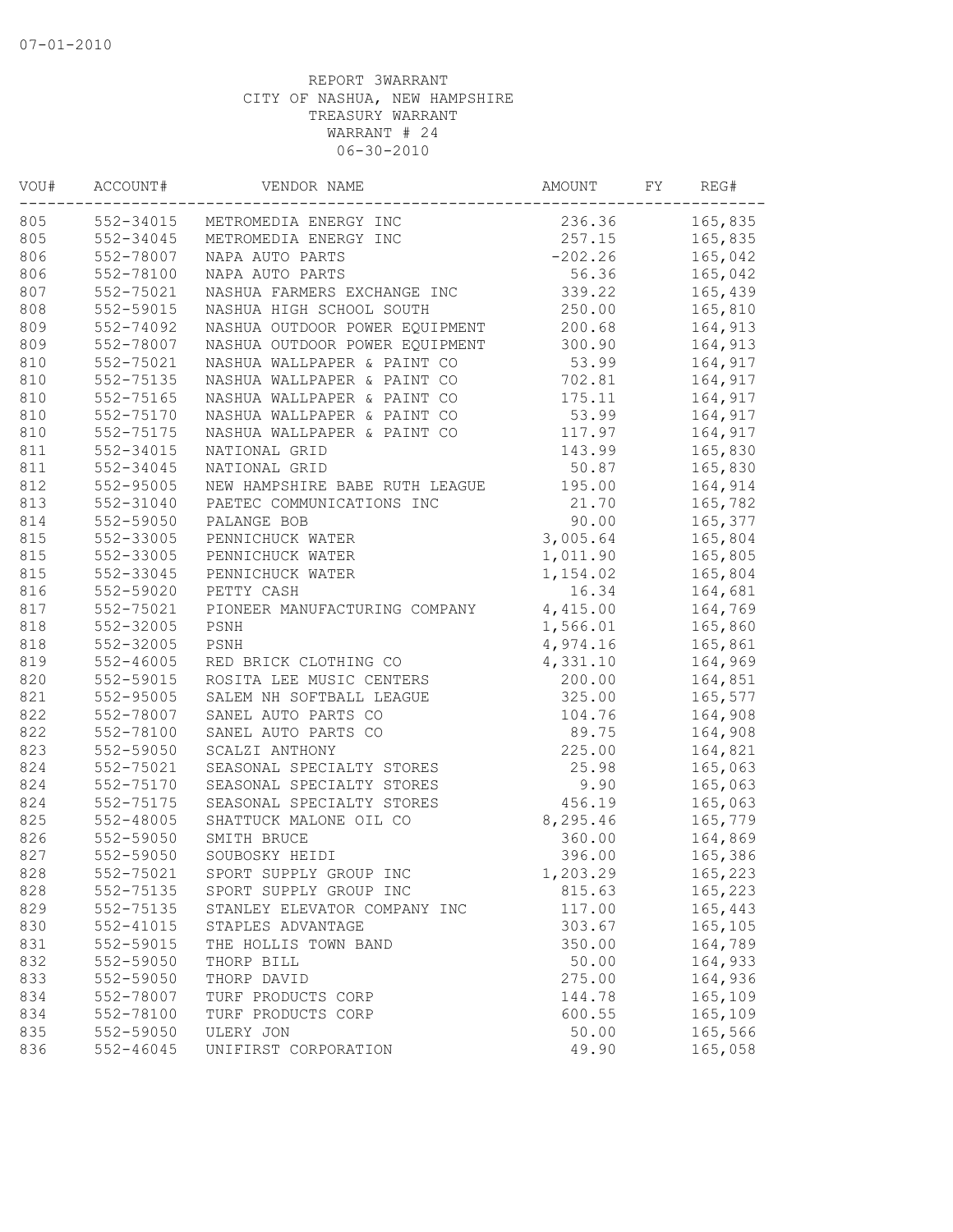07-01-2010

REPORT 3WARRANT
CITY OF NASHUA, NEW HAMPSHIRE
TREASURY WARRANT
WARRANT # 24
06-30-2010

| VOU# | ACCOUNT# | VENDOR NAME | AMOUNT | FY | REG# |
|---|---|---|---|---|---|
| 805 | 552-34015 | METROMEDIA ENERGY INC | 236.36 | | 165,835 |
| 805 | 552-34045 | METROMEDIA ENERGY INC | 257.15 | | 165,835 |
| 806 | 552-78007 | NAPA AUTO PARTS | -202.26 | | 165,042 |
| 806 | 552-78100 | NAPA AUTO PARTS | 56.36 | | 165,042 |
| 807 | 552-75021 | NASHUA FARMERS EXCHANGE INC | 339.22 | | 165,439 |
| 808 | 552-59015 | NASHUA HIGH SCHOOL SOUTH | 250.00 | | 165,810 |
| 809 | 552-74092 | NASHUA OUTDOOR POWER EQUIPMENT | 200.68 | | 164,913 |
| 809 | 552-78007 | NASHUA OUTDOOR POWER EQUIPMENT | 300.90 | | 164,913 |
| 810 | 552-75021 | NASHUA WALLPAPER & PAINT CO | 53.99 | | 164,917 |
| 810 | 552-75135 | NASHUA WALLPAPER & PAINT CO | 702.81 | | 164,917 |
| 810 | 552-75165 | NASHUA WALLPAPER & PAINT CO | 175.11 | | 164,917 |
| 810 | 552-75170 | NASHUA WALLPAPER & PAINT CO | 53.99 | | 164,917 |
| 810 | 552-75175 | NASHUA WALLPAPER & PAINT CO | 117.97 | | 164,917 |
| 811 | 552-34015 | NATIONAL GRID | 143.99 | | 165,830 |
| 811 | 552-34045 | NATIONAL GRID | 50.87 | | 165,830 |
| 812 | 552-95005 | NEW HAMPSHIRE BABE RUTH LEAGUE | 195.00 | | 164,914 |
| 813 | 552-31040 | PAETEC COMMUNICATIONS INC | 21.70 | | 165,782 |
| 814 | 552-59050 | PALANGE BOB | 90.00 | | 165,377 |
| 815 | 552-33005 | PENNICHUCK WATER | 3,005.64 | | 165,804 |
| 815 | 552-33005 | PENNICHUCK WATER | 1,011.90 | | 165,805 |
| 815 | 552-33045 | PENNICHUCK WATER | 1,154.02 | | 165,804 |
| 816 | 552-59020 | PETTY CASH | 16.34 | | 164,681 |
| 817 | 552-75021 | PIONEER MANUFACTURING COMPANY | 4,415.00 | | 164,769 |
| 818 | 552-32005 | PSNH | 1,566.01 | | 165,860 |
| 818 | 552-32005 | PSNH | 4,974.16 | | 165,861 |
| 819 | 552-46005 | RED BRICK CLOTHING CO | 4,331.10 | | 164,969 |
| 820 | 552-59015 | ROSITA LEE MUSIC CENTERS | 200.00 | | 164,851 |
| 821 | 552-95005 | SALEM NH SOFTBALL LEAGUE | 325.00 | | 165,577 |
| 822 | 552-78007 | SANEL AUTO PARTS CO | 104.76 | | 164,908 |
| 822 | 552-78100 | SANEL AUTO PARTS CO | 89.75 | | 164,908 |
| 823 | 552-59050 | SCALZI ANTHONY | 225.00 | | 164,821 |
| 824 | 552-75021 | SEASONAL SPECIALTY STORES | 25.98 | | 165,063 |
| 824 | 552-75170 | SEASONAL SPECIALTY STORES | 9.90 | | 165,063 |
| 824 | 552-75175 | SEASONAL SPECIALTY STORES | 456.19 | | 165,063 |
| 825 | 552-48005 | SHATTUCK MALONE OIL CO | 8,295.46 | | 165,779 |
| 826 | 552-59050 | SMITH BRUCE | 360.00 | | 164,869 |
| 827 | 552-59050 | SOUBOSKY HEIDI | 396.00 | | 165,386 |
| 828 | 552-75021 | SPORT SUPPLY GROUP INC | 1,203.29 | | 165,223 |
| 828 | 552-75135 | SPORT SUPPLY GROUP INC | 815.63 | | 165,223 |
| 829 | 552-75135 | STANLEY ELEVATOR COMPANY INC | 117.00 | | 165,443 |
| 830 | 552-41015 | STAPLES ADVANTAGE | 303.67 | | 165,105 |
| 831 | 552-59015 | THE HOLLIS TOWN BAND | 350.00 | | 164,789 |
| 832 | 552-59050 | THORP BILL | 50.00 | | 164,933 |
| 833 | 552-59050 | THORP DAVID | 275.00 | | 164,936 |
| 834 | 552-78007 | TURF PRODUCTS CORP | 144.78 | | 165,109 |
| 834 | 552-78100 | TURF PRODUCTS CORP | 600.55 | | 165,109 |
| 835 | 552-59050 | ULERY JON | 50.00 | | 165,566 |
| 836 | 552-46045 | UNIFIRST CORPORATION | 49.90 | | 165,058 |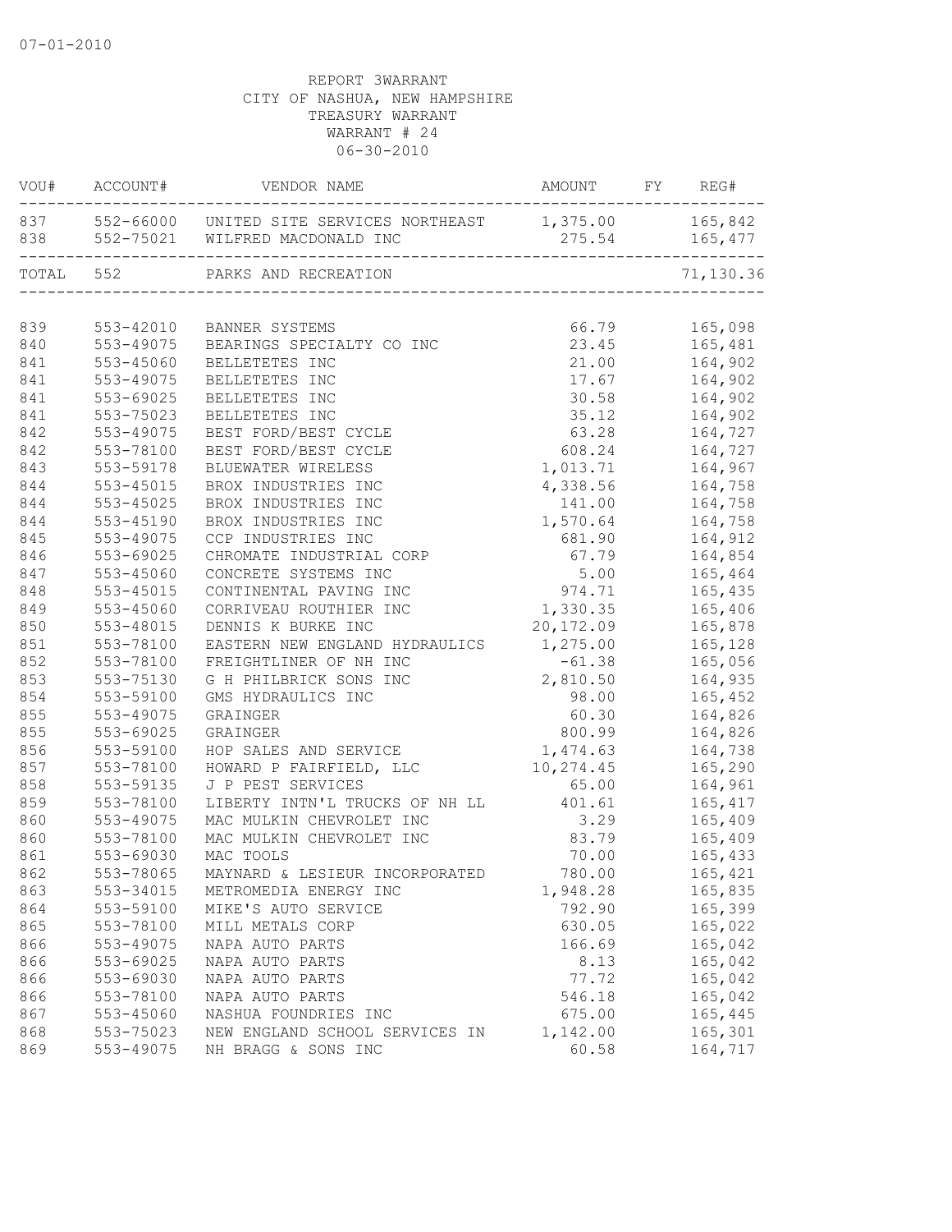07-01-2010

REPORT 3WARRANT
CITY OF NASHUA, NEW HAMPSHIRE
TREASURY WARRANT
WARRANT # 24
06-30-2010

| VOU# | ACCOUNT# | VENDOR NAME | AMOUNT | FY | REG# |
|---|---|---|---|---|---|
| 837 | 552-66000 | UNITED SITE SERVICES NORTHEAST | 1,375.00 | | 165,842 |
| 838 | 552-75021 | WILFRED MACDONALD INC | 275.54 | | 165,477 |
| TOTAL | 552 | PARKS AND RECREATION | | | 71,130.36 |
| 839 | 553-42010 | BANNER SYSTEMS | 66.79 | | 165,098 |
| 840 | 553-49075 | BEARINGS SPECIALTY CO INC | 23.45 | | 165,481 |
| 841 | 553-45060 | BELLETETES INC | 21.00 | | 164,902 |
| 841 | 553-49075 | BELLETETES INC | 17.67 | | 164,902 |
| 841 | 553-69025 | BELLETETES INC | 30.58 | | 164,902 |
| 841 | 553-75023 | BELLETETES INC | 35.12 | | 164,902 |
| 842 | 553-49075 | BEST FORD/BEST CYCLE | 63.28 | | 164,727 |
| 842 | 553-78100 | BEST FORD/BEST CYCLE | 608.24 | | 164,727 |
| 843 | 553-59178 | BLUEWATER WIRELESS | 1,013.71 | | 164,967 |
| 844 | 553-45015 | BROX INDUSTRIES INC | 4,338.56 | | 164,758 |
| 844 | 553-45025 | BROX INDUSTRIES INC | 141.00 | | 164,758 |
| 844 | 553-45190 | BROX INDUSTRIES INC | 1,570.64 | | 164,758 |
| 845 | 553-49075 | CCP INDUSTRIES INC | 681.90 | | 164,912 |
| 846 | 553-69025 | CHROMATE INDUSTRIAL CORP | 67.79 | | 164,854 |
| 847 | 553-45060 | CONCRETE SYSTEMS INC | 5.00 | | 165,464 |
| 848 | 553-45015 | CONTINENTAL PAVING INC | 974.71 | | 165,435 |
| 849 | 553-45060 | CORRIVEAU ROUTHIER INC | 1,330.35 | | 165,406 |
| 850 | 553-48015 | DENNIS K BURKE INC | 20,172.09 | | 165,878 |
| 851 | 553-78100 | EASTERN NEW ENGLAND HYDRAULICS | 1,275.00 | | 165,128 |
| 852 | 553-78100 | FREIGHTLINER OF NH INC | -61.38 | | 165,056 |
| 853 | 553-75130 | G H PHILBRICK SONS INC | 2,810.50 | | 164,935 |
| 854 | 553-59100 | GMS HYDRAULICS INC | 98.00 | | 165,452 |
| 855 | 553-49075 | GRAINGER | 60.30 | | 164,826 |
| 855 | 553-69025 | GRAINGER | 800.99 | | 164,826 |
| 856 | 553-59100 | HOP SALES AND SERVICE | 1,474.63 | | 164,738 |
| 857 | 553-78100 | HOWARD P FAIRFIELD, LLC | 10,274.45 | | 165,290 |
| 858 | 553-59135 | J P PEST SERVICES | 65.00 | | 164,961 |
| 859 | 553-78100 | LIBERTY INTN'L TRUCKS OF NH LL | 401.61 | | 165,417 |
| 860 | 553-49075 | MAC MULKIN CHEVROLET INC | 3.29 | | 165,409 |
| 860 | 553-78100 | MAC MULKIN CHEVROLET INC | 83.79 | | 165,409 |
| 861 | 553-69030 | MAC TOOLS | 70.00 | | 165,433 |
| 862 | 553-78065 | MAYNARD & LESIEUR INCORPORATED | 780.00 | | 165,421 |
| 863 | 553-34015 | METROMEDIA ENERGY INC | 1,948.28 | | 165,835 |
| 864 | 553-59100 | MIKE'S AUTO SERVICE | 792.90 | | 165,399 |
| 865 | 553-78100 | MILL METALS CORP | 630.05 | | 165,022 |
| 866 | 553-49075 | NAPA AUTO PARTS | 166.69 | | 165,042 |
| 866 | 553-69025 | NAPA AUTO PARTS | 8.13 | | 165,042 |
| 866 | 553-69030 | NAPA AUTO PARTS | 77.72 | | 165,042 |
| 866 | 553-78100 | NAPA AUTO PARTS | 546.18 | | 165,042 |
| 867 | 553-45060 | NASHUA FOUNDRIES INC | 675.00 | | 165,445 |
| 868 | 553-75023 | NEW ENGLAND SCHOOL SERVICES IN | 1,142.00 | | 165,301 |
| 869 | 553-49075 | NH BRAGG & SONS INC | 60.58 | | 164,717 |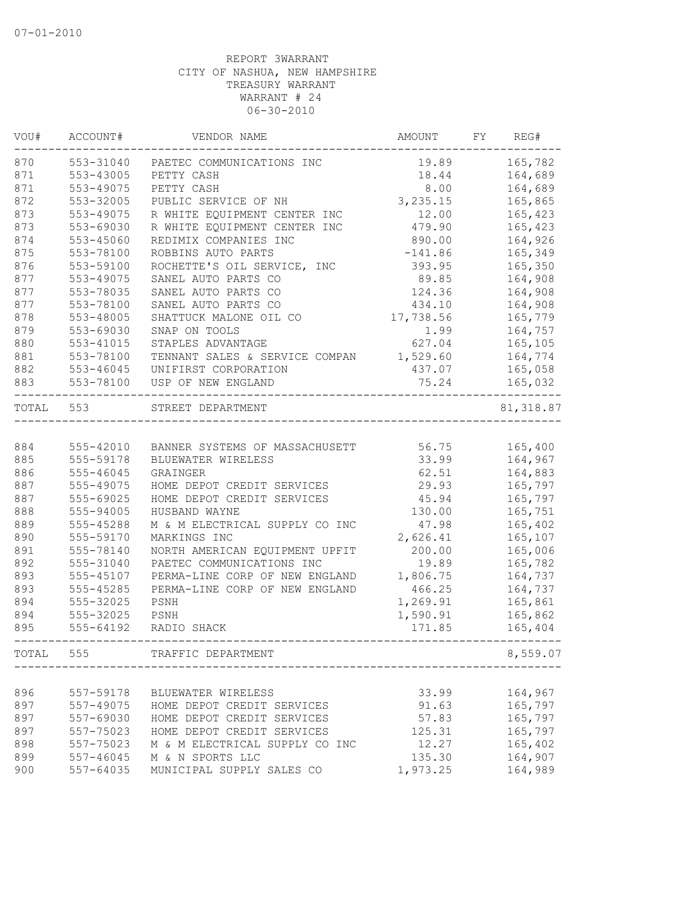07-01-2010

REPORT 3WARRANT
CITY OF NASHUA, NEW HAMPSHIRE
TREASURY WARRANT
WARRANT # 24
06-30-2010

| VOU# | ACCOUNT# | VENDOR NAME | AMOUNT | FY | REG# |
|---|---|---|---|---|---|
| 870 | 553-31040 | PAETEC COMMUNICATIONS INC | 19.89 | | 165,782 |
| 871 | 553-43005 | PETTY CASH | 18.44 | | 164,689 |
| 871 | 553-49075 | PETTY CASH | 8.00 | | 164,689 |
| 872 | 553-32005 | PUBLIC SERVICE OF NH | 3,235.15 | | 165,865 |
| 873 | 553-49075 | R WHITE EQUIPMENT CENTER INC | 12.00 | | 165,423 |
| 873 | 553-69030 | R WHITE EQUIPMENT CENTER INC | 479.90 | | 165,423 |
| 874 | 553-45060 | REDIMIX COMPANIES INC | 890.00 | | 164,926 |
| 875 | 553-78100 | ROBBINS AUTO PARTS | -141.86 | | 165,349 |
| 876 | 553-59100 | ROCHETTE'S OIL SERVICE, INC | 393.95 | | 165,350 |
| 877 | 553-49075 | SANEL AUTO PARTS CO | 89.85 | | 164,908 |
| 877 | 553-78035 | SANEL AUTO PARTS CO | 124.36 | | 164,908 |
| 877 | 553-78100 | SANEL AUTO PARTS CO | 434.10 | | 164,908 |
| 878 | 553-48005 | SHATTUCK MALONE OIL CO | 17,738.56 | | 165,779 |
| 879 | 553-69030 | SNAP ON TOOLS | 1.99 | | 164,757 |
| 880 | 553-41015 | STAPLES ADVANTAGE | 627.04 | | 165,105 |
| 881 | 553-78100 | TENNANT SALES & SERVICE COMPAN | 1,529.60 | | 164,774 |
| 882 | 553-46045 | UNIFIRST CORPORATION | 437.07 | | 165,058 |
| 883 | 553-78100 | USP OF NEW ENGLAND | 75.24 | | 165,032 |
| TOTAL | 553 | STREET DEPARTMENT | | | 81,318.87 |
| 884 | 555-42010 | BANNER SYSTEMS OF MASSACHUSETT | 56.75 | | 165,400 |
| 885 | 555-59178 | BLUEWATER WIRELESS | 33.99 | | 164,967 |
| 886 | 555-46045 | GRAINGER | 62.51 | | 164,883 |
| 887 | 555-49075 | HOME DEPOT CREDIT SERVICES | 29.93 | | 165,797 |
| 887 | 555-69025 | HOME DEPOT CREDIT SERVICES | 45.94 | | 165,797 |
| 888 | 555-94005 | HUSBAND WAYNE | 130.00 | | 165,751 |
| 889 | 555-45288 | M & M ELECTRICAL SUPPLY CO INC | 47.98 | | 165,402 |
| 890 | 555-59170 | MARKINGS INC | 2,626.41 | | 165,107 |
| 891 | 555-78140 | NORTH AMERICAN EQUIPMENT UPFIT | 200.00 | | 165,006 |
| 892 | 555-31040 | PAETEC COMMUNICATIONS INC | 19.89 | | 165,782 |
| 893 | 555-45107 | PERMA-LINE CORP OF NEW ENGLAND | 1,806.75 | | 164,737 |
| 893 | 555-45285 | PERMA-LINE CORP OF NEW ENGLAND | 466.25 | | 164,737 |
| 894 | 555-32025 | PSNH | 1,269.91 | | 165,861 |
| 894 | 555-32025 | PSNH | 1,590.91 | | 165,862 |
| 895 | 555-64192 | RADIO SHACK | 171.85 | | 165,404 |
| TOTAL | 555 | TRAFFIC DEPARTMENT | | | 8,559.07 |
| 896 | 557-59178 | BLUEWATER WIRELESS | 33.99 | | 164,967 |
| 897 | 557-49075 | HOME DEPOT CREDIT SERVICES | 91.63 | | 165,797 |
| 897 | 557-69030 | HOME DEPOT CREDIT SERVICES | 57.83 | | 165,797 |
| 897 | 557-75023 | HOME DEPOT CREDIT SERVICES | 125.31 | | 165,797 |
| 898 | 557-75023 | M & M ELECTRICAL SUPPLY CO INC | 12.27 | | 165,402 |
| 899 | 557-46045 | M & N SPORTS LLC | 135.30 | | 164,907 |
| 900 | 557-64035 | MUNICIPAL SUPPLY SALES CO | 1,973.25 | | 164,989 |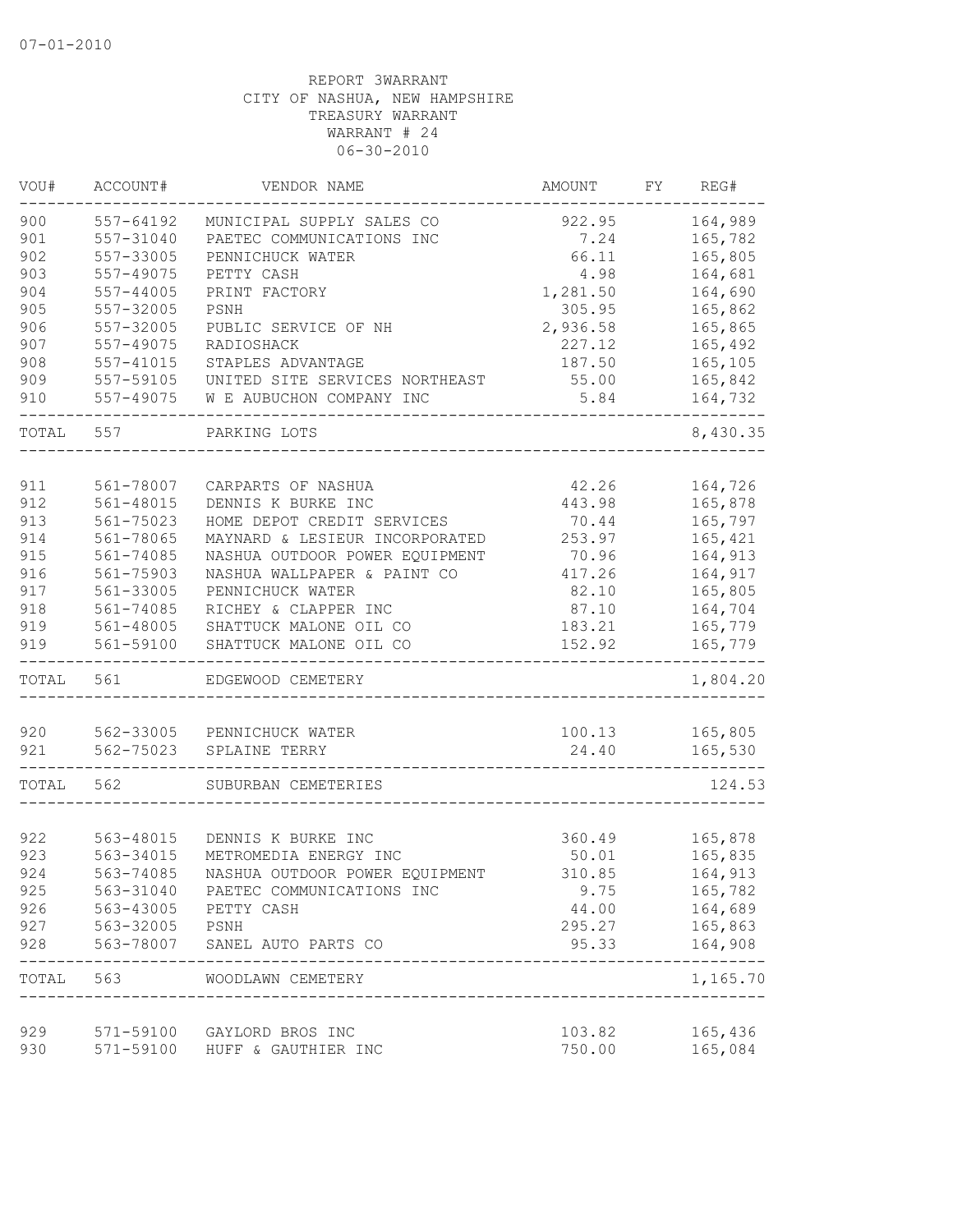07-01-2010

REPORT 3WARRANT
CITY OF NASHUA, NEW HAMPSHIRE
TREASURY WARRANT
WARRANT # 24
06-30-2010

| VOU# | ACCOUNT# | VENDOR NAME | AMOUNT | FY | REG# |
|---|---|---|---|---|---|
| 900 | 557-64192 | MUNICIPAL SUPPLY SALES CO | 922.95 | | 164,989 |
| 901 | 557-31040 | PAETEC COMMUNICATIONS INC | 7.24 | | 165,782 |
| 902 | 557-33005 | PENNICHUCK WATER | 66.11 | | 165,805 |
| 903 | 557-49075 | PETTY CASH | 4.98 | | 164,681 |
| 904 | 557-44005 | PRINT FACTORY | 1,281.50 | | 164,690 |
| 905 | 557-32005 | PSNH | 305.95 | | 165,862 |
| 906 | 557-32005 | PUBLIC SERVICE OF NH | 2,936.58 | | 165,865 |
| 907 | 557-49075 | RADIOSHACK | 227.12 | | 165,492 |
| 908 | 557-41015 | STAPLES ADVANTAGE | 187.50 | | 165,105 |
| 909 | 557-59105 | UNITED SITE SERVICES NORTHEAST | 55.00 | | 165,842 |
| 910 | 557-49075 | W E AUBUCHON COMPANY INC | 5.84 | | 164,732 |
| TOTAL | 557 | PARKING LOTS | | | 8,430.35 |
| 911 | 561-78007 | CARPARTS OF NASHUA | 42.26 | | 164,726 |
| 912 | 561-48015 | DENNIS K BURKE INC | 443.98 | | 165,878 |
| 913 | 561-75023 | HOME DEPOT CREDIT SERVICES | 70.44 | | 165,797 |
| 914 | 561-78065 | MAYNARD & LESIEUR INCORPORATED | 253.97 | | 165,421 |
| 915 | 561-74085 | NASHUA OUTDOOR POWER EQUIPMENT | 70.96 | | 164,913 |
| 916 | 561-75903 | NASHUA WALLPAPER & PAINT CO | 417.26 | | 164,917 |
| 917 | 561-33005 | PENNICHUCK WATER | 82.10 | | 165,805 |
| 918 | 561-74085 | RICHEY & CLAPPER INC | 87.10 | | 164,704 |
| 919 | 561-48005 | SHATTUCK MALONE OIL CO | 183.21 | | 165,779 |
| 919 | 561-59100 | SHATTUCK MALONE OIL CO | 152.92 | | 165,779 |
| TOTAL | 561 | EDGEWOOD CEMETERY | | | 1,804.20 |
| 920 | 562-33005 | PENNICHUCK WATER | 100.13 | | 165,805 |
| 921 | 562-75023 | SPLAINE TERRY | 24.40 | | 165,530 |
| TOTAL | 562 | SUBURBAN CEMETERIES | | | 124.53 |
| 922 | 563-48015 | DENNIS K BURKE INC | 360.49 | | 165,878 |
| 923 | 563-34015 | METROMEDIA ENERGY INC | 50.01 | | 165,835 |
| 924 | 563-74085 | NASHUA OUTDOOR POWER EQUIPMENT | 310.85 | | 164,913 |
| 925 | 563-31040 | PAETEC COMMUNICATIONS INC | 9.75 | | 165,782 |
| 926 | 563-43005 | PETTY CASH | 44.00 | | 164,689 |
| 927 | 563-32005 | PSNH | 295.27 | | 165,863 |
| 928 | 563-78007 | SANEL AUTO PARTS CO | 95.33 | | 164,908 |
| TOTAL | 563 | WOODLAWN CEMETERY | | | 1,165.70 |
| 929 | 571-59100 | GAYLORD BROS INC | 103.82 | | 165,436 |
| 930 | 571-59100 | HUFF & GAUTHIER INC | 750.00 | | 165,084 |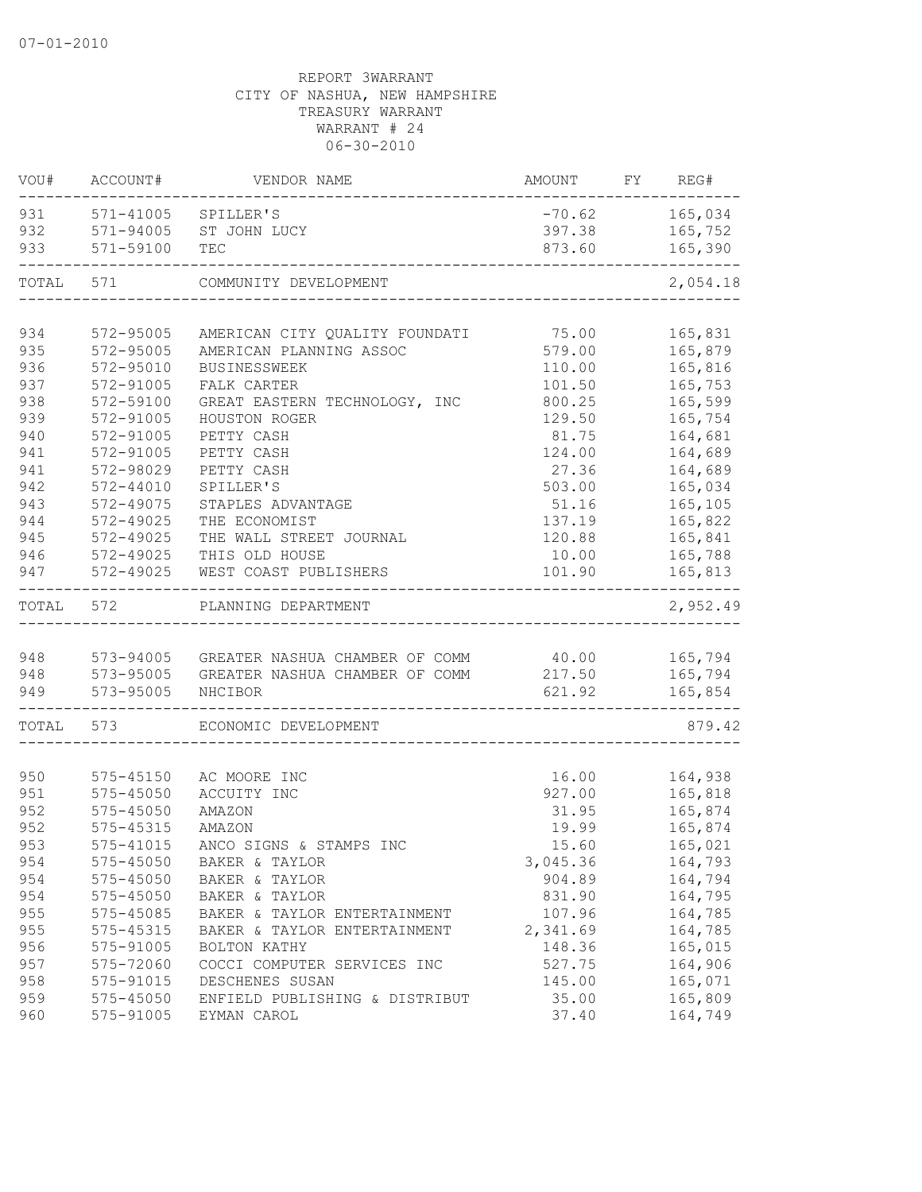07-01-2010

REPORT 3WARRANT
CITY OF NASHUA, NEW HAMPSHIRE
TREASURY WARRANT
WARRANT # 24
06-30-2010

| VOU# | ACCOUNT# | VENDOR NAME | AMOUNT | FY | REG# |
|---|---|---|---|---|---|
| 931 | 571-41005 | SPILLER'S | -70.62 | | 165,034 |
| 932 | 571-94005 | ST JOHN LUCY | 397.38 | | 165,752 |
| 933 | 571-59100 | TEC | 873.60 | | 165,390 |
| TOTAL | 571 | COMMUNITY DEVELOPMENT | | | 2,054.18 |
| 934 | 572-95005 | AMERICAN CITY QUALITY FOUNDATI | 75.00 | | 165,831 |
| 935 | 572-95005 | AMERICAN PLANNING ASSOC | 579.00 | | 165,879 |
| 936 | 572-95010 | BUSINESSWEEK | 110.00 | | 165,816 |
| 937 | 572-91005 | FALK CARTER | 101.50 | | 165,753 |
| 938 | 572-59100 | GREAT EASTERN TECHNOLOGY, INC | 800.25 | | 165,599 |
| 939 | 572-91005 | HOUSTON ROGER | 129.50 | | 165,754 |
| 940 | 572-91005 | PETTY CASH | 81.75 | | 164,681 |
| 941 | 572-91005 | PETTY CASH | 124.00 | | 164,689 |
| 941 | 572-98029 | PETTY CASH | 27.36 | | 164,689 |
| 942 | 572-44010 | SPILLER'S | 503.00 | | 165,034 |
| 943 | 572-49075 | STAPLES ADVANTAGE | 51.16 | | 165,105 |
| 944 | 572-49025 | THE ECONOMIST | 137.19 | | 165,822 |
| 945 | 572-49025 | THE WALL STREET JOURNAL | 120.88 | | 165,841 |
| 946 | 572-49025 | THIS OLD HOUSE | 10.00 | | 165,788 |
| 947 | 572-49025 | WEST COAST PUBLISHERS | 101.90 | | 165,813 |
| TOTAL | 572 | PLANNING DEPARTMENT | | | 2,952.49 |
| 948 | 573-94005 | GREATER NASHUA CHAMBER OF COMM | 40.00 | | 165,794 |
| 948 | 573-95005 | GREATER NASHUA CHAMBER OF COMM | 217.50 | | 165,794 |
| 949 | 573-95005 | NHCIBOR | 621.92 | | 165,854 |
| TOTAL | 573 | ECONOMIC DEVELOPMENT | | | 879.42 |
| 950 | 575-45150 | AC MOORE INC | 16.00 | | 164,938 |
| 951 | 575-45050 | ACCUITY INC | 927.00 | | 165,818 |
| 952 | 575-45050 | AMAZON | 31.95 | | 165,874 |
| 952 | 575-45315 | AMAZON | 19.99 | | 165,874 |
| 953 | 575-41015 | ANCO SIGNS & STAMPS INC | 15.60 | | 165,021 |
| 954 | 575-45050 | BAKER & TAYLOR | 3,045.36 | | 164,793 |
| 954 | 575-45050 | BAKER & TAYLOR | 904.89 | | 164,794 |
| 954 | 575-45050 | BAKER & TAYLOR | 831.90 | | 164,795 |
| 955 | 575-45085 | BAKER & TAYLOR ENTERTAINMENT | 107.96 | | 164,785 |
| 955 | 575-45315 | BAKER & TAYLOR ENTERTAINMENT | 2,341.69 | | 164,785 |
| 956 | 575-91005 | BOLTON KATHY | 148.36 | | 165,015 |
| 957 | 575-72060 | COCCI COMPUTER SERVICES INC | 527.75 | | 164,906 |
| 958 | 575-91015 | DESCHENES SUSAN | 145.00 | | 165,071 |
| 959 | 575-45050 | ENFIELD PUBLISHING & DISTRIBUT | 35.00 | | 165,809 |
| 960 | 575-91005 | EYMAN CAROL | 37.40 | | 164,749 |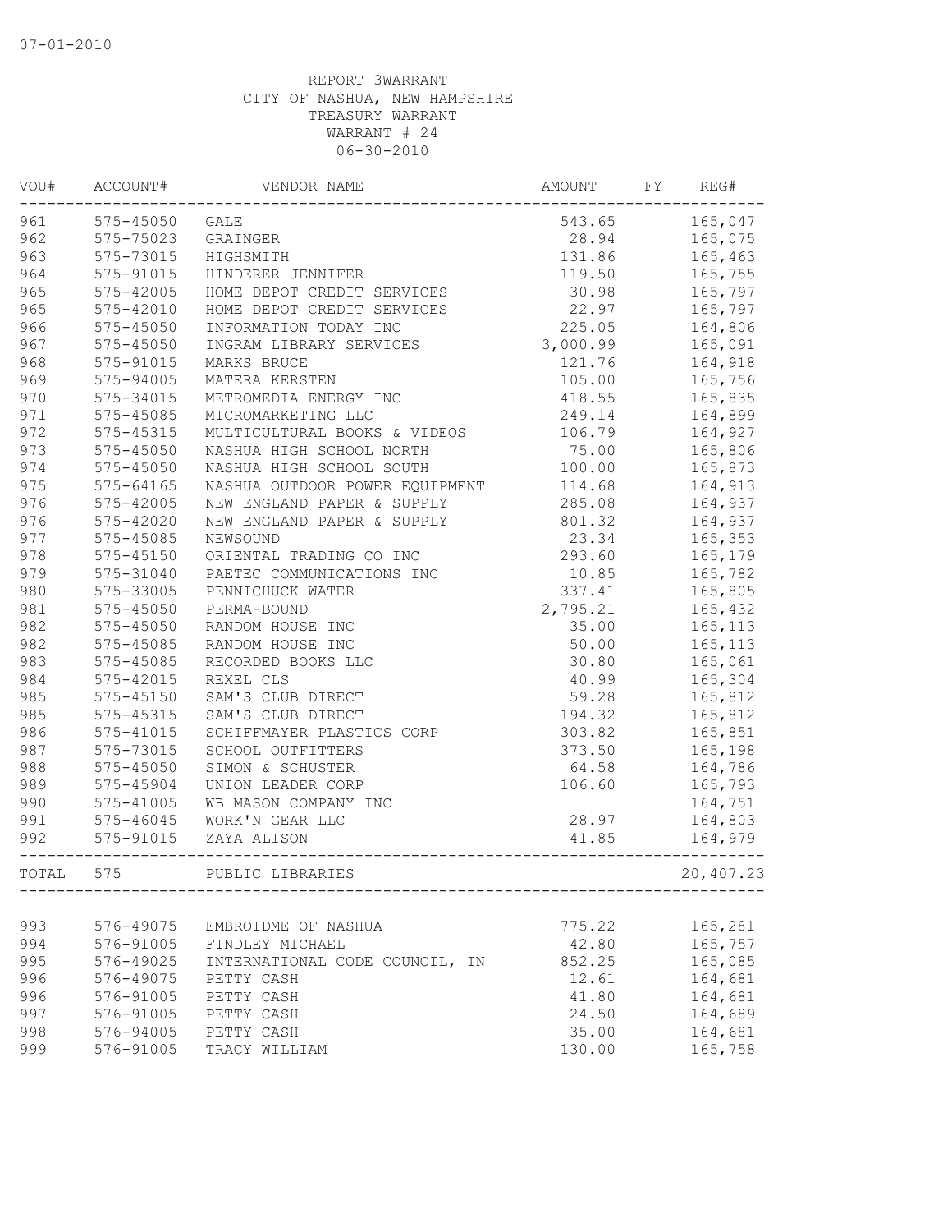REPORT 3WARRANT
CITY OF NASHUA, NEW HAMPSHIRE
TREASURY WARRANT
WARRANT # 24
06-30-2010

| VOU# | ACCOUNT# | VENDOR NAME | AMOUNT | FY | REG# |
|---|---|---|---|---|---|
| 961 | 575-45050 | GALE | 543.65 | | 165,047 |
| 962 | 575-75023 | GRAINGER | 28.94 | | 165,075 |
| 963 | 575-73015 | HIGHSMITH | 131.86 | | 165,463 |
| 964 | 575-91015 | HINDERER JENNIFER | 119.50 | | 165,755 |
| 965 | 575-42005 | HOME DEPOT CREDIT SERVICES | 30.98 | | 165,797 |
| 965 | 575-42010 | HOME DEPOT CREDIT SERVICES | 22.97 | | 165,797 |
| 966 | 575-45050 | INFORMATION TODAY INC | 225.05 | | 164,806 |
| 967 | 575-45050 | INGRAM LIBRARY SERVICES | 3,000.99 | | 165,091 |
| 968 | 575-91015 | MARKS BRUCE | 121.76 | | 164,918 |
| 969 | 575-94005 | MATERA KERSTEN | 105.00 | | 165,756 |
| 970 | 575-34015 | METROMEDIA ENERGY INC | 418.55 | | 165,835 |
| 971 | 575-45085 | MICROMARKETING LLC | 249.14 | | 164,899 |
| 972 | 575-45315 | MULTICULTURAL BOOKS & VIDEOS | 106.79 | | 164,927 |
| 973 | 575-45050 | NASHUA HIGH SCHOOL NORTH | 75.00 | | 165,806 |
| 974 | 575-45050 | NASHUA HIGH SCHOOL SOUTH | 100.00 | | 165,873 |
| 975 | 575-64165 | NASHUA OUTDOOR POWER EQUIPMENT | 114.68 | | 164,913 |
| 976 | 575-42005 | NEW ENGLAND PAPER & SUPPLY | 285.08 | | 164,937 |
| 976 | 575-42020 | NEW ENGLAND PAPER & SUPPLY | 801.32 | | 164,937 |
| 977 | 575-45085 | NEWSOUND | 23.34 | | 165,353 |
| 978 | 575-45150 | ORIENTAL TRADING CO INC | 293.60 | | 165,179 |
| 979 | 575-31040 | PAETEC COMMUNICATIONS INC | 10.85 | | 165,782 |
| 980 | 575-33005 | PENNICHUCK WATER | 337.41 | | 165,805 |
| 981 | 575-45050 | PERMA-BOUND | 2,795.21 | | 165,432 |
| 982 | 575-45050 | RANDOM HOUSE INC | 35.00 | | 165,113 |
| 982 | 575-45085 | RANDOM HOUSE INC | 50.00 | | 165,113 |
| 983 | 575-45085 | RECORDED BOOKS LLC | 30.80 | | 165,061 |
| 984 | 575-42015 | REXEL CLS | 40.99 | | 165,304 |
| 985 | 575-45150 | SAM'S CLUB DIRECT | 59.28 | | 165,812 |
| 985 | 575-45315 | SAM'S CLUB DIRECT | 194.32 | | 165,812 |
| 986 | 575-41015 | SCHIFFMAYER PLASTICS CORP | 303.82 | | 165,851 |
| 987 | 575-73015 | SCHOOL OUTFITTERS | 373.50 | | 165,198 |
| 988 | 575-45050 | SIMON & SCHUSTER | 64.58 | | 164,786 |
| 989 | 575-45904 | UNION LEADER CORP | 106.60 | | 165,793 |
| 990 | 575-41005 | WB MASON COMPANY INC | | | 164,751 |
| 991 | 575-46045 | WORK'N GEAR LLC | 28.97 | | 164,803 |
| 992 | 575-91015 | ZAYA ALISON | 41.85 | | 164,979 |
| TOTAL | 575 | PUBLIC LIBRARIES | | | 20,407.23 |
| 993 | 576-49075 | EMBROIDME OF NASHUA | 775.22 | | 165,281 |
| 994 | 576-91005 | FINDLEY MICHAEL | 42.80 | | 165,757 |
| 995 | 576-49025 | INTERNATIONAL CODE COUNCIL, IN | 852.25 | | 165,085 |
| 996 | 576-49075 | PETTY CASH | 12.61 | | 164,681 |
| 996 | 576-91005 | PETTY CASH | 41.80 | | 164,681 |
| 997 | 576-91005 | PETTY CASH | 24.50 | | 164,689 |
| 998 | 576-94005 | PETTY CASH | 35.00 | | 164,681 |
| 999 | 576-91005 | TRACY WILLIAM | 130.00 | | 165,758 |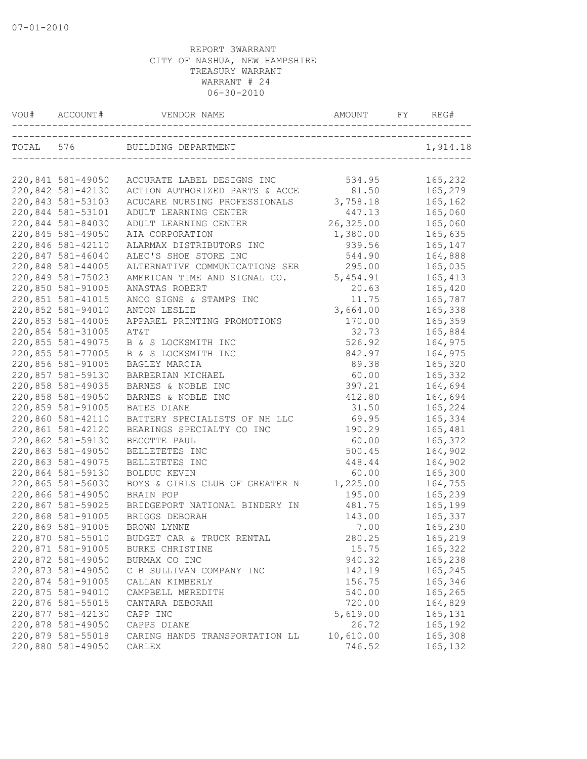07-01-2010

REPORT 3WARRANT
CITY OF NASHUA, NEW HAMPSHIRE
TREASURY WARRANT
WARRANT # 24
06-30-2010

| VOU# | ACCOUNT# | VENDOR NAME | AMOUNT | FY | REG# |
|---|---|---|---|---|---|
| TOTAL | 576 | BUILDING DEPARTMENT | | | 1,914.18 |
| 220,841 | 581-49050 | ACCURATE LABEL DESIGNS INC | 534.95 | | 165,232 |
| 220,842 | 581-42130 | ACTION AUTHORIZED PARTS & ACCE | 81.50 | | 165,279 |
| 220,843 | 581-53103 | ACUCARE NURSING PROFESSIONALS | 3,758.18 | | 165,162 |
| 220,844 | 581-53101 | ADULT LEARNING CENTER | 447.13 | | 165,060 |
| 220,844 | 581-84030 | ADULT LEARNING CENTER | 26,325.00 | | 165,060 |
| 220,845 | 581-49050 | AIA CORPORATION | 1,380.00 | | 165,635 |
| 220,846 | 581-42110 | ALARMAX DISTRIBUTORS INC | 939.56 | | 165,147 |
| 220,847 | 581-46040 | ALEC'S SHOE STORE INC | 544.90 | | 164,888 |
| 220,848 | 581-44005 | ALTERNATIVE COMMUNICATIONS SER | 295.00 | | 165,035 |
| 220,849 | 581-75023 | AMERICAN TIME AND SIGNAL CO. | 5,454.91 | | 165,413 |
| 220,850 | 581-91005 | ANASTAS ROBERT | 20.63 | | 165,420 |
| 220,851 | 581-41015 | ANCO SIGNS & STAMPS INC | 11.75 | | 165,787 |
| 220,852 | 581-94010 | ANTON LESLIE | 3,664.00 | | 165,338 |
| 220,853 | 581-44005 | APPAREL PRINTING PROMOTIONS | 170.00 | | 165,359 |
| 220,854 | 581-31005 | AT&T | 32.73 | | 165,884 |
| 220,855 | 581-49075 | B & S LOCKSMITH INC | 526.92 | | 164,975 |
| 220,855 | 581-77005 | B & S LOCKSMITH INC | 842.97 | | 164,975 |
| 220,856 | 581-91005 | BAGLEY MARCIA | 89.38 | | 165,320 |
| 220,857 | 581-59130 | BARBERIAN MICHAEL | 60.00 | | 165,332 |
| 220,858 | 581-49035 | BARNES & NOBLE INC | 397.21 | | 164,694 |
| 220,858 | 581-49050 | BARNES & NOBLE INC | 412.80 | | 164,694 |
| 220,859 | 581-91005 | BATES DIANE | 31.50 | | 165,224 |
| 220,860 | 581-42110 | BATTERY SPECIALISTS OF NH LLC | 69.95 | | 165,334 |
| 220,861 | 581-42120 | BEARINGS SPECIALTY CO INC | 190.29 | | 165,481 |
| 220,862 | 581-59130 | BECOTTE PAUL | 60.00 | | 165,372 |
| 220,863 | 581-49050 | BELLETETES INC | 500.45 | | 164,902 |
| 220,863 | 581-49075 | BELLETETES INC | 448.44 | | 164,902 |
| 220,864 | 581-59130 | BOLDUC KEVIN | 60.00 | | 165,300 |
| 220,865 | 581-56030 | BOYS & GIRLS CLUB OF GREATER N | 1,225.00 | | 164,755 |
| 220,866 | 581-49050 | BRAIN POP | 195.00 | | 165,239 |
| 220,867 | 581-59025 | BRIDGEPORT NATIONAL BINDERY IN | 481.75 | | 165,199 |
| 220,868 | 581-91005 | BRIGGS DEBORAH | 143.00 | | 165,337 |
| 220,869 | 581-91005 | BROWN LYNNE | 7.00 | | 165,230 |
| 220,870 | 581-55010 | BUDGET CAR & TRUCK RENTAL | 280.25 | | 165,219 |
| 220,871 | 581-91005 | BURKE CHRISTINE | 15.75 | | 165,322 |
| 220,872 | 581-49050 | BURMAX CO INC | 940.32 | | 165,238 |
| 220,873 | 581-49050 | C B SULLIVAN COMPANY INC | 142.19 | | 165,245 |
| 220,874 | 581-91005 | CALLAN KIMBERLY | 156.75 | | 165,346 |
| 220,875 | 581-94010 | CAMPBELL MEREDITH | 540.00 | | 165,265 |
| 220,876 | 581-55015 | CANTARA DEBORAH | 720.00 | | 164,829 |
| 220,877 | 581-42130 | CAPP INC | 5,619.00 | | 165,131 |
| 220,878 | 581-49050 | CAPPS DIANE | 26.72 | | 165,192 |
| 220,879 | 581-55018 | CARING HANDS TRANSPORTATION LL | 10,610.00 | | 165,308 |
| 220,880 | 581-49050 | CARLEX | 746.52 | | 165,132 |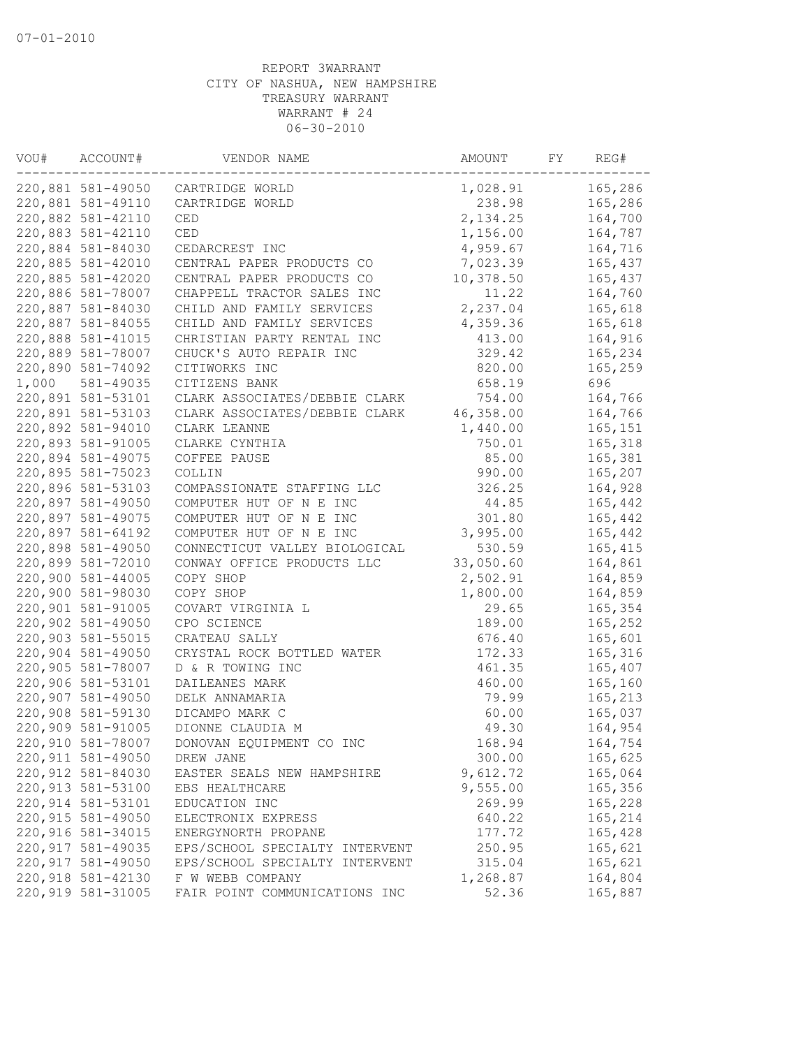07-01-2010

REPORT 3WARRANT
CITY OF NASHUA, NEW HAMPSHIRE
TREASURY WARRANT
WARRANT # 24
06-30-2010

| VOU# | ACCOUNT# | VENDOR NAME | AMOUNT | FY | REG# |
|---|---|---|---|---|---|
| 220,881 | 581-49050 | CARTRIDGE WORLD | 1,028.91 | | 165,286 |
| 220,881 | 581-49110 | CARTRIDGE WORLD | 238.98 | | 165,286 |
| 220,882 | 581-42110 | CED | 2,134.25 | | 164,700 |
| 220,883 | 581-42110 | CED | 1,156.00 | | 164,787 |
| 220,884 | 581-84030 | CEDARCREST INC | 4,959.67 | | 164,716 |
| 220,885 | 581-42010 | CENTRAL PAPER PRODUCTS CO | 7,023.39 | | 165,437 |
| 220,885 | 581-42020 | CENTRAL PAPER PRODUCTS CO | 10,378.50 | | 165,437 |
| 220,886 | 581-78007 | CHAPPELL TRACTOR SALES INC | 11.22 | | 164,760 |
| 220,887 | 581-84030 | CHILD AND FAMILY SERVICES | 2,237.04 | | 165,618 |
| 220,887 | 581-84055 | CHILD AND FAMILY SERVICES | 4,359.36 | | 165,618 |
| 220,888 | 581-41015 | CHRISTIAN PARTY RENTAL INC | 413.00 | | 164,916 |
| 220,889 | 581-78007 | CHUCK'S AUTO REPAIR INC | 329.42 | | 165,234 |
| 220,890 | 581-74092 | CITIWORKS INC | 820.00 | | 165,259 |
| 1,000 | 581-49035 | CITIZENS BANK | 658.19 | | 696 |
| 220,891 | 581-53101 | CLARK ASSOCIATES/DEBBIE CLARK | 754.00 | | 164,766 |
| 220,891 | 581-53103 | CLARK ASSOCIATES/DEBBIE CLARK | 46,358.00 | | 164,766 |
| 220,892 | 581-94010 | CLARK LEANNE | 1,440.00 | | 165,151 |
| 220,893 | 581-91005 | CLARKE CYNTHIA | 750.01 | | 165,318 |
| 220,894 | 581-49075 | COFFEE PAUSE | 85.00 | | 165,381 |
| 220,895 | 581-75023 | COLLIN | 990.00 | | 165,207 |
| 220,896 | 581-53103 | COMPASSIONATE STAFFING LLC | 326.25 | | 164,928 |
| 220,897 | 581-49050 | COMPUTER HUT OF N E INC | 44.85 | | 165,442 |
| 220,897 | 581-49075 | COMPUTER HUT OF N E INC | 301.80 | | 165,442 |
| 220,897 | 581-64192 | COMPUTER HUT OF N E INC | 3,995.00 | | 165,442 |
| 220,898 | 581-49050 | CONNECTICUT VALLEY BIOLOGICAL | 530.59 | | 165,415 |
| 220,899 | 581-72010 | CONWAY OFFICE PRODUCTS LLC | 33,050.60 | | 164,861 |
| 220,900 | 581-44005 | COPY SHOP | 2,502.91 | | 164,859 |
| 220,900 | 581-98030 | COPY SHOP | 1,800.00 | | 164,859 |
| 220,901 | 581-91005 | COVART VIRGINIA L | 29.65 | | 165,354 |
| 220,902 | 581-49050 | CPO SCIENCE | 189.00 | | 165,252 |
| 220,903 | 581-55015 | CRATEAU SALLY | 676.40 | | 165,601 |
| 220,904 | 581-49050 | CRYSTAL ROCK BOTTLED WATER | 172.33 | | 165,316 |
| 220,905 | 581-78007 | D & R TOWING INC | 461.35 | | 165,407 |
| 220,906 | 581-53101 | DAILEANES MARK | 460.00 | | 165,160 |
| 220,907 | 581-49050 | DELK ANNAMARIA | 79.99 | | 165,213 |
| 220,908 | 581-59130 | DICAMPO MARK C | 60.00 | | 165,037 |
| 220,909 | 581-91005 | DIONNE CLAUDIA M | 49.30 | | 164,954 |
| 220,910 | 581-78007 | DONOVAN EQUIPMENT CO INC | 168.94 | | 164,754 |
| 220,911 | 581-49050 | DREW JANE | 300.00 | | 165,625 |
| 220,912 | 581-84030 | EASTER SEALS NEW HAMPSHIRE | 9,612.72 | | 165,064 |
| 220,913 | 581-53100 | EBS HEALTHCARE | 9,555.00 | | 165,356 |
| 220,914 | 581-53101 | EDUCATION INC | 269.99 | | 165,228 |
| 220,915 | 581-49050 | ELECTRONIX EXPRESS | 640.22 | | 165,214 |
| 220,916 | 581-34015 | ENERGYNORTH PROPANE | 177.72 | | 165,428 |
| 220,917 | 581-49035 | EPS/SCHOOL SPECIALTY INTERVENT | 250.95 | | 165,621 |
| 220,917 | 581-49050 | EPS/SCHOOL SPECIALTY INTERVENT | 315.04 | | 165,621 |
| 220,918 | 581-42130 | F W WEBB COMPANY | 1,268.87 | | 164,804 |
| 220,919 | 581-31005 | FAIR POINT COMMUNICATIONS INC | 52.36 | | 165,887 |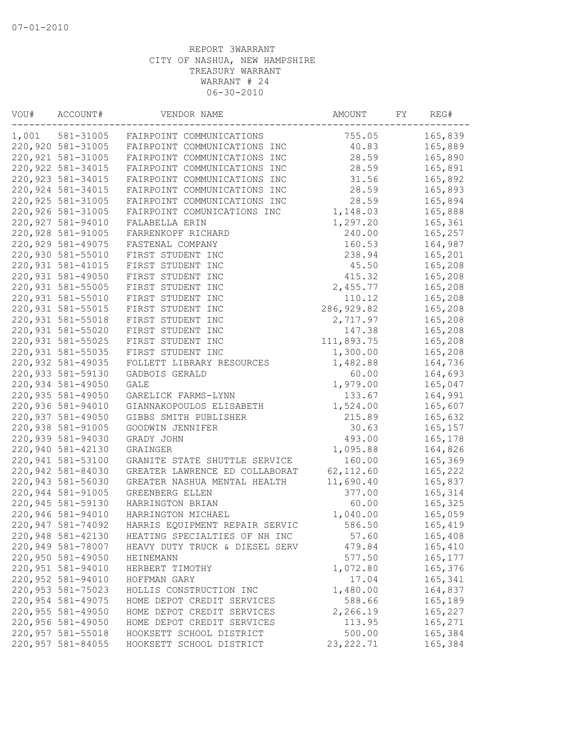07-01-2010

REPORT 3WARRANT
CITY OF NASHUA, NEW HAMPSHIRE
TREASURY WARRANT
WARRANT # 24
06-30-2010

| VOU# | ACCOUNT# | VENDOR NAME | AMOUNT | FY | REG# |
|---|---|---|---|---|---|
| 1,001 | 581-31005 | FAIRPOINT COMMUNICATIONS | 755.05 | | 165,839 |
| 220,920 | 581-31005 | FAIRPOINT COMMUNICATIONS INC | 40.83 | | 165,889 |
| 220,921 | 581-31005 | FAIRPOINT COMMUNICATIONS INC | 28.59 | | 165,890 |
| 220,922 | 581-34015 | FAIRPOINT COMMUNICATIONS INC | 28.59 | | 165,891 |
| 220,923 | 581-34015 | FAIRPOINT COMMUNICATIONS INC | 31.56 | | 165,892 |
| 220,924 | 581-34015 | FAIRPOINT COMMUNICATIONS INC | 28.59 | | 165,893 |
| 220,925 | 581-31005 | FAIRPOINT COMMUNICATIONS INC | 28.59 | | 165,894 |
| 220,926 | 581-31005 | FAIRPOINT COMUNICATIONS INC | 1,148.03 | | 165,888 |
| 220,927 | 581-94010 | FALABELLA ERIN | 1,297.20 | | 165,361 |
| 220,928 | 581-91005 | FARRENKOPF RICHARD | 240.00 | | 165,257 |
| 220,929 | 581-49075 | FASTENAL COMPANY | 160.53 | | 164,987 |
| 220,930 | 581-55010 | FIRST STUDENT INC | 238.94 | | 165,201 |
| 220,931 | 581-41015 | FIRST STUDENT INC | 45.50 | | 165,208 |
| 220,931 | 581-49050 | FIRST STUDENT INC | 415.32 | | 165,208 |
| 220,931 | 581-55005 | FIRST STUDENT INC | 2,455.77 | | 165,208 |
| 220,931 | 581-55010 | FIRST STUDENT INC | 110.12 | | 165,208 |
| 220,931 | 581-55015 | FIRST STUDENT INC | 286,929.82 | | 165,208 |
| 220,931 | 581-55018 | FIRST STUDENT INC | 2,717.97 | | 165,208 |
| 220,931 | 581-55020 | FIRST STUDENT INC | 147.38 | | 165,208 |
| 220,931 | 581-55025 | FIRST STUDENT INC | 111,893.75 | | 165,208 |
| 220,931 | 581-55035 | FIRST STUDENT INC | 1,300.00 | | 165,208 |
| 220,932 | 581-49035 | FOLLETT LIBRARY RESOURCES | 1,482.88 | | 164,736 |
| 220,933 | 581-59130 | GADBOIS GERALD | 60.00 | | 164,693 |
| 220,934 | 581-49050 | GALE | 1,979.00 | | 165,047 |
| 220,935 | 581-49050 | GARELICK FARMS-LYNN | 133.67 | | 164,991 |
| 220,936 | 581-94010 | GIANNAKOPOULOS ELISABETH | 1,524.00 | | 165,607 |
| 220,937 | 581-49050 | GIBBS SMITH PUBLISHER | 215.89 | | 165,632 |
| 220,938 | 581-91005 | GOODWIN JENNIFER | 30.63 | | 165,157 |
| 220,939 | 581-94030 | GRADY JOHN | 493.00 | | 165,178 |
| 220,940 | 581-42130 | GRAINGER | 1,095.88 | | 164,826 |
| 220,941 | 581-53100 | GRANITE STATE SHUTTLE SERVICE | 160.00 | | 165,369 |
| 220,942 | 581-84030 | GREATER LAWRENCE ED COLLABORAT | 62,112.60 | | 165,222 |
| 220,943 | 581-56030 | GREATER NASHUA MENTAL HEALTH | 11,690.40 | | 165,837 |
| 220,944 | 581-91005 | GREENBERG ELLEN | 377.00 | | 165,314 |
| 220,945 | 581-59130 | HARRINGTON BRIAN | 60.00 | | 165,325 |
| 220,946 | 581-94010 | HARRINGTON MICHAEL | 1,040.00 | | 165,059 |
| 220,947 | 581-74092 | HARRIS EQUIPMENT REPAIR SERVIC | 586.50 | | 165,419 |
| 220,948 | 581-42130 | HEATING SPECIALTIES OF NH INC | 57.60 | | 165,408 |
| 220,949 | 581-78007 | HEAVY DUTY TRUCK & DIESEL SERV | 479.84 | | 165,410 |
| 220,950 | 581-49050 | HEINEMANN | 577.50 | | 165,177 |
| 220,951 | 581-94010 | HERBERT TIMOTHY | 1,072.80 | | 165,376 |
| 220,952 | 581-94010 | HOFFMAN GARY | 17.04 | | 165,341 |
| 220,953 | 581-75023 | HOLLIS CONSTRUCTION INC | 1,480.00 | | 164,837 |
| 220,954 | 581-49075 | HOME DEPOT CREDIT SERVICES | 588.66 | | 165,189 |
| 220,955 | 581-49050 | HOME DEPOT CREDIT SERVICES | 2,266.19 | | 165,227 |
| 220,956 | 581-49050 | HOME DEPOT CREDIT SERVICES | 113.95 | | 165,271 |
| 220,957 | 581-55018 | HOOKSETT SCHOOL DISTRICT | 500.00 | | 165,384 |
| 220,957 | 581-84055 | HOOKSETT SCHOOL DISTRICT | 23,222.71 | | 165,384 |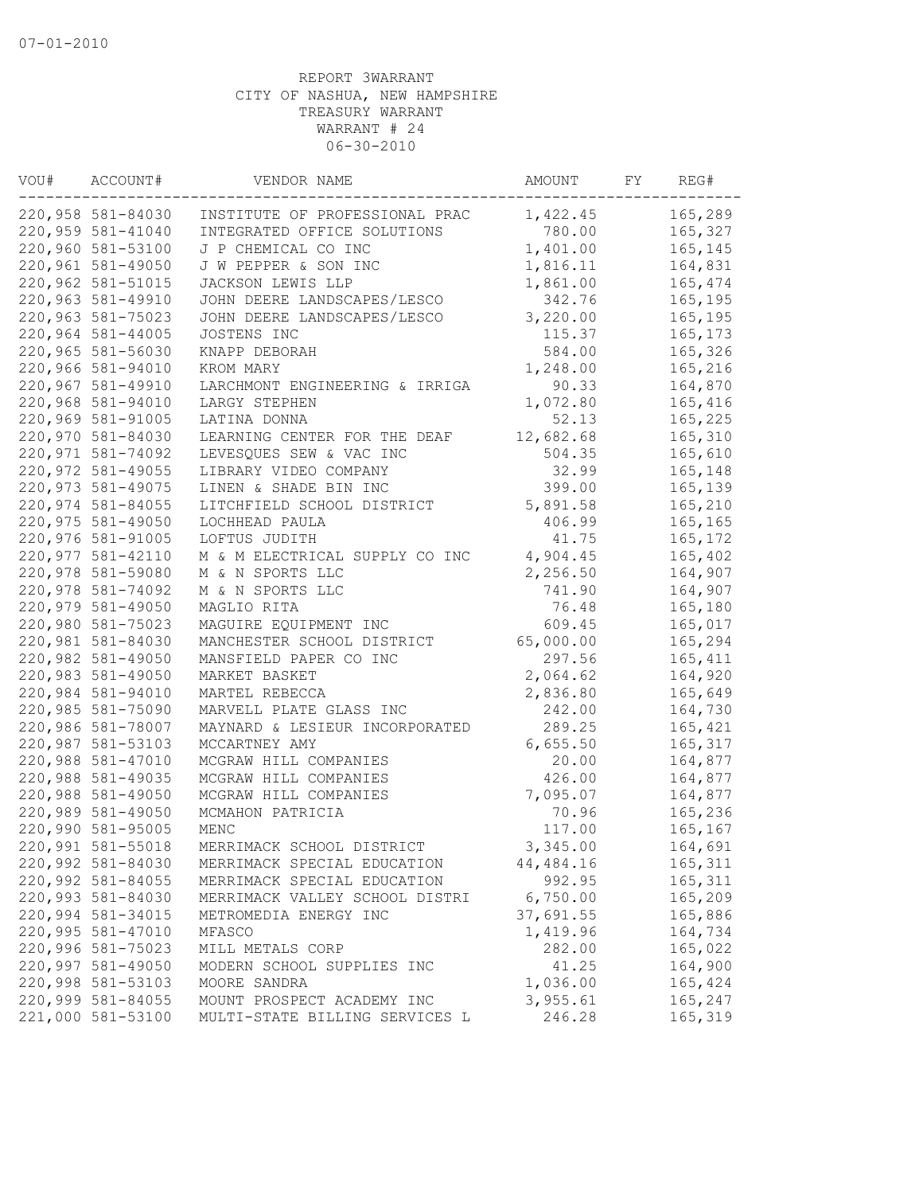07-01-2010

REPORT 3WARRANT
CITY OF NASHUA, NEW HAMPSHIRE
TREASURY WARRANT
WARRANT # 24
06-30-2010

| VOU# | ACCOUNT# | VENDOR NAME | AMOUNT | FY | REG# |
|---|---|---|---|---|---|
| 220,958 | 581-84030 | INSTITUTE OF PROFESSIONAL PRAC | 1,422.45 | | 165,289 |
| 220,959 | 581-41040 | INTEGRATED OFFICE SOLUTIONS | 780.00 | | 165,327 |
| 220,960 | 581-53100 | J P CHEMICAL CO INC | 1,401.00 | | 165,145 |
| 220,961 | 581-49050 | J W PEPPER & SON INC | 1,816.11 | | 164,831 |
| 220,962 | 581-51015 | JACKSON LEWIS LLP | 1,861.00 | | 165,474 |
| 220,963 | 581-49910 | JOHN DEERE LANDSCAPES/LESCO | 342.76 | | 165,195 |
| 220,963 | 581-75023 | JOHN DEERE LANDSCAPES/LESCO | 3,220.00 | | 165,195 |
| 220,964 | 581-44005 | JOSTENS INC | 115.37 | | 165,173 |
| 220,965 | 581-56030 | KNAPP DEBORAH | 584.00 | | 165,326 |
| 220,966 | 581-94010 | KROM MARY | 1,248.00 | | 165,216 |
| 220,967 | 581-49910 | LARCHMONT ENGINEERING & IRRIGA | 90.33 | | 164,870 |
| 220,968 | 581-94010 | LARGY STEPHEN | 1,072.80 | | 165,416 |
| 220,969 | 581-91005 | LATINA DONNA | 52.13 | | 165,225 |
| 220,970 | 581-84030 | LEARNING CENTER FOR THE DEAF | 12,682.68 | | 165,310 |
| 220,971 | 581-74092 | LEVESQUES SEW & VAC INC | 504.35 | | 165,610 |
| 220,972 | 581-49055 | LIBRARY VIDEO COMPANY | 32.99 | | 165,148 |
| 220,973 | 581-49075 | LINEN & SHADE BIN INC | 399.00 | | 165,139 |
| 220,974 | 581-84055 | LITCHFIELD SCHOOL DISTRICT | 5,891.58 | | 165,210 |
| 220,975 | 581-49050 | LOCHHEAD PAULA | 406.99 | | 165,165 |
| 220,976 | 581-91005 | LOFTUS JUDITH | 41.75 | | 165,172 |
| 220,977 | 581-42110 | M & M ELECTRICAL SUPPLY CO INC | 4,904.45 | | 165,402 |
| 220,978 | 581-59080 | M & N SPORTS LLC | 2,256.50 | | 164,907 |
| 220,978 | 581-74092 | M & N SPORTS LLC | 741.90 | | 164,907 |
| 220,979 | 581-49050 | MAGLIO RITA | 76.48 | | 165,180 |
| 220,980 | 581-75023 | MAGUIRE EQUIPMENT INC | 609.45 | | 165,017 |
| 220,981 | 581-84030 | MANCHESTER SCHOOL DISTRICT | 65,000.00 | | 165,294 |
| 220,982 | 581-49050 | MANSFIELD PAPER CO INC | 297.56 | | 165,411 |
| 220,983 | 581-49050 | MARKET BASKET | 2,064.62 | | 164,920 |
| 220,984 | 581-94010 | MARTEL REBECCA | 2,836.80 | | 165,649 |
| 220,985 | 581-75090 | MARVELL PLATE GLASS INC | 242.00 | | 164,730 |
| 220,986 | 581-78007 | MAYNARD & LESIEUR INCORPORATED | 289.25 | | 165,421 |
| 220,987 | 581-53103 | MCCARTNEY AMY | 6,655.50 | | 165,317 |
| 220,988 | 581-47010 | MCGRAW HILL COMPANIES | 20.00 | | 164,877 |
| 220,988 | 581-49035 | MCGRAW HILL COMPANIES | 426.00 | | 164,877 |
| 220,988 | 581-49050 | MCGRAW HILL COMPANIES | 7,095.07 | | 164,877 |
| 220,989 | 581-49050 | MCMAHON PATRICIA | 70.96 | | 165,236 |
| 220,990 | 581-95005 | MENC | 117.00 | | 165,167 |
| 220,991 | 581-55018 | MERRIMACK SCHOOL DISTRICT | 3,345.00 | | 164,691 |
| 220,992 | 581-84030 | MERRIMACK SPECIAL EDUCATION | 44,484.16 | | 165,311 |
| 220,992 | 581-84055 | MERRIMACK SPECIAL EDUCATION | 992.95 | | 165,311 |
| 220,993 | 581-84030 | MERRIMACK VALLEY SCHOOL DISTRI | 6,750.00 | | 165,209 |
| 220,994 | 581-34015 | METROMEDIA ENERGY INC | 37,691.55 | | 165,886 |
| 220,995 | 581-47010 | MFASCO | 1,419.96 | | 164,734 |
| 220,996 | 581-75023 | MILL METALS CORP | 282.00 | | 165,022 |
| 220,997 | 581-49050 | MODERN SCHOOL SUPPLIES INC | 41.25 | | 164,900 |
| 220,998 | 581-53103 | MOORE SANDRA | 1,036.00 | | 165,424 |
| 220,999 | 581-84055 | MOUNT PROSPECT ACADEMY INC | 3,955.61 | | 165,247 |
| 221,000 | 581-53100 | MULTI-STATE BILLING SERVICES L | 246.28 | | 165,319 |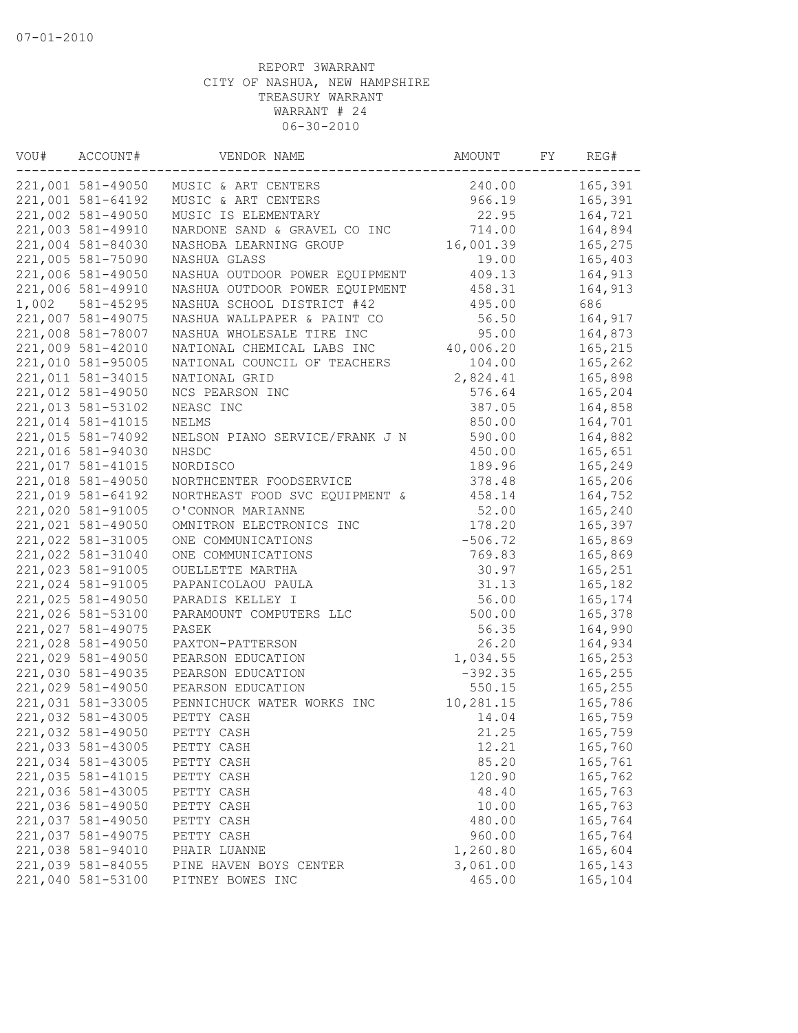07-01-2010

REPORT 3WARRANT
CITY OF NASHUA, NEW HAMPSHIRE
TREASURY WARRANT
WARRANT # 24
06-30-2010

| VOU# | ACCOUNT# | VENDOR NAME | AMOUNT | FY | REG# |
|---|---|---|---|---|---|
| 221,001 | 581-49050 | MUSIC & ART CENTERS | 240.00 | | 165,391 |
| 221,001 | 581-64192 | MUSIC & ART CENTERS | 966.19 | | 165,391 |
| 221,002 | 581-49050 | MUSIC IS ELEMENTARY | 22.95 | | 164,721 |
| 221,003 | 581-49910 | NARDONE SAND & GRAVEL CO INC | 714.00 | | 164,894 |
| 221,004 | 581-84030 | NASHOBA LEARNING GROUP | 16,001.39 | | 165,275 |
| 221,005 | 581-75090 | NASHUA GLASS | 19.00 | | 165,403 |
| 221,006 | 581-49050 | NASHUA OUTDOOR POWER EQUIPMENT | 409.13 | | 164,913 |
| 221,006 | 581-49910 | NASHUA OUTDOOR POWER EQUIPMENT | 458.31 | | 164,913 |
| 1,002 | 581-45295 | NASHUA SCHOOL DISTRICT #42 | 495.00 | | 686 |
| 221,007 | 581-49075 | NASHUA WALLPAPER & PAINT CO | 56.50 | | 164,917 |
| 221,008 | 581-78007 | NASHUA WHOLESALE TIRE INC | 95.00 | | 164,873 |
| 221,009 | 581-42010 | NATIONAL CHEMICAL LABS INC | 40,006.20 | | 165,215 |
| 221,010 | 581-95005 | NATIONAL COUNCIL OF TEACHERS | 104.00 | | 165,262 |
| 221,011 | 581-34015 | NATIONAL GRID | 2,824.41 | | 165,898 |
| 221,012 | 581-49050 | NCS PEARSON INC | 576.64 | | 165,204 |
| 221,013 | 581-53102 | NEASC INC | 387.05 | | 164,858 |
| 221,014 | 581-41015 | NELMS | 850.00 | | 164,701 |
| 221,015 | 581-74092 | NELSON PIANO SERVICE/FRANK J N | 590.00 | | 164,882 |
| 221,016 | 581-94030 | NHSDC | 450.00 | | 165,651 |
| 221,017 | 581-41015 | NORDISCO | 189.96 | | 165,249 |
| 221,018 | 581-49050 | NORTHCENTER FOODSERVICE | 378.48 | | 165,206 |
| 221,019 | 581-64192 | NORTHEAST FOOD SVC EQUIPMENT & | 458.14 | | 164,752 |
| 221,020 | 581-91005 | O'CONNOR MARIANNE | 52.00 | | 165,240 |
| 221,021 | 581-49050 | OMNITRON ELECTRONICS INC | 178.20 | | 165,397 |
| 221,022 | 581-31005 | ONE COMMUNICATIONS | -506.72 | | 165,869 |
| 221,022 | 581-31040 | ONE COMMUNICATIONS | 769.83 | | 165,869 |
| 221,023 | 581-91005 | OUELLETTE MARTHA | 30.97 | | 165,251 |
| 221,024 | 581-91005 | PAPANICOLAOU PAULA | 31.13 | | 165,182 |
| 221,025 | 581-49050 | PARADIS KELLEY I | 56.00 | | 165,174 |
| 221,026 | 581-53100 | PARAMOUNT COMPUTERS LLC | 500.00 | | 165,378 |
| 221,027 | 581-49075 | PASEK | 56.35 | | 164,990 |
| 221,028 | 581-49050 | PAXTON-PATTERSON | 26.20 | | 164,934 |
| 221,029 | 581-49050 | PEARSON EDUCATION | 1,034.55 | | 165,253 |
| 221,030 | 581-49035 | PEARSON EDUCATION | -392.35 | | 165,255 |
| 221,029 | 581-49050 | PEARSON EDUCATION | 550.15 | | 165,255 |
| 221,031 | 581-33005 | PENNICHUCK WATER WORKS INC | 10,281.15 | | 165,786 |
| 221,032 | 581-43005 | PETTY CASH | 14.04 | | 165,759 |
| 221,032 | 581-49050 | PETTY CASH | 21.25 | | 165,759 |
| 221,033 | 581-43005 | PETTY CASH | 12.21 | | 165,760 |
| 221,034 | 581-43005 | PETTY CASH | 85.20 | | 165,761 |
| 221,035 | 581-41015 | PETTY CASH | 120.90 | | 165,762 |
| 221,036 | 581-43005 | PETTY CASH | 48.40 | | 165,763 |
| 221,036 | 581-49050 | PETTY CASH | 10.00 | | 165,763 |
| 221,037 | 581-49050 | PETTY CASH | 480.00 | | 165,764 |
| 221,037 | 581-49075 | PETTY CASH | 960.00 | | 165,764 |
| 221,038 | 581-94010 | PHAIR LUANNE | 1,260.80 | | 165,604 |
| 221,039 | 581-84055 | PINE HAVEN BOYS CENTER | 3,061.00 | | 165,143 |
| 221,040 | 581-53100 | PITNEY BOWES INC | 465.00 | | 165,104 |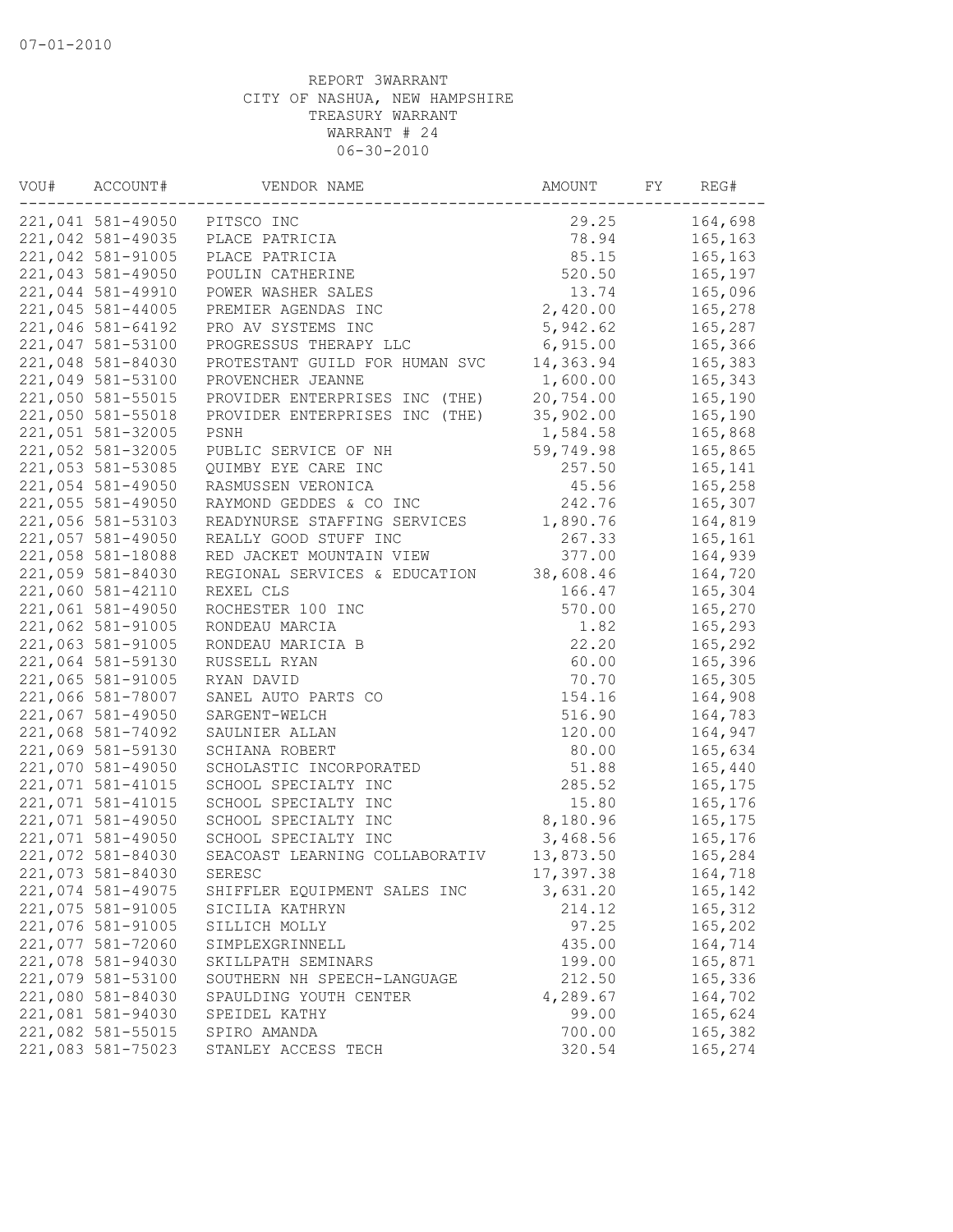07-01-2010

REPORT 3WARRANT
CITY OF NASHUA, NEW HAMPSHIRE
TREASURY WARRANT
WARRANT # 24
06-30-2010

| VOU# | ACCOUNT# | VENDOR NAME | AMOUNT | FY | REG# |
|---|---|---|---|---|---|
| 221,041 | 581-49050 | PITSCO INC | 29.25 | | 164,698 |
| 221,042 | 581-49035 | PLACE PATRICIA | 78.94 | | 165,163 |
| 221,042 | 581-91005 | PLACE PATRICIA | 85.15 | | 165,163 |
| 221,043 | 581-49050 | POULIN CATHERINE | 520.50 | | 165,197 |
| 221,044 | 581-49910 | POWER WASHER SALES | 13.74 | | 165,096 |
| 221,045 | 581-44005 | PREMIER AGENDAS INC | 2,420.00 | | 165,278 |
| 221,046 | 581-64192 | PRO AV SYSTEMS INC | 5,942.62 | | 165,287 |
| 221,047 | 581-53100 | PROGRESSUS THERAPY LLC | 6,915.00 | | 165,366 |
| 221,048 | 581-84030 | PROTESTANT GUILD FOR HUMAN SVC | 14,363.94 | | 165,383 |
| 221,049 | 581-53100 | PROVENCHER JEANNE | 1,600.00 | | 165,343 |
| 221,050 | 581-55015 | PROVIDER ENTERPRISES INC (THE) | 20,754.00 | | 165,190 |
| 221,050 | 581-55018 | PROVIDER ENTERPRISES INC (THE) | 35,902.00 | | 165,190 |
| 221,051 | 581-32005 | PSNH | 1,584.58 | | 165,868 |
| 221,052 | 581-32005 | PUBLIC SERVICE OF NH | 59,749.98 | | 165,865 |
| 221,053 | 581-53085 | QUIMBY EYE CARE INC | 257.50 | | 165,141 |
| 221,054 | 581-49050 | RASMUSSEN VERONICA | 45.56 | | 165,258 |
| 221,055 | 581-49050 | RAYMOND GEDDES & CO INC | 242.76 | | 165,307 |
| 221,056 | 581-53103 | READYNURSE STAFFING SERVICES | 1,890.76 | | 164,819 |
| 221,057 | 581-49050 | REALLY GOOD STUFF INC | 267.33 | | 165,161 |
| 221,058 | 581-18088 | RED JACKET MOUNTAIN VIEW | 377.00 | | 164,939 |
| 221,059 | 581-84030 | REGIONAL SERVICES & EDUCATION | 38,608.46 | | 164,720 |
| 221,060 | 581-42110 | REXEL CLS | 166.47 | | 165,304 |
| 221,061 | 581-49050 | ROCHESTER 100 INC | 570.00 | | 165,270 |
| 221,062 | 581-91005 | RONDEAU MARCIA | 1.82 | | 165,293 |
| 221,063 | 581-91005 | RONDEAU MARICIA B | 22.20 | | 165,292 |
| 221,064 | 581-59130 | RUSSELL RYAN | 60.00 | | 165,396 |
| 221,065 | 581-91005 | RYAN DAVID | 70.70 | | 165,305 |
| 221,066 | 581-78007 | SANEL AUTO PARTS CO | 154.16 | | 164,908 |
| 221,067 | 581-49050 | SARGENT-WELCH | 516.90 | | 164,783 |
| 221,068 | 581-74092 | SAULNIER ALLAN | 120.00 | | 164,947 |
| 221,069 | 581-59130 | SCHIANA ROBERT | 80.00 | | 165,634 |
| 221,070 | 581-49050 | SCHOLASTIC INCORPORATED | 51.88 | | 165,440 |
| 221,071 | 581-41015 | SCHOOL SPECIALTY INC | 285.52 | | 165,175 |
| 221,071 | 581-41015 | SCHOOL SPECIALTY INC | 15.80 | | 165,176 |
| 221,071 | 581-49050 | SCHOOL SPECIALTY INC | 8,180.96 | | 165,175 |
| 221,071 | 581-49050 | SCHOOL SPECIALTY INC | 3,468.56 | | 165,176 |
| 221,072 | 581-84030 | SEACOAST LEARNING COLLABORATIV | 13,873.50 | | 165,284 |
| 221,073 | 581-84030 | SERESC | 17,397.38 | | 164,718 |
| 221,074 | 581-49075 | SHIFFLER EQUIPMENT SALES INC | 3,631.20 | | 165,142 |
| 221,075 | 581-91005 | SICILIA KATHRYN | 214.12 | | 165,312 |
| 221,076 | 581-91005 | SILLICH MOLLY | 97.25 | | 165,202 |
| 221,077 | 581-72060 | SIMPLEXGRINNELL | 435.00 | | 164,714 |
| 221,078 | 581-94030 | SKILLPATH SEMINARS | 199.00 | | 165,871 |
| 221,079 | 581-53100 | SOUTHERN NH SPEECH-LANGUAGE | 212.50 | | 165,336 |
| 221,080 | 581-84030 | SPAULDING YOUTH CENTER | 4,289.67 | | 164,702 |
| 221,081 | 581-94030 | SPEIDEL KATHY | 99.00 | | 165,624 |
| 221,082 | 581-55015 | SPIRO AMANDA | 700.00 | | 165,382 |
| 221,083 | 581-75023 | STANLEY ACCESS TECH | 320.54 | | 165,274 |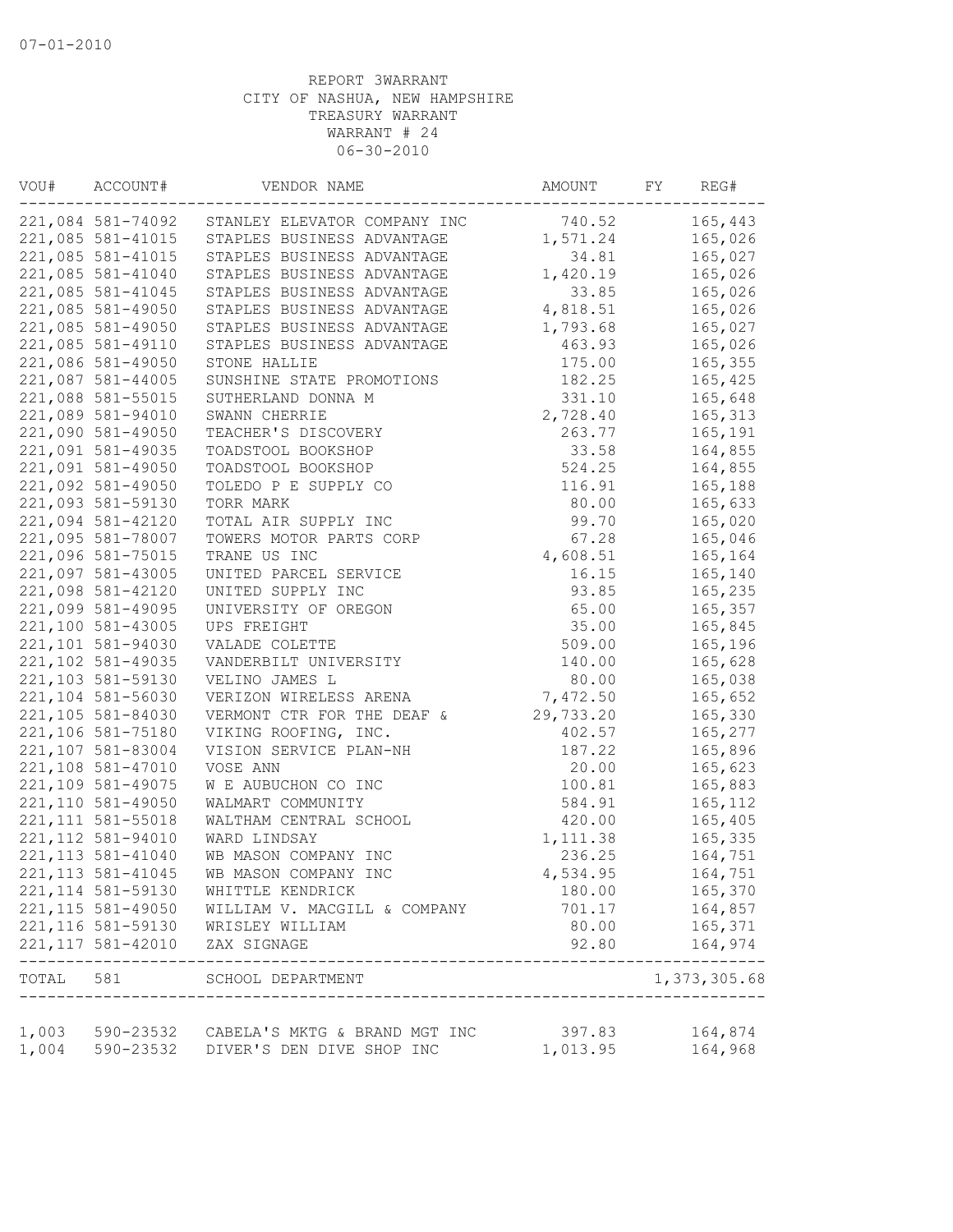07-01-2010

REPORT 3WARRANT
CITY OF NASHUA, NEW HAMPSHIRE
TREASURY WARRANT
WARRANT # 24
06-30-2010

| VOU# | ACCOUNT# | VENDOR NAME | AMOUNT | FY | REG# |
|---|---|---|---|---|---|
| 221,084 | 581-74092 | STANLEY ELEVATOR COMPANY INC | 740.52 | | 165,443 |
| 221,085 | 581-41015 | STAPLES BUSINESS ADVANTAGE | 1,571.24 | | 165,026 |
| 221,085 | 581-41015 | STAPLES BUSINESS ADVANTAGE | 34.81 | | 165,027 |
| 221,085 | 581-41040 | STAPLES BUSINESS ADVANTAGE | 1,420.19 | | 165,026 |
| 221,085 | 581-41045 | STAPLES BUSINESS ADVANTAGE | 33.85 | | 165,026 |
| 221,085 | 581-49050 | STAPLES BUSINESS ADVANTAGE | 4,818.51 | | 165,026 |
| 221,085 | 581-49050 | STAPLES BUSINESS ADVANTAGE | 1,793.68 | | 165,027 |
| 221,085 | 581-49110 | STAPLES BUSINESS ADVANTAGE | 463.93 | | 165,026 |
| 221,086 | 581-49050 | STONE HALLIE | 175.00 | | 165,355 |
| 221,087 | 581-44005 | SUNSHINE STATE PROMOTIONS | 182.25 | | 165,425 |
| 221,088 | 581-55015 | SUTHERLAND DONNA M | 331.10 | | 165,648 |
| 221,089 | 581-94010 | SWANN CHERRIE | 2,728.40 | | 165,313 |
| 221,090 | 581-49050 | TEACHER'S DISCOVERY | 263.77 | | 165,191 |
| 221,091 | 581-49035 | TOADSTOOL BOOKSHOP | 33.58 | | 164,855 |
| 221,091 | 581-49050 | TOADSTOOL BOOKSHOP | 524.25 | | 164,855 |
| 221,092 | 581-49050 | TOLEDO P E SUPPLY CO | 116.91 | | 165,188 |
| 221,093 | 581-59130 | TORR MARK | 80.00 | | 165,633 |
| 221,094 | 581-42120 | TOTAL AIR SUPPLY INC | 99.70 | | 165,020 |
| 221,095 | 581-78007 | TOWERS MOTOR PARTS CORP | 67.28 | | 165,046 |
| 221,096 | 581-75015 | TRANE US INC | 4,608.51 | | 165,164 |
| 221,097 | 581-43005 | UNITED PARCEL SERVICE | 16.15 | | 165,140 |
| 221,098 | 581-42120 | UNITED SUPPLY INC | 93.85 | | 165,235 |
| 221,099 | 581-49095 | UNIVERSITY OF OREGON | 65.00 | | 165,357 |
| 221,100 | 581-43005 | UPS FREIGHT | 35.00 | | 165,845 |
| 221,101 | 581-94030 | VALADE COLETTE | 509.00 | | 165,196 |
| 221,102 | 581-49035 | VANDERBILT UNIVERSITY | 140.00 | | 165,628 |
| 221,103 | 581-59130 | VELINO JAMES L | 80.00 | | 165,038 |
| 221,104 | 581-56030 | VERIZON WIRELESS ARENA | 7,472.50 | | 165,652 |
| 221,105 | 581-84030 | VERMONT CTR FOR THE DEAF & | 29,733.20 | | 165,330 |
| 221,106 | 581-75180 | VIKING ROOFING, INC. | 402.57 | | 165,277 |
| 221,107 | 581-83004 | VISION SERVICE PLAN-NH | 187.22 | | 165,896 |
| 221,108 | 581-47010 | VOSE ANN | 20.00 | | 165,623 |
| 221,109 | 581-49075 | W E AUBUCHON CO INC | 100.81 | | 165,883 |
| 221,110 | 581-49050 | WALMART COMMUNITY | 584.91 | | 165,112 |
| 221,111 | 581-55018 | WALTHAM CENTRAL SCHOOL | 420.00 | | 165,405 |
| 221,112 | 581-94010 | WARD LINDSAY | 1,111.38 | | 165,335 |
| 221,113 | 581-41040 | WB MASON COMPANY INC | 236.25 | | 164,751 |
| 221,113 | 581-41045 | WB MASON COMPANY INC | 4,534.95 | | 164,751 |
| 221,114 | 581-59130 | WHITTLE KENDRICK | 180.00 | | 165,370 |
| 221,115 | 581-49050 | WILLIAM V. MACGILL & COMPANY | 701.17 | | 164,857 |
| 221,116 | 581-59130 | WRISLEY WILLIAM | 80.00 | | 165,371 |
| 221,117 | 581-42010 | ZAX SIGNAGE | 92.80 | | 164,974 |
| TOTAL | 581 | SCHOOL DEPARTMENT | | | 1,373,305.68 |
| 1,003 | 590-23532 | CABELA'S MKTG & BRAND MGT INC | 397.83 | | 164,874 |
| 1,004 | 590-23532 | DIVER'S DEN DIVE SHOP INC | 1,013.95 | | 164,968 |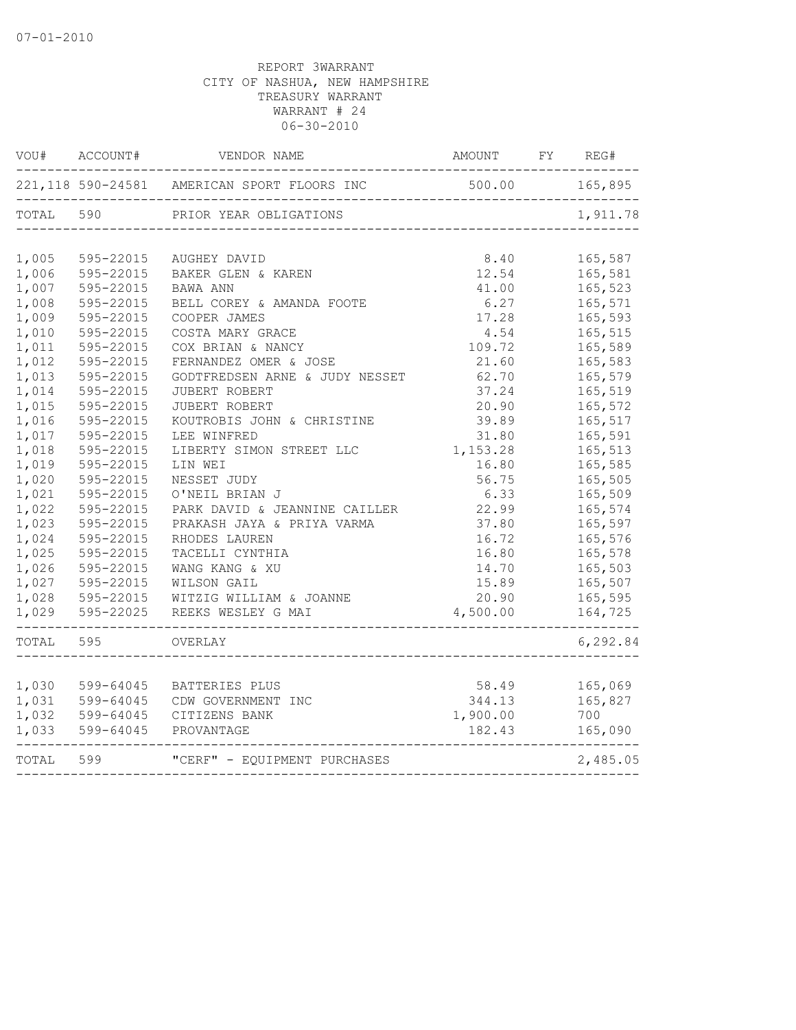07-01-2010

REPORT 3WARRANT
CITY OF NASHUA, NEW HAMPSHIRE
TREASURY WARRANT
WARRANT # 24
06-30-2010

| VOU# | ACCOUNT# | VENDOR NAME | AMOUNT | FY | REG# |
|---|---|---|---|---|---|
| 221,118 | 590-24581 | AMERICAN SPORT FLOORS INC | 500.00 | | 165,895 |
| TOTAL | 590 | PRIOR YEAR OBLIGATIONS | | | 1,911.78 |
| 1,005 | 595-22015 | AUGHEY DAVID | 8.40 | | 165,587 |
| 1,006 | 595-22015 | BAKER GLEN & KAREN | 12.54 | | 165,581 |
| 1,007 | 595-22015 | BAWA ANN | 41.00 | | 165,523 |
| 1,008 | 595-22015 | BELL COREY & AMANDA FOOTE | 6.27 | | 165,571 |
| 1,009 | 595-22015 | COOPER JAMES | 17.28 | | 165,593 |
| 1,010 | 595-22015 | COSTA MARY GRACE | 4.54 | | 165,515 |
| 1,011 | 595-22015 | COX BRIAN & NANCY | 109.72 | | 165,589 |
| 1,012 | 595-22015 | FERNANDEZ OMER & JOSE | 21.60 | | 165,583 |
| 1,013 | 595-22015 | GODTFREDSEN ARNE & JUDY NESSET | 62.70 | | 165,579 |
| 1,014 | 595-22015 | JUBERT ROBERT | 37.24 | | 165,519 |
| 1,015 | 595-22015 | JUBERT ROBERT | 20.90 | | 165,572 |
| 1,016 | 595-22015 | KOUTROBIS JOHN & CHRISTINE | 39.89 | | 165,517 |
| 1,017 | 595-22015 | LEE WINFRED | 31.80 | | 165,591 |
| 1,018 | 595-22015 | LIBERTY SIMON STREET LLC | 1,153.28 | | 165,513 |
| 1,019 | 595-22015 | LIN WEI | 16.80 | | 165,585 |
| 1,020 | 595-22015 | NESSET JUDY | 56.75 | | 165,505 |
| 1,021 | 595-22015 | O'NEIL BRIAN J | 6.33 | | 165,509 |
| 1,022 | 595-22015 | PARK DAVID & JEANNINE CAILLER | 22.99 | | 165,574 |
| 1,023 | 595-22015 | PRAKASH JAYA & PRIYA VARMA | 37.80 | | 165,597 |
| 1,024 | 595-22015 | RHODES LAUREN | 16.72 | | 165,576 |
| 1,025 | 595-22015 | TACELLI CYNTHIA | 16.80 | | 165,578 |
| 1,026 | 595-22015 | WANG KANG & XU | 14.70 | | 165,503 |
| 1,027 | 595-22015 | WILSON GAIL | 15.89 | | 165,507 |
| 1,028 | 595-22015 | WITZIG WILLIAM & JOANNE | 20.90 | | 165,595 |
| 1,029 | 595-22025 | REEKS WESLEY G MAI | 4,500.00 | | 164,725 |
| TOTAL | 595 | OVERLAY | | | 6,292.84 |
| 1,030 | 599-64045 | BATTERIES PLUS | 58.49 | | 165,069 |
| 1,031 | 599-64045 | CDW GOVERNMENT INC | 344.13 | | 165,827 |
| 1,032 | 599-64045 | CITIZENS BANK | 1,900.00 | | 700 |
| 1,033 | 599-64045 | PROVANTAGE | 182.43 | | 165,090 |
| TOTAL | 599 | "CERF" - EQUIPMENT PURCHASES | | | 2,485.05 |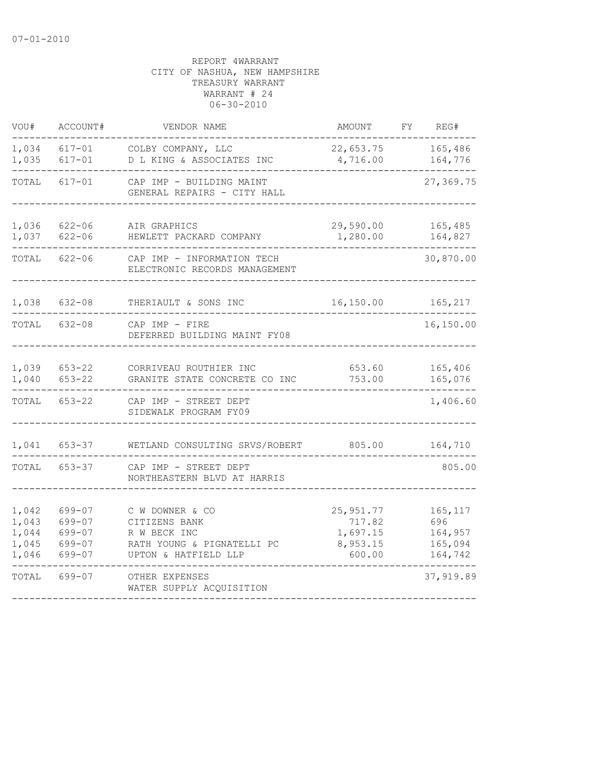07-01-2010

REPORT 4WARRANT
CITY OF NASHUA, NEW HAMPSHIRE
TREASURY WARRANT
WARRANT # 24
06-30-2010

| VOU# | ACCOUNT# | VENDOR NAME | AMOUNT | FY | REG# |
|---|---|---|---|---|---|
| 1,034 | 617-01 | COLBY COMPANY, LLC | 22,653.75 | | 165,486 |
| 1,035 | 617-01 | D L KING & ASSOCIATES INC | 4,716.00 | | 164,776 |
| TOTAL | 617-01 | CAP IMP - BUILDING MAINT<br>GENERAL REPAIRS - CITY HALL | | | 27,369.75 |
| 1,036 | 622-06 | AIR GRAPHICS | 29,590.00 | | 165,485 |
| 1,037 | 622-06 | HEWLETT PACKARD COMPANY | 1,280.00 | | 164,827 |
| TOTAL | 622-06 | CAP IMP - INFORMATION TECH<br>ELECTRONIC RECORDS MANAGEMENT | | | 30,870.00 |
| 1,038 | 632-08 | THERIAULT & SONS INC | 16,150.00 | | 165,217 |
| TOTAL | 632-08 | CAP IMP - FIRE<br>DEFERRED BUILDING MAINT FY08 | | | 16,150.00 |
| 1,039 | 653-22 | CORRIVEAU ROUTHIER INC | 653.60 | | 165,406 |
| 1,040 | 653-22 | GRANITE STATE CONCRETE CO INC | 753.00 | | 165,076 |
| TOTAL | 653-22 | CAP IMP - STREET DEPT<br>SIDEWALK PROGRAM FY09 | | | 1,406.60 |
| 1,041 | 653-37 | WETLAND CONSULTING SRVS/ROBERT | 805.00 | | 164,710 |
| TOTAL | 653-37 | CAP IMP - STREET DEPT<br>NORTHEASTERN BLVD AT HARRIS | | | 805.00 |
| 1,042 | 699-07 | C W DOWNER & CO | 25,951.77 | | 165,117 |
| 1,043 | 699-07 | CITIZENS BANK | 717.82 | | 696 |
| 1,044 | 699-07 | R W BECK INC | 1,697.15 | | 164,957 |
| 1,045 | 699-07 | RATH YOUNG & PIGNATELLI PC | 8,953.15 | | 165,094 |
| 1,046 | 699-07 | UPTON & HATFIELD LLP | 600.00 | | 164,742 |
| TOTAL | 699-07 | OTHER EXPENSES<br>WATER SUPPLY ACQUISITION | | | 37,919.89 |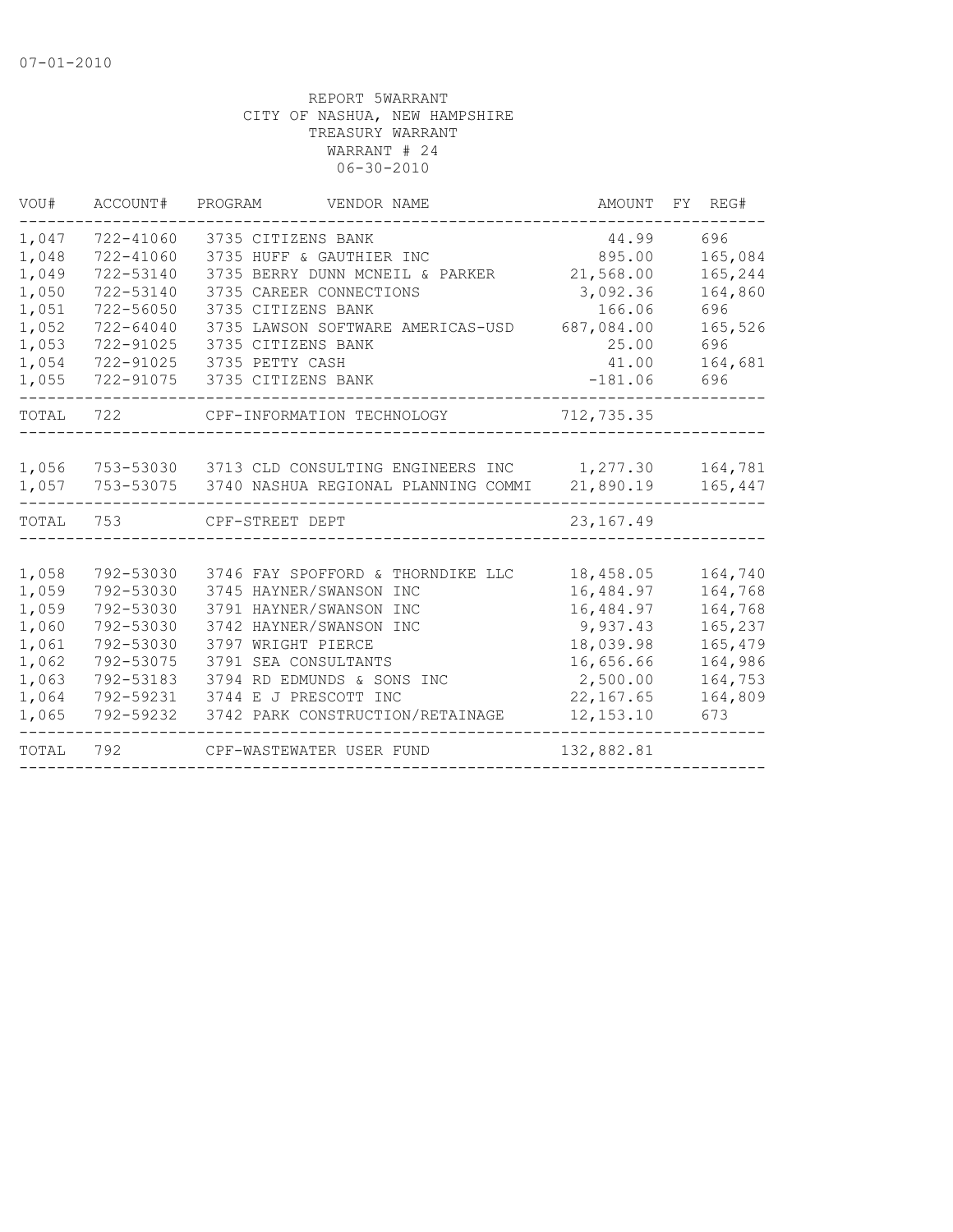07-01-2010

REPORT 5WARRANT
CITY OF NASHUA, NEW HAMPSHIRE
TREASURY WARRANT
WARRANT # 24
06-30-2010

| VOU# | ACCOUNT# | PROGRAM | VENDOR NAME | AMOUNT | FY | REG# |
|---|---|---|---|---|---|---|
| 1,047 | 722-41060 | 3735 | CITIZENS BANK | 44.99 | | 696 |
| 1,048 | 722-41060 | 3735 | HUFF & GAUTHIER INC | 895.00 | | 165,084 |
| 1,049 | 722-53140 | 3735 | BERRY DUNN MCNEIL & PARKER | 21,568.00 | | 165,244 |
| 1,050 | 722-53140 | 3735 | CAREER CONNECTIONS | 3,092.36 | | 164,860 |
| 1,051 | 722-56050 | 3735 | CITIZENS BANK | 166.06 | | 696 |
| 1,052 | 722-64040 | 3735 | LAWSON SOFTWARE AMERICAS-USD | 687,084.00 | | 165,526 |
| 1,053 | 722-91025 | 3735 | CITIZENS BANK | 25.00 | | 696 |
| 1,054 | 722-91025 | 3735 | PETTY CASH | 41.00 | | 164,681 |
| 1,055 | 722-91075 | 3735 | CITIZENS BANK | -181.06 | | 696 |
| TOTAL | 722 | | CPF-INFORMATION TECHNOLOGY | 712,735.35 | | |
| 1,056 | 753-53030 | 3713 | CLD CONSULTING ENGINEERS INC | 1,277.30 | | 164,781 |
| 1,057 | 753-53075 | 3740 | NASHUA REGIONAL PLANNING COMMI | 21,890.19 | | 165,447 |
| TOTAL | 753 | | CPF-STREET DEPT | 23,167.49 | | |
| 1,058 | 792-53030 | 3746 | FAY SPOFFORD & THORNDIKE LLC | 18,458.05 | | 164,740 |
| 1,059 | 792-53030 | 3745 | HAYNER/SWANSON INC | 16,484.97 | | 164,768 |
| 1,059 | 792-53030 | 3791 | HAYNER/SWANSON INC | 16,484.97 | | 164,768 |
| 1,060 | 792-53030 | 3742 | HAYNER/SWANSON INC | 9,937.43 | | 165,237 |
| 1,061 | 792-53030 | 3797 | WRIGHT PIERCE | 18,039.98 | | 165,479 |
| 1,062 | 792-53075 | 3791 | SEA CONSULTANTS | 16,656.66 | | 164,986 |
| 1,063 | 792-53183 | 3794 | RD EDMUNDS & SONS INC | 2,500.00 | | 164,753 |
| 1,064 | 792-59231 | 3744 | E J PRESCOTT INC | 22,167.65 | | 164,809 |
| 1,065 | 792-59232 | 3742 | PARK CONSTRUCTION/RETAINAGE | 12,153.10 | | 673 |
| TOTAL | 792 | | CPF-WASTEWATER USER FUND | 132,882.81 | | |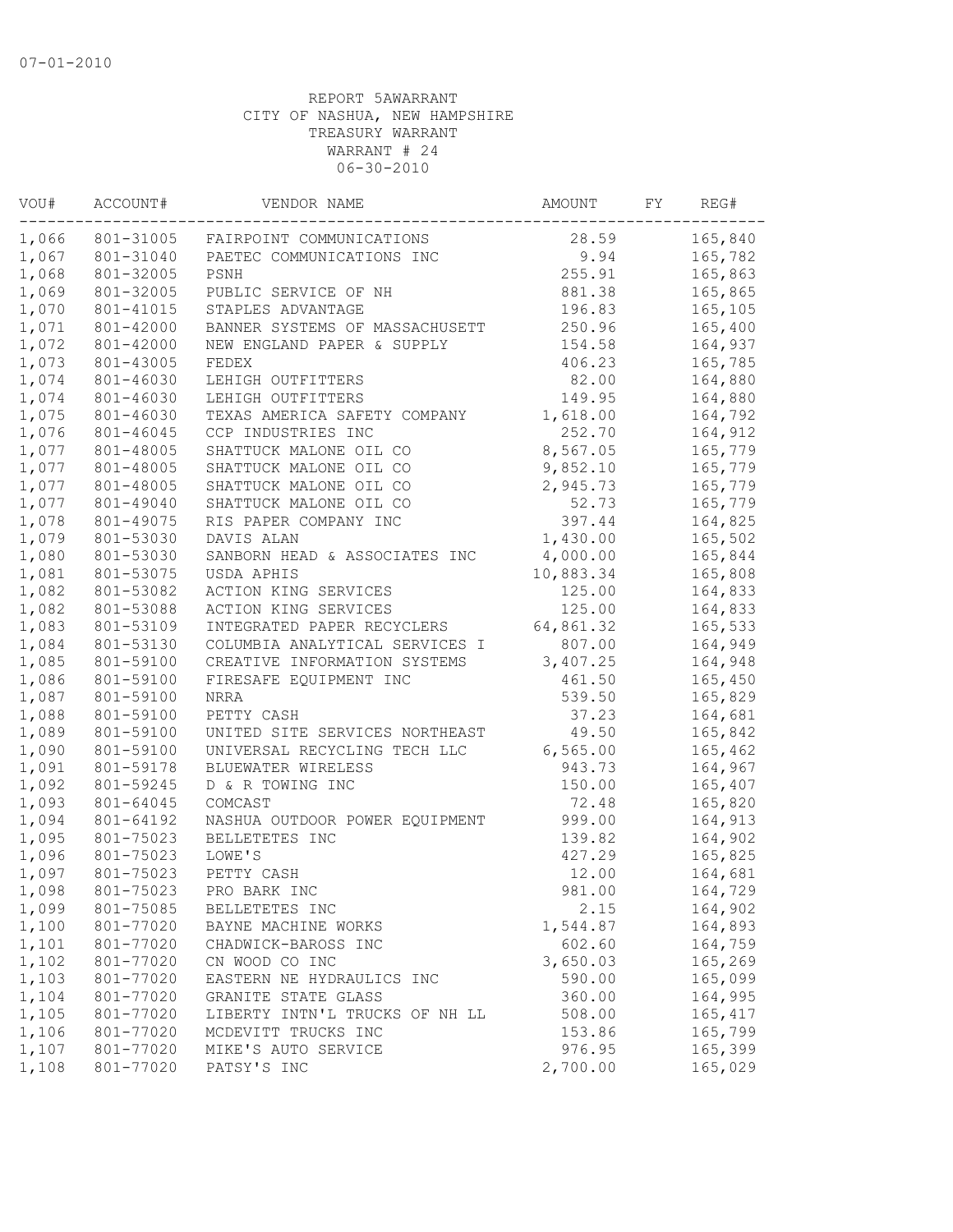07-01-2010

REPORT 5AWARRANT
CITY OF NASHUA, NEW HAMPSHIRE
TREASURY WARRANT
WARRANT # 24
06-30-2010

| VOU# | ACCOUNT# | VENDOR NAME | AMOUNT | FY | REG# |
|---|---|---|---|---|---|
| 1,066 | 801-31005 | FAIRPOINT COMMUNICATIONS | 28.59 | | 165,840 |
| 1,067 | 801-31040 | PAETEC COMMUNICATIONS INC | 9.94 | | 165,782 |
| 1,068 | 801-32005 | PSNH | 255.91 | | 165,863 |
| 1,069 | 801-32005 | PUBLIC SERVICE OF NH | 881.38 | | 165,865 |
| 1,070 | 801-41015 | STAPLES ADVANTAGE | 196.83 | | 165,105 |
| 1,071 | 801-42000 | BANNER SYSTEMS OF MASSACHUSETT | 250.96 | | 165,400 |
| 1,072 | 801-42000 | NEW ENGLAND PAPER & SUPPLY | 154.58 | | 164,937 |
| 1,073 | 801-43005 | FEDEX | 406.23 | | 165,785 |
| 1,074 | 801-46030 | LEHIGH OUTFITTERS | 82.00 | | 164,880 |
| 1,074 | 801-46030 | LEHIGH OUTFITTERS | 149.95 | | 164,880 |
| 1,075 | 801-46030 | TEXAS AMERICA SAFETY COMPANY | 1,618.00 | | 164,792 |
| 1,076 | 801-46045 | CCP INDUSTRIES INC | 252.70 | | 164,912 |
| 1,077 | 801-48005 | SHATTUCK MALONE OIL CO | 8,567.05 | | 165,779 |
| 1,077 | 801-48005 | SHATTUCK MALONE OIL CO | 9,852.10 | | 165,779 |
| 1,077 | 801-48005 | SHATTUCK MALONE OIL CO | 2,945.73 | | 165,779 |
| 1,077 | 801-49040 | SHATTUCK MALONE OIL CO | 52.73 | | 165,779 |
| 1,078 | 801-49075 | RIS PAPER COMPANY INC | 397.44 | | 164,825 |
| 1,079 | 801-53030 | DAVIS ALAN | 1,430.00 | | 165,502 |
| 1,080 | 801-53030 | SANBORN HEAD & ASSOCIATES INC | 4,000.00 | | 165,844 |
| 1,081 | 801-53075 | USDA APHIS | 10,883.34 | | 165,808 |
| 1,082 | 801-53082 | ACTION KING SERVICES | 125.00 | | 164,833 |
| 1,082 | 801-53088 | ACTION KING SERVICES | 125.00 | | 164,833 |
| 1,083 | 801-53109 | INTEGRATED PAPER RECYCLERS | 64,861.32 | | 165,533 |
| 1,084 | 801-53130 | COLUMBIA ANALYTICAL SERVICES I | 807.00 | | 164,949 |
| 1,085 | 801-59100 | CREATIVE INFORMATION SYSTEMS | 3,407.25 | | 164,948 |
| 1,086 | 801-59100 | FIRESAFE EQUIPMENT INC | 461.50 | | 165,450 |
| 1,087 | 801-59100 | NRRA | 539.50 | | 165,829 |
| 1,088 | 801-59100 | PETTY CASH | 37.23 | | 164,681 |
| 1,089 | 801-59100 | UNITED SITE SERVICES NORTHEAST | 49.50 | | 165,842 |
| 1,090 | 801-59100 | UNIVERSAL RECYCLING TECH LLC | 6,565.00 | | 165,462 |
| 1,091 | 801-59178 | BLUEWATER WIRELESS | 943.73 | | 164,967 |
| 1,092 | 801-59245 | D & R TOWING INC | 150.00 | | 165,407 |
| 1,093 | 801-64045 | COMCAST | 72.48 | | 165,820 |
| 1,094 | 801-64192 | NASHUA OUTDOOR POWER EQUIPMENT | 999.00 | | 164,913 |
| 1,095 | 801-75023 | BELLETETES INC | 139.82 | | 164,902 |
| 1,096 | 801-75023 | LOWE'S | 427.29 | | 165,825 |
| 1,097 | 801-75023 | PETTY CASH | 12.00 | | 164,681 |
| 1,098 | 801-75023 | PRO BARK INC | 981.00 | | 164,729 |
| 1,099 | 801-75085 | BELLETETES INC | 2.15 | | 164,902 |
| 1,100 | 801-77020 | BAYNE MACHINE WORKS | 1,544.87 | | 164,893 |
| 1,101 | 801-77020 | CHADWICK-BAROSS INC | 602.60 | | 164,759 |
| 1,102 | 801-77020 | CN WOOD CO INC | 3,650.03 | | 165,269 |
| 1,103 | 801-77020 | EASTERN NE HYDRAULICS INC | 590.00 | | 165,099 |
| 1,104 | 801-77020 | GRANITE STATE GLASS | 360.00 | | 164,995 |
| 1,105 | 801-77020 | LIBERTY INTN'L TRUCKS OF NH LL | 508.00 | | 165,417 |
| 1,106 | 801-77020 | MCDEVITT TRUCKS INC | 153.86 | | 165,799 |
| 1,107 | 801-77020 | MIKE'S AUTO SERVICE | 976.95 | | 165,399 |
| 1,108 | 801-77020 | PATSY'S INC | 2,700.00 | | 165,029 |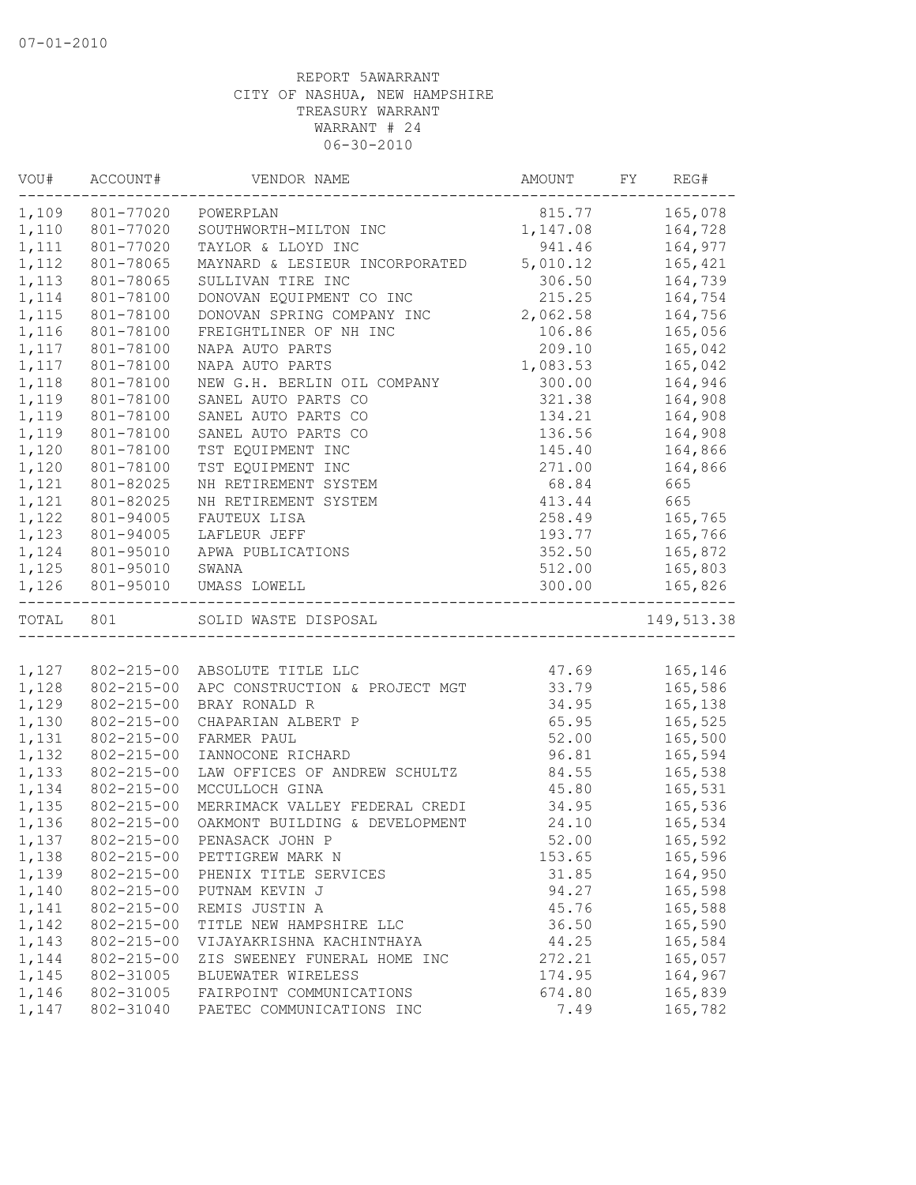07-01-2010

REPORT 5AWARRANT
CITY OF NASHUA, NEW HAMPSHIRE
TREASURY WARRANT
WARRANT # 24
06-30-2010

| VOU# | ACCOUNT# | VENDOR NAME | AMOUNT | FY | REG# |
|---|---|---|---|---|---|
| 1,109 | 801-77020 | POWERPLAN | 815.77 | | 165,078 |
| 1,110 | 801-77020 | SOUTHWORTH-MILTON INC | 1,147.08 | | 164,728 |
| 1,111 | 801-77020 | TAYLOR & LLOYD INC | 941.46 | | 164,977 |
| 1,112 | 801-78065 | MAYNARD & LESIEUR INCORPORATED | 5,010.12 | | 165,421 |
| 1,113 | 801-78065 | SULLIVAN TIRE INC | 306.50 | | 164,739 |
| 1,114 | 801-78100 | DONOVAN EQUIPMENT CO INC | 215.25 | | 164,754 |
| 1,115 | 801-78100 | DONOVAN SPRING COMPANY INC | 2,062.58 | | 164,756 |
| 1,116 | 801-78100 | FREIGHTLINER OF NH INC | 106.86 | | 165,056 |
| 1,117 | 801-78100 | NAPA AUTO PARTS | 209.10 | | 165,042 |
| 1,117 | 801-78100 | NAPA AUTO PARTS | 1,083.53 | | 165,042 |
| 1,118 | 801-78100 | NEW G.H. BERLIN OIL COMPANY | 300.00 | | 164,946 |
| 1,119 | 801-78100 | SANEL AUTO PARTS CO | 321.38 | | 164,908 |
| 1,119 | 801-78100 | SANEL AUTO PARTS CO | 134.21 | | 164,908 |
| 1,119 | 801-78100 | SANEL AUTO PARTS CO | 136.56 | | 164,908 |
| 1,120 | 801-78100 | TST EQUIPMENT INC | 145.40 | | 164,866 |
| 1,120 | 801-78100 | TST EQUIPMENT INC | 271.00 | | 164,866 |
| 1,121 | 801-82025 | NH RETIREMENT SYSTEM | 68.84 | | 665 |
| 1,121 | 801-82025 | NH RETIREMENT SYSTEM | 413.44 | | 665 |
| 1,122 | 801-94005 | FAUTEUX LISA | 258.49 | | 165,765 |
| 1,123 | 801-94005 | LAFLEUR JEFF | 193.77 | | 165,766 |
| 1,124 | 801-95010 | APWA PUBLICATIONS | 352.50 | | 165,872 |
| 1,125 | 801-95010 | SWANA | 512.00 | | 165,803 |
| 1,126 | 801-95010 | UMASS LOWELL | 300.00 | | 165,826 |
| TOTAL | 801 | SOLID WASTE DISPOSAL | | | 149,513.38 |
| 1,127 | 802-215-00 | ABSOLUTE TITLE LLC | 47.69 | | 165,146 |
| 1,128 | 802-215-00 | APC CONSTRUCTION & PROJECT MGT | 33.79 | | 165,586 |
| 1,129 | 802-215-00 | BRAY RONALD R | 34.95 | | 165,138 |
| 1,130 | 802-215-00 | CHAPARIAN ALBERT P | 65.95 | | 165,525 |
| 1,131 | 802-215-00 | FARMER PAUL | 52.00 | | 165,500 |
| 1,132 | 802-215-00 | IANNOCONE RICHARD | 96.81 | | 165,594 |
| 1,133 | 802-215-00 | LAW OFFICES OF ANDREW SCHULTZ | 84.55 | | 165,538 |
| 1,134 | 802-215-00 | MCCULLOCH GINA | 45.80 | | 165,531 |
| 1,135 | 802-215-00 | MERRIMACK VALLEY FEDERAL CREDI | 34.95 | | 165,536 |
| 1,136 | 802-215-00 | OAKMONT BUILDING & DEVELOPMENT | 24.10 | | 165,534 |
| 1,137 | 802-215-00 | PENASACK JOHN P | 52.00 | | 165,592 |
| 1,138 | 802-215-00 | PETTIGREW MARK N | 153.65 | | 165,596 |
| 1,139 | 802-215-00 | PHENIX TITLE SERVICES | 31.85 | | 164,950 |
| 1,140 | 802-215-00 | PUTNAM KEVIN J | 94.27 | | 165,598 |
| 1,141 | 802-215-00 | REMIS JUSTIN A | 45.76 | | 165,588 |
| 1,142 | 802-215-00 | TITLE NEW HAMPSHIRE LLC | 36.50 | | 165,590 |
| 1,143 | 802-215-00 | VIJAYAKRISHNA KACHINTHAYA | 44.25 | | 165,584 |
| 1,144 | 802-215-00 | ZIS SWEENEY FUNERAL HOME INC | 272.21 | | 165,057 |
| 1,145 | 802-31005 | BLUEWATER WIRELESS | 174.95 | | 164,967 |
| 1,146 | 802-31005 | FAIRPOINT COMMUNICATIONS | 674.80 | | 165,839 |
| 1,147 | 802-31040 | PAETEC COMMUNICATIONS INC | 7.49 | | 165,782 |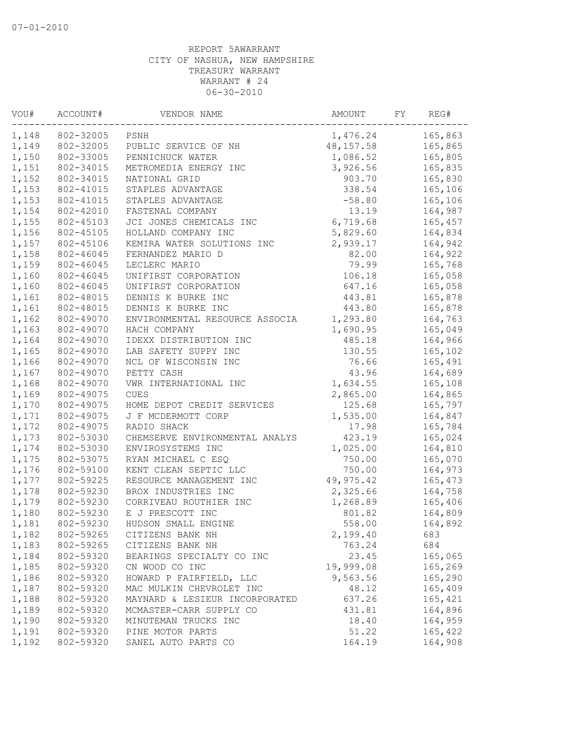REPORT 5AWARRANT
CITY OF NASHUA, NEW HAMPSHIRE
TREASURY WARRANT
WARRANT # 24
06-30-2010

| VOU# | ACCOUNT# | VENDOR NAME | AMOUNT | FY | REG# |
|---|---|---|---|---|---|
| 1,148 | 802-32005 | PSNH | 1,476.24 | | 165,863 |
| 1,149 | 802-32005 | PUBLIC SERVICE OF NH | 48,157.58 | | 165,865 |
| 1,150 | 802-33005 | PENNICHUCK WATER | 1,086.52 | | 165,805 |
| 1,151 | 802-34015 | METROMEDIA ENERGY INC | 3,926.56 | | 165,835 |
| 1,152 | 802-34015 | NATIONAL GRID | 903.70 | | 165,830 |
| 1,153 | 802-41015 | STAPLES ADVANTAGE | 338.54 | | 165,106 |
| 1,153 | 802-41015 | STAPLES ADVANTAGE | -58.80 | | 165,106 |
| 1,154 | 802-42010 | FASTENAL COMPANY | 13.19 | | 164,987 |
| 1,155 | 802-45103 | JCI JONES CHEMICALS INC | 6,719.68 | | 165,457 |
| 1,156 | 802-45105 | HOLLAND COMPANY INC | 5,829.60 | | 164,834 |
| 1,157 | 802-45106 | KEMIRA WATER SOLUTIONS INC | 2,939.17 | | 164,942 |
| 1,158 | 802-46045 | FERNANDEZ MARIO D | 82.00 | | 164,922 |
| 1,159 | 802-46045 | LECLERC MARIO | 79.99 | | 165,768 |
| 1,160 | 802-46045 | UNIFIRST CORPORATION | 106.18 | | 165,058 |
| 1,160 | 802-46045 | UNIFIRST CORPORATION | 647.16 | | 165,058 |
| 1,161 | 802-48015 | DENNIS K BURKE INC | 443.81 | | 165,878 |
| 1,161 | 802-48015 | DENNIS K BURKE INC | 443.80 | | 165,878 |
| 1,162 | 802-49070 | ENVIRONMENTAL RESOURCE ASSOCIA | 1,293.80 | | 164,763 |
| 1,163 | 802-49070 | HACH COMPANY | 1,690.95 | | 165,049 |
| 1,164 | 802-49070 | IDEXX DISTRIBUTION INC | 485.18 | | 164,966 |
| 1,165 | 802-49070 | LAB SAFETY SUPPY INC | 130.55 | | 165,102 |
| 1,166 | 802-49070 | NCL OF WISCONSIN INC | 76.66 | | 165,491 |
| 1,167 | 802-49070 | PETTY CASH | 43.96 | | 164,689 |
| 1,168 | 802-49070 | VWR INTERNATIONAL INC | 1,634.55 | | 165,108 |
| 1,169 | 802-49075 | CUES | 2,865.00 | | 164,865 |
| 1,170 | 802-49075 | HOME DEPOT CREDIT SERVICES | 125.68 | | 165,797 |
| 1,171 | 802-49075 | J F MCDERMOTT CORP | 1,535.00 | | 164,847 |
| 1,172 | 802-49075 | RADIO SHACK | 17.98 | | 165,784 |
| 1,173 | 802-53030 | CHEMSERVE ENVIRONMENTAL ANALYS | 423.19 | | 165,024 |
| 1,174 | 802-53030 | ENVIROSYSTEMS INC | 1,025.00 | | 164,810 |
| 1,175 | 802-53075 | RYAN MICHAEL C ESQ | 750.00 | | 165,070 |
| 1,176 | 802-59100 | KENT CLEAN SEPTIC LLC | 750.00 | | 164,973 |
| 1,177 | 802-59225 | RESOURCE MANAGEMENT INC | 49,975.42 | | 165,473 |
| 1,178 | 802-59230 | BROX INDUSTRIES INC | 2,325.66 | | 164,758 |
| 1,179 | 802-59230 | CORRIVEAU ROUTHIER INC | 1,268.89 | | 165,406 |
| 1,180 | 802-59230 | E J PRESCOTT INC | 801.82 | | 164,809 |
| 1,181 | 802-59230 | HUDSON SMALL ENGINE | 558.00 | | 164,892 |
| 1,182 | 802-59265 | CITIZENS BANK NH | 2,199.40 | | 683 |
| 1,183 | 802-59265 | CITIZENS BANK NH | 763.24 | | 684 |
| 1,184 | 802-59320 | BEARINGS SPECIALTY CO INC | 23.45 | | 165,065 |
| 1,185 | 802-59320 | CN WOOD CO INC | 19,999.08 | | 165,269 |
| 1,186 | 802-59320 | HOWARD P FAIRFIELD, LLC | 9,563.56 | | 165,290 |
| 1,187 | 802-59320 | MAC MULKIN CHEVROLET INC | 48.12 | | 165,409 |
| 1,188 | 802-59320 | MAYNARD & LESIEUR INCORPORATED | 637.26 | | 165,421 |
| 1,189 | 802-59320 | MCMASTER-CARR SUPPLY CO | 431.81 | | 164,896 |
| 1,190 | 802-59320 | MINUTEMAN TRUCKS INC | 18.40 | | 164,959 |
| 1,191 | 802-59320 | PINE MOTOR PARTS | 51.22 | | 165,422 |
| 1,192 | 802-59320 | SANEL AUTO PARTS CO | 164.19 | | 164,908 |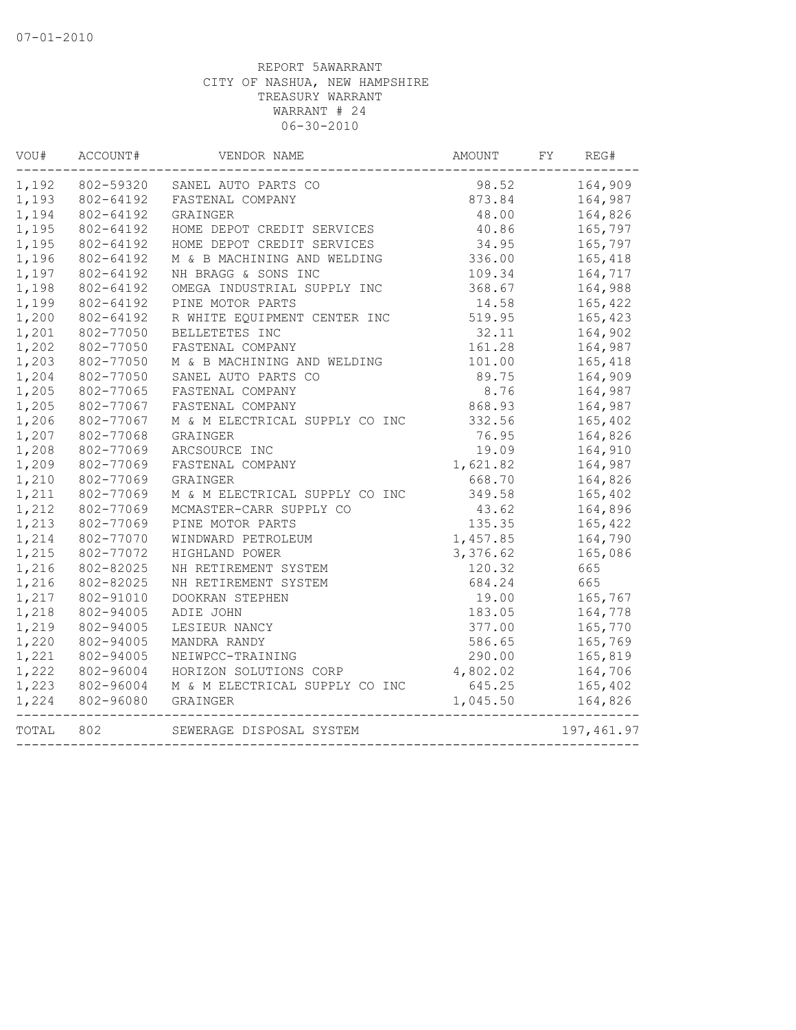07-01-2010

REPORT 5AWARRANT
CITY OF NASHUA, NEW HAMPSHIRE
TREASURY WARRANT
WARRANT # 24
06-30-2010

| VOU# | ACCOUNT# | VENDOR NAME | AMOUNT | FY | REG# |
|---|---|---|---|---|---|
| 1,192 | 802-59320 | SANEL AUTO PARTS CO | 98.52 | | 164,909 |
| 1,193 | 802-64192 | FASTENAL COMPANY | 873.84 | | 164,987 |
| 1,194 | 802-64192 | GRAINGER | 48.00 | | 164,826 |
| 1,195 | 802-64192 | HOME DEPOT CREDIT SERVICES | 40.86 | | 165,797 |
| 1,195 | 802-64192 | HOME DEPOT CREDIT SERVICES | 34.95 | | 165,797 |
| 1,196 | 802-64192 | M & B MACHINING AND WELDING | 336.00 | | 165,418 |
| 1,197 | 802-64192 | NH BRAGG & SONS INC | 109.34 | | 164,717 |
| 1,198 | 802-64192 | OMEGA INDUSTRIAL SUPPLY INC | 368.67 | | 164,988 |
| 1,199 | 802-64192 | PINE MOTOR PARTS | 14.58 | | 165,422 |
| 1,200 | 802-64192 | R WHITE EQUIPMENT CENTER INC | 519.95 | | 165,423 |
| 1,201 | 802-77050 | BELLETETES INC | 32.11 | | 164,902 |
| 1,202 | 802-77050 | FASTENAL COMPANY | 161.28 | | 164,987 |
| 1,203 | 802-77050 | M & B MACHINING AND WELDING | 101.00 | | 165,418 |
| 1,204 | 802-77050 | SANEL AUTO PARTS CO | 89.75 | | 164,909 |
| 1,205 | 802-77065 | FASTENAL COMPANY | 8.76 | | 164,987 |
| 1,205 | 802-77067 | FASTENAL COMPANY | 868.93 | | 164,987 |
| 1,206 | 802-77067 | M & M ELECTRICAL SUPPLY CO INC | 332.56 | | 165,402 |
| 1,207 | 802-77068 | GRAINGER | 76.95 | | 164,826 |
| 1,208 | 802-77069 | ARCSOURCE INC | 19.09 | | 164,910 |
| 1,209 | 802-77069 | FASTENAL COMPANY | 1,621.82 | | 164,987 |
| 1,210 | 802-77069 | GRAINGER | 668.70 | | 164,826 |
| 1,211 | 802-77069 | M & M ELECTRICAL SUPPLY CO INC | 349.58 | | 165,402 |
| 1,212 | 802-77069 | MCMASTER-CARR SUPPLY CO | 43.62 | | 164,896 |
| 1,213 | 802-77069 | PINE MOTOR PARTS | 135.35 | | 165,422 |
| 1,214 | 802-77070 | WINDWARD PETROLEUM | 1,457.85 | | 164,790 |
| 1,215 | 802-77072 | HIGHLAND POWER | 3,376.62 | | 165,086 |
| 1,216 | 802-82025 | NH RETIREMENT SYSTEM | 120.32 | | 665 |
| 1,216 | 802-82025 | NH RETIREMENT SYSTEM | 684.24 | | 665 |
| 1,217 | 802-91010 | DOOKRAN STEPHEN | 19.00 | | 165,767 |
| 1,218 | 802-94005 | ADIE JOHN | 183.05 | | 164,778 |
| 1,219 | 802-94005 | LESIEUR NANCY | 377.00 | | 165,770 |
| 1,220 | 802-94005 | MANDRA RANDY | 586.65 | | 165,769 |
| 1,221 | 802-94005 | NEIWPCC-TRAINING | 290.00 | | 165,819 |
| 1,222 | 802-96004 | HORIZON SOLUTIONS CORP | 4,802.02 | | 164,706 |
| 1,223 | 802-96004 | M & M ELECTRICAL SUPPLY CO INC | 645.25 | | 165,402 |
| 1,224 | 802-96080 | GRAINGER | 1,045.50 | | 164,826 |
| TOTAL | 802 | SEWERAGE DISPOSAL SYSTEM | | | 197,461.97 |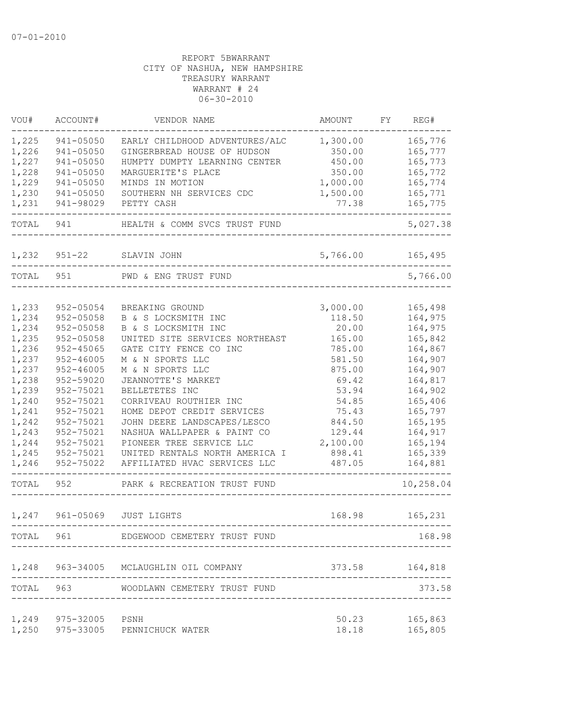07-01-2010

REPORT 5BWARRANT
CITY OF NASHUA, NEW HAMPSHIRE
TREASURY WARRANT
WARRANT # 24
06-30-2010

| VOU# | ACCOUNT# | VENDOR NAME | AMOUNT | FY | REG# |
|---|---|---|---|---|---|
| 1,225 | 941-05050 | EARLY CHILDHOOD ADVENTURES/ALC | 1,300.00 | | 165,776 |
| 1,226 | 941-05050 | GINGERBREAD HOUSE OF HUDSON | 350.00 | | 165,777 |
| 1,227 | 941-05050 | HUMPTY DUMPTY LEARNING CENTER | 450.00 | | 165,773 |
| 1,228 | 941-05050 | MARGUERITE'S PLACE | 350.00 | | 165,772 |
| 1,229 | 941-05050 | MINDS IN MOTION | 1,000.00 | | 165,774 |
| 1,230 | 941-05050 | SOUTHERN NH SERVICES CDC | 1,500.00 | | 165,771 |
| 1,231 | 941-98029 | PETTY CASH | 77.38 | | 165,775 |
| TOTAL | 941 | HEALTH & COMM SVCS TRUST FUND | | | 5,027.38 |
| 1,232 | 951-22 | SLAVIN JOHN | 5,766.00 | | 165,495 |
| TOTAL | 951 | PWD & ENG TRUST FUND | | | 5,766.00 |
| 1,233 | 952-05054 | BREAKING GROUND | 3,000.00 | | 165,498 |
| 1,234 | 952-05058 | B & S LOCKSMITH INC | 118.50 | | 164,975 |
| 1,234 | 952-05058 | B & S LOCKSMITH INC | 20.00 | | 164,975 |
| 1,235 | 952-05058 | UNITED SITE SERVICES NORTHEAST | 165.00 | | 165,842 |
| 1,236 | 952-45065 | GATE CITY FENCE CO INC | 785.00 | | 164,867 |
| 1,237 | 952-46005 | M & N SPORTS LLC | 581.50 | | 164,907 |
| 1,237 | 952-46005 | M & N SPORTS LLC | 875.00 | | 164,907 |
| 1,238 | 952-59020 | JEANNOTTE'S MARKET | 69.42 | | 164,817 |
| 1,239 | 952-75021 | BELLETETES INC | 53.94 | | 164,902 |
| 1,240 | 952-75021 | CORRIVEAU ROUTHIER INC | 54.85 | | 165,406 |
| 1,241 | 952-75021 | HOME DEPOT CREDIT SERVICES | 75.43 | | 165,797 |
| 1,242 | 952-75021 | JOHN DEERE LANDSCAPES/LESCO | 844.50 | | 165,195 |
| 1,243 | 952-75021 | NASHUA WALLPAPER & PAINT CO | 129.44 | | 164,917 |
| 1,244 | 952-75021 | PIONEER TREE SERVICE LLC | 2,100.00 | | 165,194 |
| 1,245 | 952-75021 | UNITED RENTALS NORTH AMERICA I | 898.41 | | 165,339 |
| 1,246 | 952-75022 | AFFILIATED HVAC SERVICES LLC | 487.05 | | 164,881 |
| TOTAL | 952 | PARK & RECREATION TRUST FUND | | | 10,258.04 |
| 1,247 | 961-05069 | JUST LIGHTS | 168.98 | | 165,231 |
| TOTAL | 961 | EDGEWOOD CEMETERY TRUST FUND | | | 168.98 |
| 1,248 | 963-34005 | MCLAUGHLIN OIL COMPANY | 373.58 | | 164,818 |
| TOTAL | 963 | WOODLAWN CEMETERY TRUST FUND | | | 373.58 |
| 1,249 | 975-32005 | PSNH | 50.23 | | 165,863 |
| 1,250 | 975-33005 | PENNICHUCK WATER | 18.18 | | 165,805 |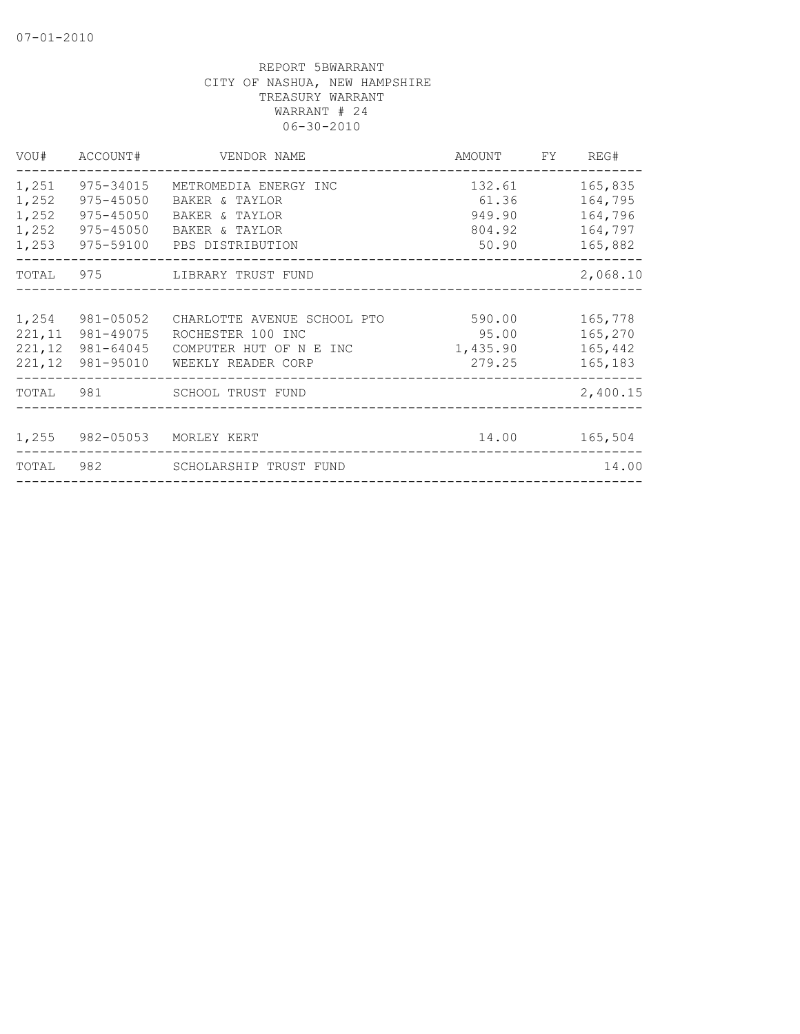07-01-2010

REPORT 5BWARRANT
CITY OF NASHUA, NEW HAMPSHIRE
TREASURY WARRANT
WARRANT # 24
06-30-2010

| VOU# | ACCOUNT# | VENDOR NAME | AMOUNT | FY | REG# |
|---|---|---|---|---|---|
| 1,251 | 975-34015 | METROMEDIA ENERGY INC | 132.61 | | 165,835 |
| 1,252 | 975-45050 | BAKER & TAYLOR | 61.36 | | 164,795 |
| 1,252 | 975-45050 | BAKER & TAYLOR | 949.90 | | 164,796 |
| 1,252 | 975-45050 | BAKER & TAYLOR | 804.92 | | 164,797 |
| 1,253 | 975-59100 | PBS DISTRIBUTION | 50.90 | | 165,882 |
| TOTAL | 975 | LIBRARY TRUST FUND | | | 2,068.10 |
| 1,254 | 981-05052 | CHARLOTTE AVENUE SCHOOL PTO | 590.00 | | 165,778 |
| 221,11 | 981-49075 | ROCHESTER 100 INC | 95.00 | | 165,270 |
| 221,12 | 981-64045 | COMPUTER HUT OF N E INC | 1,435.90 | | 165,442 |
| 221,12 | 981-95010 | WEEKLY READER CORP | 279.25 | | 165,183 |
| TOTAL | 981 | SCHOOL TRUST FUND | | | 2,400.15 |
| 1,255 | 982-05053 | MORLEY KERT | 14.00 | | 165,504 |
| TOTAL | 982 | SCHOLARSHIP TRUST FUND | | | 14.00 |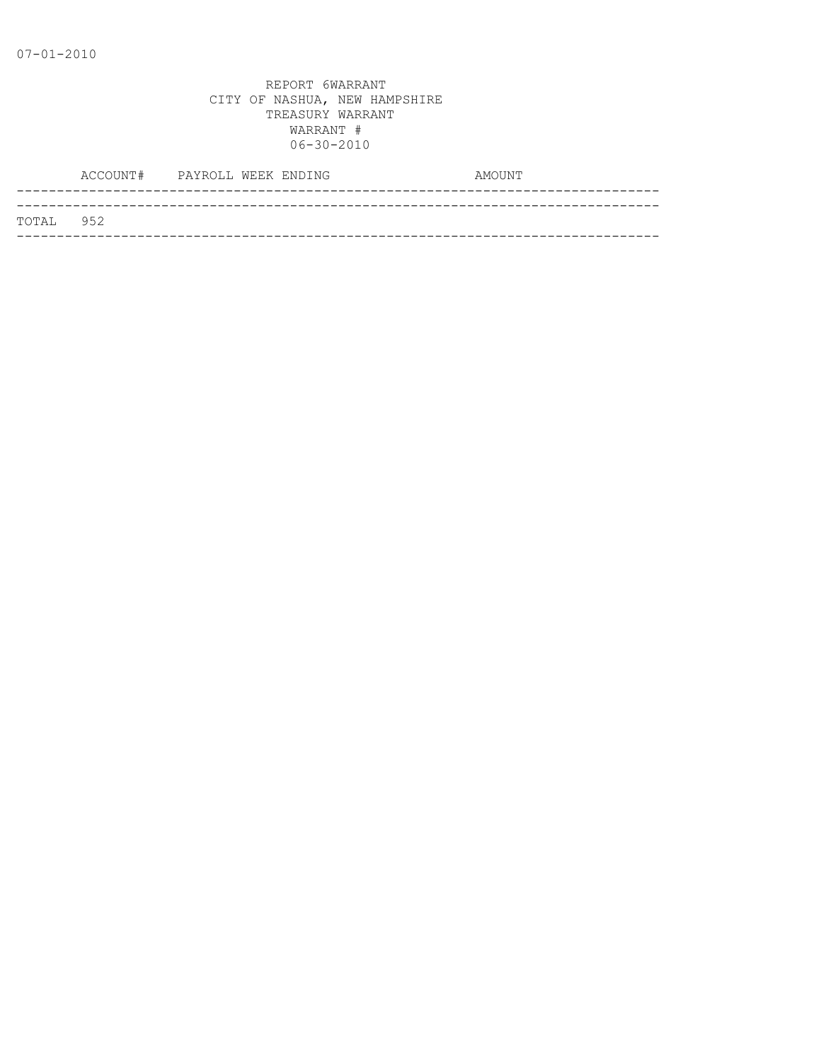07-01-2010

REPORT 6WARRANT
CITY OF NASHUA, NEW HAMPSHIRE
TREASURY WARRANT
WARRANT #
06-30-2010

| | ACCOUNT# | PAYROLL WEEK ENDING | AMOUNT |
|---|---|---|---|
| TOTAL | 952 | | |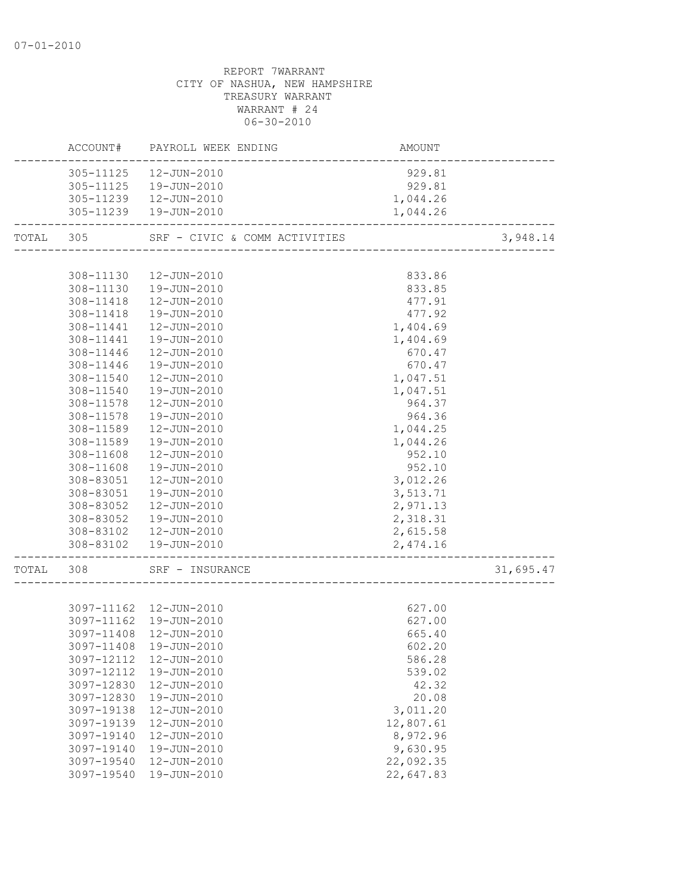07-01-2010

REPORT 7WARRANT
CITY OF NASHUA, NEW HAMPSHIRE
TREASURY WARRANT
WARRANT # 24
06-30-2010

| | ACCOUNT# | PAYROLL WEEK ENDING | AMOUNT | |
|---|---|---|---|---|
| | 305-11125 | 12-JUN-2010 | 929.81 | |
| | 305-11125 | 19-JUN-2010 | 929.81 | |
| | 305-11239 | 12-JUN-2010 | 1,044.26 | |
| | 305-11239 | 19-JUN-2010 | 1,044.26 | |
| TOTAL | 305 | SRF - CIVIC & COMM ACTIVITIES | | 3,948.14 |
| | 308-11130 | 12-JUN-2010 | 833.86 | |
| | 308-11130 | 19-JUN-2010 | 833.85 | |
| | 308-11418 | 12-JUN-2010 | 477.91 | |
| | 308-11418 | 19-JUN-2010 | 477.92 | |
| | 308-11441 | 12-JUN-2010 | 1,404.69 | |
| | 308-11441 | 19-JUN-2010 | 1,404.69 | |
| | 308-11446 | 12-JUN-2010 | 670.47 | |
| | 308-11446 | 19-JUN-2010 | 670.47 | |
| | 308-11540 | 12-JUN-2010 | 1,047.51 | |
| | 308-11540 | 19-JUN-2010 | 1,047.51 | |
| | 308-11578 | 12-JUN-2010 | 964.37 | |
| | 308-11578 | 19-JUN-2010 | 964.36 | |
| | 308-11589 | 12-JUN-2010 | 1,044.25 | |
| | 308-11589 | 19-JUN-2010 | 1,044.26 | |
| | 308-11608 | 12-JUN-2010 | 952.10 | |
| | 308-11608 | 19-JUN-2010 | 952.10 | |
| | 308-83051 | 12-JUN-2010 | 3,012.26 | |
| | 308-83051 | 19-JUN-2010 | 3,513.71 | |
| | 308-83052 | 12-JUN-2010 | 2,971.13 | |
| | 308-83052 | 19-JUN-2010 | 2,318.31 | |
| | 308-83102 | 12-JUN-2010 | 2,615.58 | |
| | 308-83102 | 19-JUN-2010 | 2,474.16 | |
| TOTAL | 308 | SRF - INSURANCE | | 31,695.47 |
| | 3097-11162 | 12-JUN-2010 | 627.00 | |
| | 3097-11162 | 19-JUN-2010 | 627.00 | |
| | 3097-11408 | 12-JUN-2010 | 665.40 | |
| | 3097-11408 | 19-JUN-2010 | 602.20 | |
| | 3097-12112 | 12-JUN-2010 | 586.28 | |
| | 3097-12112 | 19-JUN-2010 | 539.02 | |
| | 3097-12830 | 12-JUN-2010 | 42.32 | |
| | 3097-12830 | 19-JUN-2010 | 20.08 | |
| | 3097-19138 | 12-JUN-2010 | 3,011.20 | |
| | 3097-19139 | 12-JUN-2010 | 12,807.61 | |
| | 3097-19140 | 12-JUN-2010 | 8,972.96 | |
| | 3097-19140 | 19-JUN-2010 | 9,630.95 | |
| | 3097-19540 | 12-JUN-2010 | 22,092.35 | |
| | 3097-19540 | 19-JUN-2010 | 22,647.83 | |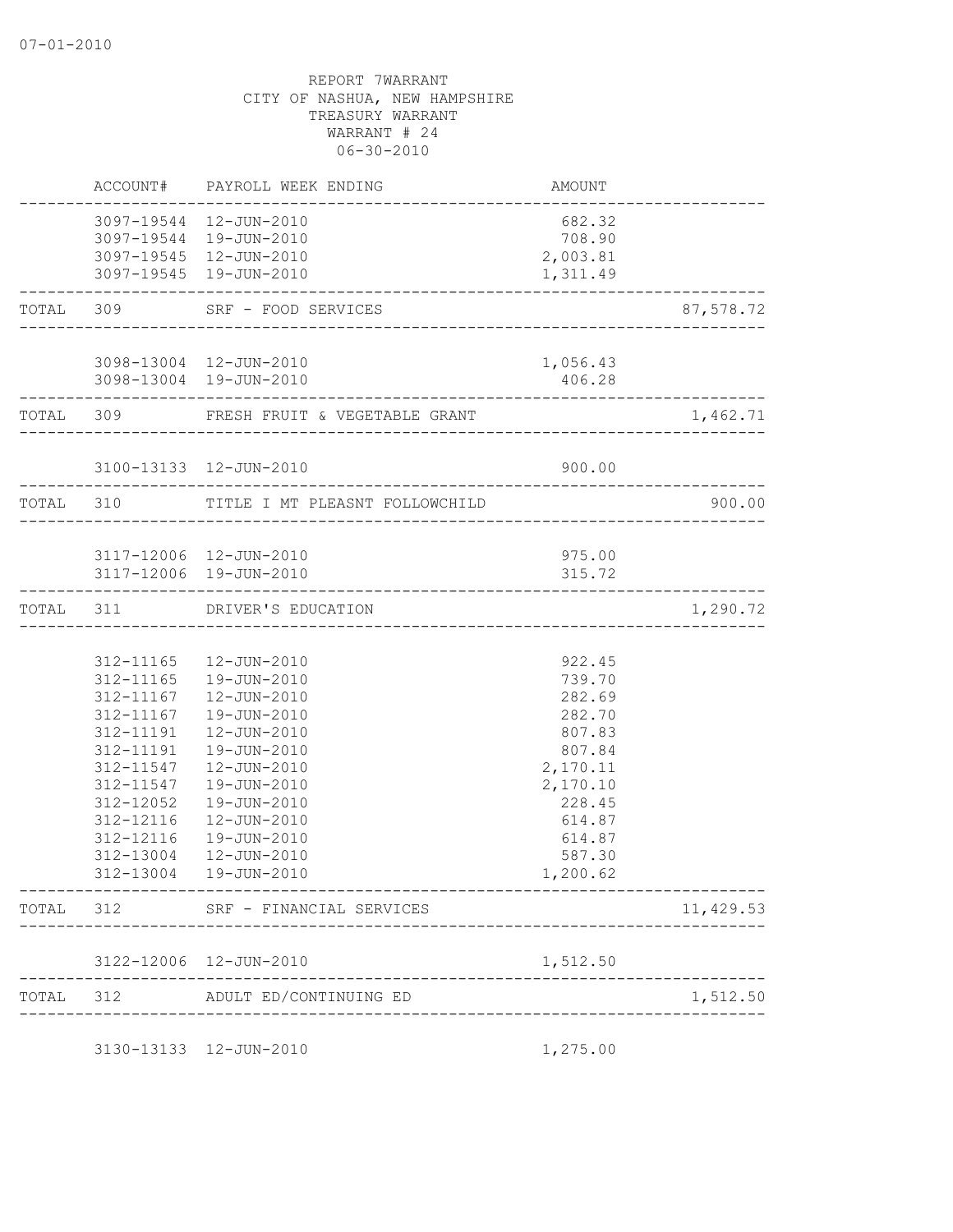07-01-2010

REPORT 7WARRANT
CITY OF NASHUA, NEW HAMPSHIRE
TREASURY WARRANT
WARRANT # 24
06-30-2010

| | ACCOUNT# | PAYROLL WEEK ENDING | AMOUNT | |
|---|---|---|---|---|
| | 3097-19544 | 12-JUN-2010 | 682.32 | |
| | 3097-19544 | 19-JUN-2010 | 708.90 | |
| | 3097-19545 | 12-JUN-2010 | 2,003.81 | |
| | 3097-19545 | 19-JUN-2010 | 1,311.49 | |
| TOTAL | 309 | SRF - FOOD SERVICES | | 87,578.72 |
| | 3098-13004 | 12-JUN-2010 | 1,056.43 | |
| | 3098-13004 | 19-JUN-2010 | 406.28 | |
| TOTAL | 309 | FRESH FRUIT & VEGETABLE GRANT | | 1,462.71 |
| | 3100-13133 | 12-JUN-2010 | 900.00 | |
| TOTAL | 310 | TITLE I MT PLEASNT FOLLOWCHILD | | 900.00 |
| | 3117-12006 | 12-JUN-2010 | 975.00 | |
| | 3117-12006 | 19-JUN-2010 | 315.72 | |
| TOTAL | 311 | DRIVER'S EDUCATION | | 1,290.72 |
| | 312-11165 | 12-JUN-2010 | 922.45 | |
| | 312-11165 | 19-JUN-2010 | 739.70 | |
| | 312-11167 | 12-JUN-2010 | 282.69 | |
| | 312-11167 | 19-JUN-2010 | 282.70 | |
| | 312-11191 | 12-JUN-2010 | 807.83 | |
| | 312-11191 | 19-JUN-2010 | 807.84 | |
| | 312-11547 | 12-JUN-2010 | 2,170.11 | |
| | 312-11547 | 19-JUN-2010 | 2,170.10 | |
| | 312-12052 | 19-JUN-2010 | 228.45 | |
| | 312-12116 | 12-JUN-2010 | 614.87 | |
| | 312-12116 | 19-JUN-2010 | 614.87 | |
| | 312-13004 | 12-JUN-2010 | 587.30 | |
| | 312-13004 | 19-JUN-2010 | 1,200.62 | |
| TOTAL | 312 | SRF - FINANCIAL SERVICES | | 11,429.53 |
| | 3122-12006 | 12-JUN-2010 | 1,512.50 | |
| TOTAL | 312 | ADULT ED/CONTINUING ED | | 1,512.50 |
| | 3130-13133 | 12-JUN-2010 | 1,275.00 | |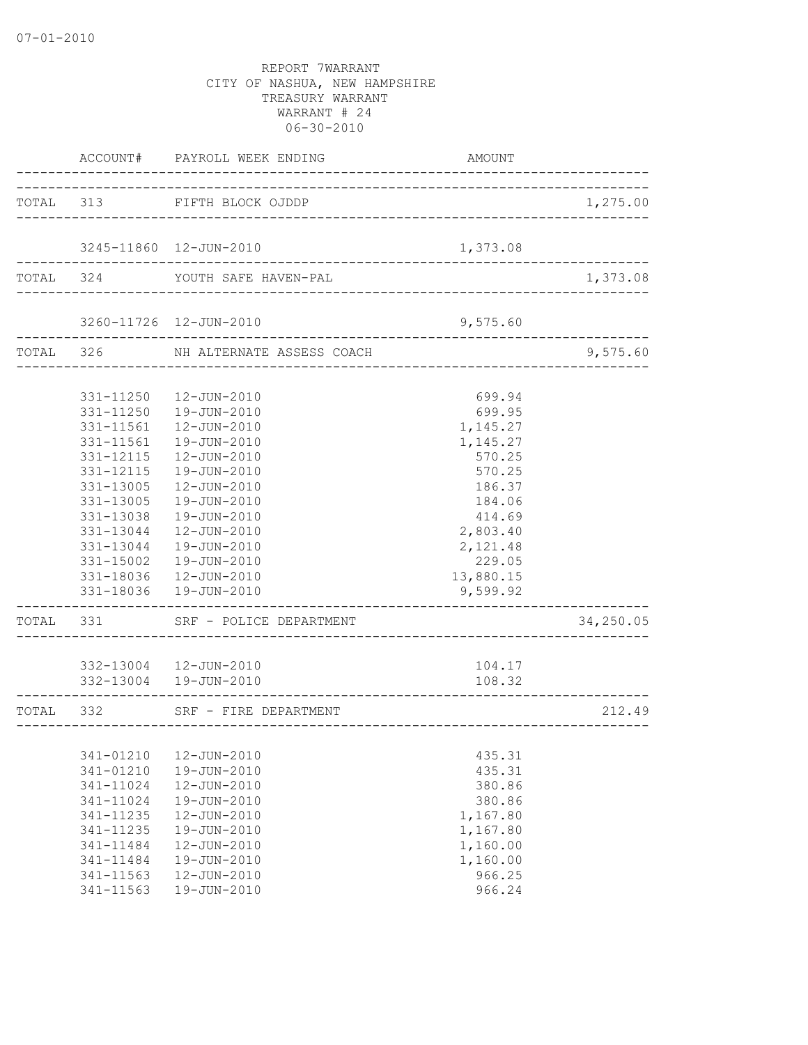07-01-2010

REPORT 7WARRANT
CITY OF NASHUA, NEW HAMPSHIRE
TREASURY WARRANT
WARRANT # 24
06-30-2010

| | ACCOUNT# | PAYROLL WEEK ENDING | AMOUNT | |
|---|---|---|---|---|
| TOTAL | 313 | FIFTH BLOCK OJDDP | | 1,275.00 |
| | 3245-11860 | 12-JUN-2010 | 1,373.08 | |
| TOTAL | 324 | YOUTH SAFE HAVEN-PAL | | 1,373.08 |
| | 3260-11726 | 12-JUN-2010 | 9,575.60 | |
| TOTAL | 326 | NH ALTERNATE ASSESS COACH | | 9,575.60 |
| | 331-11250 | 12-JUN-2010 | 699.94 | |
| | 331-11250 | 19-JUN-2010 | 699.95 | |
| | 331-11561 | 12-JUN-2010 | 1,145.27 | |
| | 331-11561 | 19-JUN-2010 | 1,145.27 | |
| | 331-12115 | 12-JUN-2010 | 570.25 | |
| | 331-12115 | 19-JUN-2010 | 570.25 | |
| | 331-13005 | 12-JUN-2010 | 186.37 | |
| | 331-13005 | 19-JUN-2010 | 184.06 | |
| | 331-13038 | 19-JUN-2010 | 414.69 | |
| | 331-13044 | 12-JUN-2010 | 2,803.40 | |
| | 331-13044 | 19-JUN-2010 | 2,121.48 | |
| | 331-15002 | 19-JUN-2010 | 229.05 | |
| | 331-18036 | 12-JUN-2010 | 13,880.15 | |
| | 331-18036 | 19-JUN-2010 | 9,599.92 | |
| TOTAL | 331 | SRF - POLICE DEPARTMENT | | 34,250.05 |
| | 332-13004 | 12-JUN-2010 | 104.17 | |
| | 332-13004 | 19-JUN-2010 | 108.32 | |
| TOTAL | 332 | SRF - FIRE DEPARTMENT | | 212.49 |
| | 341-01210 | 12-JUN-2010 | 435.31 | |
| | 341-01210 | 19-JUN-2010 | 435.31 | |
| | 341-11024 | 12-JUN-2010 | 380.86 | |
| | 341-11024 | 19-JUN-2010 | 380.86 | |
| | 341-11235 | 12-JUN-2010 | 1,167.80 | |
| | 341-11235 | 19-JUN-2010 | 1,167.80 | |
| | 341-11484 | 12-JUN-2010 | 1,160.00 | |
| | 341-11484 | 19-JUN-2010 | 1,160.00 | |
| | 341-11563 | 12-JUN-2010 | 966.25 | |
| | 341-11563 | 19-JUN-2010 | 966.24 | |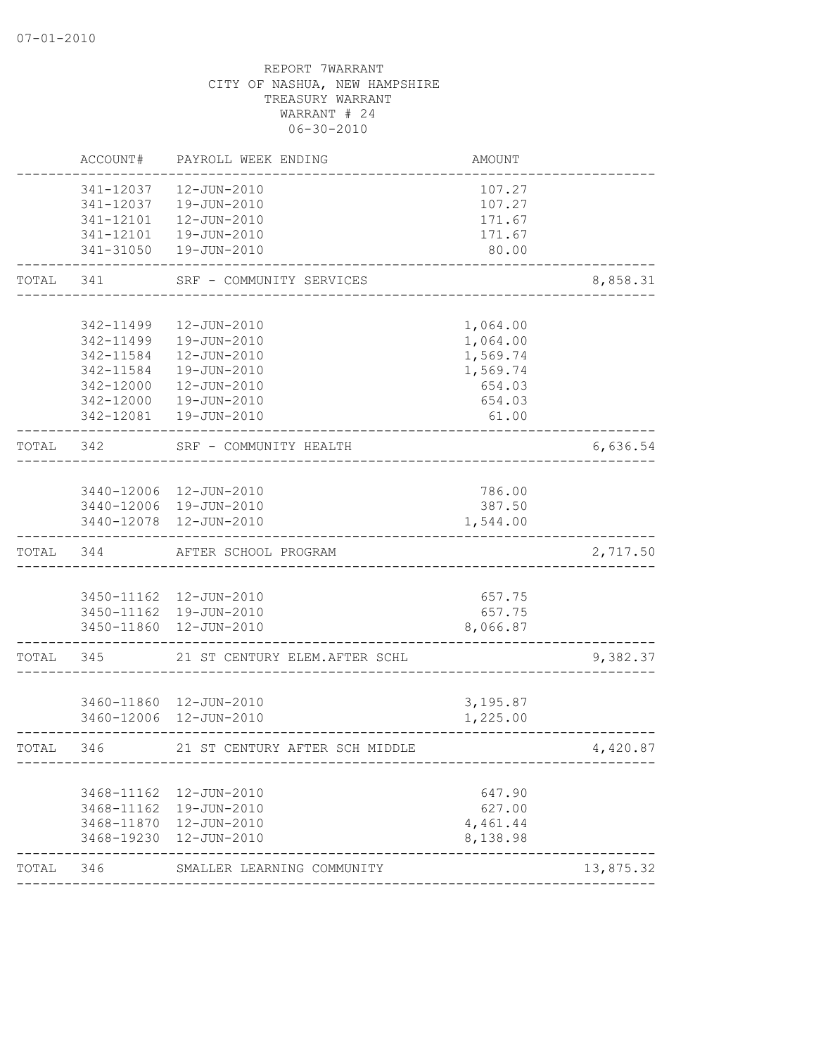07-01-2010

REPORT 7WARRANT
CITY OF NASHUA, NEW HAMPSHIRE
TREASURY WARRANT
WARRANT # 24
06-30-2010

| | ACCOUNT# | PAYROLL WEEK ENDING | AMOUNT | |
|---|---|---|---|---|
| | 341-12037 | 12-JUN-2010 | 107.27 | |
| | 341-12037 | 19-JUN-2010 | 107.27 | |
| | 341-12101 | 12-JUN-2010 | 171.67 | |
| | 341-12101 | 19-JUN-2010 | 171.67 | |
| | 341-31050 | 19-JUN-2010 | 80.00 | |
| TOTAL | 341 | SRF - COMMUNITY SERVICES | | 8,858.31 |
| | 342-11499 | 12-JUN-2010 | 1,064.00 | |
| | 342-11499 | 19-JUN-2010 | 1,064.00 | |
| | 342-11584 | 12-JUN-2010 | 1,569.74 | |
| | 342-11584 | 19-JUN-2010 | 1,569.74 | |
| | 342-12000 | 12-JUN-2010 | 654.03 | |
| | 342-12000 | 19-JUN-2010 | 654.03 | |
| | 342-12081 | 19-JUN-2010 | 61.00 | |
| TOTAL | 342 | SRF - COMMUNITY HEALTH | | 6,636.54 |
| | 3440-12006 | 12-JUN-2010 | 786.00 | |
| | 3440-12006 | 19-JUN-2010 | 387.50 | |
| | 3440-12078 | 12-JUN-2010 | 1,544.00 | |
| TOTAL | 344 | AFTER SCHOOL PROGRAM | | 2,717.50 |
| | 3450-11162 | 12-JUN-2010 | 657.75 | |
| | 3450-11162 | 19-JUN-2010 | 657.75 | |
| | 3450-11860 | 12-JUN-2010 | 8,066.87 | |
| TOTAL | 345 | 21 ST CENTURY ELEM.AFTER SCHL | | 9,382.37 |
| | 3460-11860 | 12-JUN-2010 | 3,195.87 | |
| | 3460-12006 | 12-JUN-2010 | 1,225.00 | |
| TOTAL | 346 | 21 ST CENTURY AFTER SCH MIDDLE | | 4,420.87 |
| | 3468-11162 | 12-JUN-2010 | 647.90 | |
| | 3468-11162 | 19-JUN-2010 | 627.00 | |
| | 3468-11870 | 12-JUN-2010 | 4,461.44 | |
| | 3468-19230 | 12-JUN-2010 | 8,138.98 | |
| TOTAL | 346 | SMALLER LEARNING COMMUNITY | | 13,875.32 |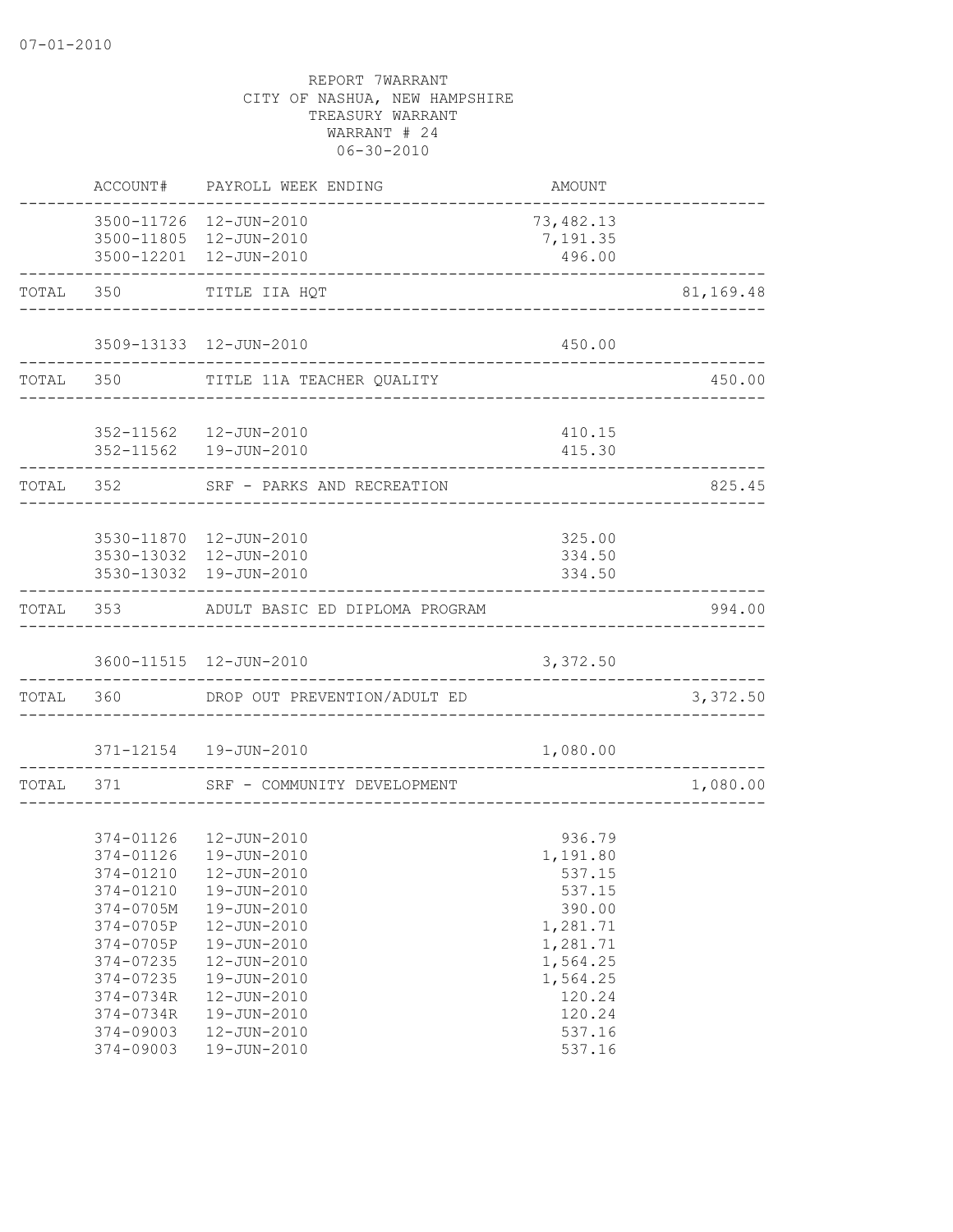07-01-2010

REPORT 7WARRANT
CITY OF NASHUA, NEW HAMPSHIRE
TREASURY WARRANT
WARRANT # 24
06-30-2010

| | ACCOUNT# | PAYROLL WEEK ENDING | AMOUNT | |
|---|---|---|---|---|
| | 3500-11726 | 12-JUN-2010 | 73,482.13 | |
| | 3500-11805 | 12-JUN-2010 | 7,191.35 | |
| | 3500-12201 | 12-JUN-2010 | 496.00 | |
| TOTAL | 350 | TITLE IIA HQT | | 81,169.48 |
| | 3509-13133 | 12-JUN-2010 | 450.00 | |
| TOTAL | 350 | TITLE 11A TEACHER QUALITY | | 450.00 |
| | 352-11562 | 12-JUN-2010 | 410.15 | |
| | 352-11562 | 19-JUN-2010 | 415.30 | |
| TOTAL | 352 | SRF - PARKS AND RECREATION | | 825.45 |
| | 3530-11870 | 12-JUN-2010 | 325.00 | |
| | 3530-13032 | 12-JUN-2010 | 334.50 | |
| | 3530-13032 | 19-JUN-2010 | 334.50 | |
| TOTAL | 353 | ADULT BASIC ED DIPLOMA PROGRAM | | 994.00 |
| | 3600-11515 | 12-JUN-2010 | 3,372.50 | |
| TOTAL | 360 | DROP OUT PREVENTION/ADULT ED | | 3,372.50 |
| | 371-12154 | 19-JUN-2010 | 1,080.00 | |
| TOTAL | 371 | SRF - COMMUNITY DEVELOPMENT | | 1,080.00 |
| | 374-01126 | 12-JUN-2010 | 936.79 | |
| | 374-01126 | 19-JUN-2010 | 1,191.80 | |
| | 374-01210 | 12-JUN-2010 | 537.15 | |
| | 374-01210 | 19-JUN-2010 | 537.15 | |
| | 374-0705M | 19-JUN-2010 | 390.00 | |
| | 374-0705P | 12-JUN-2010 | 1,281.71 | |
| | 374-0705P | 19-JUN-2010 | 1,281.71 | |
| | 374-07235 | 12-JUN-2010 | 1,564.25 | |
| | 374-07235 | 19-JUN-2010 | 1,564.25 | |
| | 374-0734R | 12-JUN-2010 | 120.24 | |
| | 374-0734R | 19-JUN-2010 | 120.24 | |
| | 374-09003 | 12-JUN-2010 | 537.16 | |
| | 374-09003 | 19-JUN-2010 | 537.16 | |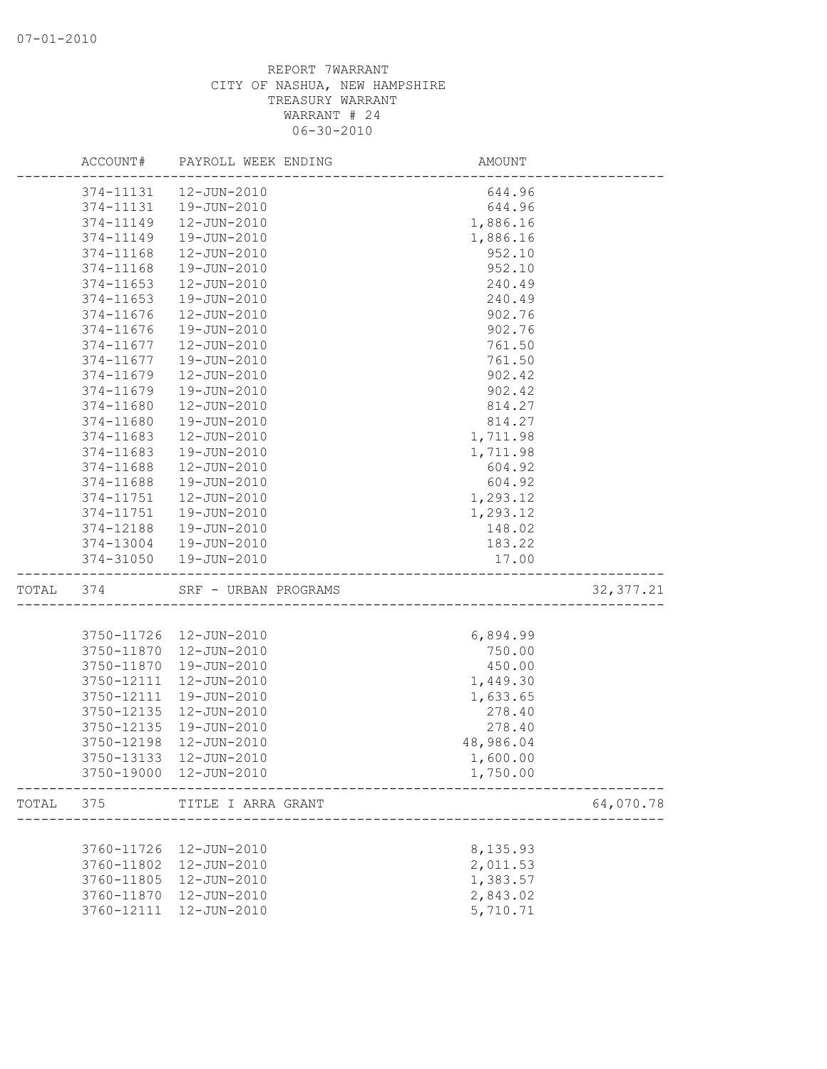07-01-2010

REPORT 7WARRANT
CITY OF NASHUA, NEW HAMPSHIRE
TREASURY WARRANT
WARRANT # 24
06-30-2010

| | ACCOUNT# | PAYROLL WEEK ENDING | AMOUNT | |
|---|---|---|---|---|
| | 374-11131 | 12-JUN-2010 | 644.96 | |
| | 374-11131 | 19-JUN-2010 | 644.96 | |
| | 374-11149 | 12-JUN-2010 | 1,886.16 | |
| | 374-11149 | 19-JUN-2010 | 1,886.16 | |
| | 374-11168 | 12-JUN-2010 | 952.10 | |
| | 374-11168 | 19-JUN-2010 | 952.10 | |
| | 374-11653 | 12-JUN-2010 | 240.49 | |
| | 374-11653 | 19-JUN-2010 | 240.49 | |
| | 374-11676 | 12-JUN-2010 | 902.76 | |
| | 374-11676 | 19-JUN-2010 | 902.76 | |
| | 374-11677 | 12-JUN-2010 | 761.50 | |
| | 374-11677 | 19-JUN-2010 | 761.50 | |
| | 374-11679 | 12-JUN-2010 | 902.42 | |
| | 374-11679 | 19-JUN-2010 | 902.42 | |
| | 374-11680 | 12-JUN-2010 | 814.27 | |
| | 374-11680 | 19-JUN-2010 | 814.27 | |
| | 374-11683 | 12-JUN-2010 | 1,711.98 | |
| | 374-11683 | 19-JUN-2010 | 1,711.98 | |
| | 374-11688 | 12-JUN-2010 | 604.92 | |
| | 374-11688 | 19-JUN-2010 | 604.92 | |
| | 374-11751 | 12-JUN-2010 | 1,293.12 | |
| | 374-11751 | 19-JUN-2010 | 1,293.12 | |
| | 374-12188 | 19-JUN-2010 | 148.02 | |
| | 374-13004 | 19-JUN-2010 | 183.22 | |
| | 374-31050 | 19-JUN-2010 | 17.00 | |
| TOTAL | 374 | SRF - URBAN PROGRAMS | | 32,377.21 |
| | 3750-11726 | 12-JUN-2010 | 6,894.99 | |
| | 3750-11870 | 12-JUN-2010 | 750.00 | |
| | 3750-11870 | 19-JUN-2010 | 450.00 | |
| | 3750-12111 | 12-JUN-2010 | 1,449.30 | |
| | 3750-12111 | 19-JUN-2010 | 1,633.65 | |
| | 3750-12135 | 12-JUN-2010 | 278.40 | |
| | 3750-12135 | 19-JUN-2010 | 278.40 | |
| | 3750-12198 | 12-JUN-2010 | 48,986.04 | |
| | 3750-13133 | 12-JUN-2010 | 1,600.00 | |
| | 3750-19000 | 12-JUN-2010 | 1,750.00 | |
| TOTAL | 375 | TITLE I ARRA GRANT | | 64,070.78 |
| | 3760-11726 | 12-JUN-2010 | 8,135.93 | |
| | 3760-11802 | 12-JUN-2010 | 2,011.53 | |
| | 3760-11805 | 12-JUN-2010 | 1,383.57 | |
| | 3760-11870 | 12-JUN-2010 | 2,843.02 | |
| | 3760-12111 | 12-JUN-2010 | 5,710.71 | |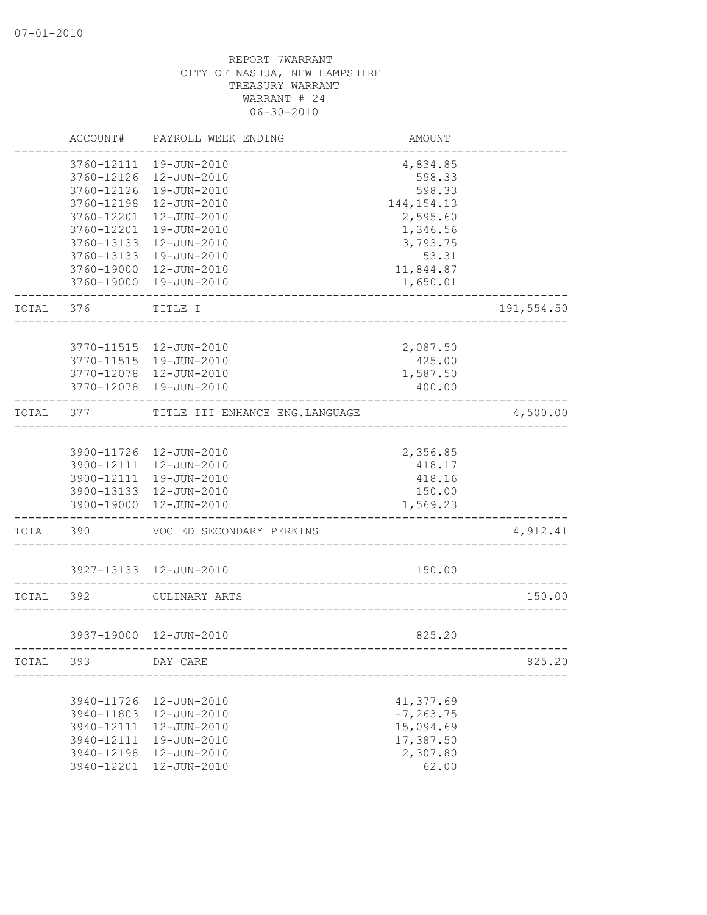REPORT 7WARRANT
CITY OF NASHUA, NEW HAMPSHIRE
TREASURY WARRANT
WARRANT # 24
06-30-2010

| | ACCOUNT# | PAYROLL WEEK ENDING | AMOUNT | |
|---|---|---|---|---|
| | 3760-12111 | 19-JUN-2010 | 4,834.85 | |
| | 3760-12126 | 12-JUN-2010 | 598.33 | |
| | 3760-12126 | 19-JUN-2010 | 598.33 | |
| | 3760-12198 | 12-JUN-2010 | 144,154.13 | |
| | 3760-12201 | 12-JUN-2010 | 2,595.60 | |
| | 3760-12201 | 19-JUN-2010 | 1,346.56 | |
| | 3760-13133 | 12-JUN-2010 | 3,793.75 | |
| | 3760-13133 | 19-JUN-2010 | 53.31 | |
| | 3760-19000 | 12-JUN-2010 | 11,844.87 | |
| | 3760-19000 | 19-JUN-2010 | 1,650.01 | |
| TOTAL | 376 | TITLE I | | 191,554.50 |
| | 3770-11515 | 12-JUN-2010 | 2,087.50 | |
| | 3770-11515 | 19-JUN-2010 | 425.00 | |
| | 3770-12078 | 12-JUN-2010 | 1,587.50 | |
| | 3770-12078 | 19-JUN-2010 | 400.00 | |
| TOTAL | 377 | TITLE III ENHANCE ENG.LANGUAGE | | 4,500.00 |
| | 3900-11726 | 12-JUN-2010 | 2,356.85 | |
| | 3900-12111 | 12-JUN-2010 | 418.17 | |
| | 3900-12111 | 19-JUN-2010 | 418.16 | |
| | 3900-13133 | 12-JUN-2010 | 150.00 | |
| | 3900-19000 | 12-JUN-2010 | 1,569.23 | |
| TOTAL | 390 | VOC ED SECONDARY PERKINS | | 4,912.41 |
| | 3927-13133 | 12-JUN-2010 | 150.00 | |
| TOTAL | 392 | CULINARY ARTS | | 150.00 |
| | 3937-19000 | 12-JUN-2010 | 825.20 | |
| TOTAL | 393 | DAY CARE | | 825.20 |
| | 3940-11726 | 12-JUN-2010 | 41,377.69 | |
| | 3940-11803 | 12-JUN-2010 | -7,263.75 | |
| | 3940-12111 | 12-JUN-2010 | 15,094.69 | |
| | 3940-12111 | 19-JUN-2010 | 17,387.50 | |
| | 3940-12198 | 12-JUN-2010 | 2,307.80 | |
| | 3940-12201 | 12-JUN-2010 | 62.00 | |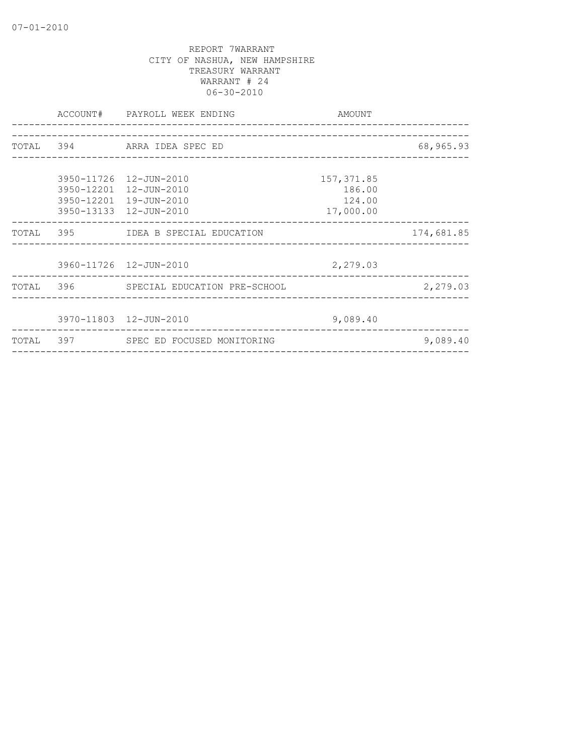07-01-2010

REPORT 7WARRANT
CITY OF NASHUA, NEW HAMPSHIRE
TREASURY WARRANT
WARRANT # 24
06-30-2010

| | ACCOUNT# | PAYROLL WEEK ENDING | AMOUNT | |
|---|---|---|---|---|
| TOTAL | 394 | ARRA IDEA SPEC ED | | 68,965.93 |
| | 3950-11726 | 12-JUN-2010 | 157,371.85 | |
| | 3950-12201 | 12-JUN-2010 | 186.00 | |
| | 3950-12201 | 19-JUN-2010 | 124.00 | |
| | 3950-13133 | 12-JUN-2010 | 17,000.00 | |
| TOTAL | 395 | IDEA B SPECIAL EDUCATION | | 174,681.85 |
| | 3960-11726 | 12-JUN-2010 | 2,279.03 | |
| TOTAL | 396 | SPECIAL EDUCATION PRE-SCHOOL | | 2,279.03 |
| | 3970-11803 | 12-JUN-2010 | 9,089.40 | |
| TOTAL | 397 | SPEC ED FOCUSED MONITORING | | 9,089.40 |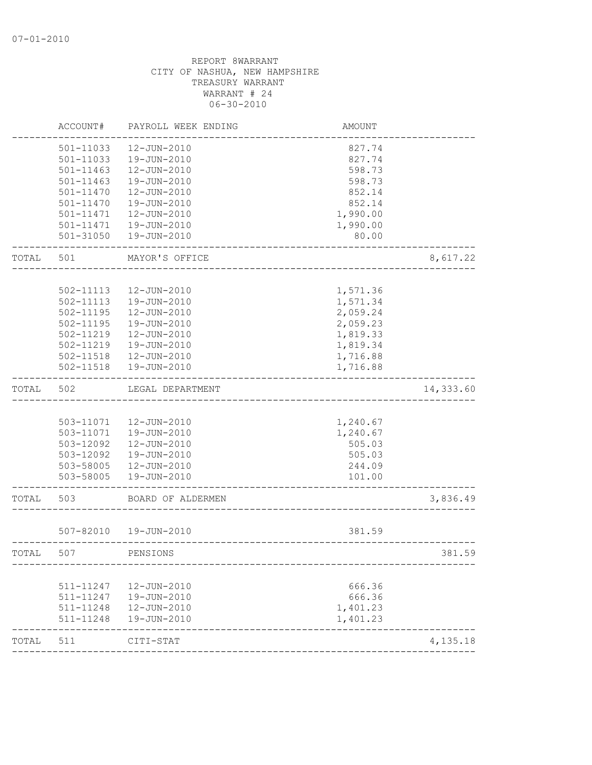07-01-2010

REPORT 8WARRANT
CITY OF NASHUA, NEW HAMPSHIRE
TREASURY WARRANT
WARRANT # 24
06-30-2010

| | ACCOUNT# | PAYROLL WEEK ENDING | AMOUNT | |
|---|---|---|---|---|
| | 501-11033 | 12-JUN-2010 | 827.74 | |
| | 501-11033 | 19-JUN-2010 | 827.74 | |
| | 501-11463 | 12-JUN-2010 | 598.73 | |
| | 501-11463 | 19-JUN-2010 | 598.73 | |
| | 501-11470 | 12-JUN-2010 | 852.14 | |
| | 501-11470 | 19-JUN-2010 | 852.14 | |
| | 501-11471 | 12-JUN-2010 | 1,990.00 | |
| | 501-11471 | 19-JUN-2010 | 1,990.00 | |
| | 501-31050 | 19-JUN-2010 | 80.00 | |
| TOTAL | 501 | MAYOR'S OFFICE | | 8,617.22 |
| | 502-11113 | 12-JUN-2010 | 1,571.36 | |
| | 502-11113 | 19-JUN-2010 | 1,571.34 | |
| | 502-11195 | 12-JUN-2010 | 2,059.24 | |
| | 502-11195 | 19-JUN-2010 | 2,059.23 | |
| | 502-11219 | 12-JUN-2010 | 1,819.33 | |
| | 502-11219 | 19-JUN-2010 | 1,819.34 | |
| | 502-11518 | 12-JUN-2010 | 1,716.88 | |
| | 502-11518 | 19-JUN-2010 | 1,716.88 | |
| TOTAL | 502 | LEGAL DEPARTMENT | | 14,333.60 |
| | 503-11071 | 12-JUN-2010 | 1,240.67 | |
| | 503-11071 | 19-JUN-2010 | 1,240.67 | |
| | 503-12092 | 12-JUN-2010 | 505.03 | |
| | 503-12092 | 19-JUN-2010 | 505.03 | |
| | 503-58005 | 12-JUN-2010 | 244.09 | |
| | 503-58005 | 19-JUN-2010 | 101.00 | |
| TOTAL | 503 | BOARD OF ALDERMEN | | 3,836.49 |
| | 507-82010 | 19-JUN-2010 | 381.59 | |
| TOTAL | 507 | PENSIONS | | 381.59 |
| | 511-11247 | 12-JUN-2010 | 666.36 | |
| | 511-11247 | 19-JUN-2010 | 666.36 | |
| | 511-11248 | 12-JUN-2010 | 1,401.23 | |
| | 511-11248 | 19-JUN-2010 | 1,401.23 | |
| TOTAL | 511 | CITI-STAT | | 4,135.18 |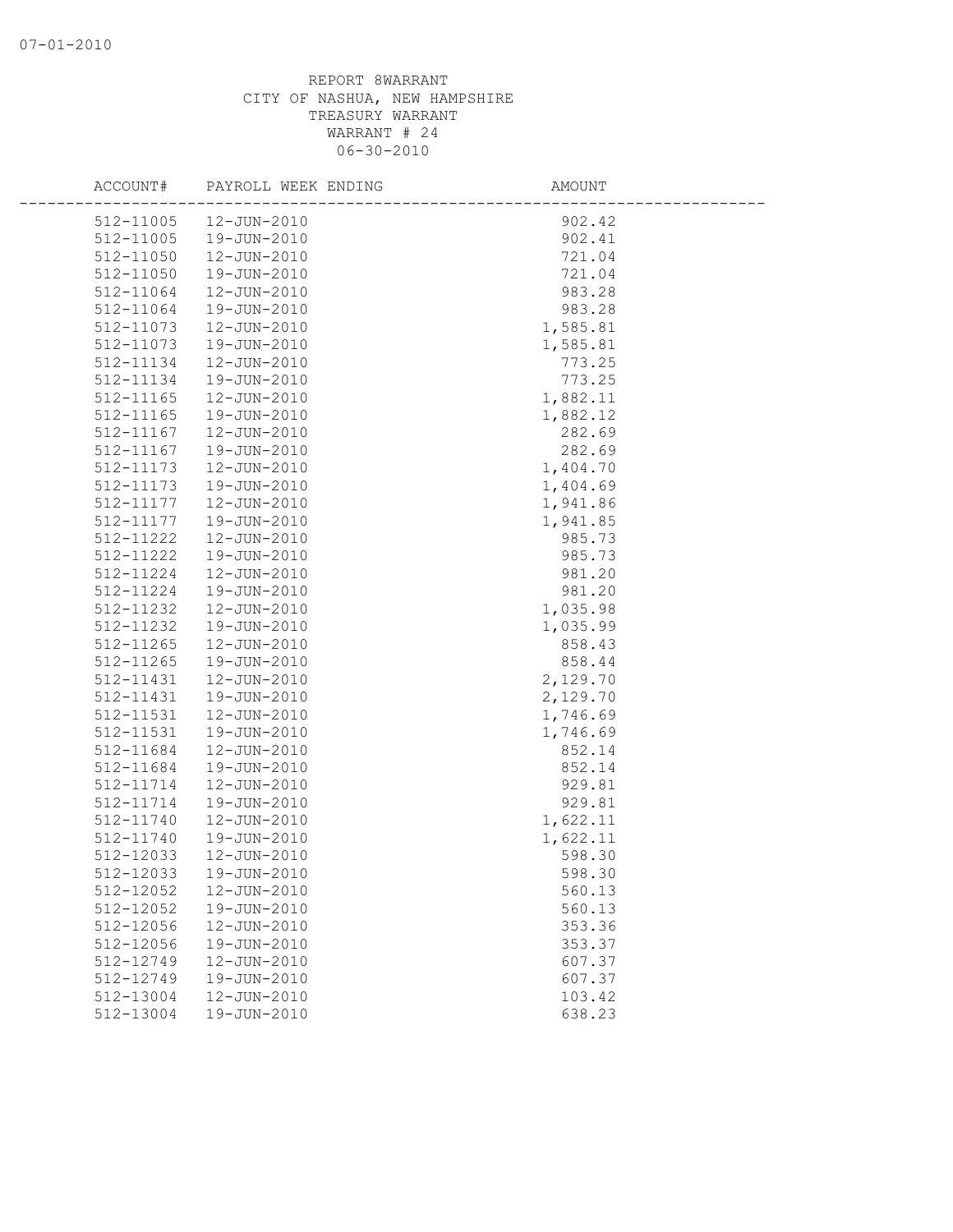REPORT 8WARRANT
CITY OF NASHUA, NEW HAMPSHIRE
TREASURY WARRANT
WARRANT # 24
06-30-2010

| ACCOUNT# | PAYROLL WEEK ENDING | AMOUNT |
|---|---|---|
| 512-11005 | 12-JUN-2010 | 902.42 |
| 512-11005 | 19-JUN-2010 | 902.41 |
| 512-11050 | 12-JUN-2010 | 721.04 |
| 512-11050 | 19-JUN-2010 | 721.04 |
| 512-11064 | 12-JUN-2010 | 983.28 |
| 512-11064 | 19-JUN-2010 | 983.28 |
| 512-11073 | 12-JUN-2010 | 1,585.81 |
| 512-11073 | 19-JUN-2010 | 1,585.81 |
| 512-11134 | 12-JUN-2010 | 773.25 |
| 512-11134 | 19-JUN-2010 | 773.25 |
| 512-11165 | 12-JUN-2010 | 1,882.11 |
| 512-11165 | 19-JUN-2010 | 1,882.12 |
| 512-11167 | 12-JUN-2010 | 282.69 |
| 512-11167 | 19-JUN-2010 | 282.69 |
| 512-11173 | 12-JUN-2010 | 1,404.70 |
| 512-11173 | 19-JUN-2010 | 1,404.69 |
| 512-11177 | 12-JUN-2010 | 1,941.86 |
| 512-11177 | 19-JUN-2010 | 1,941.85 |
| 512-11222 | 12-JUN-2010 | 985.73 |
| 512-11222 | 19-JUN-2010 | 985.73 |
| 512-11224 | 12-JUN-2010 | 981.20 |
| 512-11224 | 19-JUN-2010 | 981.20 |
| 512-11232 | 12-JUN-2010 | 1,035.98 |
| 512-11232 | 19-JUN-2010 | 1,035.99 |
| 512-11265 | 12-JUN-2010 | 858.43 |
| 512-11265 | 19-JUN-2010 | 858.44 |
| 512-11431 | 12-JUN-2010 | 2,129.70 |
| 512-11431 | 19-JUN-2010 | 2,129.70 |
| 512-11531 | 12-JUN-2010 | 1,746.69 |
| 512-11531 | 19-JUN-2010 | 1,746.69 |
| 512-11684 | 12-JUN-2010 | 852.14 |
| 512-11684 | 19-JUN-2010 | 852.14 |
| 512-11714 | 12-JUN-2010 | 929.81 |
| 512-11714 | 19-JUN-2010 | 929.81 |
| 512-11740 | 12-JUN-2010 | 1,622.11 |
| 512-11740 | 19-JUN-2010 | 1,622.11 |
| 512-12033 | 12-JUN-2010 | 598.30 |
| 512-12033 | 19-JUN-2010 | 598.30 |
| 512-12052 | 12-JUN-2010 | 560.13 |
| 512-12052 | 19-JUN-2010 | 560.13 |
| 512-12056 | 12-JUN-2010 | 353.36 |
| 512-12056 | 19-JUN-2010 | 353.37 |
| 512-12749 | 12-JUN-2010 | 607.37 |
| 512-12749 | 19-JUN-2010 | 607.37 |
| 512-13004 | 12-JUN-2010 | 103.42 |
| 512-13004 | 19-JUN-2010 | 638.23 |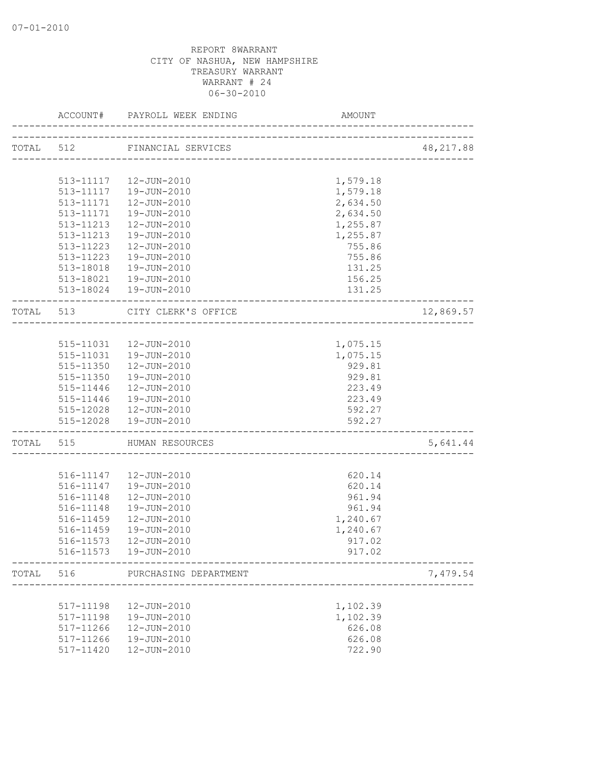07-01-2010

REPORT 8WARRANT
CITY OF NASHUA, NEW HAMPSHIRE
TREASURY WARRANT
WARRANT # 24
06-30-2010

| | ACCOUNT# | PAYROLL WEEK ENDING | AMOUNT | |
|---|---|---|---|---|
| TOTAL | 512 | FINANCIAL SERVICES | | 48,217.88 |
| | 513-11117 | 12-JUN-2010 | 1,579.18 | |
| | 513-11117 | 19-JUN-2010 | 1,579.18 | |
| | 513-11171 | 12-JUN-2010 | 2,634.50 | |
| | 513-11171 | 19-JUN-2010 | 2,634.50 | |
| | 513-11213 | 12-JUN-2010 | 1,255.87 | |
| | 513-11213 | 19-JUN-2010 | 1,255.87 | |
| | 513-11223 | 12-JUN-2010 | 755.86 | |
| | 513-11223 | 19-JUN-2010 | 755.86 | |
| | 513-18018 | 19-JUN-2010 | 131.25 | |
| | 513-18021 | 19-JUN-2010 | 156.25 | |
| | 513-18024 | 19-JUN-2010 | 131.25 | |
| TOTAL | 513 | CITY CLERK'S OFFICE | | 12,869.57 |
| | 515-11031 | 12-JUN-2010 | 1,075.15 | |
| | 515-11031 | 19-JUN-2010 | 1,075.15 | |
| | 515-11350 | 12-JUN-2010 | 929.81 | |
| | 515-11350 | 19-JUN-2010 | 929.81 | |
| | 515-11446 | 12-JUN-2010 | 223.49 | |
| | 515-11446 | 19-JUN-2010 | 223.49 | |
| | 515-12028 | 12-JUN-2010 | 592.27 | |
| | 515-12028 | 19-JUN-2010 | 592.27 | |
| TOTAL | 515 | HUMAN RESOURCES | | 5,641.44 |
| | 516-11147 | 12-JUN-2010 | 620.14 | |
| | 516-11147 | 19-JUN-2010 | 620.14 | |
| | 516-11148 | 12-JUN-2010 | 961.94 | |
| | 516-11148 | 19-JUN-2010 | 961.94 | |
| | 516-11459 | 12-JUN-2010 | 1,240.67 | |
| | 516-11459 | 19-JUN-2010 | 1,240.67 | |
| | 516-11573 | 12-JUN-2010 | 917.02 | |
| | 516-11573 | 19-JUN-2010 | 917.02 | |
| TOTAL | 516 | PURCHASING DEPARTMENT | | 7,479.54 |
| | 517-11198 | 12-JUN-2010 | 1,102.39 | |
| | 517-11198 | 19-JUN-2010 | 1,102.39 | |
| | 517-11266 | 12-JUN-2010 | 626.08 | |
| | 517-11266 | 19-JUN-2010 | 626.08 | |
| | 517-11420 | 12-JUN-2010 | 722.90 | |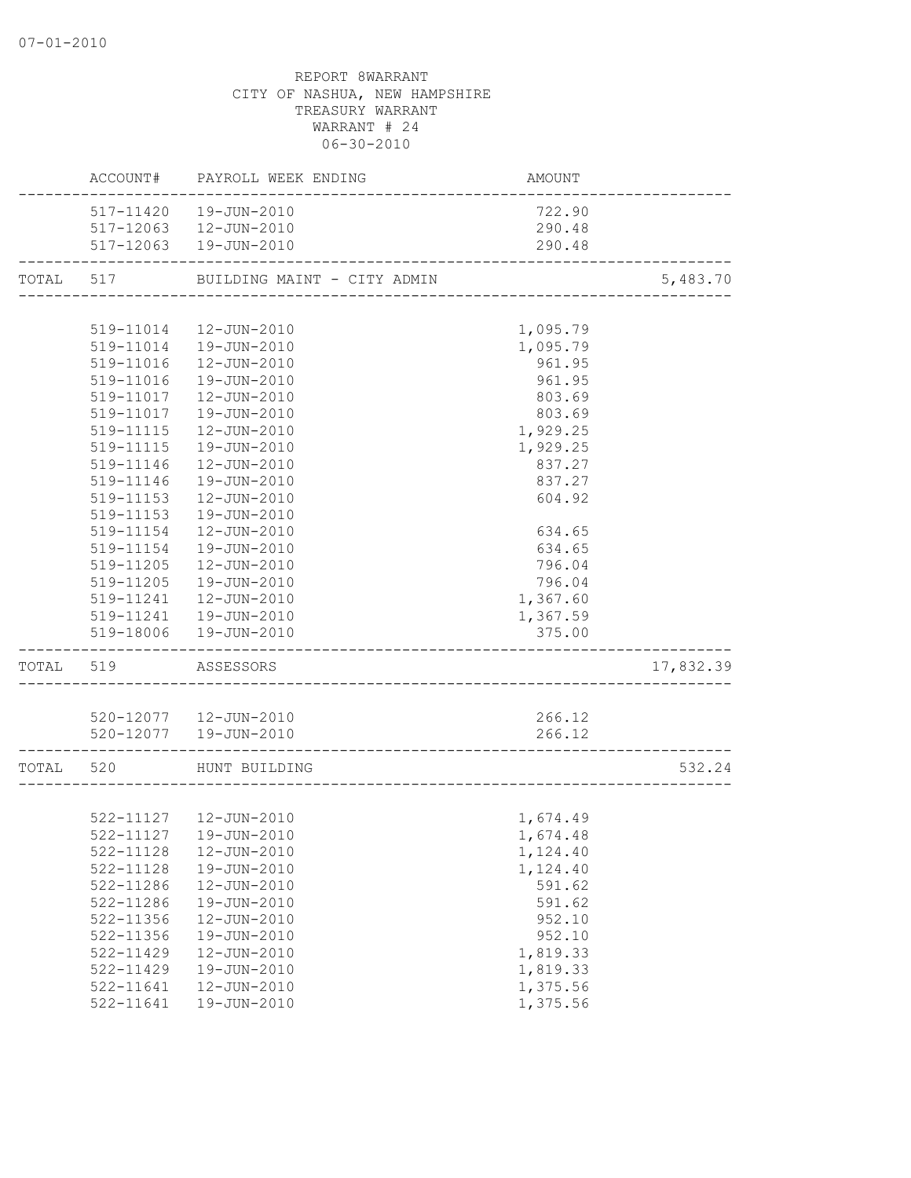07-01-2010

REPORT 8WARRANT
CITY OF NASHUA, NEW HAMPSHIRE
TREASURY WARRANT
WARRANT # 24
06-30-2010

| | ACCOUNT# | PAYROLL WEEK ENDING | AMOUNT | |
|---|---|---|---|---|
| | 517-11420 | 19-JUN-2010 | 722.90 | |
| | 517-12063 | 12-JUN-2010 | 290.48 | |
| | 517-12063 | 19-JUN-2010 | 290.48 | |
| TOTAL | 517 | BUILDING MAINT - CITY ADMIN | | 5,483.70 |
| | 519-11014 | 12-JUN-2010 | 1,095.79 | |
| | 519-11014 | 19-JUN-2010 | 1,095.79 | |
| | 519-11016 | 12-JUN-2010 | 961.95 | |
| | 519-11016 | 19-JUN-2010 | 961.95 | |
| | 519-11017 | 12-JUN-2010 | 803.69 | |
| | 519-11017 | 19-JUN-2010 | 803.69 | |
| | 519-11115 | 12-JUN-2010 | 1,929.25 | |
| | 519-11115 | 19-JUN-2010 | 1,929.25 | |
| | 519-11146 | 12-JUN-2010 | 837.27 | |
| | 519-11146 | 19-JUN-2010 | 837.27 | |
| | 519-11153 | 12-JUN-2010 | 604.92 | |
| | 519-11153 | 19-JUN-2010 | | |
| | 519-11154 | 12-JUN-2010 | 634.65 | |
| | 519-11154 | 19-JUN-2010 | 634.65 | |
| | 519-11205 | 12-JUN-2010 | 796.04 | |
| | 519-11205 | 19-JUN-2010 | 796.04 | |
| | 519-11241 | 12-JUN-2010 | 1,367.60 | |
| | 519-11241 | 19-JUN-2010 | 1,367.59 | |
| | 519-18006 | 19-JUN-2010 | 375.00 | |
| TOTAL | 519 | ASSESSORS | | 17,832.39 |
| | 520-12077 | 12-JUN-2010 | 266.12 | |
| | 520-12077 | 19-JUN-2010 | 266.12 | |
| TOTAL | 520 | HUNT BUILDING | | 532.24 |
| | 522-11127 | 12-JUN-2010 | 1,674.49 | |
| | 522-11127 | 19-JUN-2010 | 1,674.48 | |
| | 522-11128 | 12-JUN-2010 | 1,124.40 | |
| | 522-11128 | 19-JUN-2010 | 1,124.40 | |
| | 522-11286 | 12-JUN-2010 | 591.62 | |
| | 522-11286 | 19-JUN-2010 | 591.62 | |
| | 522-11356 | 12-JUN-2010 | 952.10 | |
| | 522-11356 | 19-JUN-2010 | 952.10 | |
| | 522-11429 | 12-JUN-2010 | 1,819.33 | |
| | 522-11429 | 19-JUN-2010 | 1,819.33 | |
| | 522-11641 | 12-JUN-2010 | 1,375.56 | |
| | 522-11641 | 19-JUN-2010 | 1,375.56 | |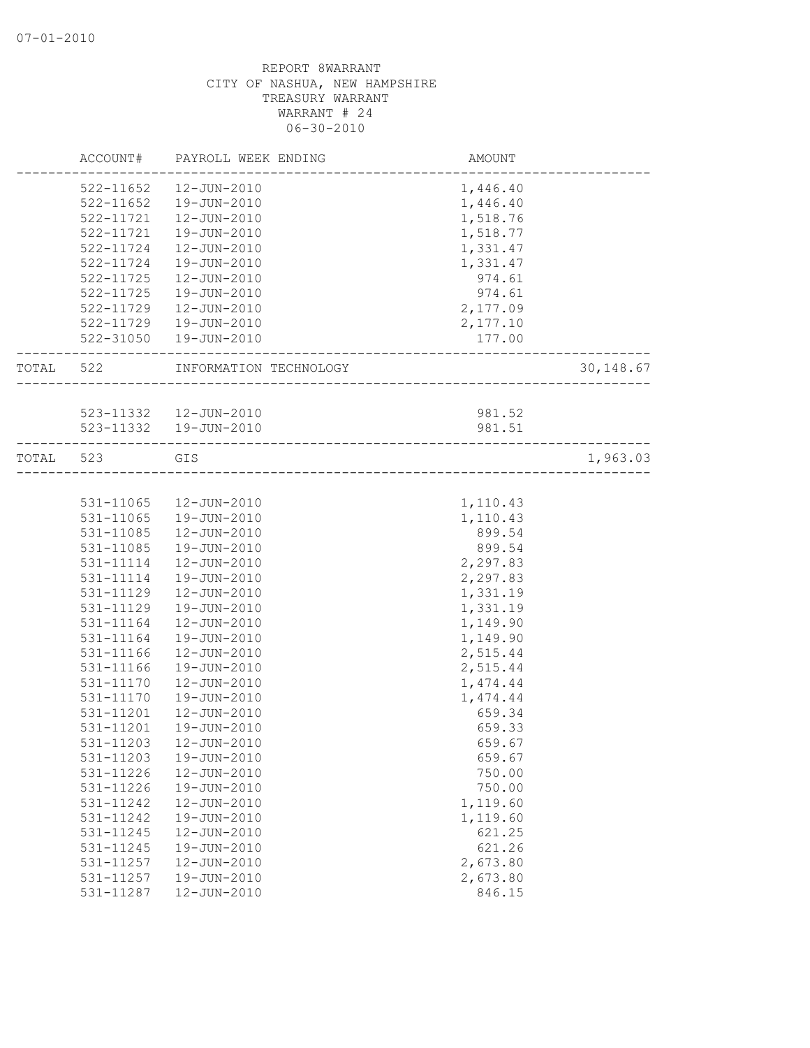REPORT 8WARRANT
CITY OF NASHUA, NEW HAMPSHIRE
TREASURY WARRANT
WARRANT # 24
06-30-2010

| | ACCOUNT# | PAYROLL WEEK ENDING | AMOUNT | |
|---|---|---|---|---|
| | 522-11652 | 12-JUN-2010 | 1,446.40 | |
| | 522-11652 | 19-JUN-2010 | 1,446.40 | |
| | 522-11721 | 12-JUN-2010 | 1,518.76 | |
| | 522-11721 | 19-JUN-2010 | 1,518.77 | |
| | 522-11724 | 12-JUN-2010 | 1,331.47 | |
| | 522-11724 | 19-JUN-2010 | 1,331.47 | |
| | 522-11725 | 12-JUN-2010 | 974.61 | |
| | 522-11725 | 19-JUN-2010 | 974.61 | |
| | 522-11729 | 12-JUN-2010 | 2,177.09 | |
| | 522-11729 | 19-JUN-2010 | 2,177.10 | |
| | 522-31050 | 19-JUN-2010 | 177.00 | |
| TOTAL | 522 | INFORMATION TECHNOLOGY | | 30,148.67 |
| | 523-11332 | 12-JUN-2010 | 981.52 | |
| | 523-11332 | 19-JUN-2010 | 981.51 | |
| TOTAL | 523 | GIS | | 1,963.03 |
| | 531-11065 | 12-JUN-2010 | 1,110.43 | |
| | 531-11065 | 19-JUN-2010 | 1,110.43 | |
| | 531-11085 | 12-JUN-2010 | 899.54 | |
| | 531-11085 | 19-JUN-2010 | 899.54 | |
| | 531-11114 | 12-JUN-2010 | 2,297.83 | |
| | 531-11114 | 19-JUN-2010 | 2,297.83 | |
| | 531-11129 | 12-JUN-2010 | 1,331.19 | |
| | 531-11129 | 19-JUN-2010 | 1,331.19 | |
| | 531-11164 | 12-JUN-2010 | 1,149.90 | |
| | 531-11164 | 19-JUN-2010 | 1,149.90 | |
| | 531-11166 | 12-JUN-2010 | 2,515.44 | |
| | 531-11166 | 19-JUN-2010 | 2,515.44 | |
| | 531-11170 | 12-JUN-2010 | 1,474.44 | |
| | 531-11170 | 19-JUN-2010 | 1,474.44 | |
| | 531-11201 | 12-JUN-2010 | 659.34 | |
| | 531-11201 | 19-JUN-2010 | 659.33 | |
| | 531-11203 | 12-JUN-2010 | 659.67 | |
| | 531-11203 | 19-JUN-2010 | 659.67 | |
| | 531-11226 | 12-JUN-2010 | 750.00 | |
| | 531-11226 | 19-JUN-2010 | 750.00 | |
| | 531-11242 | 12-JUN-2010 | 1,119.60 | |
| | 531-11242 | 19-JUN-2010 | 1,119.60 | |
| | 531-11245 | 12-JUN-2010 | 621.25 | |
| | 531-11245 | 19-JUN-2010 | 621.26 | |
| | 531-11257 | 12-JUN-2010 | 2,673.80 | |
| | 531-11257 | 19-JUN-2010 | 2,673.80 | |
| | 531-11287 | 12-JUN-2010 | 846.15 | |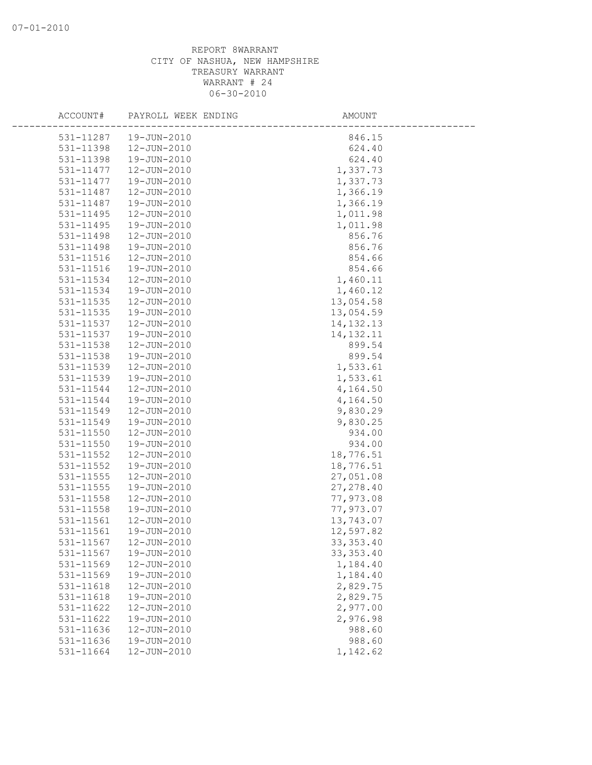07-01-2010

REPORT 8WARRANT
CITY OF NASHUA, NEW HAMPSHIRE
TREASURY WARRANT
WARRANT # 24
06-30-2010

| ACCOUNT# | PAYROLL WEEK ENDING | AMOUNT |
|---|---|---|
| 531-11287 | 19-JUN-2010 | 846.15 |
| 531-11398 | 12-JUN-2010 | 624.40 |
| 531-11398 | 19-JUN-2010 | 624.40 |
| 531-11477 | 12-JUN-2010 | 1,337.73 |
| 531-11477 | 19-JUN-2010 | 1,337.73 |
| 531-11487 | 12-JUN-2010 | 1,366.19 |
| 531-11487 | 19-JUN-2010 | 1,366.19 |
| 531-11495 | 12-JUN-2010 | 1,011.98 |
| 531-11495 | 19-JUN-2010 | 1,011.98 |
| 531-11498 | 12-JUN-2010 | 856.76 |
| 531-11498 | 19-JUN-2010 | 856.76 |
| 531-11516 | 12-JUN-2010 | 854.66 |
| 531-11516 | 19-JUN-2010 | 854.66 |
| 531-11534 | 12-JUN-2010 | 1,460.11 |
| 531-11534 | 19-JUN-2010 | 1,460.12 |
| 531-11535 | 12-JUN-2010 | 13,054.58 |
| 531-11535 | 19-JUN-2010 | 13,054.59 |
| 531-11537 | 12-JUN-2010 | 14,132.13 |
| 531-11537 | 19-JUN-2010 | 14,132.11 |
| 531-11538 | 12-JUN-2010 | 899.54 |
| 531-11538 | 19-JUN-2010 | 899.54 |
| 531-11539 | 12-JUN-2010 | 1,533.61 |
| 531-11539 | 19-JUN-2010 | 1,533.61 |
| 531-11544 | 12-JUN-2010 | 4,164.50 |
| 531-11544 | 19-JUN-2010 | 4,164.50 |
| 531-11549 | 12-JUN-2010 | 9,830.29 |
| 531-11549 | 19-JUN-2010 | 9,830.25 |
| 531-11550 | 12-JUN-2010 | 934.00 |
| 531-11550 | 19-JUN-2010 | 934.00 |
| 531-11552 | 12-JUN-2010 | 18,776.51 |
| 531-11552 | 19-JUN-2010 | 18,776.51 |
| 531-11555 | 12-JUN-2010 | 27,051.08 |
| 531-11555 | 19-JUN-2010 | 27,278.40 |
| 531-11558 | 12-JUN-2010 | 77,973.08 |
| 531-11558 | 19-JUN-2010 | 77,973.07 |
| 531-11561 | 12-JUN-2010 | 13,743.07 |
| 531-11561 | 19-JUN-2010 | 12,597.82 |
| 531-11567 | 12-JUN-2010 | 33,353.40 |
| 531-11567 | 19-JUN-2010 | 33,353.40 |
| 531-11569 | 12-JUN-2010 | 1,184.40 |
| 531-11569 | 19-JUN-2010 | 1,184.40 |
| 531-11618 | 12-JUN-2010 | 2,829.75 |
| 531-11618 | 19-JUN-2010 | 2,829.75 |
| 531-11622 | 12-JUN-2010 | 2,977.00 |
| 531-11622 | 19-JUN-2010 | 2,976.98 |
| 531-11636 | 12-JUN-2010 | 988.60 |
| 531-11636 | 19-JUN-2010 | 988.60 |
| 531-11664 | 12-JUN-2010 | 1,142.62 |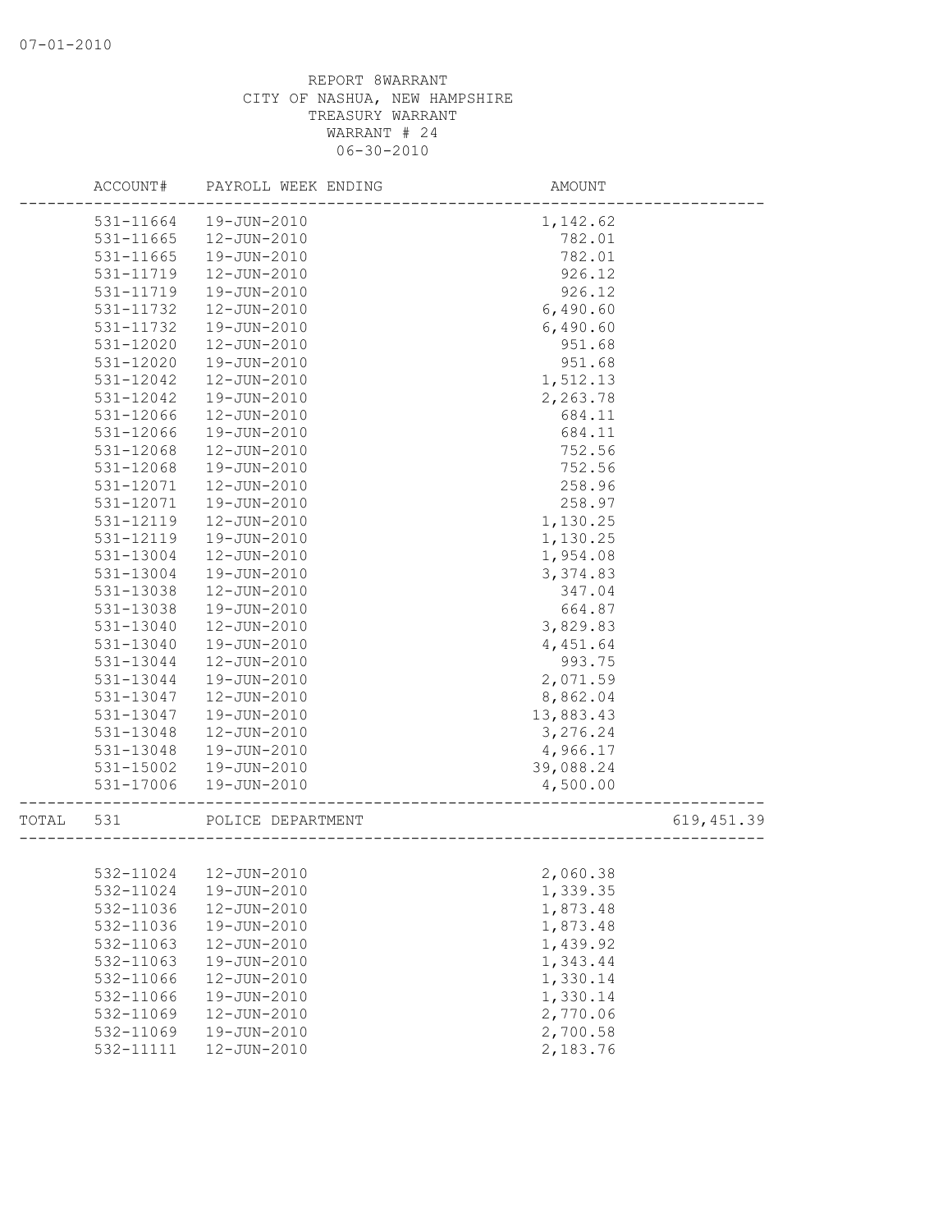REPORT 8WARRANT
CITY OF NASHUA, NEW HAMPSHIRE
TREASURY WARRANT
WARRANT # 24
06-30-2010

| ACCOUNT# | PAYROLL WEEK ENDING | AMOUNT | |
|---|---|---|---|
| 531-11664 | 19-JUN-2010 | 1,142.62 | |
| 531-11665 | 12-JUN-2010 | 782.01 | |
| 531-11665 | 19-JUN-2010 | 782.01 | |
| 531-11719 | 12-JUN-2010 | 926.12 | |
| 531-11719 | 19-JUN-2010 | 926.12 | |
| 531-11732 | 12-JUN-2010 | 6,490.60 | |
| 531-11732 | 19-JUN-2010 | 6,490.60 | |
| 531-12020 | 12-JUN-2010 | 951.68 | |
| 531-12020 | 19-JUN-2010 | 951.68 | |
| 531-12042 | 12-JUN-2010 | 1,512.13 | |
| 531-12042 | 19-JUN-2010 | 2,263.78 | |
| 531-12066 | 12-JUN-2010 | 684.11 | |
| 531-12066 | 19-JUN-2010 | 684.11 | |
| 531-12068 | 12-JUN-2010 | 752.56 | |
| 531-12068 | 19-JUN-2010 | 752.56 | |
| 531-12071 | 12-JUN-2010 | 258.96 | |
| 531-12071 | 19-JUN-2010 | 258.97 | |
| 531-12119 | 12-JUN-2010 | 1,130.25 | |
| 531-12119 | 19-JUN-2010 | 1,130.25 | |
| 531-13004 | 12-JUN-2010 | 1,954.08 | |
| 531-13004 | 19-JUN-2010 | 3,374.83 | |
| 531-13038 | 12-JUN-2010 | 347.04 | |
| 531-13038 | 19-JUN-2010 | 664.87 | |
| 531-13040 | 12-JUN-2010 | 3,829.83 | |
| 531-13040 | 19-JUN-2010 | 4,451.64 | |
| 531-13044 | 12-JUN-2010 | 993.75 | |
| 531-13044 | 19-JUN-2010 | 2,071.59 | |
| 531-13047 | 12-JUN-2010 | 8,862.04 | |
| 531-13047 | 19-JUN-2010 | 13,883.43 | |
| 531-13048 | 12-JUN-2010 | 3,276.24 | |
| 531-13048 | 19-JUN-2010 | 4,966.17 | |
| 531-15002 | 19-JUN-2010 | 39,088.24 | |
| 531-17006 | 19-JUN-2010 | 4,500.00 | |
| TOTAL 531 | POLICE DEPARTMENT | | 619,451.39 |
| 532-11024 | 12-JUN-2010 | 2,060.38 | |
| 532-11024 | 19-JUN-2010 | 1,339.35 | |
| 532-11036 | 12-JUN-2010 | 1,873.48 | |
| 532-11036 | 19-JUN-2010 | 1,873.48 | |
| 532-11063 | 12-JUN-2010 | 1,439.92 | |
| 532-11063 | 19-JUN-2010 | 1,343.44 | |
| 532-11066 | 12-JUN-2010 | 1,330.14 | |
| 532-11066 | 19-JUN-2010 | 1,330.14 | |
| 532-11069 | 12-JUN-2010 | 2,770.06 | |
| 532-11069 | 19-JUN-2010 | 2,700.58 | |
| 532-11111 | 12-JUN-2010 | 2,183.76 | |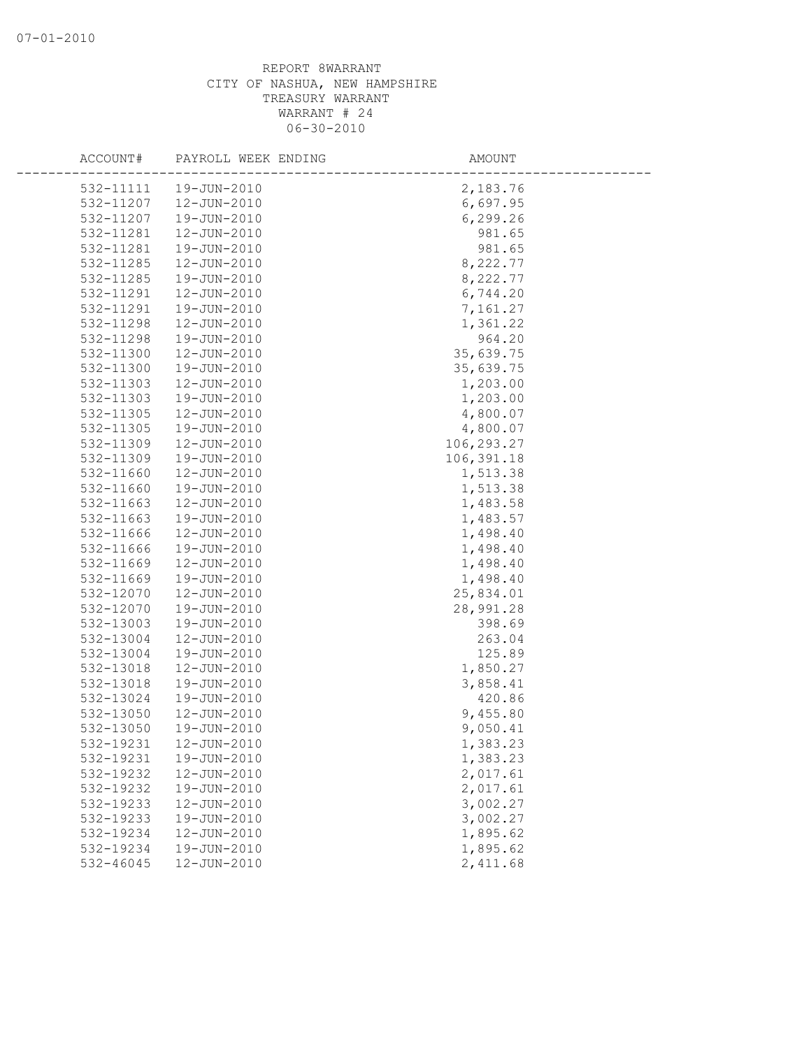REPORT 8WARRANT
CITY OF NASHUA, NEW HAMPSHIRE
TREASURY WARRANT
WARRANT # 24
06-30-2010

| ACCOUNT# | PAYROLL WEEK ENDING | AMOUNT |
|---|---|---|
| 532-11111 | 19-JUN-2010 | 2,183.76 |
| 532-11207 | 12-JUN-2010 | 6,697.95 |
| 532-11207 | 19-JUN-2010 | 6,299.26 |
| 532-11281 | 12-JUN-2010 | 981.65 |
| 532-11281 | 19-JUN-2010 | 981.65 |
| 532-11285 | 12-JUN-2010 | 8,222.77 |
| 532-11285 | 19-JUN-2010 | 8,222.77 |
| 532-11291 | 12-JUN-2010 | 6,744.20 |
| 532-11291 | 19-JUN-2010 | 7,161.27 |
| 532-11298 | 12-JUN-2010 | 1,361.22 |
| 532-11298 | 19-JUN-2010 | 964.20 |
| 532-11300 | 12-JUN-2010 | 35,639.75 |
| 532-11300 | 19-JUN-2010 | 35,639.75 |
| 532-11303 | 12-JUN-2010 | 1,203.00 |
| 532-11303 | 19-JUN-2010 | 1,203.00 |
| 532-11305 | 12-JUN-2010 | 4,800.07 |
| 532-11305 | 19-JUN-2010 | 4,800.07 |
| 532-11309 | 12-JUN-2010 | 106,293.27 |
| 532-11309 | 19-JUN-2010 | 106,391.18 |
| 532-11660 | 12-JUN-2010 | 1,513.38 |
| 532-11660 | 19-JUN-2010 | 1,513.38 |
| 532-11663 | 12-JUN-2010 | 1,483.58 |
| 532-11663 | 19-JUN-2010 | 1,483.57 |
| 532-11666 | 12-JUN-2010 | 1,498.40 |
| 532-11666 | 19-JUN-2010 | 1,498.40 |
| 532-11669 | 12-JUN-2010 | 1,498.40 |
| 532-11669 | 19-JUN-2010 | 1,498.40 |
| 532-12070 | 12-JUN-2010 | 25,834.01 |
| 532-12070 | 19-JUN-2010 | 28,991.28 |
| 532-13003 | 19-JUN-2010 | 398.69 |
| 532-13004 | 12-JUN-2010 | 263.04 |
| 532-13004 | 19-JUN-2010 | 125.89 |
| 532-13018 | 12-JUN-2010 | 1,850.27 |
| 532-13018 | 19-JUN-2010 | 3,858.41 |
| 532-13024 | 19-JUN-2010 | 420.86 |
| 532-13050 | 12-JUN-2010 | 9,455.80 |
| 532-13050 | 19-JUN-2010 | 9,050.41 |
| 532-19231 | 12-JUN-2010 | 1,383.23 |
| 532-19231 | 19-JUN-2010 | 1,383.23 |
| 532-19232 | 12-JUN-2010 | 2,017.61 |
| 532-19232 | 19-JUN-2010 | 2,017.61 |
| 532-19233 | 12-JUN-2010 | 3,002.27 |
| 532-19233 | 19-JUN-2010 | 3,002.27 |
| 532-19234 | 12-JUN-2010 | 1,895.62 |
| 532-19234 | 19-JUN-2010 | 1,895.62 |
| 532-46045 | 12-JUN-2010 | 2,411.68 |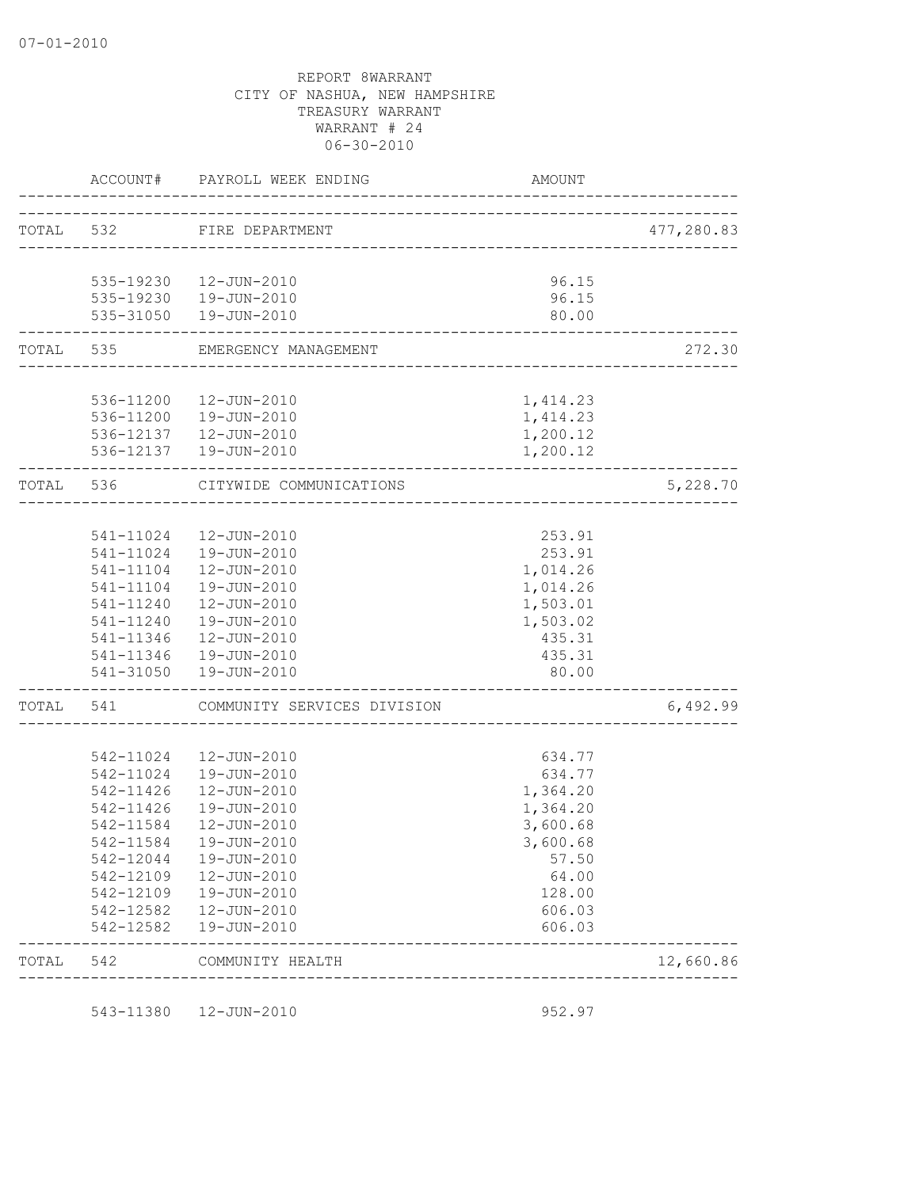07-01-2010

REPORT 8WARRANT
CITY OF NASHUA, NEW HAMPSHIRE
TREASURY WARRANT
WARRANT # 24
06-30-2010

| | ACCOUNT# | PAYROLL WEEK ENDING | AMOUNT | |
|---|---|---|---|---|
| TOTAL | 532 | FIRE DEPARTMENT | | 477,280.83 |
| | 535-19230 | 12-JUN-2010 | 96.15 | |
| | 535-19230 | 19-JUN-2010 | 96.15 | |
| | 535-31050 | 19-JUN-2010 | 80.00 | |
| TOTAL | 535 | EMERGENCY MANAGEMENT | | 272.30 |
| | 536-11200 | 12-JUN-2010 | 1,414.23 | |
| | 536-11200 | 19-JUN-2010 | 1,414.23 | |
| | 536-12137 | 12-JUN-2010 | 1,200.12 | |
| | 536-12137 | 19-JUN-2010 | 1,200.12 | |
| TOTAL | 536 | CITYWIDE COMMUNICATIONS | | 5,228.70 |
| | 541-11024 | 12-JUN-2010 | 253.91 | |
| | 541-11024 | 19-JUN-2010 | 253.91 | |
| | 541-11104 | 12-JUN-2010 | 1,014.26 | |
| | 541-11104 | 19-JUN-2010 | 1,014.26 | |
| | 541-11240 | 12-JUN-2010 | 1,503.01 | |
| | 541-11240 | 19-JUN-2010 | 1,503.02 | |
| | 541-11346 | 12-JUN-2010 | 435.31 | |
| | 541-11346 | 19-JUN-2010 | 435.31 | |
| | 541-31050 | 19-JUN-2010 | 80.00 | |
| TOTAL | 541 | COMMUNITY SERVICES DIVISION | | 6,492.99 |
| | 542-11024 | 12-JUN-2010 | 634.77 | |
| | 542-11024 | 19-JUN-2010 | 634.77 | |
| | 542-11426 | 12-JUN-2010 | 1,364.20 | |
| | 542-11426 | 19-JUN-2010 | 1,364.20 | |
| | 542-11584 | 12-JUN-2010 | 3,600.68 | |
| | 542-11584 | 19-JUN-2010 | 3,600.68 | |
| | 542-12044 | 19-JUN-2010 | 57.50 | |
| | 542-12109 | 12-JUN-2010 | 64.00 | |
| | 542-12109 | 19-JUN-2010 | 128.00 | |
| | 542-12582 | 12-JUN-2010 | 606.03 | |
| | 542-12582 | 19-JUN-2010 | 606.03 | |
| TOTAL | 542 | COMMUNITY HEALTH | | 12,660.86 |
| | 543-11380 | 12-JUN-2010 | 952.97 | |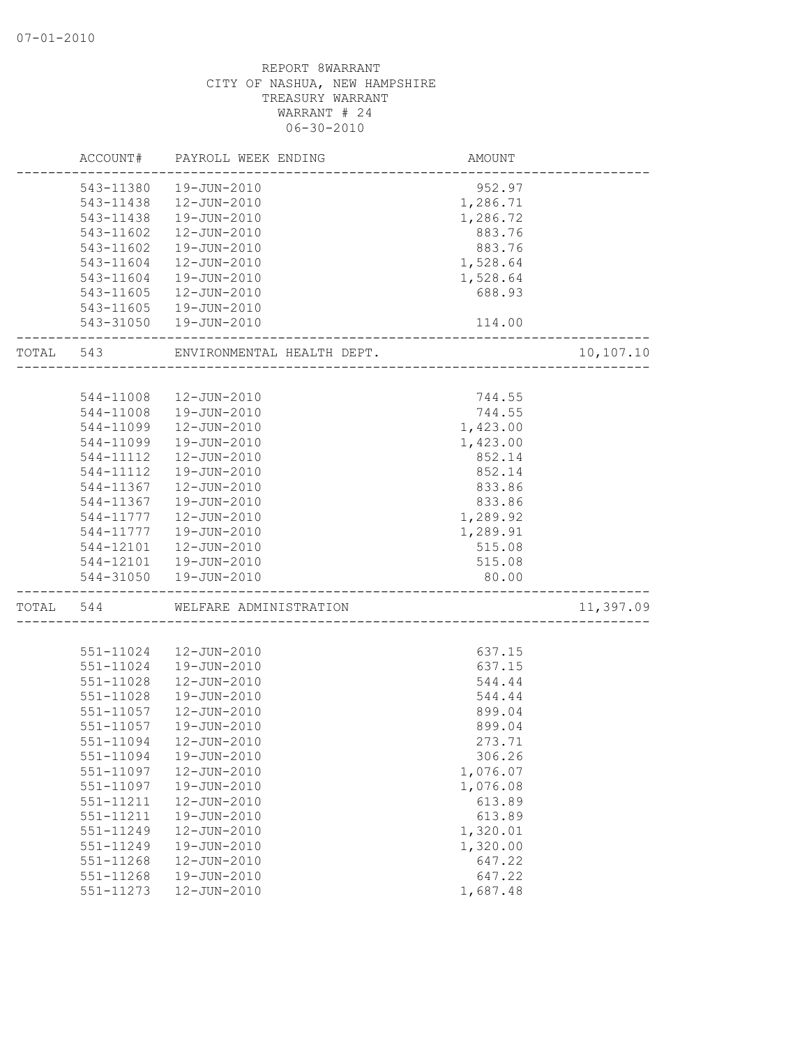07-01-2010

REPORT 8WARRANT
CITY OF NASHUA, NEW HAMPSHIRE
TREASURY WARRANT
WARRANT # 24
06-30-2010

| | ACCOUNT# | PAYROLL WEEK ENDING | AMOUNT | |
|---|---|---|---|---|
| | 543-11380 | 19-JUN-2010 | 952.97 | |
| | 543-11438 | 12-JUN-2010 | 1,286.71 | |
| | 543-11438 | 19-JUN-2010 | 1,286.72 | |
| | 543-11602 | 12-JUN-2010 | 883.76 | |
| | 543-11602 | 19-JUN-2010 | 883.76 | |
| | 543-11604 | 12-JUN-2010 | 1,528.64 | |
| | 543-11604 | 19-JUN-2010 | 1,528.64 | |
| | 543-11605 | 12-JUN-2010 | 688.93 | |
| | 543-11605 | 19-JUN-2010 | | |
| | 543-31050 | 19-JUN-2010 | 114.00 | |
| TOTAL | 543 | ENVIRONMENTAL HEALTH DEPT. | | 10,107.10 |
| | 544-11008 | 12-JUN-2010 | 744.55 | |
| | 544-11008 | 19-JUN-2010 | 744.55 | |
| | 544-11099 | 12-JUN-2010 | 1,423.00 | |
| | 544-11099 | 19-JUN-2010 | 1,423.00 | |
| | 544-11112 | 12-JUN-2010 | 852.14 | |
| | 544-11112 | 19-JUN-2010 | 852.14 | |
| | 544-11367 | 12-JUN-2010 | 833.86 | |
| | 544-11367 | 19-JUN-2010 | 833.86 | |
| | 544-11777 | 12-JUN-2010 | 1,289.92 | |
| | 544-11777 | 19-JUN-2010 | 1,289.91 | |
| | 544-12101 | 12-JUN-2010 | 515.08 | |
| | 544-12101 | 19-JUN-2010 | 515.08 | |
| | 544-31050 | 19-JUN-2010 | 80.00 | |
| TOTAL | 544 | WELFARE ADMINISTRATION | | 11,397.09 |
| | 551-11024 | 12-JUN-2010 | 637.15 | |
| | 551-11024 | 19-JUN-2010 | 637.15 | |
| | 551-11028 | 12-JUN-2010 | 544.44 | |
| | 551-11028 | 19-JUN-2010 | 544.44 | |
| | 551-11057 | 12-JUN-2010 | 899.04 | |
| | 551-11057 | 19-JUN-2010 | 899.04 | |
| | 551-11094 | 12-JUN-2010 | 273.71 | |
| | 551-11094 | 19-JUN-2010 | 306.26 | |
| | 551-11097 | 12-JUN-2010 | 1,076.07 | |
| | 551-11097 | 19-JUN-2010 | 1,076.08 | |
| | 551-11211 | 12-JUN-2010 | 613.89 | |
| | 551-11211 | 19-JUN-2010 | 613.89 | |
| | 551-11249 | 12-JUN-2010 | 1,320.01 | |
| | 551-11249 | 19-JUN-2010 | 1,320.00 | |
| | 551-11268 | 12-JUN-2010 | 647.22 | |
| | 551-11268 | 19-JUN-2010 | 647.22 | |
| | 551-11273 | 12-JUN-2010 | 1,687.48 | |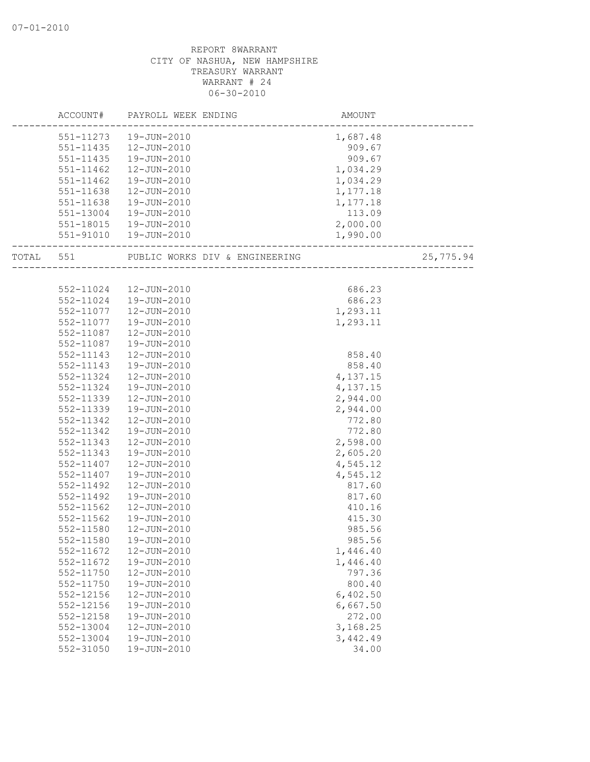07-01-2010

REPORT 8WARRANT
CITY OF NASHUA, NEW HAMPSHIRE
TREASURY WARRANT
WARRANT # 24
06-30-2010

| | ACCOUNT# | PAYROLL WEEK ENDING | AMOUNT | |
|---|---|---|---|---|
| | 551-11273 | 19-JUN-2010 | 1,687.48 | |
| | 551-11435 | 12-JUN-2010 | 909.67 | |
| | 551-11435 | 19-JUN-2010 | 909.67 | |
| | 551-11462 | 12-JUN-2010 | 1,034.29 | |
| | 551-11462 | 19-JUN-2010 | 1,034.29 | |
| | 551-11638 | 12-JUN-2010 | 1,177.18 | |
| | 551-11638 | 19-JUN-2010 | 1,177.18 | |
| | 551-13004 | 19-JUN-2010 | 113.09 | |
| | 551-18015 | 19-JUN-2010 | 2,000.00 | |
| | 551-91010 | 19-JUN-2010 | 1,990.00 | |
| TOTAL | 551 | PUBLIC WORKS DIV & ENGINEERING | | 25,775.94 |
| | 552-11024 | 12-JUN-2010 | 686.23 | |
| | 552-11024 | 19-JUN-2010 | 686.23 | |
| | 552-11077 | 12-JUN-2010 | 1,293.11 | |
| | 552-11077 | 19-JUN-2010 | 1,293.11 | |
| | 552-11087 | 12-JUN-2010 | | |
| | 552-11087 | 19-JUN-2010 | | |
| | 552-11143 | 12-JUN-2010 | 858.40 | |
| | 552-11143 | 19-JUN-2010 | 858.40 | |
| | 552-11324 | 12-JUN-2010 | 4,137.15 | |
| | 552-11324 | 19-JUN-2010 | 4,137.15 | |
| | 552-11339 | 12-JUN-2010 | 2,944.00 | |
| | 552-11339 | 19-JUN-2010 | 2,944.00 | |
| | 552-11342 | 12-JUN-2010 | 772.80 | |
| | 552-11342 | 19-JUN-2010 | 772.80 | |
| | 552-11343 | 12-JUN-2010 | 2,598.00 | |
| | 552-11343 | 19-JUN-2010 | 2,605.20 | |
| | 552-11407 | 12-JUN-2010 | 4,545.12 | |
| | 552-11407 | 19-JUN-2010 | 4,545.12 | |
| | 552-11492 | 12-JUN-2010 | 817.60 | |
| | 552-11492 | 19-JUN-2010 | 817.60 | |
| | 552-11562 | 12-JUN-2010 | 410.16 | |
| | 552-11562 | 19-JUN-2010 | 415.30 | |
| | 552-11580 | 12-JUN-2010 | 985.56 | |
| | 552-11580 | 19-JUN-2010 | 985.56 | |
| | 552-11672 | 12-JUN-2010 | 1,446.40 | |
| | 552-11672 | 19-JUN-2010 | 1,446.40 | |
| | 552-11750 | 12-JUN-2010 | 797.36 | |
| | 552-11750 | 19-JUN-2010 | 800.40 | |
| | 552-12156 | 12-JUN-2010 | 6,402.50 | |
| | 552-12156 | 19-JUN-2010 | 6,667.50 | |
| | 552-12158 | 19-JUN-2010 | 272.00 | |
| | 552-13004 | 12-JUN-2010 | 3,168.25 | |
| | 552-13004 | 19-JUN-2010 | 3,442.49 | |
| | 552-31050 | 19-JUN-2010 | 34.00 | |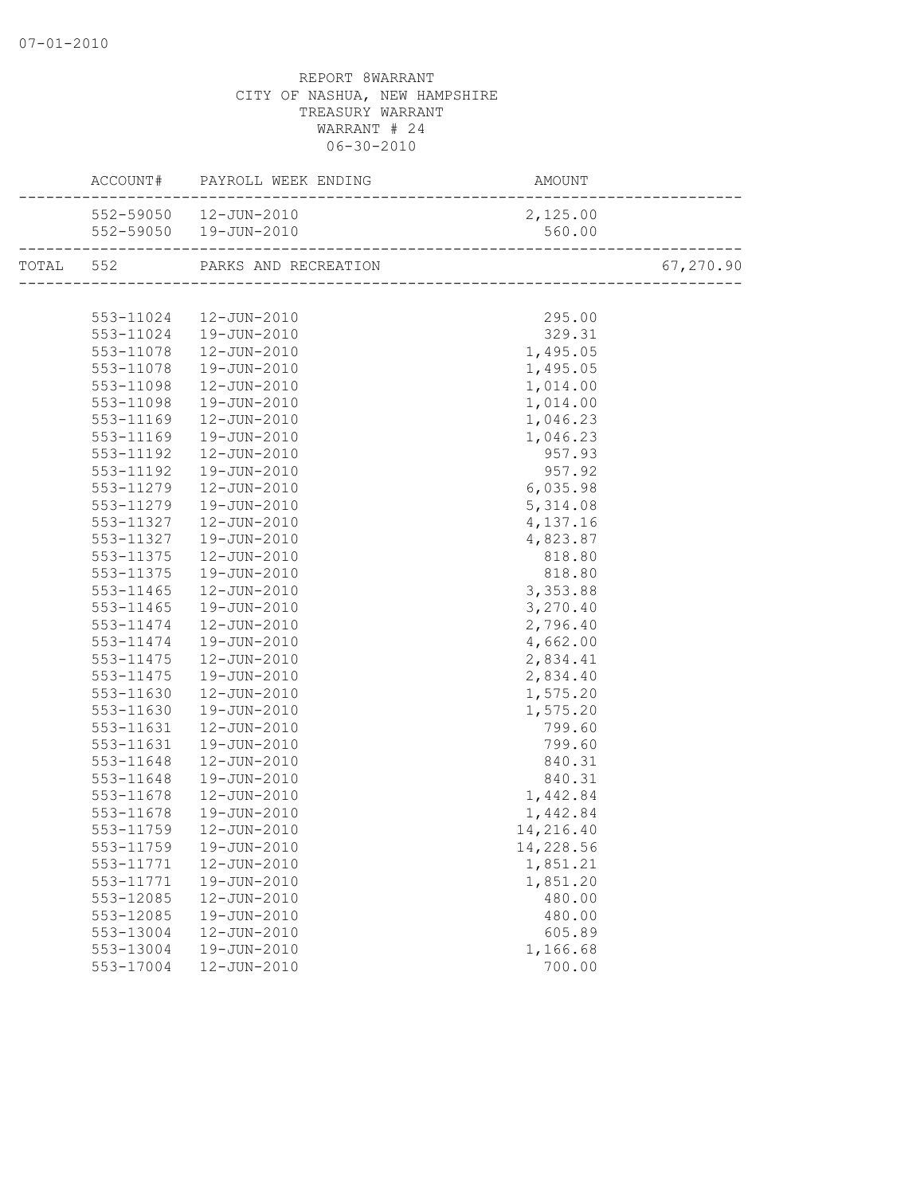REPORT 8WARRANT
CITY OF NASHUA, NEW HAMPSHIRE
TREASURY WARRANT
WARRANT # 24
06-30-2010

| | ACCOUNT# | PAYROLL WEEK ENDING | AMOUNT | |
|---|---|---|---|---|
| | 552-59050 | 12-JUN-2010 | 2,125.00 | |
| | 552-59050 | 19-JUN-2010 | 560.00 | |
| TOTAL | 552 | PARKS AND RECREATION | | 67,270.90 |
| | 553-11024 | 12-JUN-2010 | 295.00 | |
| | 553-11024 | 19-JUN-2010 | 329.31 | |
| | 553-11078 | 12-JUN-2010 | 1,495.05 | |
| | 553-11078 | 19-JUN-2010 | 1,495.05 | |
| | 553-11098 | 12-JUN-2010 | 1,014.00 | |
| | 553-11098 | 19-JUN-2010 | 1,014.00 | |
| | 553-11169 | 12-JUN-2010 | 1,046.23 | |
| | 553-11169 | 19-JUN-2010 | 1,046.23 | |
| | 553-11192 | 12-JUN-2010 | 957.93 | |
| | 553-11192 | 19-JUN-2010 | 957.92 | |
| | 553-11279 | 12-JUN-2010 | 6,035.98 | |
| | 553-11279 | 19-JUN-2010 | 5,314.08 | |
| | 553-11327 | 12-JUN-2010 | 4,137.16 | |
| | 553-11327 | 19-JUN-2010 | 4,823.87 | |
| | 553-11375 | 12-JUN-2010 | 818.80 | |
| | 553-11375 | 19-JUN-2010 | 818.80 | |
| | 553-11465 | 12-JUN-2010 | 3,353.88 | |
| | 553-11465 | 19-JUN-2010 | 3,270.40 | |
| | 553-11474 | 12-JUN-2010 | 2,796.40 | |
| | 553-11474 | 19-JUN-2010 | 4,662.00 | |
| | 553-11475 | 12-JUN-2010 | 2,834.41 | |
| | 553-11475 | 19-JUN-2010 | 2,834.40 | |
| | 553-11630 | 12-JUN-2010 | 1,575.20 | |
| | 553-11630 | 19-JUN-2010 | 1,575.20 | |
| | 553-11631 | 12-JUN-2010 | 799.60 | |
| | 553-11631 | 19-JUN-2010 | 799.60 | |
| | 553-11648 | 12-JUN-2010 | 840.31 | |
| | 553-11648 | 19-JUN-2010 | 840.31 | |
| | 553-11678 | 12-JUN-2010 | 1,442.84 | |
| | 553-11678 | 19-JUN-2010 | 1,442.84 | |
| | 553-11759 | 12-JUN-2010 | 14,216.40 | |
| | 553-11759 | 19-JUN-2010 | 14,228.56 | |
| | 553-11771 | 12-JUN-2010 | 1,851.21 | |
| | 553-11771 | 19-JUN-2010 | 1,851.20 | |
| | 553-12085 | 12-JUN-2010 | 480.00 | |
| | 553-12085 | 19-JUN-2010 | 480.00 | |
| | 553-13004 | 12-JUN-2010 | 605.89 | |
| | 553-13004 | 19-JUN-2010 | 1,166.68 | |
| | 553-17004 | 12-JUN-2010 | 700.00 | |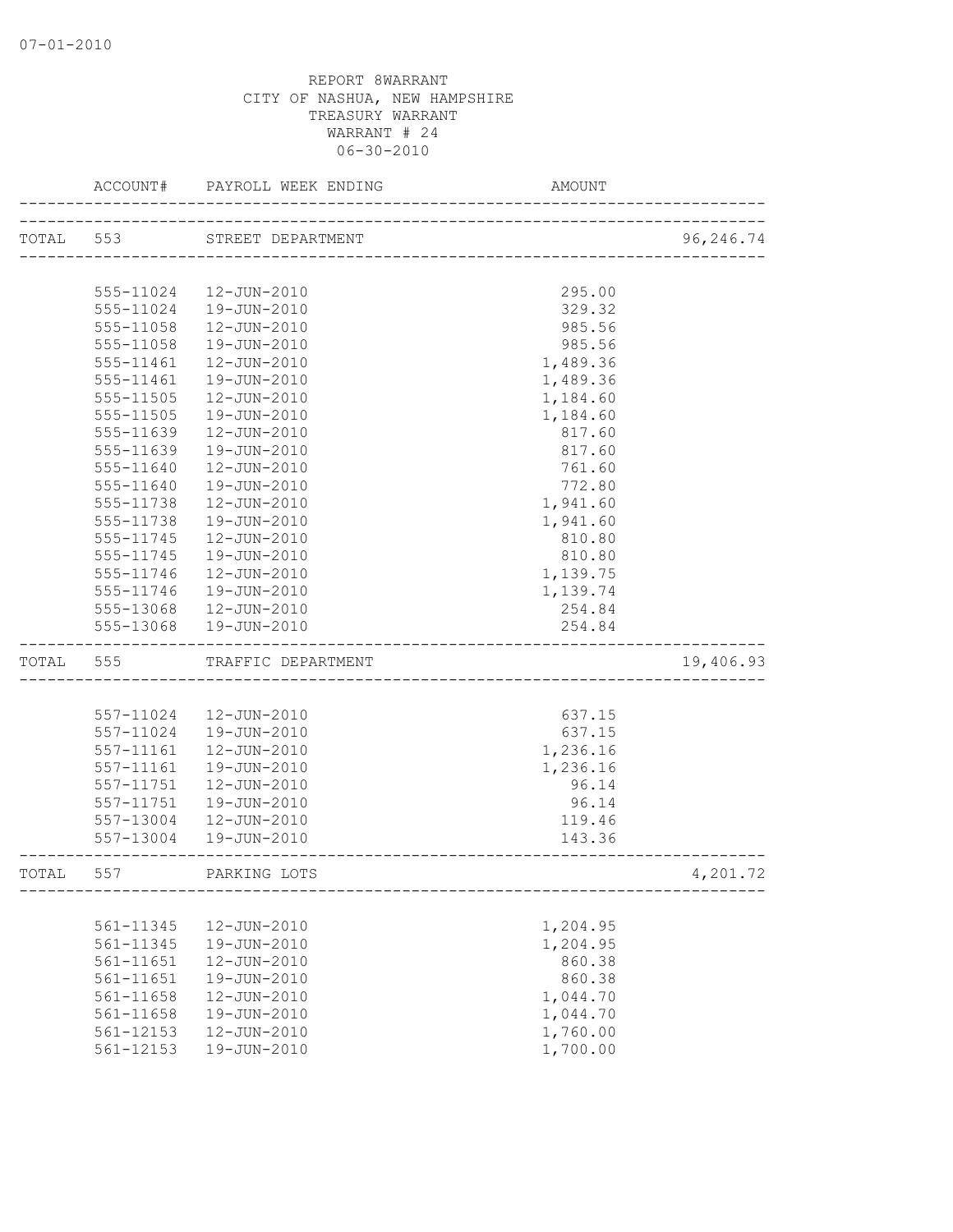REPORT 8WARRANT
CITY OF NASHUA, NEW HAMPSHIRE
TREASURY WARRANT
WARRANT # 24
06-30-2010

| | ACCOUNT# | PAYROLL WEEK ENDING | AMOUNT | |
|---|---|---|---|---|
| TOTAL | 553 | STREET DEPARTMENT | | 96,246.74 |
| | 555-11024 | 12-JUN-2010 | 295.00 | |
| | 555-11024 | 19-JUN-2010 | 329.32 | |
| | 555-11058 | 12-JUN-2010 | 985.56 | |
| | 555-11058 | 19-JUN-2010 | 985.56 | |
| | 555-11461 | 12-JUN-2010 | 1,489.36 | |
| | 555-11461 | 19-JUN-2010 | 1,489.36 | |
| | 555-11505 | 12-JUN-2010 | 1,184.60 | |
| | 555-11505 | 19-JUN-2010 | 1,184.60 | |
| | 555-11639 | 12-JUN-2010 | 817.60 | |
| | 555-11639 | 19-JUN-2010 | 817.60 | |
| | 555-11640 | 12-JUN-2010 | 761.60 | |
| | 555-11640 | 19-JUN-2010 | 772.80 | |
| | 555-11738 | 12-JUN-2010 | 1,941.60 | |
| | 555-11738 | 19-JUN-2010 | 1,941.60 | |
| | 555-11745 | 12-JUN-2010 | 810.80 | |
| | 555-11745 | 19-JUN-2010 | 810.80 | |
| | 555-11746 | 12-JUN-2010 | 1,139.75 | |
| | 555-11746 | 19-JUN-2010 | 1,139.74 | |
| | 555-13068 | 12-JUN-2010 | 254.84 | |
| | 555-13068 | 19-JUN-2010 | 254.84 | |
| TOTAL | 555 | TRAFFIC DEPARTMENT | | 19,406.93 |
| | 557-11024 | 12-JUN-2010 | 637.15 | |
| | 557-11024 | 19-JUN-2010 | 637.15 | |
| | 557-11161 | 12-JUN-2010 | 1,236.16 | |
| | 557-11161 | 19-JUN-2010 | 1,236.16 | |
| | 557-11751 | 12-JUN-2010 | 96.14 | |
| | 557-11751 | 19-JUN-2010 | 96.14 | |
| | 557-13004 | 12-JUN-2010 | 119.46 | |
| | 557-13004 | 19-JUN-2010 | 143.36 | |
| TOTAL | 557 | PARKING LOTS | | 4,201.72 |
| | 561-11345 | 12-JUN-2010 | 1,204.95 | |
| | 561-11345 | 19-JUN-2010 | 1,204.95 | |
| | 561-11651 | 12-JUN-2010 | 860.38 | |
| | 561-11651 | 19-JUN-2010 | 860.38 | |
| | 561-11658 | 12-JUN-2010 | 1,044.70 | |
| | 561-11658 | 19-JUN-2010 | 1,044.70 | |
| | 561-12153 | 12-JUN-2010 | 1,760.00 | |
| | 561-12153 | 19-JUN-2010 | 1,700.00 | |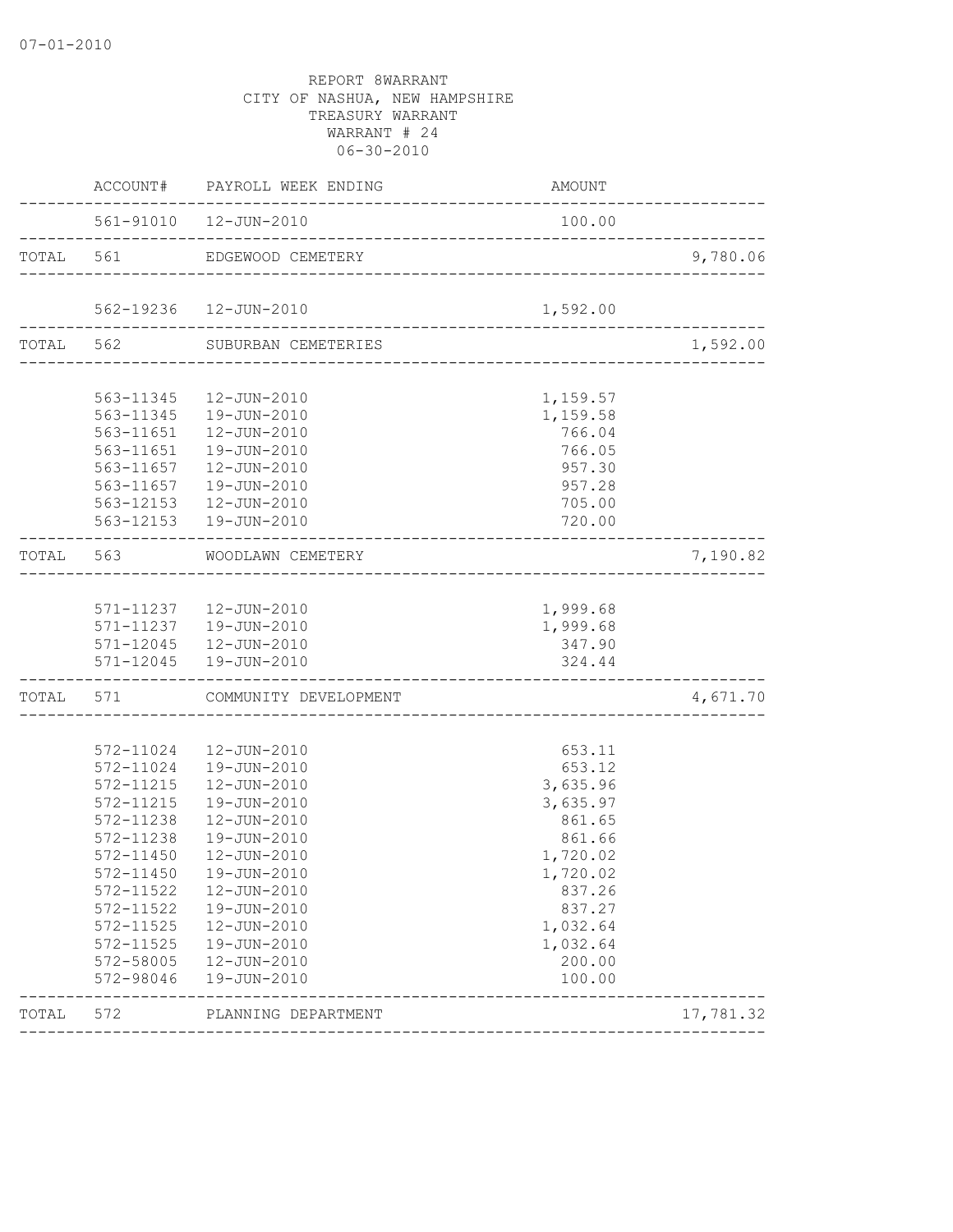07-01-2010

REPORT 8WARRANT
CITY OF NASHUA, NEW HAMPSHIRE
TREASURY WARRANT
WARRANT # 24
06-30-2010

| | ACCOUNT# | PAYROLL WEEK ENDING | AMOUNT | |
|---|---|---|---|---|
| | 561-91010 | 12-JUN-2010 | 100.00 | |
| TOTAL | 561 | EDGEWOOD CEMETERY | | 9,780.06 |
| | 562-19236 | 12-JUN-2010 | 1,592.00 | |
| TOTAL | 562 | SUBURBAN CEMETERIES | | 1,592.00 |
| | 563-11345 | 12-JUN-2010 | 1,159.57 | |
| | 563-11345 | 19-JUN-2010 | 1,159.58 | |
| | 563-11651 | 12-JUN-2010 | 766.04 | |
| | 563-11651 | 19-JUN-2010 | 766.05 | |
| | 563-11657 | 12-JUN-2010 | 957.30 | |
| | 563-11657 | 19-JUN-2010 | 957.28 | |
| | 563-12153 | 12-JUN-2010 | 705.00 | |
| | 563-12153 | 19-JUN-2010 | 720.00 | |
| TOTAL | 563 | WOODLAWN CEMETERY | | 7,190.82 |
| | 571-11237 | 12-JUN-2010 | 1,999.68 | |
| | 571-11237 | 19-JUN-2010 | 1,999.68 | |
| | 571-12045 | 12-JUN-2010 | 347.90 | |
| | 571-12045 | 19-JUN-2010 | 324.44 | |
| TOTAL | 571 | COMMUNITY DEVELOPMENT | | 4,671.70 |
| | 572-11024 | 12-JUN-2010 | 653.11 | |
| | 572-11024 | 19-JUN-2010 | 653.12 | |
| | 572-11215 | 12-JUN-2010 | 3,635.96 | |
| | 572-11215 | 19-JUN-2010 | 3,635.97 | |
| | 572-11238 | 12-JUN-2010 | 861.65 | |
| | 572-11238 | 19-JUN-2010 | 861.66 | |
| | 572-11450 | 12-JUN-2010 | 1,720.02 | |
| | 572-11450 | 19-JUN-2010 | 1,720.02 | |
| | 572-11522 | 12-JUN-2010 | 837.26 | |
| | 572-11522 | 19-JUN-2010 | 837.27 | |
| | 572-11525 | 12-JUN-2010 | 1,032.64 | |
| | 572-11525 | 19-JUN-2010 | 1,032.64 | |
| | 572-58005 | 12-JUN-2010 | 200.00 | |
| | 572-98046 | 19-JUN-2010 | 100.00 | |
| TOTAL | 572 | PLANNING DEPARTMENT | | 17,781.32 |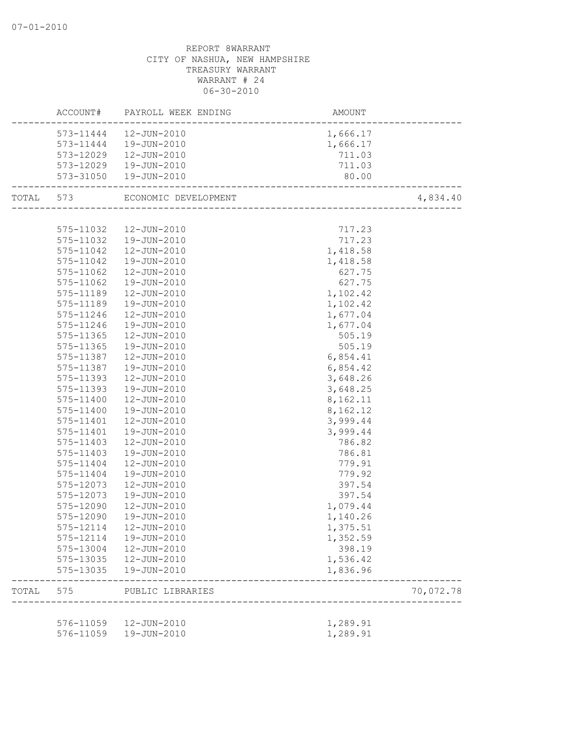REPORT 8WARRANT
CITY OF NASHUA, NEW HAMPSHIRE
TREASURY WARRANT
WARRANT # 24
06-30-2010

| | ACCOUNT# | PAYROLL WEEK ENDING | AMOUNT | |
|---|---|---|---|---|
| | 573-11444 | 12-JUN-2010 | 1,666.17 | |
| | 573-11444 | 19-JUN-2010 | 1,666.17 | |
| | 573-12029 | 12-JUN-2010 | 711.03 | |
| | 573-12029 | 19-JUN-2010 | 711.03 | |
| | 573-31050 | 19-JUN-2010 | 80.00 | |
| TOTAL | 573 | ECONOMIC DEVELOPMENT | | 4,834.40 |
| | 575-11032 | 12-JUN-2010 | 717.23 | |
| | 575-11032 | 19-JUN-2010 | 717.23 | |
| | 575-11042 | 12-JUN-2010 | 1,418.58 | |
| | 575-11042 | 19-JUN-2010 | 1,418.58 | |
| | 575-11062 | 12-JUN-2010 | 627.75 | |
| | 575-11062 | 19-JUN-2010 | 627.75 | |
| | 575-11189 | 12-JUN-2010 | 1,102.42 | |
| | 575-11189 | 19-JUN-2010 | 1,102.42 | |
| | 575-11246 | 12-JUN-2010 | 1,677.04 | |
| | 575-11246 | 19-JUN-2010 | 1,677.04 | |
| | 575-11365 | 12-JUN-2010 | 505.19 | |
| | 575-11365 | 19-JUN-2010 | 505.19 | |
| | 575-11387 | 12-JUN-2010 | 6,854.41 | |
| | 575-11387 | 19-JUN-2010 | 6,854.42 | |
| | 575-11393 | 12-JUN-2010 | 3,648.26 | |
| | 575-11393 | 19-JUN-2010 | 3,648.25 | |
| | 575-11400 | 12-JUN-2010 | 8,162.11 | |
| | 575-11400 | 19-JUN-2010 | 8,162.12 | |
| | 575-11401 | 12-JUN-2010 | 3,999.44 | |
| | 575-11401 | 19-JUN-2010 | 3,999.44 | |
| | 575-11403 | 12-JUN-2010 | 786.82 | |
| | 575-11403 | 19-JUN-2010 | 786.81 | |
| | 575-11404 | 12-JUN-2010 | 779.91 | |
| | 575-11404 | 19-JUN-2010 | 779.92 | |
| | 575-12073 | 12-JUN-2010 | 397.54 | |
| | 575-12073 | 19-JUN-2010 | 397.54 | |
| | 575-12090 | 12-JUN-2010 | 1,079.44 | |
| | 575-12090 | 19-JUN-2010 | 1,140.26 | |
| | 575-12114 | 12-JUN-2010 | 1,375.51 | |
| | 575-12114 | 19-JUN-2010 | 1,352.59 | |
| | 575-13004 | 12-JUN-2010 | 398.19 | |
| | 575-13035 | 12-JUN-2010 | 1,536.42 | |
| | 575-13035 | 19-JUN-2010 | 1,836.96 | |
| TOTAL | 575 | PUBLIC LIBRARIES | | 70,072.78 |
| | 576-11059 | 12-JUN-2010 | 1,289.91 | |
| | 576-11059 | 19-JUN-2010 | 1,289.91 | |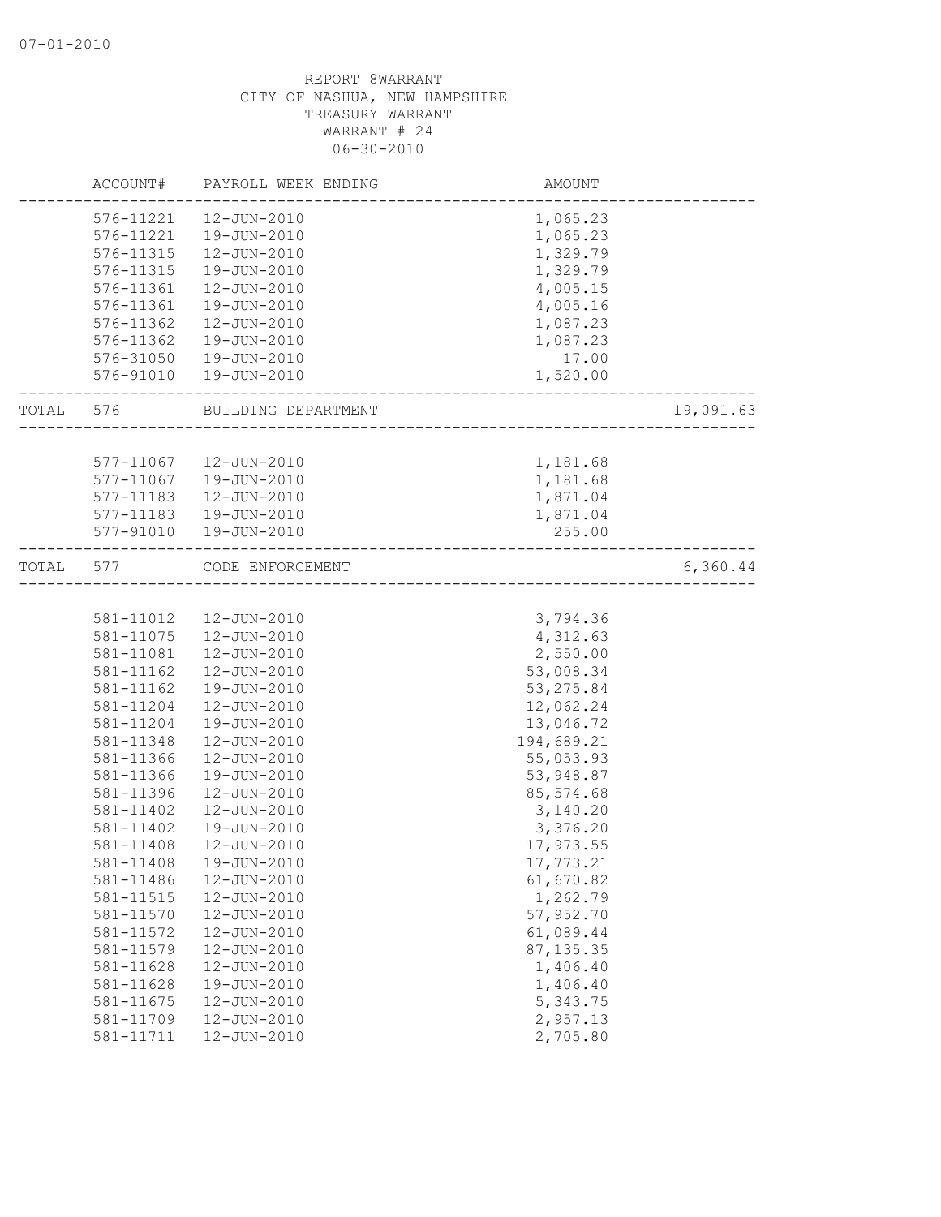07-01-2010

REPORT 8WARRANT
CITY OF NASHUA, NEW HAMPSHIRE
TREASURY WARRANT
WARRANT # 24
06-30-2010

| | ACCOUNT# | PAYROLL WEEK ENDING | AMOUNT | |
|---|---|---|---|---|
| | 576-11221 | 12-JUN-2010 | 1,065.23 | |
| | 576-11221 | 19-JUN-2010 | 1,065.23 | |
| | 576-11315 | 12-JUN-2010 | 1,329.79 | |
| | 576-11315 | 19-JUN-2010 | 1,329.79 | |
| | 576-11361 | 12-JUN-2010 | 4,005.15 | |
| | 576-11361 | 19-JUN-2010 | 4,005.16 | |
| | 576-11362 | 12-JUN-2010 | 1,087.23 | |
| | 576-11362 | 19-JUN-2010 | 1,087.23 | |
| | 576-31050 | 19-JUN-2010 | 17.00 | |
| | 576-91010 | 19-JUN-2010 | 1,520.00 | |
| TOTAL | 576 | BUILDING DEPARTMENT | | 19,091.63 |
| | 577-11067 | 12-JUN-2010 | 1,181.68 | |
| | 577-11067 | 19-JUN-2010 | 1,181.68 | |
| | 577-11183 | 12-JUN-2010 | 1,871.04 | |
| | 577-11183 | 19-JUN-2010 | 1,871.04 | |
| | 577-91010 | 19-JUN-2010 | 255.00 | |
| TOTAL | 577 | CODE ENFORCEMENT | | 6,360.44 |
| | 581-11012 | 12-JUN-2010 | 3,794.36 | |
| | 581-11075 | 12-JUN-2010 | 4,312.63 | |
| | 581-11081 | 12-JUN-2010 | 2,550.00 | |
| | 581-11162 | 12-JUN-2010 | 53,008.34 | |
| | 581-11162 | 19-JUN-2010 | 53,275.84 | |
| | 581-11204 | 12-JUN-2010 | 12,062.24 | |
| | 581-11204 | 19-JUN-2010 | 13,046.72 | |
| | 581-11348 | 12-JUN-2010 | 194,689.21 | |
| | 581-11366 | 12-JUN-2010 | 55,053.93 | |
| | 581-11366 | 19-JUN-2010 | 53,948.87 | |
| | 581-11396 | 12-JUN-2010 | 85,574.68 | |
| | 581-11402 | 12-JUN-2010 | 3,140.20 | |
| | 581-11402 | 19-JUN-2010 | 3,376.20 | |
| | 581-11408 | 12-JUN-2010 | 17,973.55 | |
| | 581-11408 | 19-JUN-2010 | 17,773.21 | |
| | 581-11486 | 12-JUN-2010 | 61,670.82 | |
| | 581-11515 | 12-JUN-2010 | 1,262.79 | |
| | 581-11570 | 12-JUN-2010 | 57,952.70 | |
| | 581-11572 | 12-JUN-2010 | 61,089.44 | |
| | 581-11579 | 12-JUN-2010 | 87,135.35 | |
| | 581-11628 | 12-JUN-2010 | 1,406.40 | |
| | 581-11628 | 19-JUN-2010 | 1,406.40 | |
| | 581-11675 | 12-JUN-2010 | 5,343.75 | |
| | 581-11709 | 12-JUN-2010 | 2,957.13 | |
| | 581-11711 | 12-JUN-2010 | 2,705.80 | |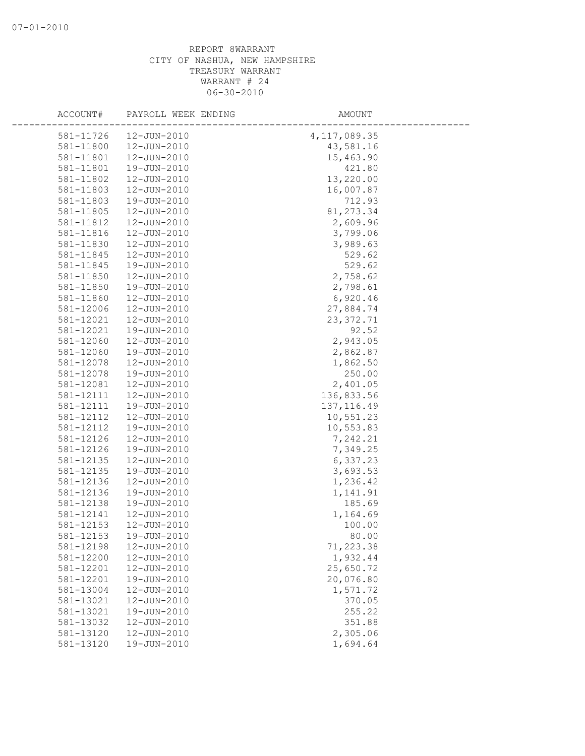REPORT 8WARRANT
CITY OF NASHUA, NEW HAMPSHIRE
TREASURY WARRANT
WARRANT # 24
06-30-2010

| ACCOUNT# | PAYROLL WEEK ENDING | AMOUNT |
|---|---|---|
| 581-11726 | 12-JUN-2010 | 4,117,089.35 |
| 581-11800 | 12-JUN-2010 | 43,581.16 |
| 581-11801 | 12-JUN-2010 | 15,463.90 |
| 581-11801 | 19-JUN-2010 | 421.80 |
| 581-11802 | 12-JUN-2010 | 13,220.00 |
| 581-11803 | 12-JUN-2010 | 16,007.87 |
| 581-11803 | 19-JUN-2010 | 712.93 |
| 581-11805 | 12-JUN-2010 | 81,273.34 |
| 581-11812 | 12-JUN-2010 | 2,609.96 |
| 581-11816 | 12-JUN-2010 | 3,799.06 |
| 581-11830 | 12-JUN-2010 | 3,989.63 |
| 581-11845 | 12-JUN-2010 | 529.62 |
| 581-11845 | 19-JUN-2010 | 529.62 |
| 581-11850 | 12-JUN-2010 | 2,758.62 |
| 581-11850 | 19-JUN-2010 | 2,798.61 |
| 581-11860 | 12-JUN-2010 | 6,920.46 |
| 581-12006 | 12-JUN-2010 | 27,884.74 |
| 581-12021 | 12-JUN-2010 | 23,372.71 |
| 581-12021 | 19-JUN-2010 | 92.52 |
| 581-12060 | 12-JUN-2010 | 2,943.05 |
| 581-12060 | 19-JUN-2010 | 2,862.87 |
| 581-12078 | 12-JUN-2010 | 1,862.50 |
| 581-12078 | 19-JUN-2010 | 250.00 |
| 581-12081 | 12-JUN-2010 | 2,401.05 |
| 581-12111 | 12-JUN-2010 | 136,833.56 |
| 581-12111 | 19-JUN-2010 | 137,116.49 |
| 581-12112 | 12-JUN-2010 | 10,551.23 |
| 581-12112 | 19-JUN-2010 | 10,553.83 |
| 581-12126 | 12-JUN-2010 | 7,242.21 |
| 581-12126 | 19-JUN-2010 | 7,349.25 |
| 581-12135 | 12-JUN-2010 | 6,337.23 |
| 581-12135 | 19-JUN-2010 | 3,693.53 |
| 581-12136 | 12-JUN-2010 | 1,236.42 |
| 581-12136 | 19-JUN-2010 | 1,141.91 |
| 581-12138 | 19-JUN-2010 | 185.69 |
| 581-12141 | 12-JUN-2010 | 1,164.69 |
| 581-12153 | 12-JUN-2010 | 100.00 |
| 581-12153 | 19-JUN-2010 | 80.00 |
| 581-12198 | 12-JUN-2010 | 71,223.38 |
| 581-12200 | 12-JUN-2010 | 1,932.44 |
| 581-12201 | 12-JUN-2010 | 25,650.72 |
| 581-12201 | 19-JUN-2010 | 20,076.80 |
| 581-13004 | 12-JUN-2010 | 1,571.72 |
| 581-13021 | 12-JUN-2010 | 370.05 |
| 581-13021 | 19-JUN-2010 | 255.22 |
| 581-13032 | 12-JUN-2010 | 351.88 |
| 581-13120 | 12-JUN-2010 | 2,305.06 |
| 581-13120 | 19-JUN-2010 | 1,694.64 |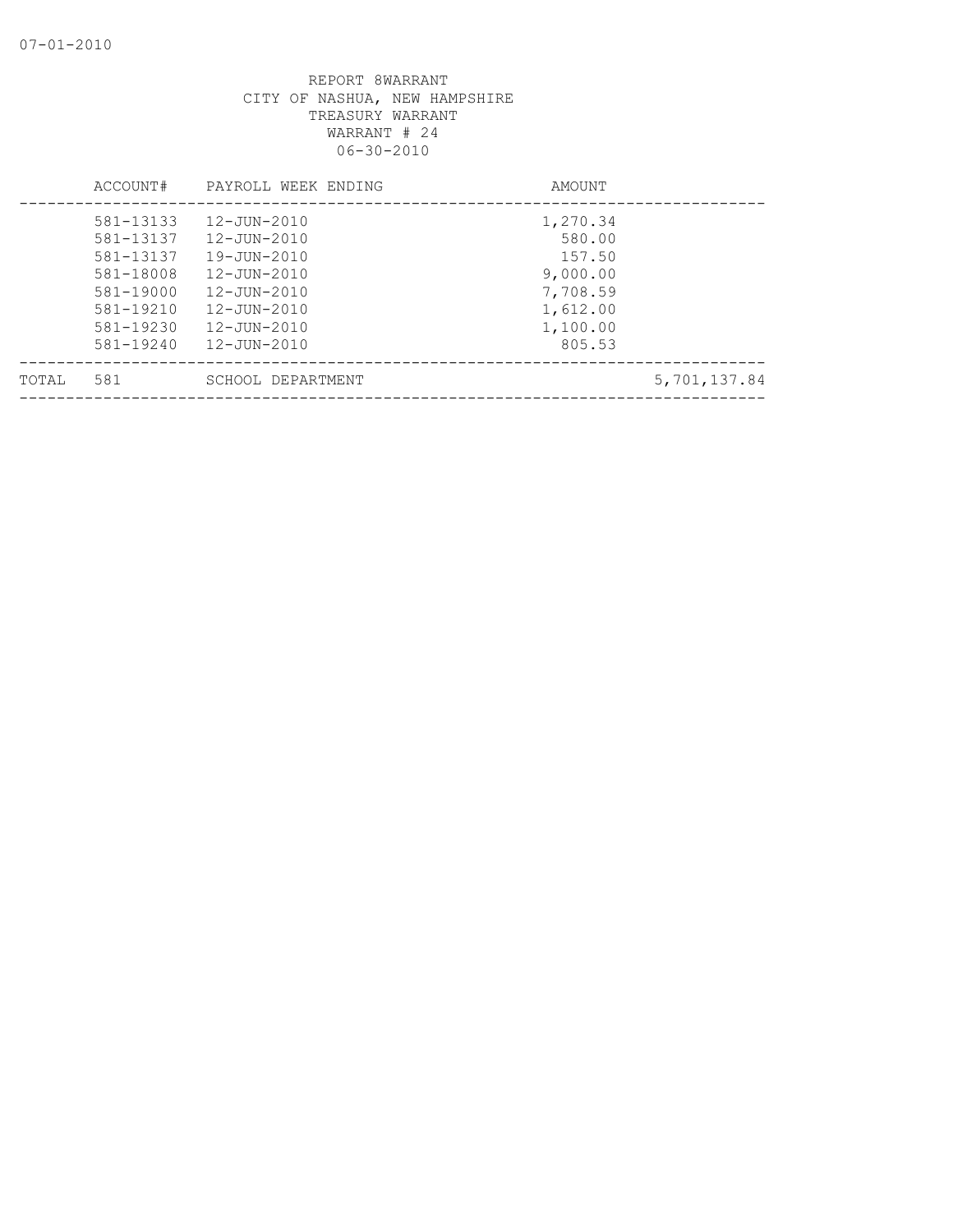07-01-2010

REPORT 8WARRANT
CITY OF NASHUA, NEW HAMPSHIRE
TREASURY WARRANT
WARRANT # 24
06-30-2010

| | ACCOUNT# | PAYROLL WEEK ENDING | AMOUNT | |
|---|---|---|---|---|
| | 581-13133 | 12-JUN-2010 | 1,270.34 | |
| | 581-13137 | 12-JUN-2010 | 580.00 | |
| | 581-13137 | 19-JUN-2010 | 157.50 | |
| | 581-18008 | 12-JUN-2010 | 9,000.00 | |
| | 581-19000 | 12-JUN-2010 | 7,708.59 | |
| | 581-19210 | 12-JUN-2010 | 1,612.00 | |
| | 581-19230 | 12-JUN-2010 | 1,100.00 | |
| | 581-19240 | 12-JUN-2010 | 805.53 | |
| TOTAL | 581 | SCHOOL DEPARTMENT | | 5,701,137.84 |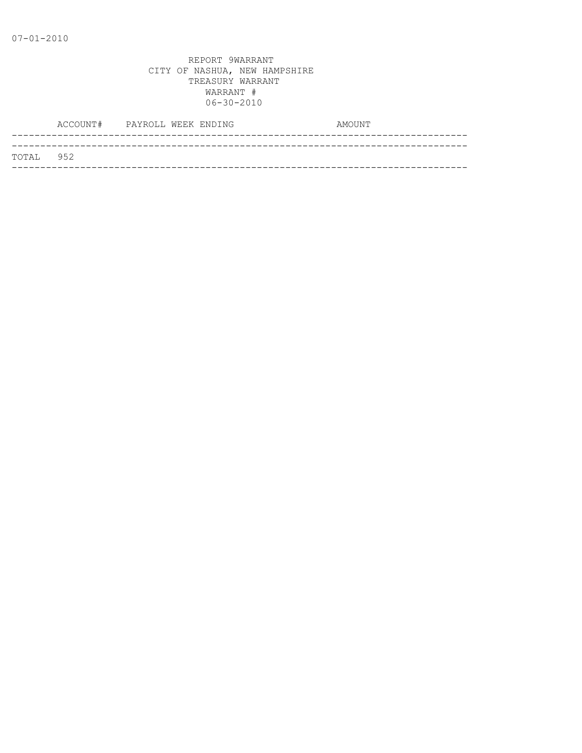07-01-2010

REPORT 9WARRANT
CITY OF NASHUA, NEW HAMPSHIRE
TREASURY WARRANT
WARRANT #
06-30-2010

| | ACCOUNT# | PAYROLL WEEK ENDING | AMOUNT |
|---|---|---|---|
| TOTAL | 952 | | |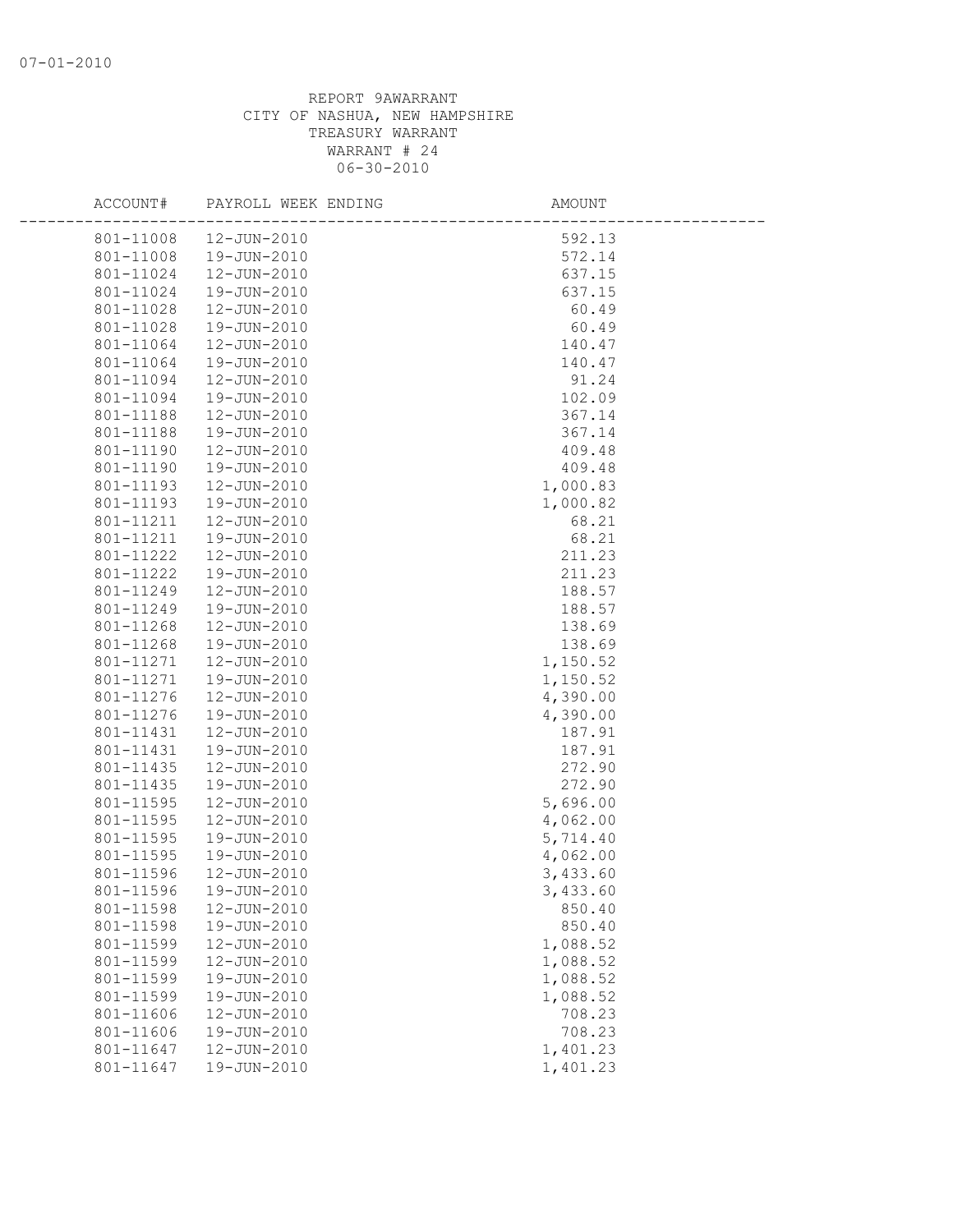07-01-2010

REPORT 9AWARRANT
CITY OF NASHUA, NEW HAMPSHIRE
TREASURY WARRANT
WARRANT # 24
06-30-2010

| ACCOUNT# | PAYROLL WEEK ENDING | AMOUNT |
|---|---|---|
| 801-11008 | 12-JUN-2010 | 592.13 |
| 801-11008 | 19-JUN-2010 | 572.14 |
| 801-11024 | 12-JUN-2010 | 637.15 |
| 801-11024 | 19-JUN-2010 | 637.15 |
| 801-11028 | 12-JUN-2010 | 60.49 |
| 801-11028 | 19-JUN-2010 | 60.49 |
| 801-11064 | 12-JUN-2010 | 140.47 |
| 801-11064 | 19-JUN-2010 | 140.47 |
| 801-11094 | 12-JUN-2010 | 91.24 |
| 801-11094 | 19-JUN-2010 | 102.09 |
| 801-11188 | 12-JUN-2010 | 367.14 |
| 801-11188 | 19-JUN-2010 | 367.14 |
| 801-11190 | 12-JUN-2010 | 409.48 |
| 801-11190 | 19-JUN-2010 | 409.48 |
| 801-11193 | 12-JUN-2010 | 1,000.83 |
| 801-11193 | 19-JUN-2010 | 1,000.82 |
| 801-11211 | 12-JUN-2010 | 68.21 |
| 801-11211 | 19-JUN-2010 | 68.21 |
| 801-11222 | 12-JUN-2010 | 211.23 |
| 801-11222 | 19-JUN-2010 | 211.23 |
| 801-11249 | 12-JUN-2010 | 188.57 |
| 801-11249 | 19-JUN-2010 | 188.57 |
| 801-11268 | 12-JUN-2010 | 138.69 |
| 801-11268 | 19-JUN-2010 | 138.69 |
| 801-11271 | 12-JUN-2010 | 1,150.52 |
| 801-11271 | 19-JUN-2010 | 1,150.52 |
| 801-11276 | 12-JUN-2010 | 4,390.00 |
| 801-11276 | 19-JUN-2010 | 4,390.00 |
| 801-11431 | 12-JUN-2010 | 187.91 |
| 801-11431 | 19-JUN-2010 | 187.91 |
| 801-11435 | 12-JUN-2010 | 272.90 |
| 801-11435 | 19-JUN-2010 | 272.90 |
| 801-11595 | 12-JUN-2010 | 5,696.00 |
| 801-11595 | 12-JUN-2010 | 4,062.00 |
| 801-11595 | 19-JUN-2010 | 5,714.40 |
| 801-11595 | 19-JUN-2010 | 4,062.00 |
| 801-11596 | 12-JUN-2010 | 3,433.60 |
| 801-11596 | 19-JUN-2010 | 3,433.60 |
| 801-11598 | 12-JUN-2010 | 850.40 |
| 801-11598 | 19-JUN-2010 | 850.40 |
| 801-11599 | 12-JUN-2010 | 1,088.52 |
| 801-11599 | 12-JUN-2010 | 1,088.52 |
| 801-11599 | 19-JUN-2010 | 1,088.52 |
| 801-11599 | 19-JUN-2010 | 1,088.52 |
| 801-11606 | 12-JUN-2010 | 708.23 |
| 801-11606 | 19-JUN-2010 | 708.23 |
| 801-11647 | 12-JUN-2010 | 1,401.23 |
| 801-11647 | 19-JUN-2010 | 1,401.23 |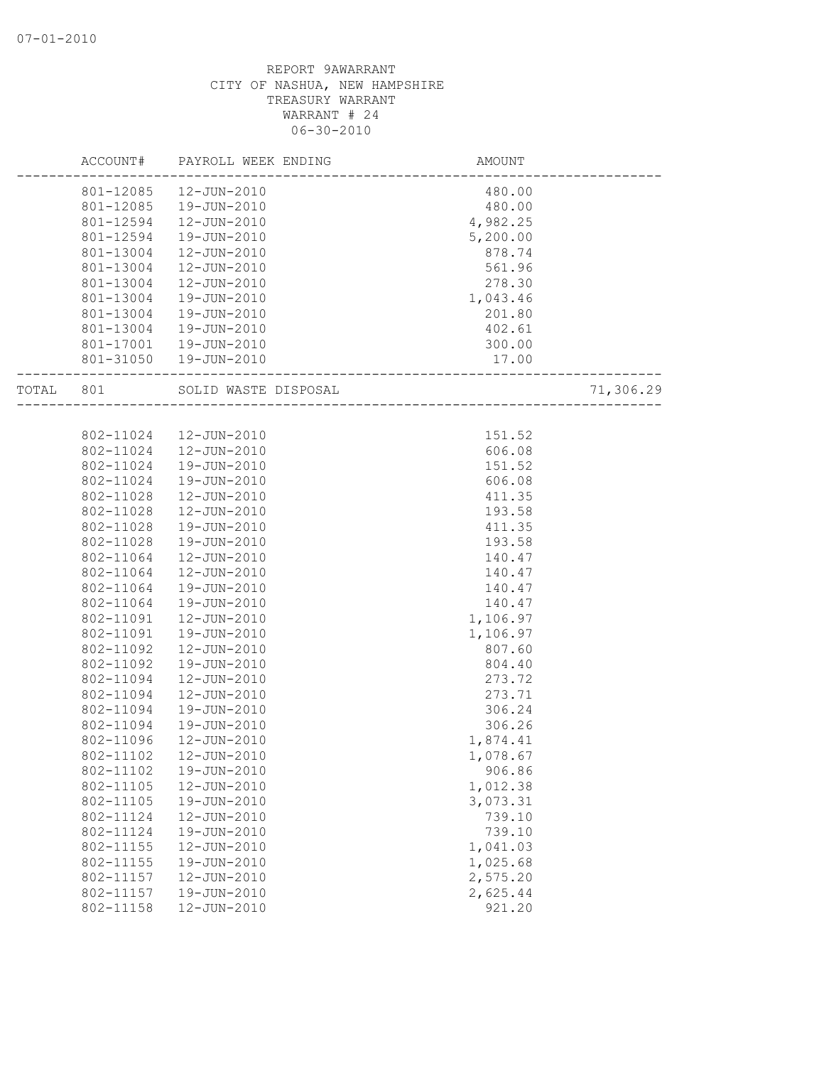07-01-2010

REPORT 9AWARRANT
CITY OF NASHUA, NEW HAMPSHIRE
TREASURY WARRANT
WARRANT # 24
06-30-2010

| | ACCOUNT# | PAYROLL WEEK ENDING | AMOUNT | |
|---|---|---|---|---|
| | 801-12085 | 12-JUN-2010 | 480.00 | |
| | 801-12085 | 19-JUN-2010 | 480.00 | |
| | 801-12594 | 12-JUN-2010 | 4,982.25 | |
| | 801-12594 | 19-JUN-2010 | 5,200.00 | |
| | 801-13004 | 12-JUN-2010 | 878.74 | |
| | 801-13004 | 12-JUN-2010 | 561.96 | |
| | 801-13004 | 12-JUN-2010 | 278.30 | |
| | 801-13004 | 19-JUN-2010 | 1,043.46 | |
| | 801-13004 | 19-JUN-2010 | 201.80 | |
| | 801-13004 | 19-JUN-2010 | 402.61 | |
| | 801-17001 | 19-JUN-2010 | 300.00 | |
| | 801-31050 | 19-JUN-2010 | 17.00 | |
| TOTAL | 801 | SOLID WASTE DISPOSAL | | 71,306.29 |
| | 802-11024 | 12-JUN-2010 | 151.52 | |
| | 802-11024 | 12-JUN-2010 | 606.08 | |
| | 802-11024 | 19-JUN-2010 | 151.52 | |
| | 802-11024 | 19-JUN-2010 | 606.08 | |
| | 802-11028 | 12-JUN-2010 | 411.35 | |
| | 802-11028 | 12-JUN-2010 | 193.58 | |
| | 802-11028 | 19-JUN-2010 | 411.35 | |
| | 802-11028 | 19-JUN-2010 | 193.58 | |
| | 802-11064 | 12-JUN-2010 | 140.47 | |
| | 802-11064 | 12-JUN-2010 | 140.47 | |
| | 802-11064 | 19-JUN-2010 | 140.47 | |
| | 802-11064 | 19-JUN-2010 | 140.47 | |
| | 802-11091 | 12-JUN-2010 | 1,106.97 | |
| | 802-11091 | 19-JUN-2010 | 1,106.97 | |
| | 802-11092 | 12-JUN-2010 | 807.60 | |
| | 802-11092 | 19-JUN-2010 | 804.40 | |
| | 802-11094 | 12-JUN-2010 | 273.72 | |
| | 802-11094 | 12-JUN-2010 | 273.71 | |
| | 802-11094 | 19-JUN-2010 | 306.24 | |
| | 802-11094 | 19-JUN-2010 | 306.26 | |
| | 802-11096 | 12-JUN-2010 | 1,874.41 | |
| | 802-11102 | 12-JUN-2010 | 1,078.67 | |
| | 802-11102 | 19-JUN-2010 | 906.86 | |
| | 802-11105 | 12-JUN-2010 | 1,012.38 | |
| | 802-11105 | 19-JUN-2010 | 3,073.31 | |
| | 802-11124 | 12-JUN-2010 | 739.10 | |
| | 802-11124 | 19-JUN-2010 | 739.10 | |
| | 802-11155 | 12-JUN-2010 | 1,041.03 | |
| | 802-11155 | 19-JUN-2010 | 1,025.68 | |
| | 802-11157 | 12-JUN-2010 | 2,575.20 | |
| | 802-11157 | 19-JUN-2010 | 2,625.44 | |
| | 802-11158 | 12-JUN-2010 | 921.20 | |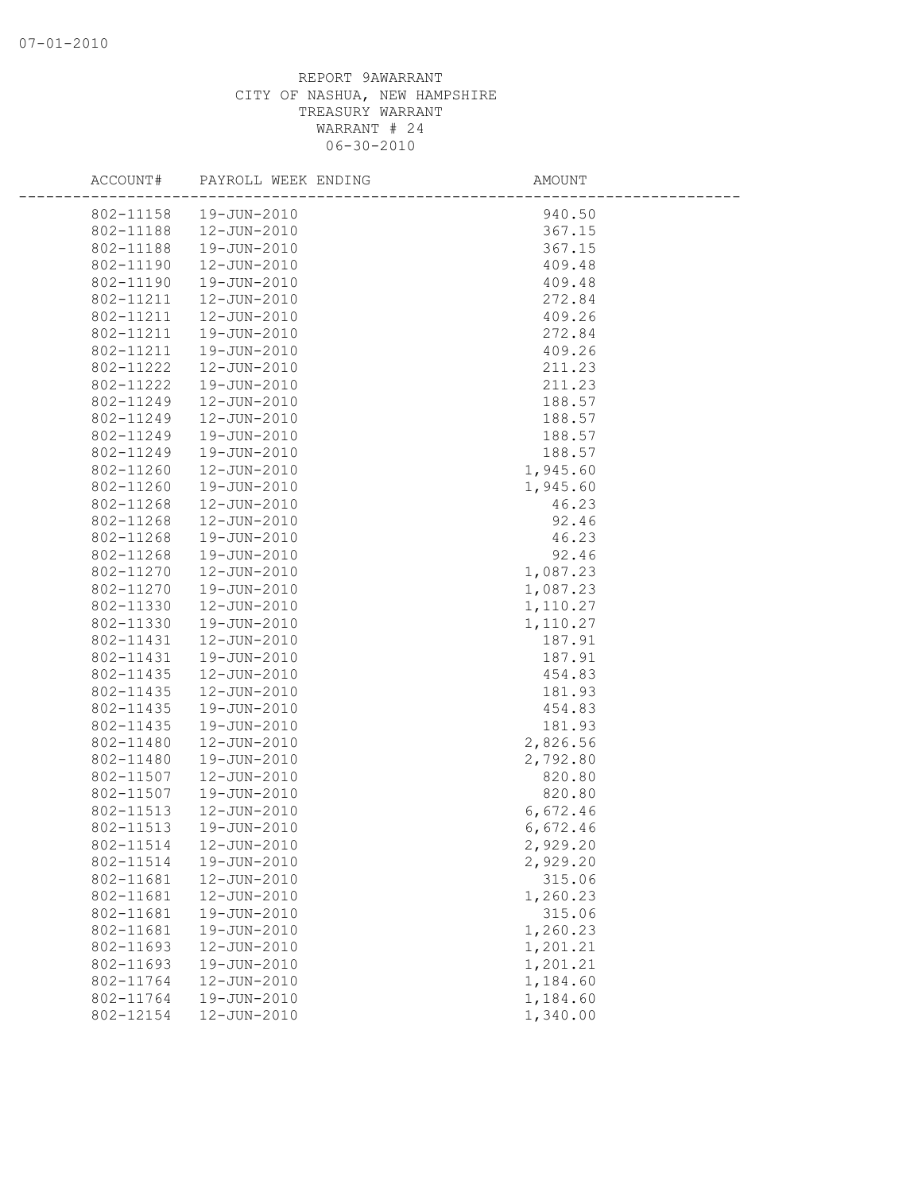07-01-2010

REPORT 9AWARRANT
CITY OF NASHUA, NEW HAMPSHIRE
TREASURY WARRANT
WARRANT # 24
06-30-2010

| ACCOUNT# | PAYROLL WEEK ENDING | AMOUNT |
|---|---|---|
| 802-11158 | 19-JUN-2010 | 940.50 |
| 802-11188 | 12-JUN-2010 | 367.15 |
| 802-11188 | 19-JUN-2010 | 367.15 |
| 802-11190 | 12-JUN-2010 | 409.48 |
| 802-11190 | 19-JUN-2010 | 409.48 |
| 802-11211 | 12-JUN-2010 | 272.84 |
| 802-11211 | 12-JUN-2010 | 409.26 |
| 802-11211 | 19-JUN-2010 | 272.84 |
| 802-11211 | 19-JUN-2010 | 409.26 |
| 802-11222 | 12-JUN-2010 | 211.23 |
| 802-11222 | 19-JUN-2010 | 211.23 |
| 802-11249 | 12-JUN-2010 | 188.57 |
| 802-11249 | 12-JUN-2010 | 188.57 |
| 802-11249 | 19-JUN-2010 | 188.57 |
| 802-11249 | 19-JUN-2010 | 188.57 |
| 802-11260 | 12-JUN-2010 | 1,945.60 |
| 802-11260 | 19-JUN-2010 | 1,945.60 |
| 802-11268 | 12-JUN-2010 | 46.23 |
| 802-11268 | 12-JUN-2010 | 92.46 |
| 802-11268 | 19-JUN-2010 | 46.23 |
| 802-11268 | 19-JUN-2010 | 92.46 |
| 802-11270 | 12-JUN-2010 | 1,087.23 |
| 802-11270 | 19-JUN-2010 | 1,087.23 |
| 802-11330 | 12-JUN-2010 | 1,110.27 |
| 802-11330 | 19-JUN-2010 | 1,110.27 |
| 802-11431 | 12-JUN-2010 | 187.91 |
| 802-11431 | 19-JUN-2010 | 187.91 |
| 802-11435 | 12-JUN-2010 | 454.83 |
| 802-11435 | 12-JUN-2010 | 181.93 |
| 802-11435 | 19-JUN-2010 | 454.83 |
| 802-11435 | 19-JUN-2010 | 181.93 |
| 802-11480 | 12-JUN-2010 | 2,826.56 |
| 802-11480 | 19-JUN-2010 | 2,792.80 |
| 802-11507 | 12-JUN-2010 | 820.80 |
| 802-11507 | 19-JUN-2010 | 820.80 |
| 802-11513 | 12-JUN-2010 | 6,672.46 |
| 802-11513 | 19-JUN-2010 | 6,672.46 |
| 802-11514 | 12-JUN-2010 | 2,929.20 |
| 802-11514 | 19-JUN-2010 | 2,929.20 |
| 802-11681 | 12-JUN-2010 | 315.06 |
| 802-11681 | 12-JUN-2010 | 1,260.23 |
| 802-11681 | 19-JUN-2010 | 315.06 |
| 802-11681 | 19-JUN-2010 | 1,260.23 |
| 802-11693 | 12-JUN-2010 | 1,201.21 |
| 802-11693 | 19-JUN-2010 | 1,201.21 |
| 802-11764 | 12-JUN-2010 | 1,184.60 |
| 802-11764 | 19-JUN-2010 | 1,184.60 |
| 802-12154 | 12-JUN-2010 | 1,340.00 |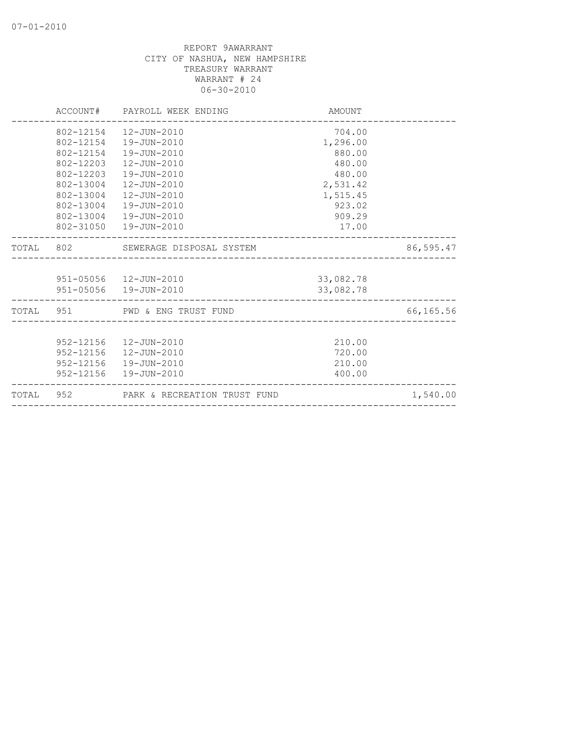07-01-2010

REPORT 9AWARRANT
CITY OF NASHUA, NEW HAMPSHIRE
TREASURY WARRANT
WARRANT # 24
06-30-2010

| | ACCOUNT# | PAYROLL WEEK ENDING | AMOUNT | |
|---|---|---|---|---|
| | 802-12154 | 12-JUN-2010 | 704.00 | |
| | 802-12154 | 19-JUN-2010 | 1,296.00 | |
| | 802-12154 | 19-JUN-2010 | 880.00 | |
| | 802-12203 | 12-JUN-2010 | 480.00 | |
| | 802-12203 | 19-JUN-2010 | 480.00 | |
| | 802-13004 | 12-JUN-2010 | 2,531.42 | |
| | 802-13004 | 12-JUN-2010 | 1,515.45 | |
| | 802-13004 | 19-JUN-2010 | 923.02 | |
| | 802-13004 | 19-JUN-2010 | 909.29 | |
| | 802-31050 | 19-JUN-2010 | 17.00 | |
| TOTAL | 802 | SEWERAGE DISPOSAL SYSTEM | | 86,595.47 |
| | 951-05056 | 12-JUN-2010 | 33,082.78 | |
| | 951-05056 | 19-JUN-2010 | 33,082.78 | |
| TOTAL | 951 | PWD & ENG TRUST FUND | | 66,165.56 |
| | 952-12156 | 12-JUN-2010 | 210.00 | |
| | 952-12156 | 12-JUN-2010 | 720.00 | |
| | 952-12156 | 19-JUN-2010 | 210.00 | |
| | 952-12156 | 19-JUN-2010 | 400.00 | |
| TOTAL | 952 | PARK & RECREATION TRUST FUND | | 1,540.00 |